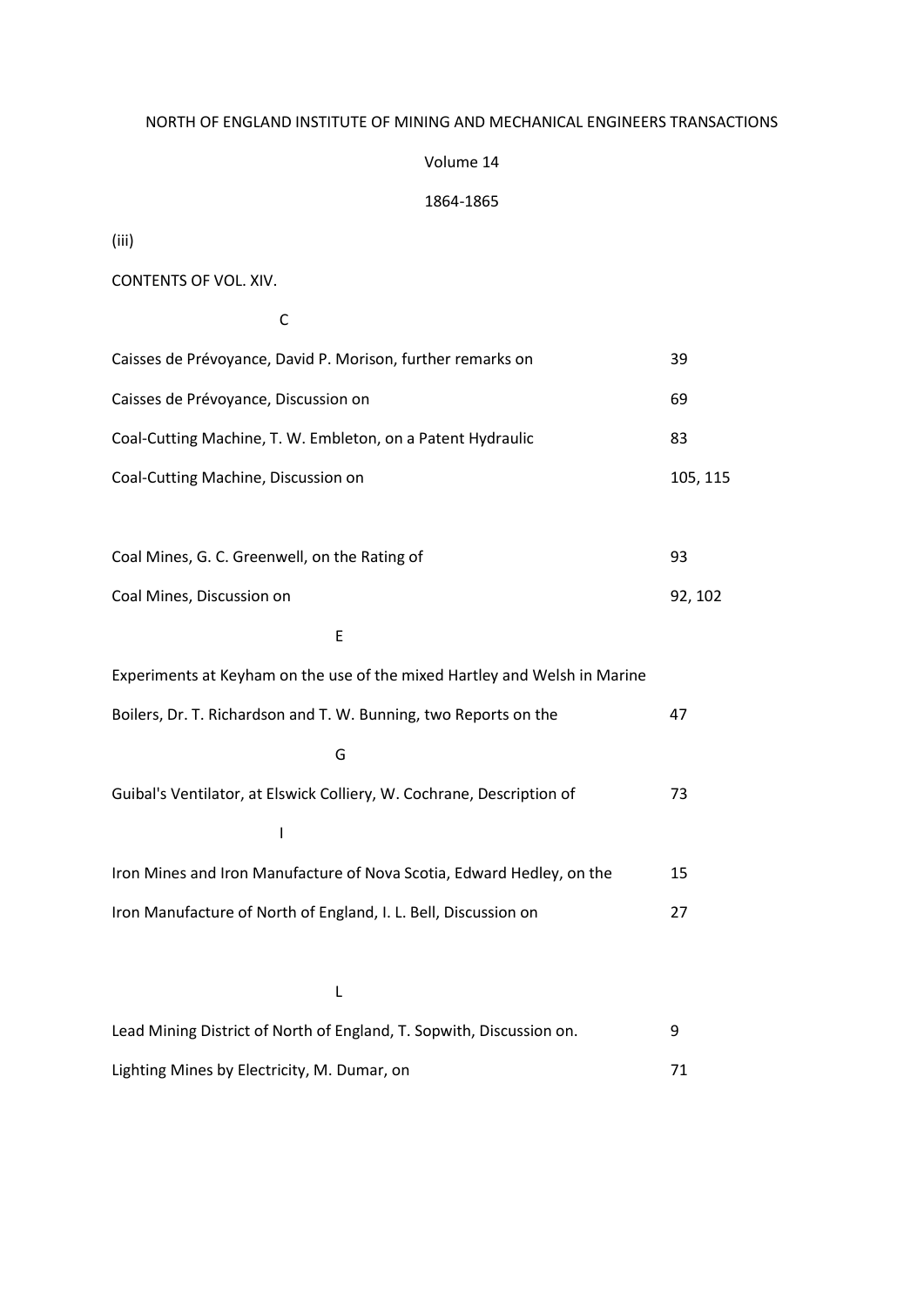NORTH OF ENGLAND INSTITUTE OF MINING AND MECHANICAL ENGINEERS TRANSACTIONS

Volume 14

1864-1865

(iii)

# CONTENTS OF VOL. XIV.

## C

| | |
|---|---|
| Caisses de Prévoyance, David P. Morison, further remarks on | 39 |
| Caisses de Prévoyance, Discussion on | 69 |
| Coal-Cutting Machine, T. W. Embleton, on a Patent Hydraulic | 83 |
| Coal-Cutting Machine, Discussion on | 105, 115 |
| Coal Mines, G. C. Greenwell, on the Rating of | 93 |
| Coal Mines, Discussion on | 92, 102 |

## E

| | |
|---|---|
| Experiments at Keyham on the use of the mixed Hartley and Welsh in Marine Boilers, Dr. T. Richardson and T. W. Bunning, two Reports on the | 47 |

## G

| | |
|---|---|
| Guibal's Ventilator, at Elswick Colliery, W. Cochrane, Description of | 73 |

## I

| | |
|---|---|
| Iron Mines and Iron Manufacture of Nova Scotia, Edward Hedley, on the | 15 |
| Iron Manufacture of North of England, I. L. Bell, Discussion on | 27 |

## L

| | |
|---|---|
| Lead Mining District of North of England, T. Sopwith, Discussion on. | 9 |
| Lighting Mines by Electricity, M. Dumar, on | 71 |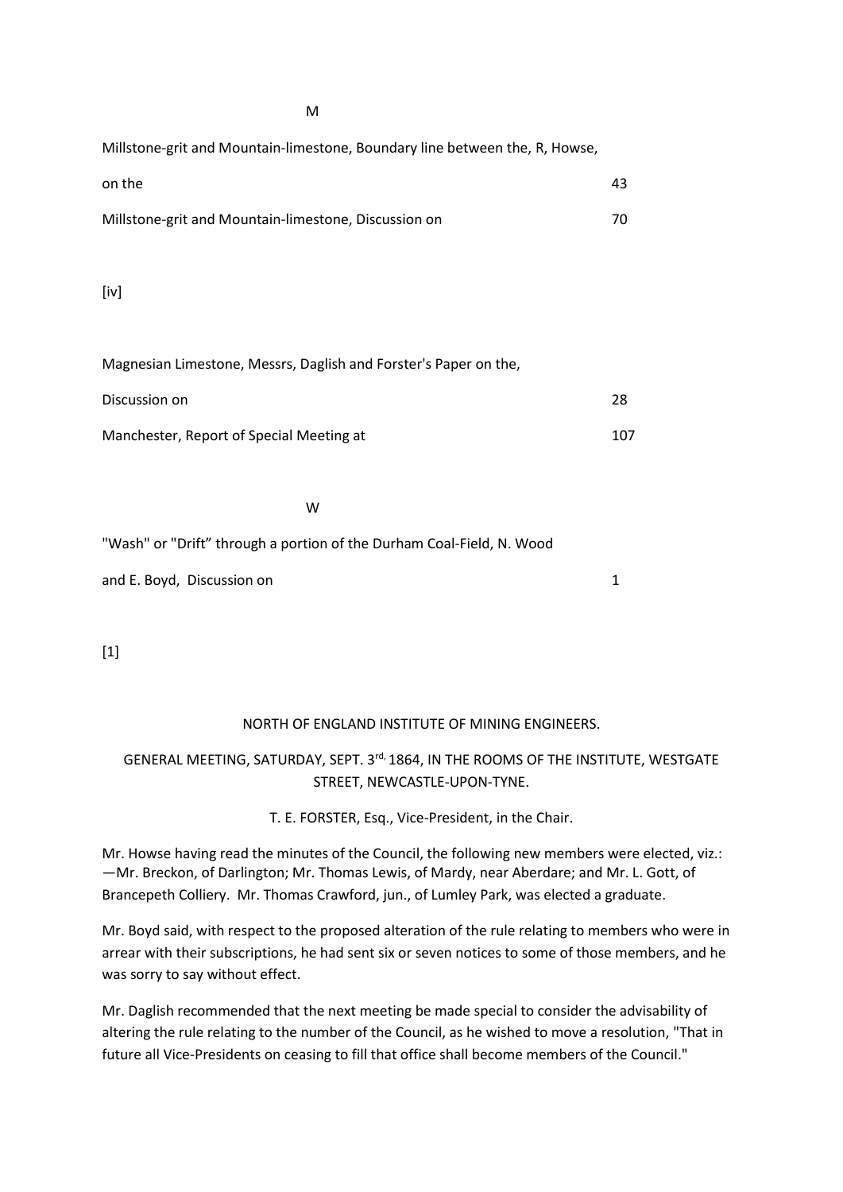M

Millstone-grit and Mountain-limestone, Boundary line between the, R, Howse, on the 43

Millstone-grit and Mountain-limestone, Discussion on 70

[iv]

Magnesian Limestone, Messrs, Daglish and Forster's Paper on the, Discussion on 28

Manchester, Report of Special Meeting at 107

W

"Wash" or "Drift" through a portion of the Durham Coal-Field, N. Wood and E. Boyd, Discussion on 1

[1]

# NORTH OF ENGLAND INSTITUTE OF MINING ENGINEERS.

## GENERAL MEETING, SATURDAY, SEPT. 3rd, 1864, IN THE ROOMS OF THE INSTITUTE, WESTGATE STREET, NEWCASTLE-UPON-TYNE.

T. E. FORSTER, Esq., Vice-President, in the Chair.

Mr. Howse having read the minutes of the Council, the following new members were elected, viz.: —Mr. Breckon, of Darlington; Mr. Thomas Lewis, of Mardy, near Aberdare; and Mr. L. Gott, of Brancepeth Colliery. Mr. Thomas Crawford, jun., of Lumley Park, was elected a graduate.

Mr. Boyd said, with respect to the proposed alteration of the rule relating to members who were in arrear with their subscriptions, he had sent six or seven notices to some of those members, and he was sorry to say without effect.

Mr. Daglish recommended that the next meeting be made special to consider the advisability of altering the rule relating to the number of the Council, as he wished to move a resolution, "That in future all Vice-Presidents on ceasing to fill that office shall become members of the Council."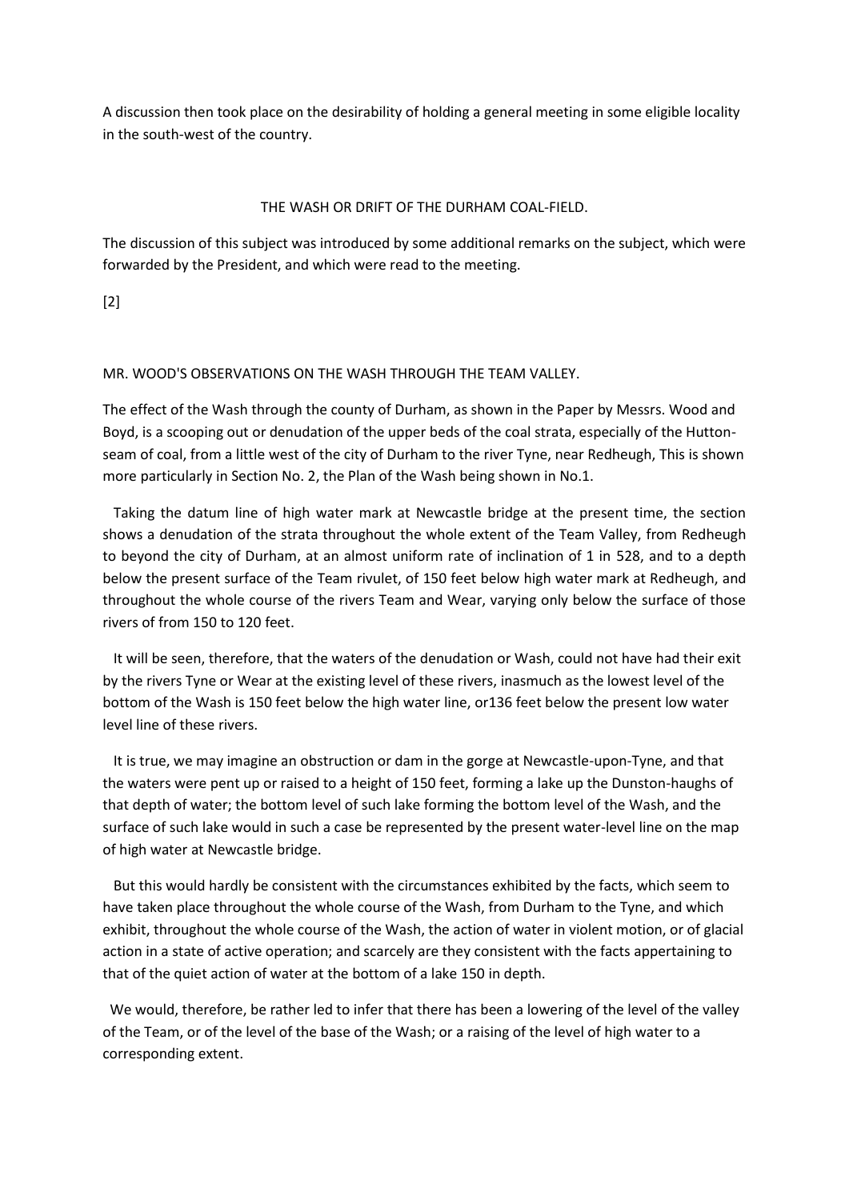A discussion then took place on the desirability of holding a general meeting in some eligible locality in the south-west of the country.

## THE WASH OR DRIFT OF THE DURHAM COAL-FIELD.

The discussion of this subject was introduced by some additional remarks on the subject, which were forwarded by the President, and which were read to the meeting.

[2]

### MR. WOOD'S OBSERVATIONS ON THE WASH THROUGH THE TEAM VALLEY.

The effect of the Wash through the county of Durham, as shown in the Paper by Messrs. Wood and Boyd, is a scooping out or denudation of the upper beds of the coal strata, especially of the Hutton-seam of coal, from a little west of the city of Durham to the river Tyne, near Redheugh, This is shown more particularly in Section No. 2, the Plan of the Wash being shown in No.1.

Taking the datum line of high water mark at Newcastle bridge at the present time, the section shows a denudation of the strata throughout the whole extent of the Team Valley, from Redheugh to beyond the city of Durham, at an almost uniform rate of inclination of 1 in 528, and to a depth below the present surface of the Team rivulet, of 150 feet below high water mark at Redheugh, and throughout the whole course of the rivers Team and Wear, varying only below the surface of those rivers of from 150 to 120 feet.

It will be seen, therefore, that the waters of the denudation or Wash, could not have had their exit by the rivers Tyne or Wear at the existing level of these rivers, inasmuch as the lowest level of the bottom of the Wash is 150 feet below the high water line, or136 feet below the present low water level line of these rivers.

It is true, we may imagine an obstruction or dam in the gorge at Newcastle-upon-Tyne, and that the waters were pent up or raised to a height of 150 feet, forming a lake up the Dunston-haughs of that depth of water; the bottom level of such lake forming the bottom level of the Wash, and the surface of such lake would in such a case be represented by the present water-level line on the map of high water at Newcastle bridge.

But this would hardly be consistent with the circumstances exhibited by the facts, which seem to have taken place throughout the whole course of the Wash, from Durham to the Tyne, and which exhibit, throughout the whole course of the Wash, the action of water in violent motion, or of glacial action in a state of active operation; and scarcely are they consistent with the facts appertaining to that of the quiet action of water at the bottom of a lake 150 in depth.

We would, therefore, be rather led to infer that there has been a lowering of the level of the valley of the Team, or of the level of the base of the Wash; or a raising of the level of high water to a corresponding extent.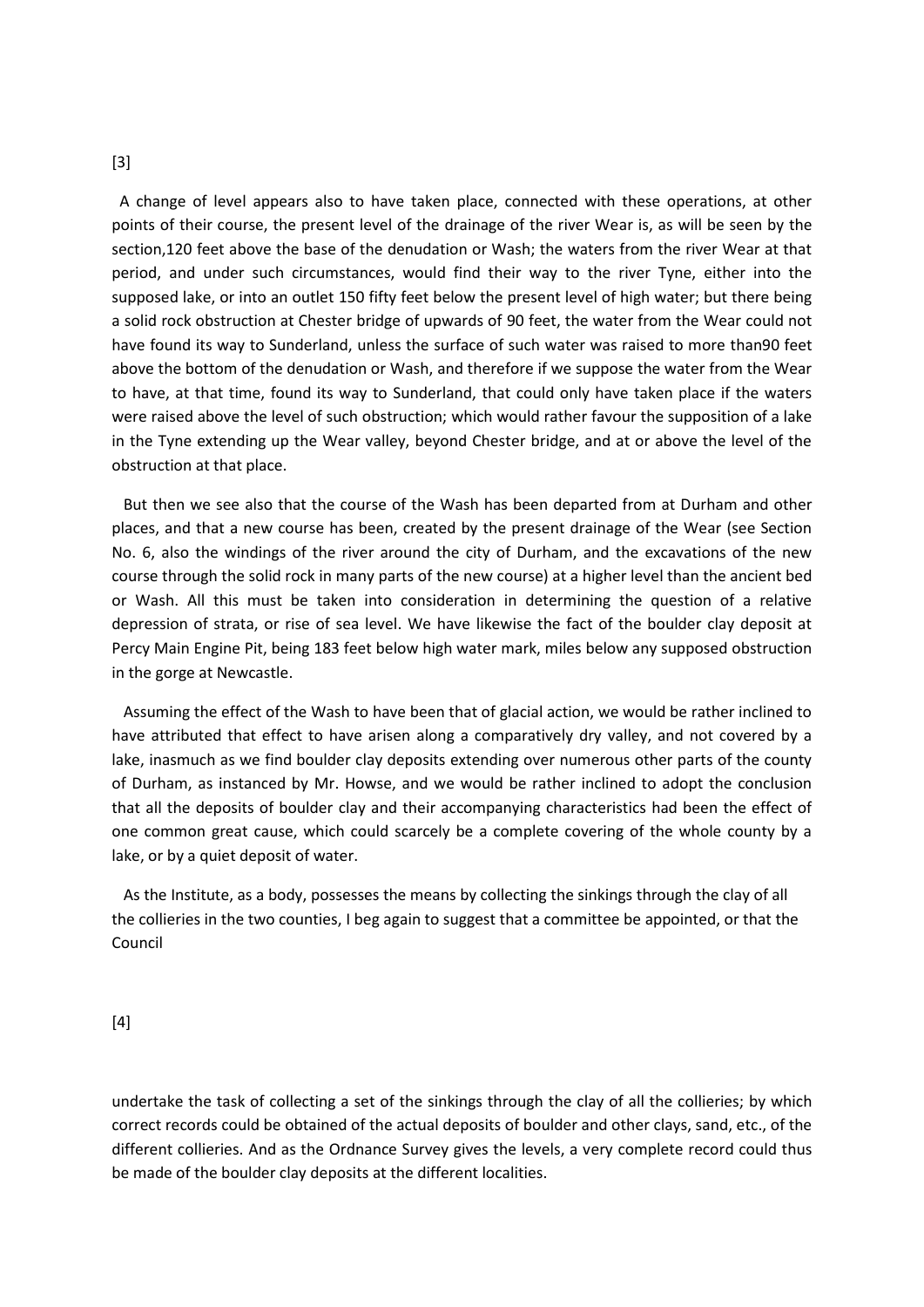A change of level appears also to have taken place, connected with these operations, at other points of their course, the present level of the drainage of the river Wear is, as will be seen by the section,120 feet above the base of the denudation or Wash; the waters from the river Wear at that period, and under such circumstances, would find their way to the river Tyne, either into the supposed lake, or into an outlet 150 fifty feet below the present level of high water; but there being a solid rock obstruction at Chester bridge of upwards of 90 feet, the water from the Wear could not have found its way to Sunderland, unless the surface of such water was raised to more than90 feet above the bottom of the denudation or Wash, and therefore if we suppose the water from the Wear to have, at that time, found its way to Sunderland, that could only have taken place if the waters were raised above the level of such obstruction; which would rather favour the supposition of a lake in the Tyne extending up the Wear valley, beyond Chester bridge, and at or above the level of the obstruction at that place.

But then we see also that the course of the Wash has been departed from at Durham and other places, and that a new course has been, created by the present drainage of the Wear (see Section No. 6, also the windings of the river around the city of Durham, and the excavations of the new course through the solid rock in many parts of the new course) at a higher level than the ancient bed or Wash. All this must be taken into consideration in determining the question of a relative depression of strata, or rise of sea level. We have likewise the fact of the boulder clay deposit at Percy Main Engine Pit, being 183 feet below high water mark, miles below any supposed obstruction in the gorge at Newcastle.

Assuming the effect of the Wash to have been that of glacial action, we would be rather inclined to have attributed that effect to have arisen along a comparatively dry valley, and not covered by a lake, inasmuch as we find boulder clay deposits extending over numerous other parts of the county of Durham, as instanced by Mr. Howse, and we would be rather inclined to adopt the conclusion that all the deposits of boulder clay and their accompanying characteristics had been the effect of one common great cause, which could scarcely be a complete covering of the whole county by a lake, or by a quiet deposit of water.

As the Institute, as a body, possesses the means by collecting the sinkings through the clay of all the collieries in the two counties, I beg again to suggest that a committee be appointed, or that the Council undertake the task of collecting a set of the sinkings through the clay of all the collieries; by which correct records could be obtained of the actual deposits of boulder and other clays, sand, etc., of the different collieries. And as the Ordnance Survey gives the levels, a very complete record could thus be made of the boulder clay deposits at the different localities.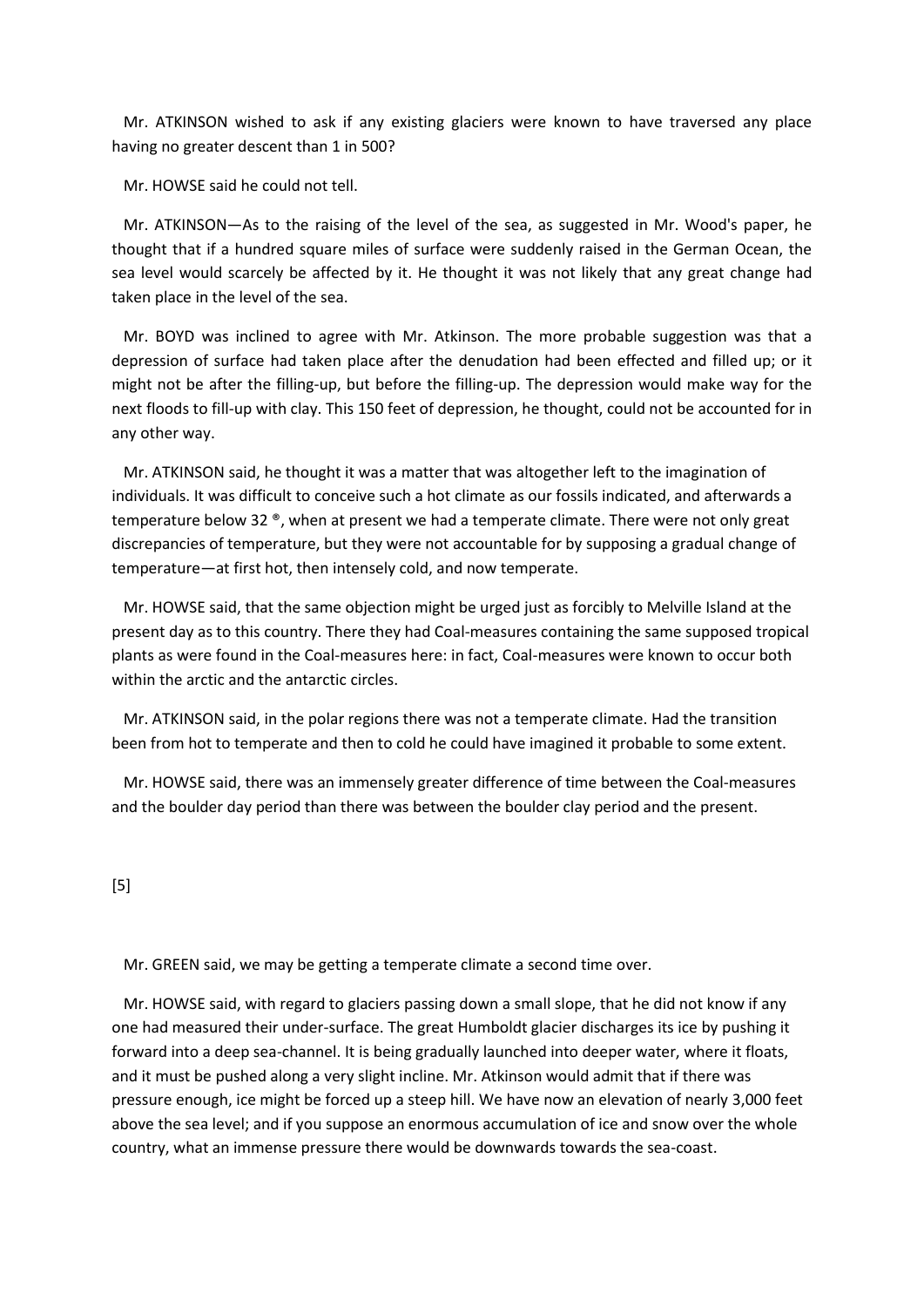Mr. ATKINSON wished to ask if any existing glaciers were known to have traversed any place having no greater descent than 1 in 500?

Mr. HOWSE said he could not tell.

Mr. ATKINSON—As to the raising of the level of the sea, as suggested in Mr. Wood's paper, he thought that if a hundred square miles of surface were suddenly raised in the German Ocean, the sea level would scarcely be affected by it. He thought it was not likely that any great change had taken place in the level of the sea.

Mr. BOYD was inclined to agree with Mr. Atkinson. The more probable suggestion was that a depression of surface had taken place after the denudation had been effected and filled up; or it might not be after the filling-up, but before the filling-up. The depression would make way for the next floods to fill-up with clay. This 150 feet of depression, he thought, could not be accounted for in any other way.

Mr. ATKINSON said, he thought it was a matter that was altogether left to the imagination of individuals. It was difficult to conceive such a hot climate as our fossils indicated, and afterwards a temperature below 32 ®, when at present we had a temperate climate. There were not only great discrepancies of temperature, but they were not accountable for by supposing a gradual change of temperature—at first hot, then intensely cold, and now temperate.

Mr. HOWSE said, that the same objection might be urged just as forcibly to Melville Island at the present day as to this country. There they had Coal-measures containing the same supposed tropical plants as were found in the Coal-measures here: in fact, Coal-measures were known to occur both within the arctic and the antarctic circles.

Mr. ATKINSON said, in the polar regions there was not a temperate climate. Had the transition been from hot to temperate and then to cold he could have imagined it probable to some extent.

Mr. HOWSE said, there was an immensely greater difference of time between the Coal-measures and the boulder day period than there was between the boulder clay period and the present.

Mr. GREEN said, we may be getting a temperate climate a second time over.

Mr. HOWSE said, with regard to glaciers passing down a small slope, that he did not know if any one had measured their under-surface. The great Humboldt glacier discharges its ice by pushing it forward into a deep sea-channel. It is being gradually launched into deeper water, where it floats, and it must be pushed along a very slight incline. Mr. Atkinson would admit that if there was pressure enough, ice might be forced up a steep hill. We have now an elevation of nearly 3,000 feet above the sea level; and if you suppose an enormous accumulation of ice and snow over the whole country, what an immense pressure there would be downwards towards the sea-coast.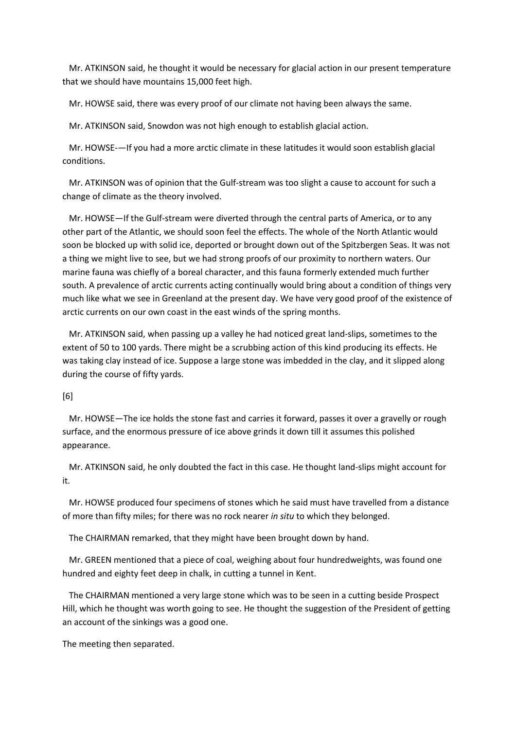Mr. ATKINSON said, he thought it would be necessary for glacial action in our present temperature that we should have mountains 15,000 feet high.

Mr. HOWSE said, there was every proof of our climate not having been always the same.

Mr. ATKINSON said, Snowdon was not high enough to establish glacial action.

Mr. HOWSE-—If you had a more arctic climate in these latitudes it would soon establish glacial conditions.

Mr. ATKINSON was of opinion that the Gulf-stream was too slight a cause to account for such a change of climate as the theory involved.

Mr. HOWSE—If the Gulf-stream were diverted through the central parts of America, or to any other part of the Atlantic, we should soon feel the effects. The whole of the North Atlantic would soon be blocked up with solid ice, deported or brought down out of the Spitzbergen Seas. It was not a thing we might live to see, but we had strong proofs of our proximity to northern waters. Our marine fauna was chiefly of a boreal character, and this fauna formerly extended much further south. A prevalence of arctic currents acting continually would bring about a condition of things very much like what we see in Greenland at the present day. We have very good proof of the existence of arctic currents on our own coast in the east winds of the spring months.

Mr. ATKINSON said, when passing up a valley he had noticed great land-slips, sometimes to the extent of 50 to 100 yards. There might be a scrubbing action of this kind producing its effects. He was taking clay instead of ice. Suppose a large stone was imbedded in the clay, and it slipped along during the course of fifty yards.

[6]

Mr. HOWSE—The ice holds the stone fast and carries it forward, passes it over a gravelly or rough surface, and the enormous pressure of ice above grinds it down till it assumes this polished appearance.

Mr. ATKINSON said, he only doubted the fact in this case. He thought land-slips might account for it.

Mr. HOWSE produced four specimens of stones which he said must have travelled from a distance of more than fifty miles; for there was no rock nearer *in situ* to which they belonged.

The CHAIRMAN remarked, that they might have been brought down by hand.

Mr. GREEN mentioned that a piece of coal, weighing about four hundredweights, was found one hundred and eighty feet deep in chalk, in cutting a tunnel in Kent.

The CHAIRMAN mentioned a very large stone which was to be seen in a cutting beside Prospect Hill, which he thought was worth going to see. He thought the suggestion of the President of getting an account of the sinkings was a good one.

The meeting then separated.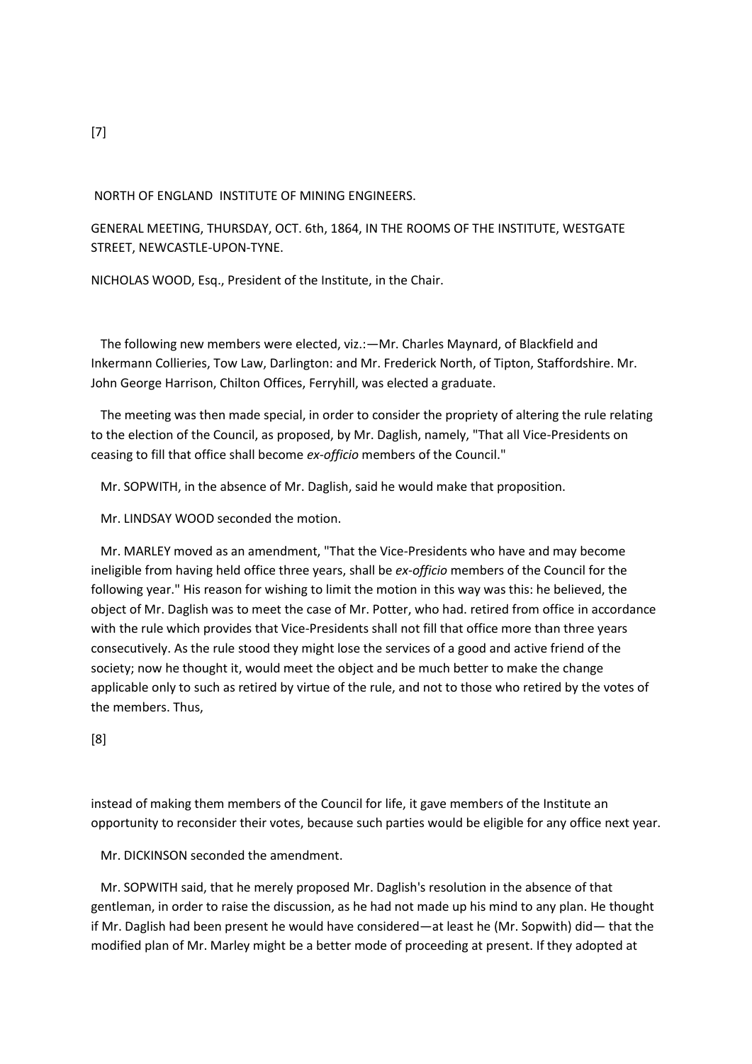# NORTH OF ENGLAND INSTITUTE OF MINING ENGINEERS.

GENERAL MEETING, THURSDAY, OCT. 6th, 1864, IN THE ROOMS OF THE INSTITUTE, WESTGATE STREET, NEWCASTLE-UPON-TYNE.

NICHOLAS WOOD, Esq., President of the Institute, in the Chair.

The following new members were elected, viz.:—Mr. Charles Maynard, of Blackfield and Inkermann Collieries, Tow Law, Darlington: and Mr. Frederick North, of Tipton, Staffordshire. Mr. John George Harrison, Chilton Offices, Ferryhill, was elected a graduate.

The meeting was then made special, in order to consider the propriety of altering the rule relating to the election of the Council, as proposed, by Mr. Daglish, namely, "That all Vice-Presidents on ceasing to fill that office shall become *ex-officio* members of the Council."

Mr. SOPWITH, in the absence of Mr. Daglish, said he would make that proposition.

Mr. LINDSAY WOOD seconded the motion.

Mr. MARLEY moved as an amendment, "That the Vice-Presidents who have and may become ineligible from having held office three years, shall be *ex-officio* members of the Council for the following year." His reason for wishing to limit the motion in this way was this: he believed, the object of Mr. Daglish was to meet the case of Mr. Potter, who had. retired from office in accordance with the rule which provides that Vice-Presidents shall not fill that office more than three years consecutively. As the rule stood they might lose the services of a good and active friend of the society; now he thought it, would meet the object and be much better to make the change applicable only to such as retired by virtue of the rule, and not to those who retired by the votes of the members. Thus, instead of making them members of the Council for life, it gave members of the Institute an opportunity to reconsider their votes, because such parties would be eligible for any office next year.

Mr. DICKINSON seconded the amendment.

Mr. SOPWITH said, that he merely proposed Mr. Daglish's resolution in the absence of that gentleman, in order to raise the discussion, as he had not made up his mind to any plan. He thought if Mr. Daglish had been present he would have considered—at least he (Mr. Sopwith) did— that the modified plan of Mr. Marley might be a better mode of proceeding at present. If they adopted at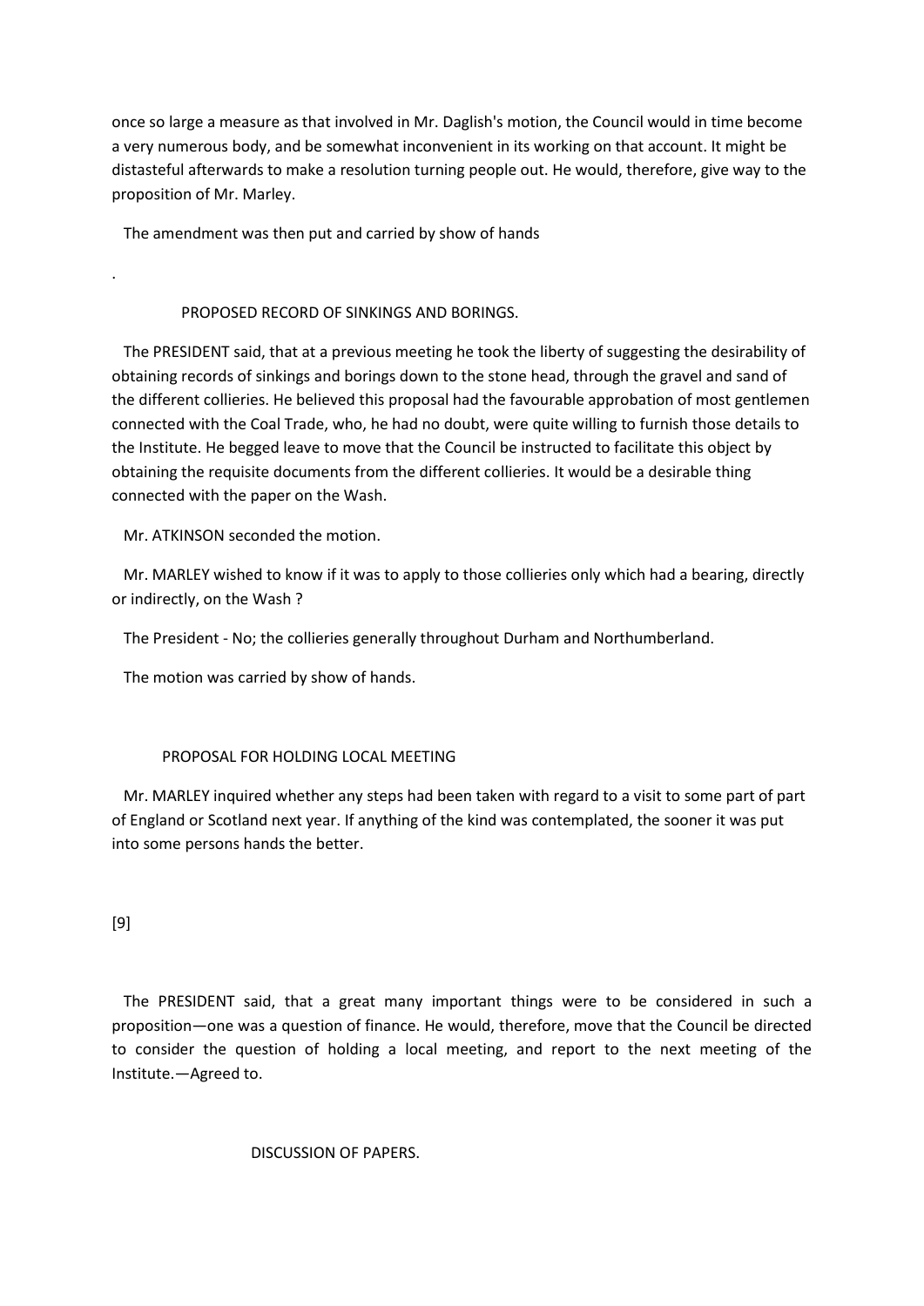once so large a measure as that involved in Mr. Daglish's motion, the Council would in time become a very numerous body, and be somewhat inconvenient in its working on that account. It might be distasteful afterwards to make a resolution turning people out. He would, therefore, give way to the proposition of Mr. Marley.

The amendment was then put and carried by show of hands

.

### PROPOSED RECORD OF SINKINGS AND BORINGS.

The PRESIDENT said, that at a previous meeting he took the liberty of suggesting the desirability of obtaining records of sinkings and borings down to the stone head, through the gravel and sand of the different collieries. He believed this proposal had the favourable approbation of most gentlemen connected with the Coal Trade, who, he had no doubt, were quite willing to furnish those details to the Institute. He begged leave to move that the Council be instructed to facilitate this object by obtaining the requisite documents from the different collieries. It would be a desirable thing connected with the paper on the Wash.

Mr. ATKINSON seconded the motion.

Mr. MARLEY wished to know if it was to apply to those collieries only which had a bearing, directly or indirectly, on the Wash ?

The President - No; the collieries generally throughout Durham and Northumberland.

The motion was carried by show of hands.

### PROPOSAL FOR HOLDING LOCAL MEETING

Mr. MARLEY inquired whether any steps had been taken with regard to a visit to some part of part of England or Scotland next year. If anything of the kind was contemplated, the sooner it was put into some persons hands the better.

[9]

The PRESIDENT said, that a great many important things were to be considered in such a proposition—one was a question of finance. He would, therefore, move that the Council be directed to consider the question of holding a local meeting, and report to the next meeting of the Institute.—Agreed to.

### DISCUSSION OF PAPERS.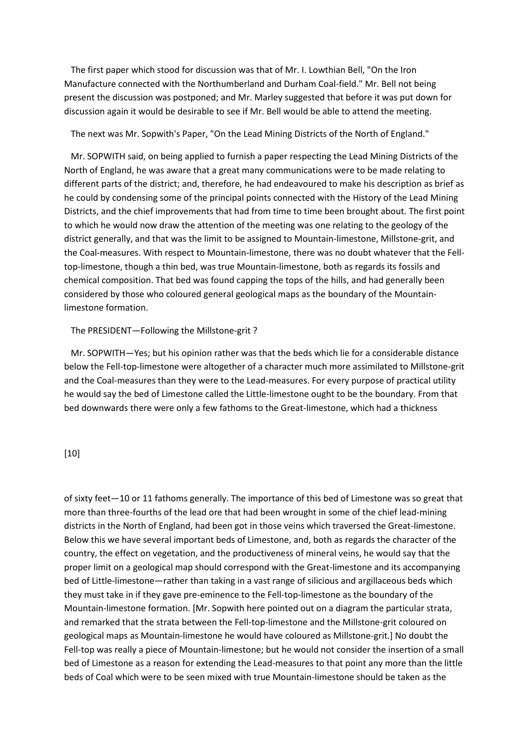The first paper which stood for discussion was that of Mr. I. Lowthian Bell, "On the Iron Manufacture connected with the Northumberland and Durham Coal-field." Mr. Bell not being present the discussion was postponed; and Mr. Marley suggested that before it was put down for discussion again it would be desirable to see if Mr. Bell would be able to attend the meeting.

The next was Mr. Sopwith's Paper, "On the Lead Mining Districts of the North of England."

Mr. SOPWITH said, on being applied to furnish a paper respecting the Lead Mining Districts of the North of England, he was aware that a great many communications were to be made relating to different parts of the district; and, therefore, he had endeavoured to make his description as brief as he could by condensing some of the principal points connected with the History of the Lead Mining Districts, and the chief improvements that had from time to time been brought about. The first point to which he would now draw the attention of the meeting was one relating to the geology of the district generally, and that was the limit to be assigned to Mountain-limestone, Millstone-grit, and the Coal-measures. With respect to Mountain-limestone, there was no doubt whatever that the Fell-top-limestone, though a thin bed, was true Mountain-limestone, both as regards its fossils and chemical composition. That bed was found capping the tops of the hills, and had generally been considered by those who coloured general geological maps as the boundary of the Mountain-limestone formation.

The PRESIDENT—Following the Millstone-grit ?

Mr. SOPWITH—Yes; but his opinion rather was that the beds which lie for a considerable distance below the Fell-top-limestone were altogether of a character much more assimilated to Millstone-grit and the Coal-measures than they were to the Lead-measures. For every purpose of practical utility he would say the bed of Limestone called the Little-limestone ought to be the boundary. From that bed downwards there were only a few fathoms to the Great-limestone, which had a thickness of sixty feet—10 or 11 fathoms generally. The importance of this bed of Limestone was so great that more than three-fourths of the lead ore that had been wrought in some of the chief lead-mining districts in the North of England, had been got in those veins which traversed the Great-limestone. Below this we have several important beds of Limestone, and, both as regards the character of the country, the effect on vegetation, and the productiveness of mineral veins, he would say that the proper limit on a geological map should correspond with the Great-limestone and its accompanying bed of Little-limestone—rather than taking in a vast range of silicious and argillaceous beds which they must take in if they gave pre-eminence to the Fell-top-limestone as the boundary of the Mountain-limestone formation. [Mr. Sopwith here pointed out on a diagram the particular strata, and remarked that the strata between the Fell-top-limestone and the Millstone-grit coloured on geological maps as Mountain-limestone he would have coloured as Millstone-grit.] No doubt the Fell-top was really a piece of Mountain-limestone; but he would not consider the insertion of a small bed of Limestone as a reason for extending the Lead-measures to that point any more than the little beds of Coal which were to be seen mixed with true Mountain-limestone should be taken as the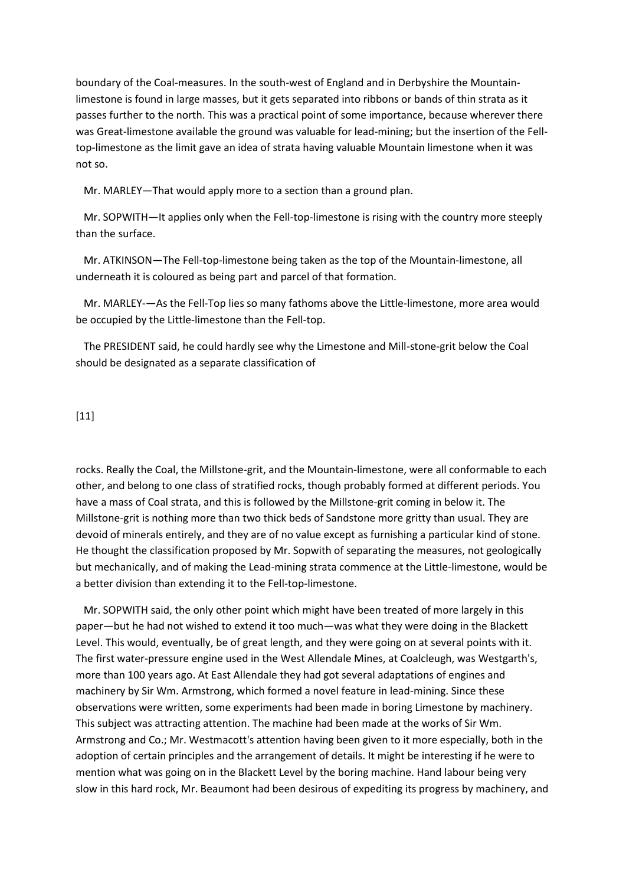boundary of the Coal-measures. In the south-west of England and in Derbyshire the Mountain-limestone is found in large masses, but it gets separated into ribbons or bands of thin strata as it passes further to the north. This was a practical point of some importance, because wherever there was Great-limestone available the ground was valuable for lead-mining; but the insertion of the Fell-top-limestone as the limit gave an idea of strata having valuable Mountain limestone when it was not so.

Mr. MARLEY—That would apply more to a section than a ground plan.

Mr. SOPWITH—It applies only when the Fell-top-limestone is rising with the country more steeply than the surface.

Mr. ATKINSON—The Fell-top-limestone being taken as the top of the Mountain-limestone, all underneath it is coloured as being part and parcel of that formation.

Mr. MARLEY-—As the Fell-Top lies so many fathoms above the Little-limestone, more area would be occupied by the Little-limestone than the Fell-top.

The PRESIDENT said, he could hardly see why the Limestone and Mill-stone-grit below the Coal should be designated as a separate classification of rocks. Really the Coal, the Millstone-grit, and the Mountain-limestone, were all conformable to each other, and belong to one class of stratified rocks, though probably formed at different periods. You have a mass of Coal strata, and this is followed by the Millstone-grit coming in below it. The Millstone-grit is nothing more than two thick beds of Sandstone more gritty than usual. They are devoid of minerals entirely, and they are of no value except as furnishing a particular kind of stone. He thought the classification proposed by Mr. Sopwith of separating the measures, not geologically but mechanically, and of making the Lead-mining strata commence at the Little-limestone, would be a better division than extending it to the Fell-top-limestone.

Mr. SOPWITH said, the only other point which might have been treated of more largely in this paper—but he had not wished to extend it too much—was what they were doing in the Blackett Level. This would, eventually, be of great length, and they were going on at several points with it. The first water-pressure engine used in the West Allendale Mines, at Coalcleugh, was Westgarth's, more than 100 years ago. At East Allendale they had got several adaptations of engines and machinery by Sir Wm. Armstrong, which formed a novel feature in lead-mining. Since these observations were written, some experiments had been made in boring Limestone by machinery. This subject was attracting attention. The machine had been made at the works of Sir Wm. Armstrong and Co.; Mr. Westmacott's attention having been given to it more especially, both in the adoption of certain principles and the arrangement of details. It might be interesting if he were to mention what was going on in the Blackett Level by the boring machine. Hand labour being very slow in this hard rock, Mr. Beaumont had been desirous of expediting its progress by machinery, and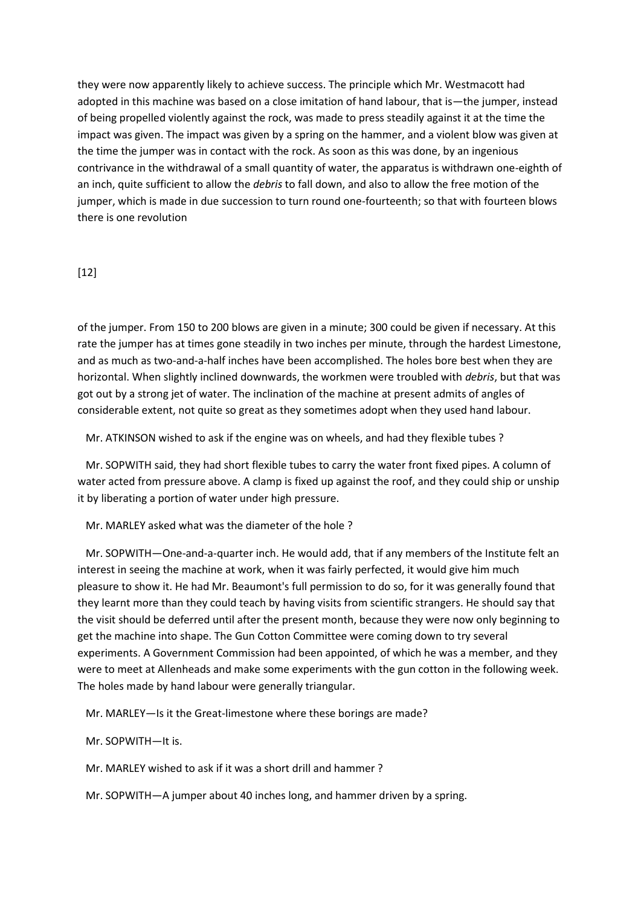they were now apparently likely to achieve success. The principle which Mr. Westmacott had adopted in this machine was based on a close imitation of hand labour, that is—the jumper, instead of being propelled violently against the rock, was made to press steadily against it at the time the impact was given. The impact was given by a spring on the hammer, and a violent blow was given at the time the jumper was in contact with the rock. As soon as this was done, by an ingenious contrivance in the withdrawal of a small quantity of water, the apparatus is withdrawn one-eighth of an inch, quite sufficient to allow the *debris* to fall down, and also to allow the free motion of the jumper, which is made in due succession to turn round one-fourteenth; so that with fourteen blows there is one revolution

[12]

of the jumper. From 150 to 200 blows are given in a minute; 300 could be given if necessary. At this rate the jumper has at times gone steadily in two inches per minute, through the hardest Limestone, and as much as two-and-a-half inches have been accomplished. The holes bore best when they are horizontal. When slightly inclined downwards, the workmen were troubled with *debris*, but that was got out by a strong jet of water. The inclination of the machine at present admits of angles of considerable extent, not quite so great as they sometimes adopt when they used hand labour.

Mr. ATKINSON wished to ask if the engine was on wheels, and had they flexible tubes ?

Mr. SOPWITH said, they had short flexible tubes to carry the water front fixed pipes. A column of water acted from pressure above. A clamp is fixed up against the roof, and they could ship or unship it by liberating a portion of water under high pressure.

Mr. MARLEY asked what was the diameter of the hole ?

Mr. SOPWITH—One-and-a-quarter inch. He would add, that if any members of the Institute felt an interest in seeing the machine at work, when it was fairly perfected, it would give him much pleasure to show it. He had Mr. Beaumont's full permission to do so, for it was generally found that they learnt more than they could teach by having visits from scientific strangers. He should say that the visit should be deferred until after the present month, because they were now only beginning to get the machine into shape. The Gun Cotton Committee were coming down to try several experiments. A Government Commission had been appointed, of which he was a member, and they were to meet at Allenheads and make some experiments with the gun cotton in the following week. The holes made by hand labour were generally triangular.

Mr. MARLEY—Is it the Great-limestone where these borings are made?

Mr. SOPWITH—It is.

Mr. MARLEY wished to ask if it was a short drill and hammer ?

Mr. SOPWITH—A jumper about 40 inches long, and hammer driven by a spring.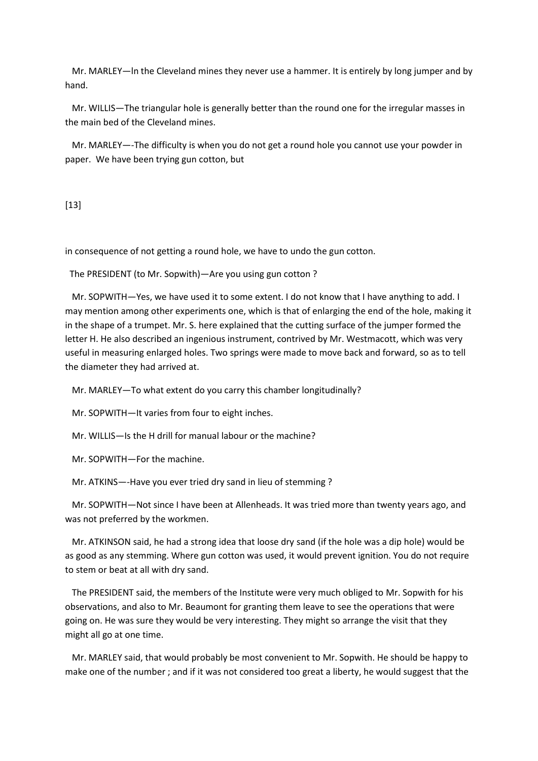Mr. MARLEY—In the Cleveland mines they never use a hammer. It is entirely by long jumper and by hand.

Mr. WILLIS—The triangular hole is generally better than the round one for the irregular masses in the main bed of the Cleveland mines.

Mr. MARLEY—-The difficulty is when you do not get a round hole you cannot use your powder in paper. We have been trying gun cotton, but

[13]

in consequence of not getting a round hole, we have to undo the gun cotton.

The PRESIDENT (to Mr. Sopwith)—Are you using gun cotton ?

Mr. SOPWITH—Yes, we have used it to some extent. I do not know that I have anything to add. I may mention among other experiments one, which is that of enlarging the end of the hole, making it in the shape of a trumpet. Mr. S. here explained that the cutting surface of the jumper formed the letter H. He also described an ingenious instrument, contrived by Mr. Westmacott, which was very useful in measuring enlarged holes. Two springs were made to move back and forward, so as to tell the diameter they had arrived at.

Mr. MARLEY—To what extent do you carry this chamber longitudinally?

Mr. SOPWITH—It varies from four to eight inches.

Mr. WILLIS—Is the H drill for manual labour or the machine?

Mr. SOPWITH—For the machine.

Mr. ATKINS—-Have you ever tried dry sand in lieu of stemming ?

Mr. SOPWITH—Not since I have been at Allenheads. It was tried more than twenty years ago, and was not preferred by the workmen.

Mr. ATKINSON said, he had a strong idea that loose dry sand (if the hole was a dip hole) would be as good as any stemming. Where gun cotton was used, it would prevent ignition. You do not require to stem or beat at all with dry sand.

The PRESIDENT said, the members of the Institute were very much obliged to Mr. Sopwith for his observations, and also to Mr. Beaumont for granting them leave to see the operations that were going on. He was sure they would be very interesting. They might so arrange the visit that they might all go at one time.

Mr. MARLEY said, that would probably be most convenient to Mr. Sopwith. He should be happy to make one of the number ; and if it was not considered too great a liberty, he would suggest that the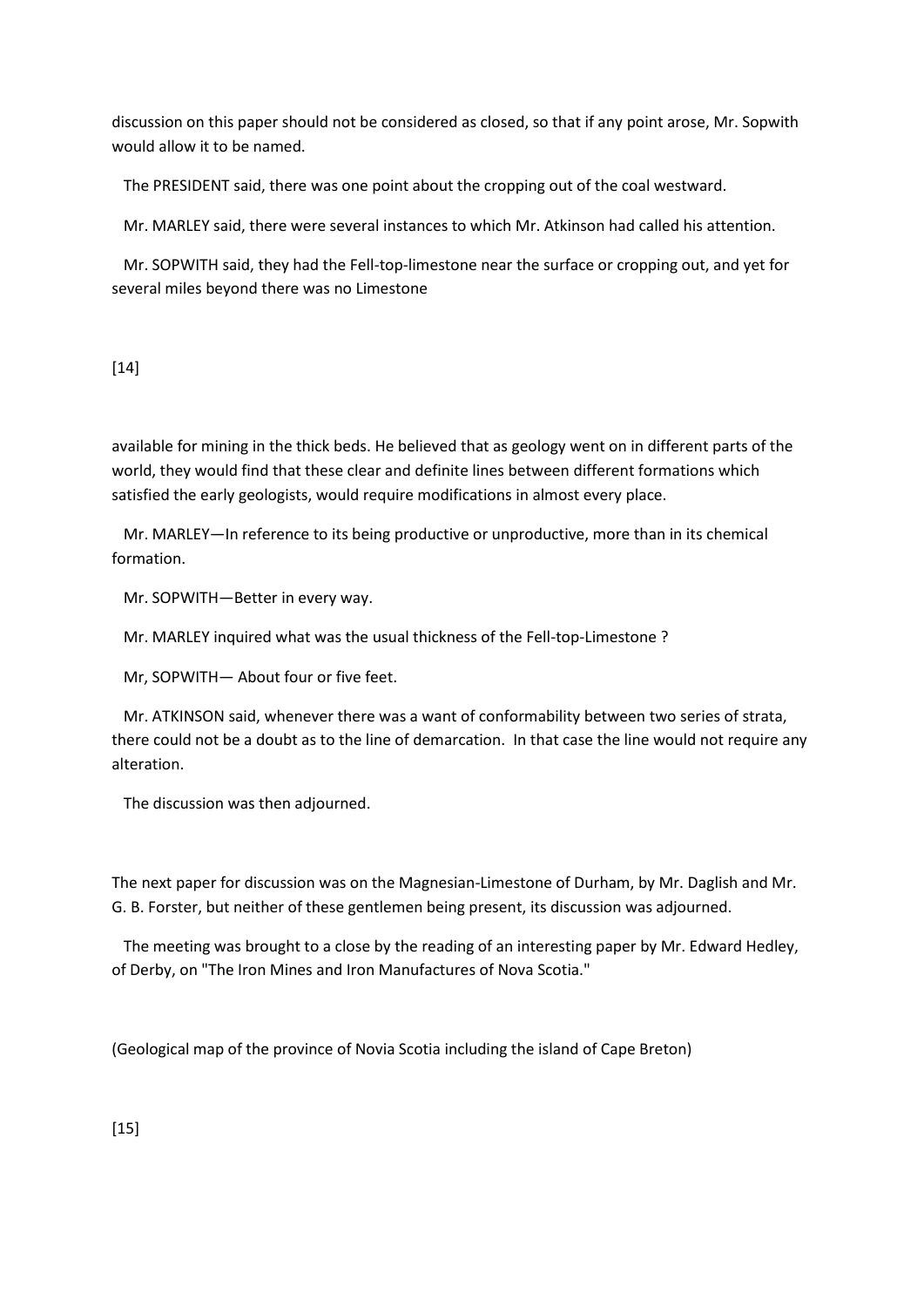discussion on this paper should not be considered as closed, so that if any point arose, Mr. Sopwith would allow it to be named.

The PRESIDENT said, there was one point about the cropping out of the coal westward.

Mr. MARLEY said, there were several instances to which Mr. Atkinson had called his attention.

Mr. SOPWITH said, they had the Fell-top-limestone near the surface or cropping out, and yet for several miles beyond there was no Limestone

[14]

available for mining in the thick beds. He believed that as geology went on in different parts of the world, they would find that these clear and definite lines between different formations which satisfied the early geologists, would require modifications in almost every place.

Mr. MARLEY—In reference to its being productive or unproductive, more than in its chemical formation.

Mr. SOPWITH—Better in every way.

Mr. MARLEY inquired what was the usual thickness of the Fell-top-Limestone ?

Mr, SOPWITH— About four or five feet.

Mr. ATKINSON said, whenever there was a want of conformability between two series of strata, there could not be a doubt as to the line of demarcation. In that case the line would not require any alteration.

The discussion was then adjourned.

The next paper for discussion was on the Magnesian-Limestone of Durham, by Mr. Daglish and Mr. G. B. Forster, but neither of these gentlemen being present, its discussion was adjourned.

The meeting was brought to a close by the reading of an interesting paper by Mr. Edward Hedley, of Derby, on "The Iron Mines and Iron Manufactures of Nova Scotia."

(Geological map of the province of Novia Scotia including the island of Cape Breton)

[15]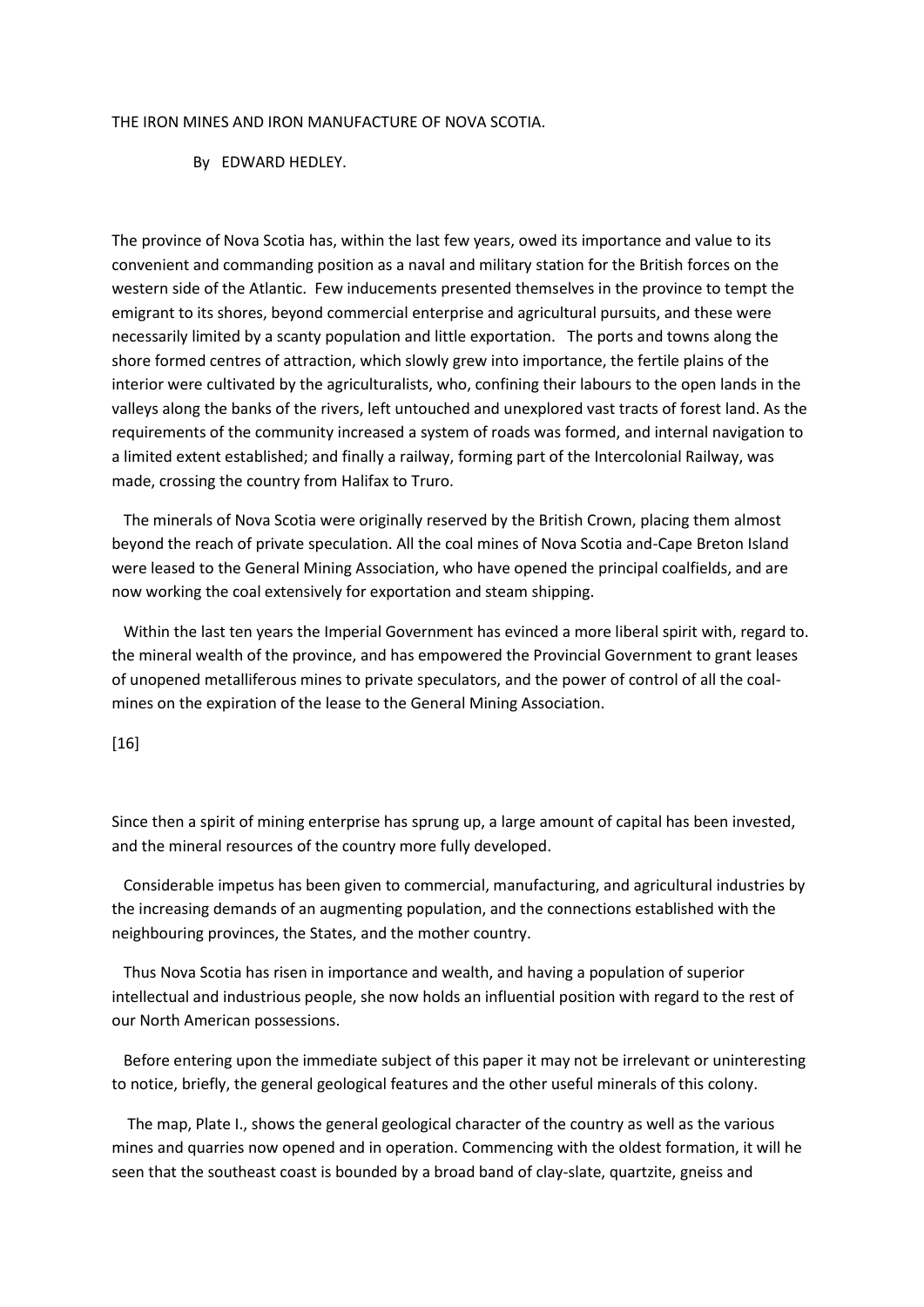# THE IRON MINES AND IRON MANUFACTURE OF NOVA SCOTIA.

By EDWARD HEDLEY.

The province of Nova Scotia has, within the last few years, owed its importance and value to its convenient and commanding position as a naval and military station for the British forces on the western side of the Atlantic. Few inducements presented themselves in the province to tempt the emigrant to its shores, beyond commercial enterprise and agricultural pursuits, and these were necessarily limited by a scanty population and little exportation. The ports and towns along the shore formed centres of attraction, which slowly grew into importance, the fertile plains of the interior were cultivated by the agriculturalists, who, confining their labours to the open lands in the valleys along the banks of the rivers, left untouched and unexplored vast tracts of forest land. As the requirements of the community increased a system of roads was formed, and internal navigation to a limited extent established; and finally a railway, forming part of the Intercolonial Railway, was made, crossing the country from Halifax to Truro.

The minerals of Nova Scotia were originally reserved by the British Crown, placing them almost beyond the reach of private speculation. All the coal mines of Nova Scotia and-Cape Breton Island were leased to the General Mining Association, who have opened the principal coalfields, and are now working the coal extensively for exportation and steam shipping.

Within the last ten years the Imperial Government has evinced a more liberal spirit with, regard to. the mineral wealth of the province, and has empowered the Provincial Government to grant leases of unopened metalliferous mines to private speculators, and the power of control of all the coal-mines on the expiration of the lease to the General Mining Association.

[16]

Since then a spirit of mining enterprise has sprung up, a large amount of capital has been invested, and the mineral resources of the country more fully developed.

Considerable impetus has been given to commercial, manufacturing, and agricultural industries by the increasing demands of an augmenting population, and the connections established with the neighbouring provinces, the States, and the mother country.

Thus Nova Scotia has risen in importance and wealth, and having a population of superior intellectual and industrious people, she now holds an influential position with regard to the rest of our North American possessions.

Before entering upon the immediate subject of this paper it may not be irrelevant or uninteresting to notice, briefly, the general geological features and the other useful minerals of this colony.

The map, Plate I., shows the general geological character of the country as well as the various mines and quarries now opened and in operation. Commencing with the oldest formation, it will he seen that the southeast coast is bounded by a broad band of clay-slate, quartzite, gneiss and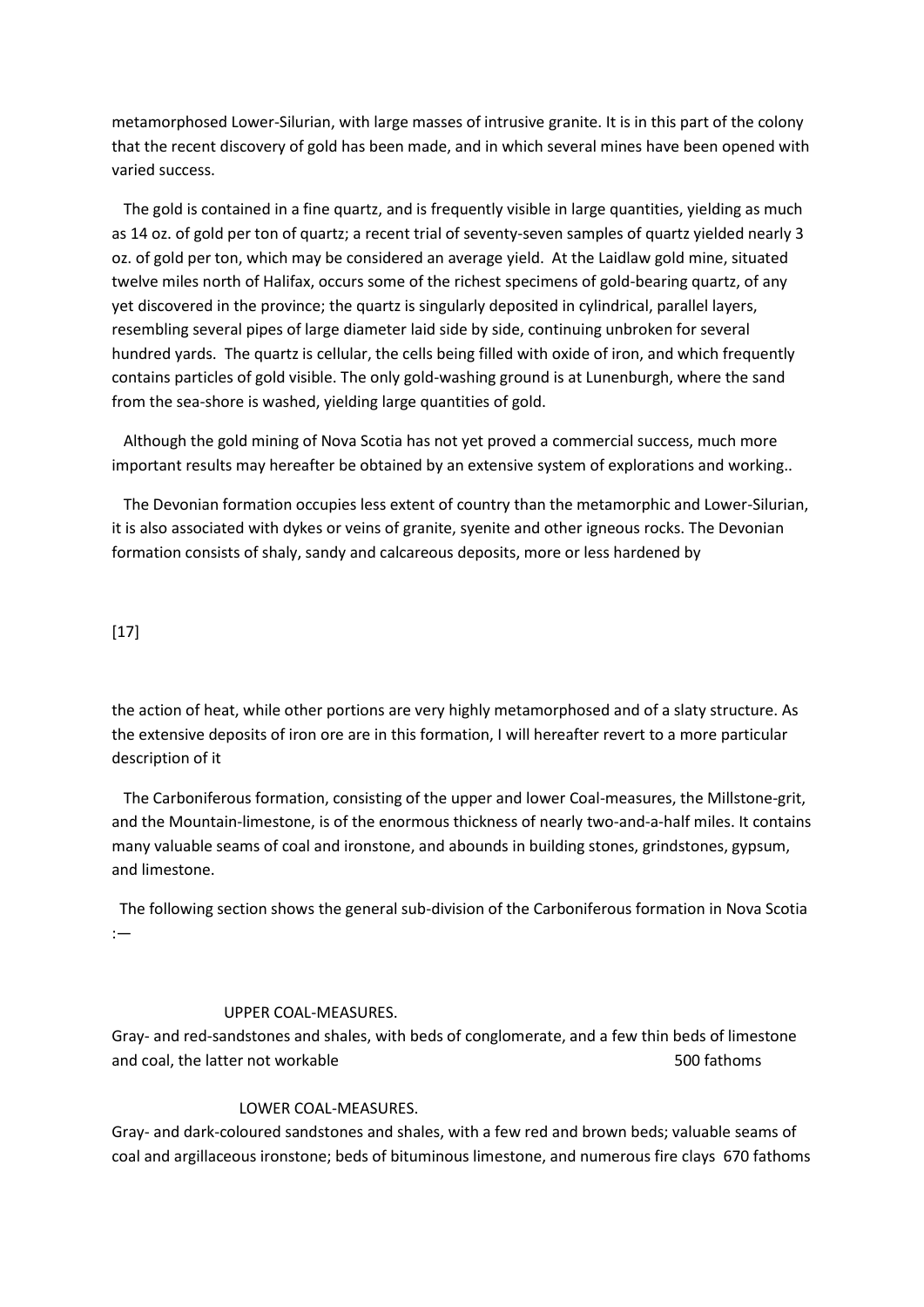metamorphosed Lower-Silurian, with large masses of intrusive granite. It is in this part of the colony that the recent discovery of gold has been made, and in which several mines have been opened with varied success.

The gold is contained in a fine quartz, and is frequently visible in large quantities, yielding as much as 14 oz. of gold per ton of quartz; a recent trial of seventy-seven samples of quartz yielded nearly 3 oz. of gold per ton, which may be considered an average yield. At the Laidlaw gold mine, situated twelve miles north of Halifax, occurs some of the richest specimens of gold-bearing quartz, of any yet discovered in the province; the quartz is singularly deposited in cylindrical, parallel layers, resembling several pipes of large diameter laid side by side, continuing unbroken for several hundred yards. The quartz is cellular, the cells being filled with oxide of iron, and which frequently contains particles of gold visible. The only gold-washing ground is at Lunenburgh, where the sand from the sea-shore is washed, yielding large quantities of gold.

Although the gold mining of Nova Scotia has not yet proved a commercial success, much more important results may hereafter be obtained by an extensive system of explorations and working..

The Devonian formation occupies less extent of country than the metamorphic and Lower-Silurian, it is also associated with dykes or veins of granite, syenite and other igneous rocks. The Devonian formation consists of shaly, sandy and calcareous deposits, more or less hardened by the action of heat, while other portions are very highly metamorphosed and of a slaty structure. As the extensive deposits of iron ore are in this formation, I will hereafter revert to a more particular description of it

The Carboniferous formation, consisting of the upper and lower Coal-measures, the Millstone-grit, and the Mountain-limestone, is of the enormous thickness of nearly two-and-a-half miles. It contains many valuable seams of coal and ironstone, and abounds in building stones, grindstones, gypsum, and limestone.

The following section shows the general sub-division of the Carboniferous formation in Nova Scotia :—

UPPER COAL-MEASURES.

Gray- and red-sandstones and shales, with beds of conglomerate, and a few thin beds of limestone and coal, the latter not workable — 500 fathoms

LOWER COAL-MEASURES.

Gray- and dark-coloured sandstones and shales, with a few red and brown beds; valuable seams of coal and argillaceous ironstone; beds of bituminous limestone, and numerous fire clays — 670 fathoms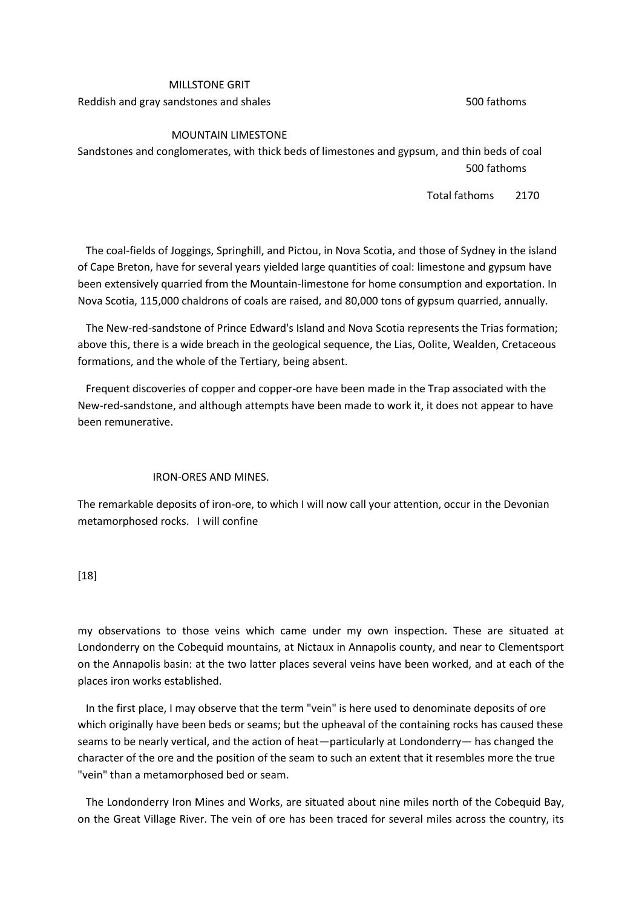MILLSTONE GRIT

Reddish and gray sandstones and shales 500 fathoms

MOUNTAIN LIMESTONE

Sandstones and conglomerates, with thick beds of limestones and gypsum, and thin beds of coal 500 fathoms

Total fathoms 2170

The coal-fields of Joggings, Springhill, and Pictou, in Nova Scotia, and those of Sydney in the island of Cape Breton, have for several years yielded large quantities of coal: limestone and gypsum have been extensively quarried from the Mountain-limestone for home consumption and exportation. In Nova Scotia, 115,000 chaldrons of coals are raised, and 80,000 tons of gypsum quarried, annually.

The New-red-sandstone of Prince Edward's Island and Nova Scotia represents the Trias formation; above this, there is a wide breach in the geological sequence, the Lias, Oolite, Wealden, Cretaceous formations, and the whole of the Tertiary, being absent.

Frequent discoveries of copper and copper-ore have been made in the Trap associated with the New-red-sandstone, and although attempts have been made to work it, it does not appear to have been remunerative.

## IRON-ORES AND MINES.

The remarkable deposits of iron-ore, to which I will now call your attention, occur in the Devonian metamorphosed rocks. I will confine my observations to those veins which came under my own inspection. These are situated at Londonderry on the Cobequid mountains, at Nictaux in Annapolis county, and near to Clementsport on the Annapolis basin: at the two latter places several veins have been worked, and at each of the places iron works established.

In the first place, I may observe that the term "vein" is here used to denominate deposits of ore which originally have been beds or seams; but the upheaval of the containing rocks has caused these seams to be nearly vertical, and the action of heat—particularly at Londonderry— has changed the character of the ore and the position of the seam to such an extent that it resembles more the true "vein" than a metamorphosed bed or seam.

The Londonderry Iron Mines and Works, are situated about nine miles north of the Cobequid Bay, on the Great Village River. The vein of ore has been traced for several miles across the country, its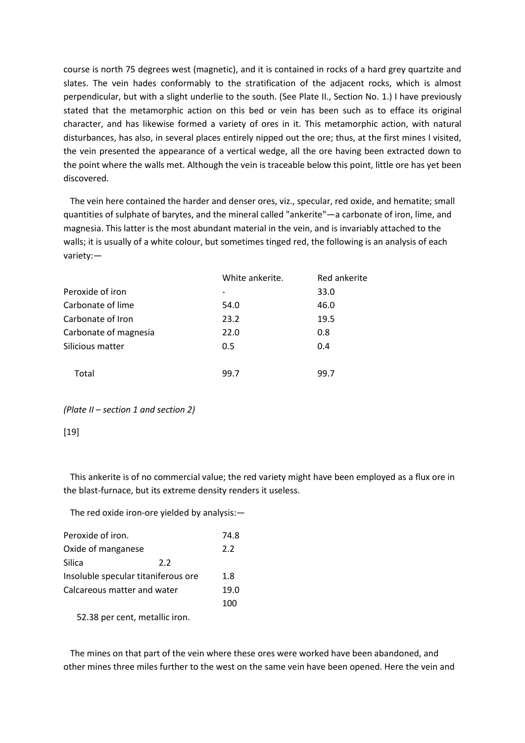course is north 75 degrees west (magnetic), and it is contained in rocks of a hard grey quartzite and slates. The vein hades conformably to the stratification of the adjacent rocks, which is almost perpendicular, but with a slight underlie to the south. (See Plate II., Section No. 1.) I have previously stated that the metamorphic action on this bed or vein has been such as to efface its original character, and has likewise formed a variety of ores in it. This metamorphic action, with natural disturbances, has also, in several places entirely nipped out the ore; thus, at the first mines I visited, the vein presented the appearance of a vertical wedge, all the ore having been extracted down to the point where the walls met. Although the vein is traceable below this point, little ore has yet been discovered.

The vein here contained the harder and denser ores, viz., specular, red oxide, and hematite; small quantities of sulphate of barytes, and the mineral called "ankerite"—a carbonate of iron, lime, and magnesia. This latter is the most abundant material in the vein, and is invariably attached to the walls; it is usually of a white colour, but sometimes tinged red, the following is an analysis of each variety:—

| | White ankerite. | Red ankerite |
|---|---|---|
| Peroxide of iron | - | 33.0 |
| Carbonate of lime | 54.0 | 46.0 |
| Carbonate of Iron | 23.2 | 19.5 |
| Carbonate of magnesia | 22.0 | 0.8 |
| Silicious matter | 0.5 | 0.4 |
| Total | 99.7 | 99.7 |

*(Plate II – section 1 and section 2)*

[19]

This ankerite is of no commercial value; the red variety might have been employed as a flux ore in the blast-furnace, but its extreme density renders it useless.

The red oxide iron-ore yielded by analysis:—

| | |
|---|---|
| Peroxide of iron. | 74.8 |
| Oxide of manganese | 2.2 |
| Silica | 2.2 |
| Insoluble specular titaniferous ore | 1.8 |
| Calcareous matter and water | 19.0 |
| | 100 |

52.38 per cent, metallic iron.

The mines on that part of the vein where these ores were worked have been abandoned, and other mines three miles further to the west on the same vein have been opened. Here the vein and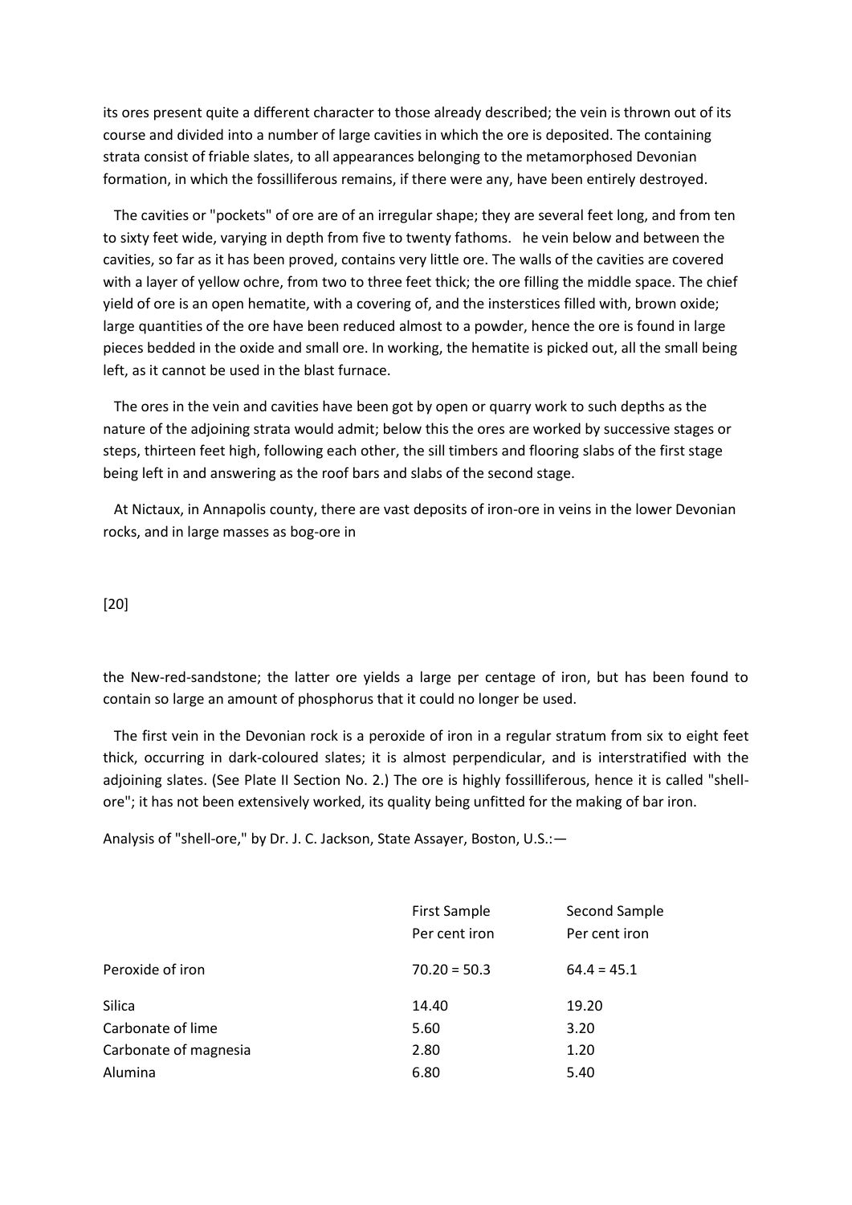its ores present quite a different character to those already described; the vein is thrown out of its course and divided into a number of large cavities in which the ore is deposited. The containing strata consist of friable slates, to all appearances belonging to the metamorphosed Devonian formation, in which the fossilliferous remains, if there were any, have been entirely destroyed.

The cavities or "pockets" of ore are of an irregular shape; they are several feet long, and from ten to sixty feet wide, varying in depth from five to twenty fathoms. he vein below and between the cavities, so far as it has been proved, contains very little ore. The walls of the cavities are covered with a layer of yellow ochre, from two to three feet thick; the ore filling the middle space. The chief yield of ore is an open hematite, with a covering of, and the insterstices filled with, brown oxide; large quantities of the ore have been reduced almost to a powder, hence the ore is found in large pieces bedded in the oxide and small ore. In working, the hematite is picked out, all the small being left, as it cannot be used in the blast furnace.

The ores in the vein and cavities have been got by open or quarry work to such depths as the nature of the adjoining strata would admit; below this the ores are worked by successive stages or steps, thirteen feet high, following each other, the sill timbers and flooring slabs of the first stage being left in and answering as the roof bars and slabs of the second stage.

At Nictaux, in Annapolis county, there are vast deposits of iron-ore in veins in the lower Devonian rocks, and in large masses as bog-ore in

[20]

the New-red-sandstone; the latter ore yields a large per centage of iron, but has been found to contain so large an amount of phosphorus that it could no longer be used.

The first vein in the Devonian rock is a peroxide of iron in a regular stratum from six to eight feet thick, occurring in dark-coloured slates; it is almost perpendicular, and is interstratified with the adjoining slates. (See Plate II Section No. 2.) The ore is highly fossilliferous, hence it is called "shell-ore"; it has not been extensively worked, its quality being unfitted for the making of bar iron.

Analysis of "shell-ore," by Dr. J. C. Jackson, State Assayer, Boston, U.S.:—

| | First Sample<br>Per cent iron | Second Sample<br>Per cent iron |
|---|---|---|
| Peroxide of iron | 70.20 = 50.3 | 64.4 = 45.1 |
| Silica | 14.40 | 19.20 |
| Carbonate of lime | 5.60 | 3.20 |
| Carbonate of magnesia | 2.80 | 1.20 |
| Alumina | 6.80 | 5.40 |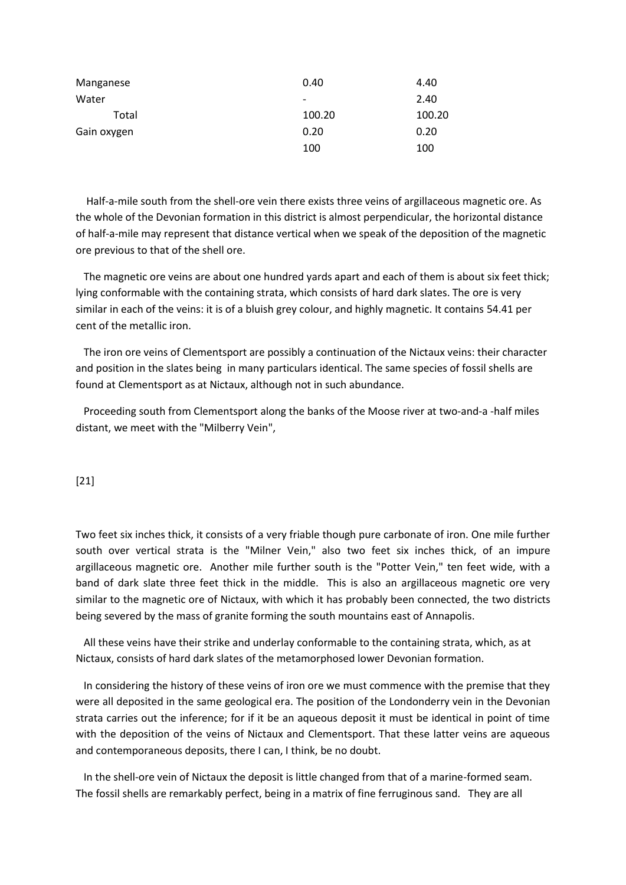| | | |
|---|---|---|
| Manganese | 0.40 | 4.40 |
| Water | - | 2.40 |
| Total | 100.20 | 100.20 |
| Gain oxygen | 0.20 | 0.20 |
| | 100 | 100 |

Half-a-mile south from the shell-ore vein there exists three veins of argillaceous magnetic ore. As the whole of the Devonian formation in this district is almost perpendicular, the horizontal distance of half-a-mile may represent that distance vertical when we speak of the deposition of the magnetic ore previous to that of the shell ore.

The magnetic ore veins are about one hundred yards apart and each of them is about six feet thick; lying conformable with the containing strata, which consists of hard dark slates. The ore is very similar in each of the veins: it is of a bluish grey colour, and highly magnetic. It contains 54.41 per cent of the metallic iron.

The iron ore veins of Clementsport are possibly a continuation of the Nictaux veins: their character and position in the slates being in many particulars identical. The same species of fossil shells are found at Clementsport as at Nictaux, although not in such abundance.

Proceeding south from Clementsport along the banks of the Moose river at two-and-a -half miles distant, we meet with the "Milberry Vein",

[21]

Two feet six inches thick, it consists of a very friable though pure carbonate of iron. One mile further south over vertical strata is the "Milner Vein," also two feet six inches thick, of an impure argillaceous magnetic ore. Another mile further south is the "Potter Vein," ten feet wide, with a band of dark slate three feet thick in the middle. This is also an argillaceous magnetic ore very similar to the magnetic ore of Nictaux, with which it has probably been connected, the two districts being severed by the mass of granite forming the south mountains east of Annapolis.

All these veins have their strike and underlay conformable to the containing strata, which, as at Nictaux, consists of hard dark slates of the metamorphosed lower Devonian formation.

In considering the history of these veins of iron ore we must commence with the premise that they were all deposited in the same geological era. The position of the Londonderry vein in the Devonian strata carries out the inference; for if it be an aqueous deposit it must be identical in point of time with the deposition of the veins of Nictaux and Clementsport. That these latter veins are aqueous and contemporaneous deposits, there I can, I think, be no doubt.

In the shell-ore vein of Nictaux the deposit is little changed from that of a marine-formed seam. The fossil shells are remarkably perfect, being in a matrix of fine ferruginous sand. They are all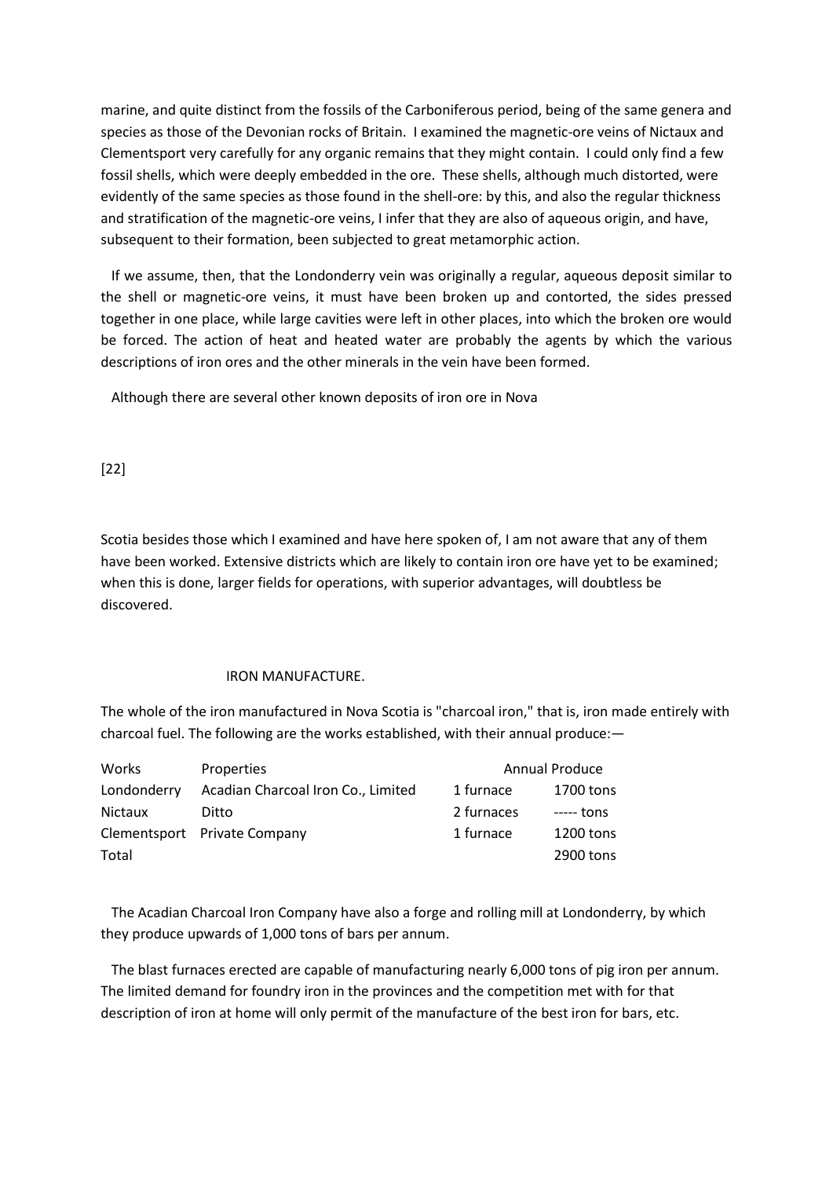marine, and quite distinct from the fossils of the Carboniferous period, being of the same genera and species as those of the Devonian rocks of Britain. I examined the magnetic-ore veins of Nictaux and Clementsport very carefully for any organic remains that they might contain. I could only find a few fossil shells, which were deeply embedded in the ore. These shells, although much distorted, were evidently of the same species as those found in the shell-ore: by this, and also the regular thickness and stratification of the magnetic-ore veins, I infer that they are also of aqueous origin, and have, subsequent to their formation, been subjected to great metamorphic action.

If we assume, then, that the Londonderry vein was originally a regular, aqueous deposit similar to the shell or magnetic-ore veins, it must have been broken up and contorted, the sides pressed together in one place, while large cavities were left in other places, into which the broken ore would be forced. The action of heat and heated water are probably the agents by which the various descriptions of iron ores and the other minerals in the vein have been formed.

Although there are several other known deposits of iron ore in Nova Scotia besides those which I examined and have here spoken of, I am not aware that any of them have been worked. Extensive districts which are likely to contain iron ore have yet to be examined; when this is done, larger fields for operations, with superior advantages, will doubtless be discovered.

## IRON MANUFACTURE.

The whole of the iron manufactured in Nova Scotia is "charcoal iron," that is, iron made entirely with charcoal fuel. The following are the works established, with their annual produce:—

| Works | Properties | Annual Produce | |
|---|---|---|---|
| Londonderry | Acadian Charcoal Iron Co., Limited | 1 furnace | 1700 tons |
| Nictaux | Ditto | 2 furnaces | ----- tons |
| Clementsport | Private Company | 1 furnace | 1200 tons |
| Total | | | 2900 tons |

The Acadian Charcoal Iron Company have also a forge and rolling mill at Londonderry, by which they produce upwards of 1,000 tons of bars per annum.

The blast furnaces erected are capable of manufacturing nearly 6,000 tons of pig iron per annum. The limited demand for foundry iron in the provinces and the competition met with for that description of iron at home will only permit of the manufacture of the best iron for bars, etc.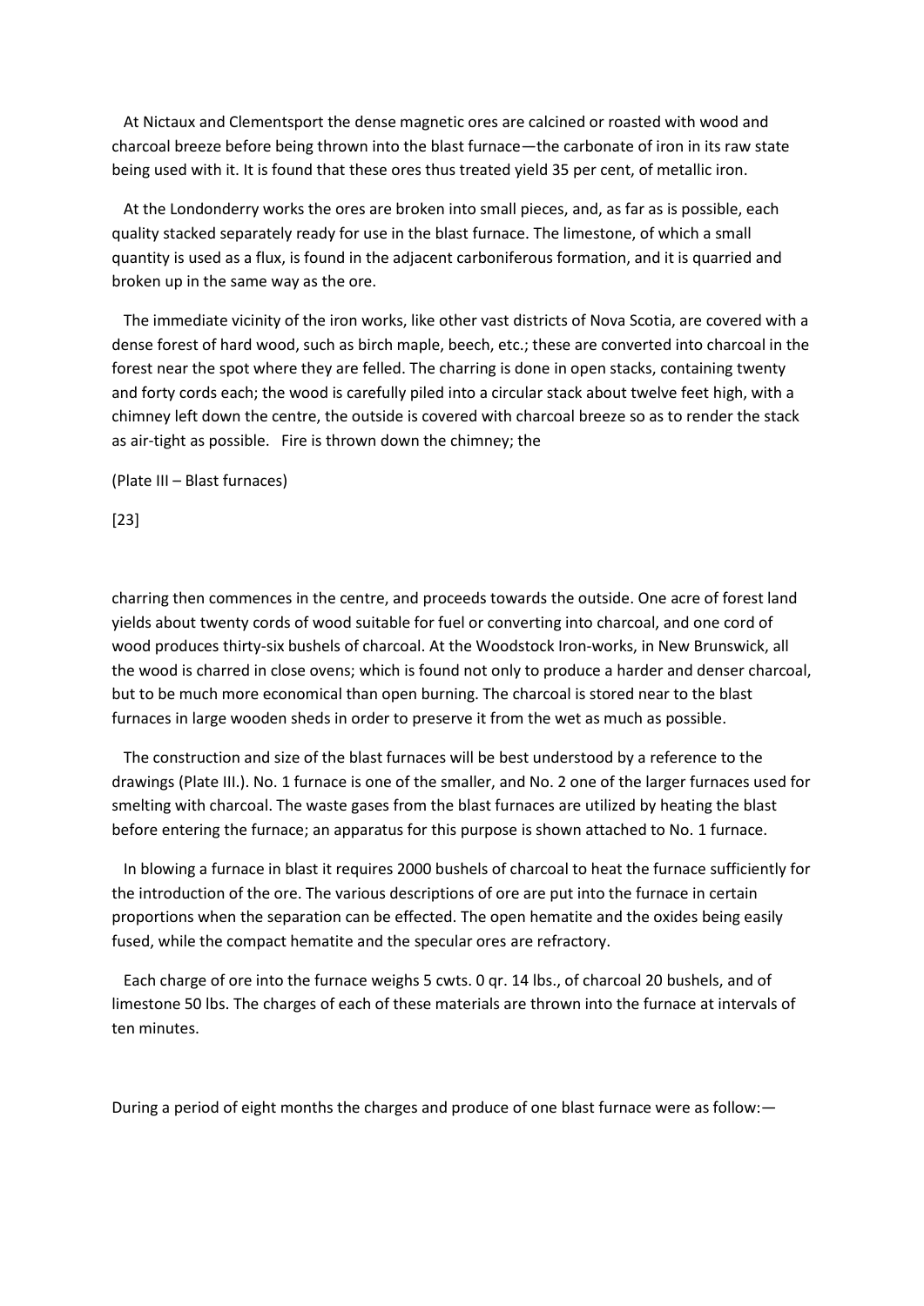At Nictaux and Clementsport the dense magnetic ores are calcined or roasted with wood and charcoal breeze before being thrown into the blast furnace—the carbonate of iron in its raw state being used with it. It is found that these ores thus treated yield 35 per cent, of metallic iron.

At the Londonderry works the ores are broken into small pieces, and, as far as is possible, each quality stacked separately ready for use in the blast furnace. The limestone, of which a small quantity is used as a flux, is found in the adjacent carboniferous formation, and it is quarried and broken up in the same way as the ore.

The immediate vicinity of the iron works, like other vast districts of Nova Scotia, are covered with a dense forest of hard wood, such as birch maple, beech, etc.; these are converted into charcoal in the forest near the spot where they are felled. The charring is done in open stacks, containing twenty and forty cords each; the wood is carefully piled into a circular stack about twelve feet high, with a chimney left down the centre, the outside is covered with charcoal breeze so as to render the stack as air-tight as possible. Fire is thrown down the chimney; the

(Plate III – Blast furnaces)

[23]

charring then commences in the centre, and proceeds towards the outside. One acre of forest land yields about twenty cords of wood suitable for fuel or converting into charcoal, and one cord of wood produces thirty-six bushels of charcoal. At the Woodstock Iron-works, in New Brunswick, all the wood is charred in close ovens; which is found not only to produce a harder and denser charcoal, but to be much more economical than open burning. The charcoal is stored near to the blast furnaces in large wooden sheds in order to preserve it from the wet as much as possible.

The construction and size of the blast furnaces will be best understood by a reference to the drawings (Plate III.). No. 1 furnace is one of the smaller, and No. 2 one of the larger furnaces used for smelting with charcoal. The waste gases from the blast furnaces are utilized by heating the blast before entering the furnace; an apparatus for this purpose is shown attached to No. 1 furnace.

In blowing a furnace in blast it requires 2000 bushels of charcoal to heat the furnace sufficiently for the introduction of the ore. The various descriptions of ore are put into the furnace in certain proportions when the separation can be effected. The open hematite and the oxides being easily fused, while the compact hematite and the specular ores are refractory.

Each charge of ore into the furnace weighs 5 cwts. 0 qr. 14 lbs., of charcoal 20 bushels, and of limestone 50 lbs. The charges of each of these materials are thrown into the furnace at intervals of ten minutes.

During a period of eight months the charges and produce of one blast furnace were as follow:—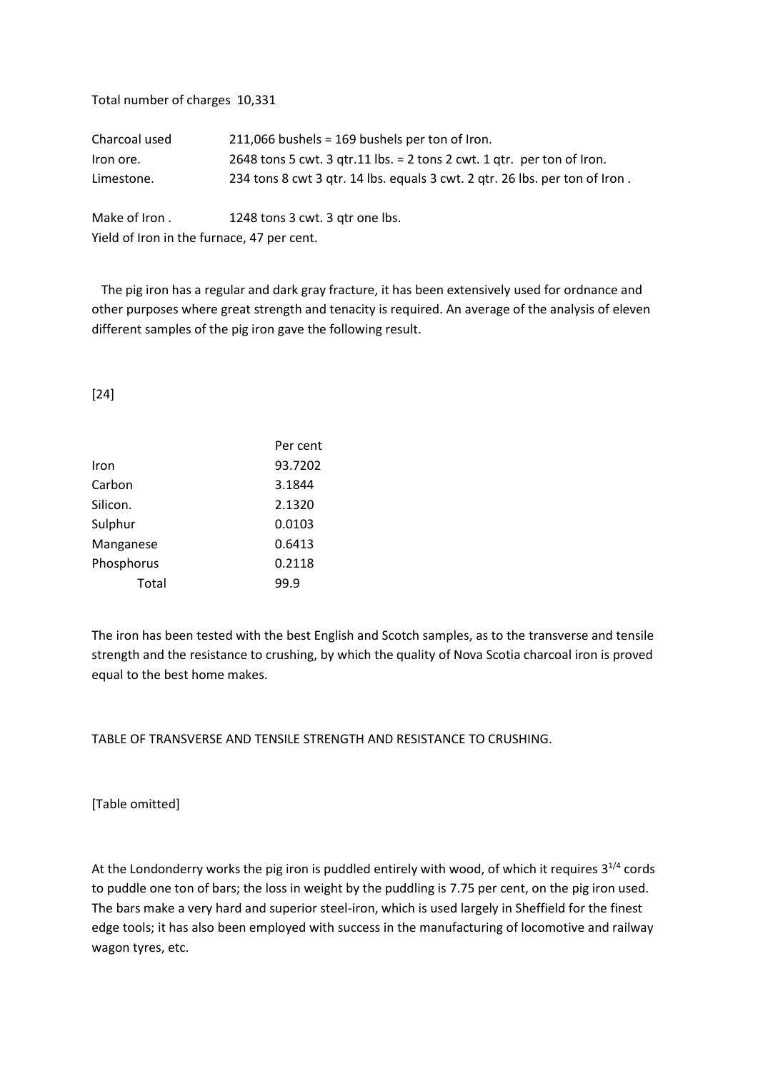Total number of charges 10,331

| | |
|---|---|
| Charcoal used | 211,066 bushels = 169 bushels per ton of Iron. |
| Iron ore. | 2648 tons 5 cwt. 3 qtr.11 lbs. = 2 tons 2 cwt. 1 qtr. per ton of Iron. |
| Limestone. | 234 tons 8 cwt 3 qtr. 14 lbs. equals 3 cwt. 2 qtr. 26 lbs. per ton of Iron . |

Make of Iron . 1248 tons 3 cwt. 3 qtr one lbs.

Yield of Iron in the furnace, 47 per cent.

The pig iron has a regular and dark gray fracture, it has been extensively used for ordnance and other purposes where great strength and tenacity is required. An average of the analysis of eleven different samples of the pig iron gave the following result.

[24]

| | Per cent |
|---|---|
| Iron | 93.7202 |
| Carbon | 3.1844 |
| Silicon. | 2.1320 |
| Sulphur | 0.0103 |
| Manganese | 0.6413 |
| Phosphorus | 0.2118 |
| Total | 99.9 |

The iron has been tested with the best English and Scotch samples, as to the transverse and tensile strength and the resistance to crushing, by which the quality of Nova Scotia charcoal iron is proved equal to the best home makes.

TABLE OF TRANSVERSE AND TENSILE STRENGTH AND RESISTANCE TO CRUSHING.

[Table omitted]

At the Londonderry works the pig iron is puddled entirely with wood, of which it requires $3^{1/4}$ cords to puddle one ton of bars; the loss in weight by the puddling is 7.75 per cent, on the pig iron used. The bars make a very hard and superior steel-iron, which is used largely in Sheffield for the finest edge tools; it has also been employed with success in the manufacturing of locomotive and railway wagon tyres, etc.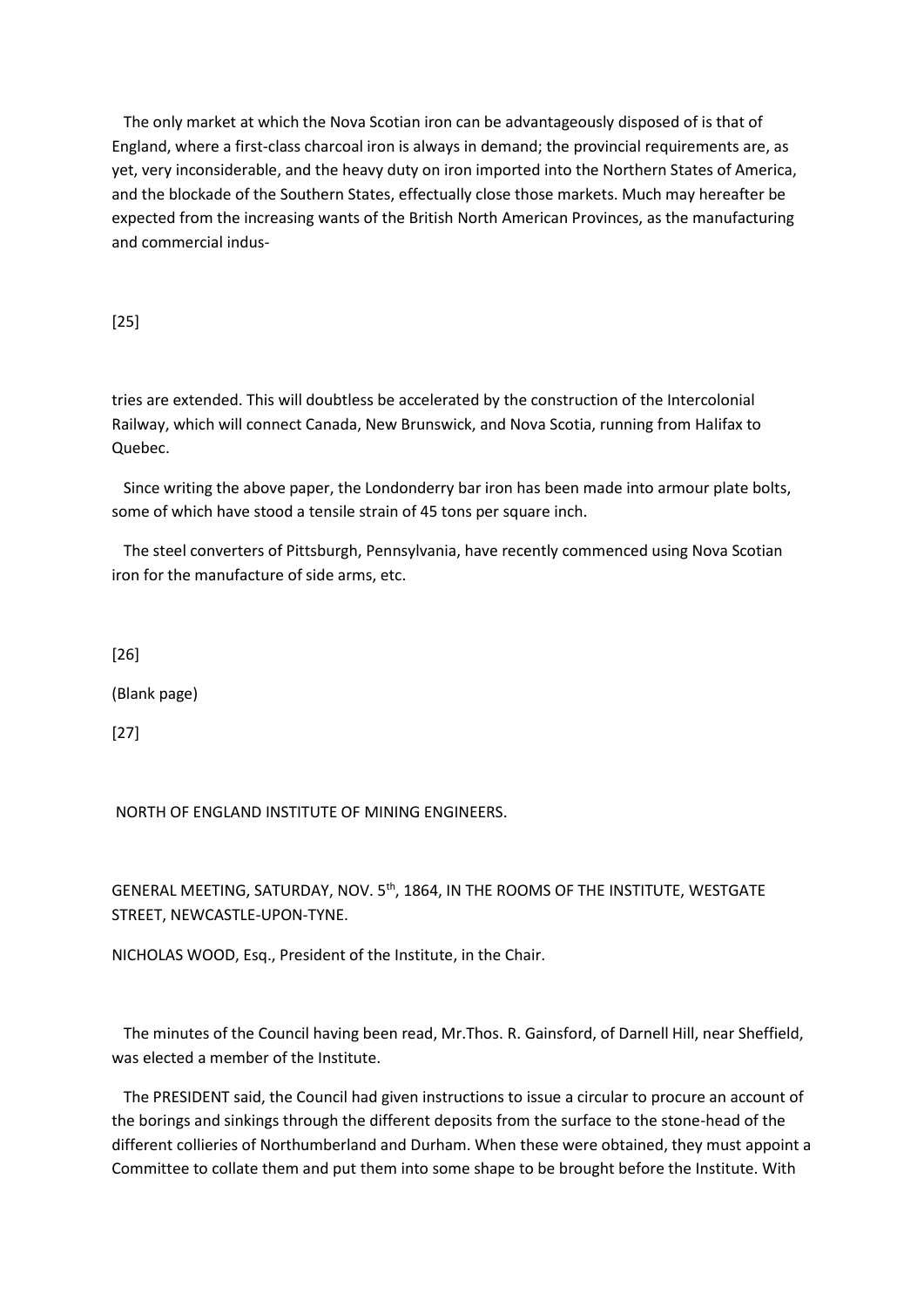The only market at which the Nova Scotian iron can be advantageously disposed of is that of England, where a first-class charcoal iron is always in demand; the provincial requirements are, as yet, very inconsiderable, and the heavy duty on iron imported into the Northern States of America, and the blockade of the Southern States, effectually close those markets. Much may hereafter be expected from the increasing wants of the British North American Provinces, as the manufacturing and commercial indus-

[25]

tries are extended. This will doubtless be accelerated by the construction of the Intercolonial Railway, which will connect Canada, New Brunswick, and Nova Scotia, running from Halifax to Quebec.

Since writing the above paper, the Londonderry bar iron has been made into armour plate bolts, some of which have stood a tensile strain of 45 tons per square inch.

The steel converters of Pittsburgh, Pennsylvania, have recently commenced using Nova Scotian iron for the manufacture of side arms, etc.

[26]

(Blank page)

[27]

# NORTH OF ENGLAND INSTITUTE OF MINING ENGINEERS.

## GENERAL MEETING, SATURDAY, NOV. 5th, 1864, IN THE ROOMS OF THE INSTITUTE, WESTGATE STREET, NEWCASTLE-UPON-TYNE.

NICHOLAS WOOD, Esq., President of the Institute, in the Chair.

The minutes of the Council having been read, Mr.Thos. R. Gainsford, of Darnell Hill, near Sheffield, was elected a member of the Institute.

The PRESIDENT said, the Council had given instructions to issue a circular to procure an account of the borings and sinkings through the different deposits from the surface to the stone-head of the different collieries of Northumberland and Durham. When these were obtained, they must appoint a Committee to collate them and put them into some shape to be brought before the Institute. With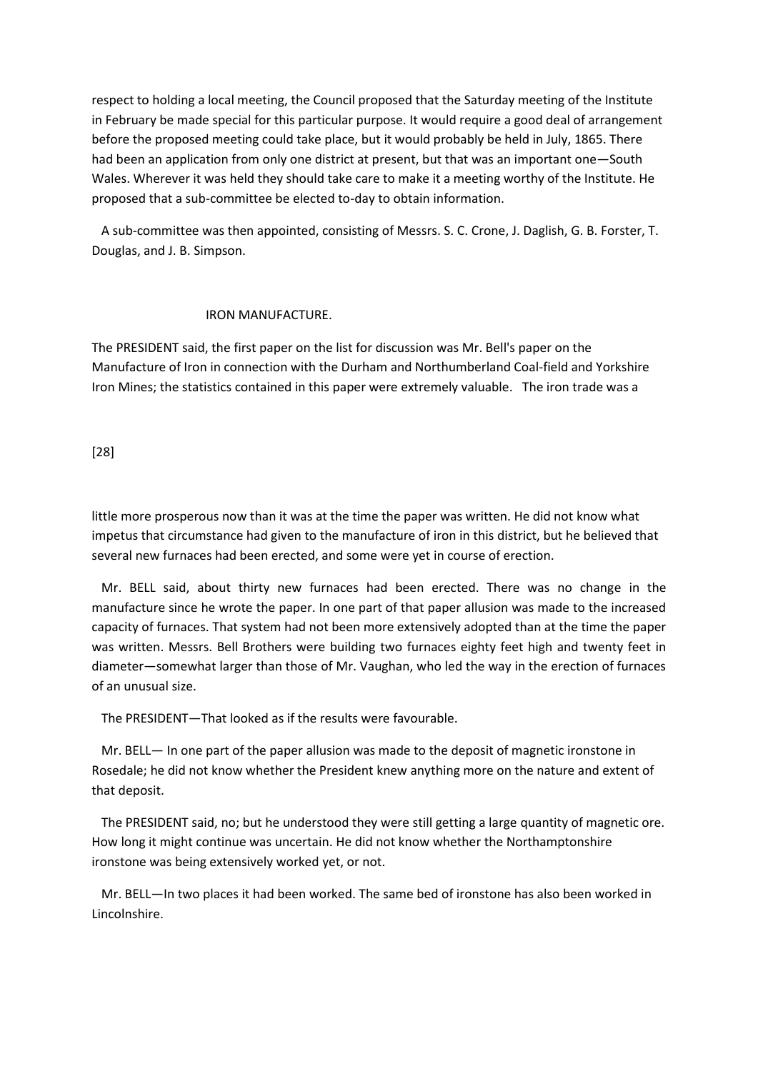respect to holding a local meeting, the Council proposed that the Saturday meeting of the Institute in February be made special for this particular purpose. It would require a good deal of arrangement before the proposed meeting could take place, but it would probably be held in July, 1865. There had been an application from only one district at present, but that was an important one—South Wales. Wherever it was held they should take care to make it a meeting worthy of the Institute. He proposed that a sub-committee be elected to-day to obtain information.

A sub-committee was then appointed, consisting of Messrs. S. C. Crone, J. Daglish, G. B. Forster, T. Douglas, and J. B. Simpson.

## IRON MANUFACTURE.

The PRESIDENT said, the first paper on the list for discussion was Mr. Bell's paper on the Manufacture of Iron in connection with the Durham and Northumberland Coal-field and Yorkshire Iron Mines; the statistics contained in this paper were extremely valuable. The iron trade was a little more prosperous now than it was at the time the paper was written. He did not know what impetus that circumstance had given to the manufacture of iron in this district, but he believed that several new furnaces had been erected, and some were yet in course of erection.

Mr. BELL said, about thirty new furnaces had been erected. There was no change in the manufacture since he wrote the paper. In one part of that paper allusion was made to the increased capacity of furnaces. That system had not been more extensively adopted than at the time the paper was written. Messrs. Bell Brothers were building two furnaces eighty feet high and twenty feet in diameter—somewhat larger than those of Mr. Vaughan, who led the way in the erection of furnaces of an unusual size.

The PRESIDENT—That looked as if the results were favourable.

Mr. BELL— In one part of the paper allusion was made to the deposit of magnetic ironstone in Rosedale; he did not know whether the President knew anything more on the nature and extent of that deposit.

The PRESIDENT said, no; but he understood they were still getting a large quantity of magnetic ore. How long it might continue was uncertain. He did not know whether the Northamptonshire ironstone was being extensively worked yet, or not.

Mr. BELL—In two places it had been worked. The same bed of ironstone has also been worked in Lincolnshire.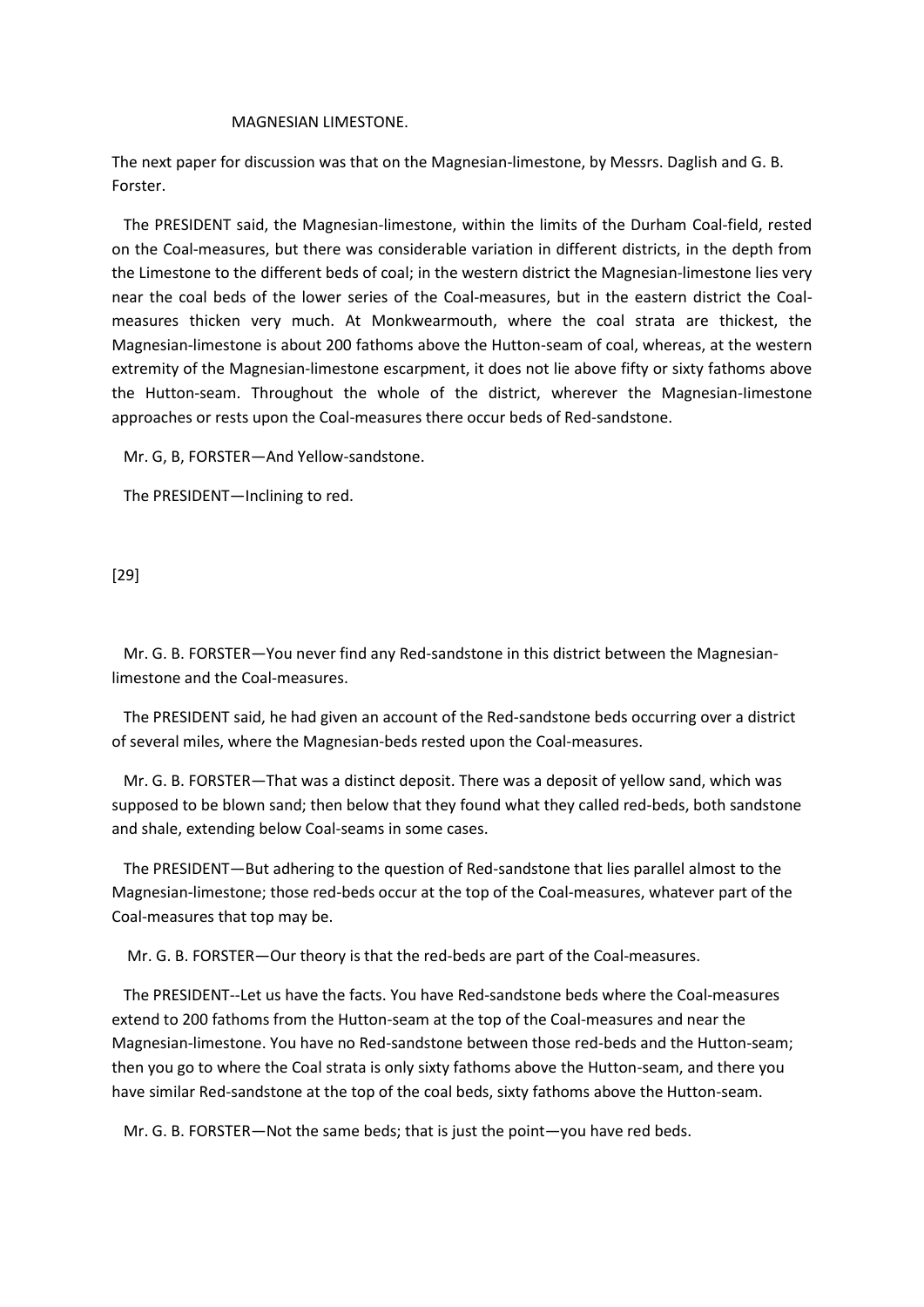## MAGNESIAN LIMESTONE.

The next paper for discussion was that on the Magnesian-limestone, by Messrs. Daglish and G. B. Forster.

The PRESIDENT said, the Magnesian-limestone, within the limits of the Durham Coal-field, rested on the Coal-measures, but there was considerable variation in different districts, in the depth from the Limestone to the different beds of coal; in the western district the Magnesian-limestone lies very near the coal beds of the lower series of the Coal-measures, but in the eastern district the Coal-measures thicken very much. At Monkwearmouth, where the coal strata are thickest, the Magnesian-limestone is about 200 fathoms above the Hutton-seam of coal, whereas, at the western extremity of the Magnesian-limestone escarpment, it does not lie above fifty or sixty fathoms above the Hutton-seam. Throughout the whole of the district, wherever the Magnesian-limestone approaches or rests upon the Coal-measures there occur beds of Red-sandstone.

Mr. G, B, FORSTER—And Yellow-sandstone.

The PRESIDENT—Inclining to red.

[29]

Mr. G. B. FORSTER—You never find any Red-sandstone in this district between the Magnesian-limestone and the Coal-measures.

The PRESIDENT said, he had given an account of the Red-sandstone beds occurring over a district of several miles, where the Magnesian-beds rested upon the Coal-measures.

Mr. G. B. FORSTER—That was a distinct deposit. There was a deposit of yellow sand, which was supposed to be blown sand; then below that they found what they called red-beds, both sandstone and shale, extending below Coal-seams in some cases.

The PRESIDENT—But adhering to the question of Red-sandstone that lies parallel almost to the Magnesian-limestone; those red-beds occur at the top of the Coal-measures, whatever part of the Coal-measures that top may be.

Mr. G. B. FORSTER—Our theory is that the red-beds are part of the Coal-measures.

The PRESIDENT--Let us have the facts. You have Red-sandstone beds where the Coal-measures extend to 200 fathoms from the Hutton-seam at the top of the Coal-measures and near the Magnesian-limestone. You have no Red-sandstone between those red-beds and the Hutton-seam; then you go to where the Coal strata is only sixty fathoms above the Hutton-seam, and there you have similar Red-sandstone at the top of the coal beds, sixty fathoms above the Hutton-seam.

Mr. G. B. FORSTER—Not the same beds; that is just the point—you have red beds.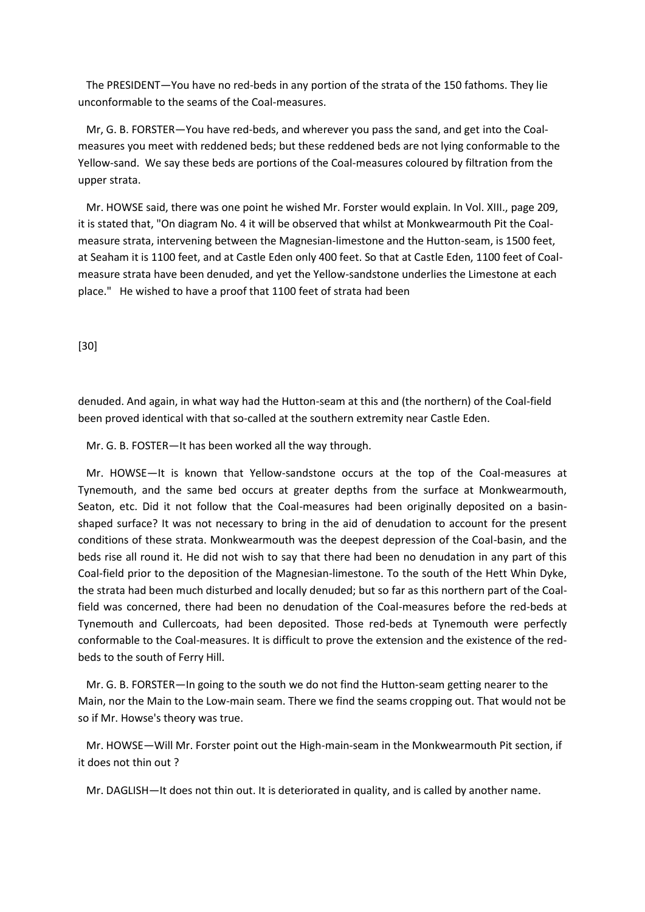The PRESIDENT—You have no red-beds in any portion of the strata of the 150 fathoms. They lie unconformable to the seams of the Coal-measures.

Mr, G. B. FORSTER—You have red-beds, and wherever you pass the sand, and get into the Coal-measures you meet with reddened beds; but these reddened beds are not lying conformable to the Yellow-sand. We say these beds are portions of the Coal-measures coloured by filtration from the upper strata.

Mr. HOWSE said, there was one point he wished Mr. Forster would explain. In Vol. XIII., page 209, it is stated that, "On diagram No. 4 it will be observed that whilst at Monkwearmouth Pit the Coal-measure strata, intervening between the Magnesian-limestone and the Hutton-seam, is 1500 feet, at Seaham it is 1100 feet, and at Castle Eden only 400 feet. So that at Castle Eden, 1100 feet of Coal-measure strata have been denuded, and yet the Yellow-sandstone underlies the Limestone at each place." He wished to have a proof that 1100 feet of strata had been

[30]

denuded. And again, in what way had the Hutton-seam at this and (the northern) of the Coal-field been proved identical with that so-called at the southern extremity near Castle Eden.

Mr. G. B. FOSTER—It has been worked all the way through.

Mr. HOWSE—It is known that Yellow-sandstone occurs at the top of the Coal-measures at Tynemouth, and the same bed occurs at greater depths from the surface at Monkwearmouth, Seaton, etc. Did it not follow that the Coal-measures had been originally deposited on a basin-shaped surface? It was not necessary to bring in the aid of denudation to account for the present conditions of these strata. Monkwearmouth was the deepest depression of the Coal-basin, and the beds rise all round it. He did not wish to say that there had been no denudation in any part of this Coal-field prior to the deposition of the Magnesian-limestone. To the south of the Hett Whin Dyke, the strata had been much disturbed and locally denuded; but so far as this northern part of the Coal-field was concerned, there had been no denudation of the Coal-measures before the red-beds at Tynemouth and Cullercoats, had been deposited. Those red-beds at Tynemouth were perfectly conformable to the Coal-measures. It is difficult to prove the extension and the existence of the red-beds to the south of Ferry Hill.

Mr. G. B. FORSTER—In going to the south we do not find the Hutton-seam getting nearer to the Main, nor the Main to the Low-main seam. There we find the seams cropping out. That would not be so if Mr. Howse's theory was true.

Mr. HOWSE—Will Mr. Forster point out the High-main-seam in the Monkwearmouth Pit section, if it does not thin out ?

Mr. DAGLISH—It does not thin out. It is deteriorated in quality, and is called by another name.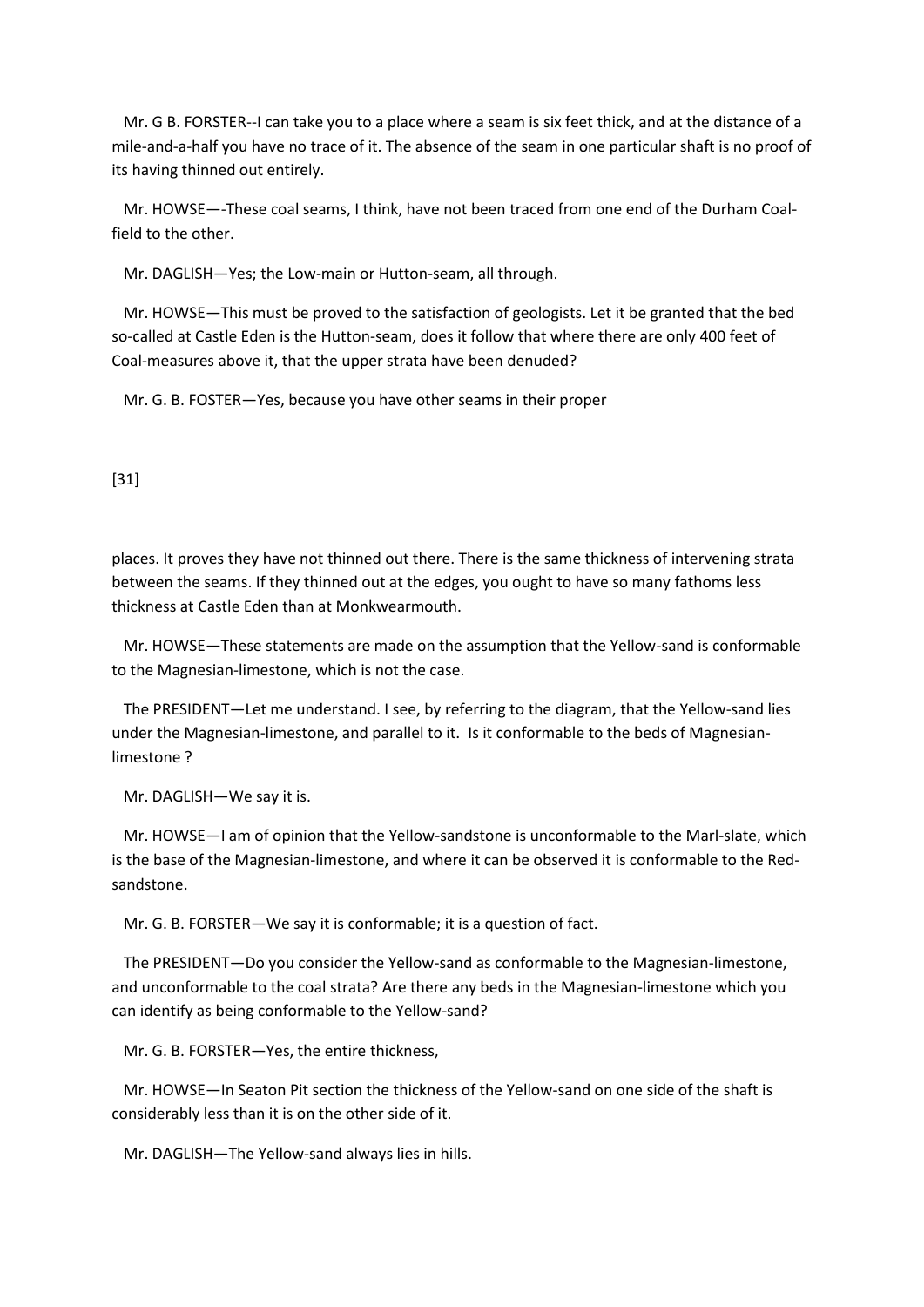Mr. G B. FORSTER--I can take you to a place where a seam is six feet thick, and at the distance of a mile-and-a-half you have no trace of it. The absence of the seam in one particular shaft is no proof of its having thinned out entirely.

Mr. HOWSE—-These coal seams, I think, have not been traced from one end of the Durham Coal-field to the other.

Mr. DAGLISH—Yes; the Low-main or Hutton-seam, all through.

Mr. HOWSE—This must be proved to the satisfaction of geologists. Let it be granted that the bed so-called at Castle Eden is the Hutton-seam, does it follow that where there are only 400 feet of Coal-measures above it, that the upper strata have been denuded?

Mr. G. B. FOSTER—Yes, because you have other seams in their proper

places. It proves they have not thinned out there. There is the same thickness of intervening strata between the seams. If they thinned out at the edges, you ought to have so many fathoms less thickness at Castle Eden than at Monkwearmouth.

Mr. HOWSE—These statements are made on the assumption that the Yellow-sand is conformable to the Magnesian-limestone, which is not the case.

The PRESIDENT—Let me understand. I see, by referring to the diagram, that the Yellow-sand lies under the Magnesian-limestone, and parallel to it. Is it conformable to the beds of Magnesian-limestone ?

Mr. DAGLISH—We say it is.

Mr. HOWSE—I am of opinion that the Yellow-sandstone is unconformable to the Marl-slate, which is the base of the Magnesian-limestone, and where it can be observed it is conformable to the Red-sandstone.

Mr. G. B. FORSTER—We say it is conformable; it is a question of fact.

The PRESIDENT—Do you consider the Yellow-sand as conformable to the Magnesian-limestone, and unconformable to the coal strata? Are there any beds in the Magnesian-limestone which you can identify as being conformable to the Yellow-sand?

Mr. G. B. FORSTER—Yes, the entire thickness,

Mr. HOWSE—In Seaton Pit section the thickness of the Yellow-sand on one side of the shaft is considerably less than it is on the other side of it.

Mr. DAGLISH—The Yellow-sand always lies in hills.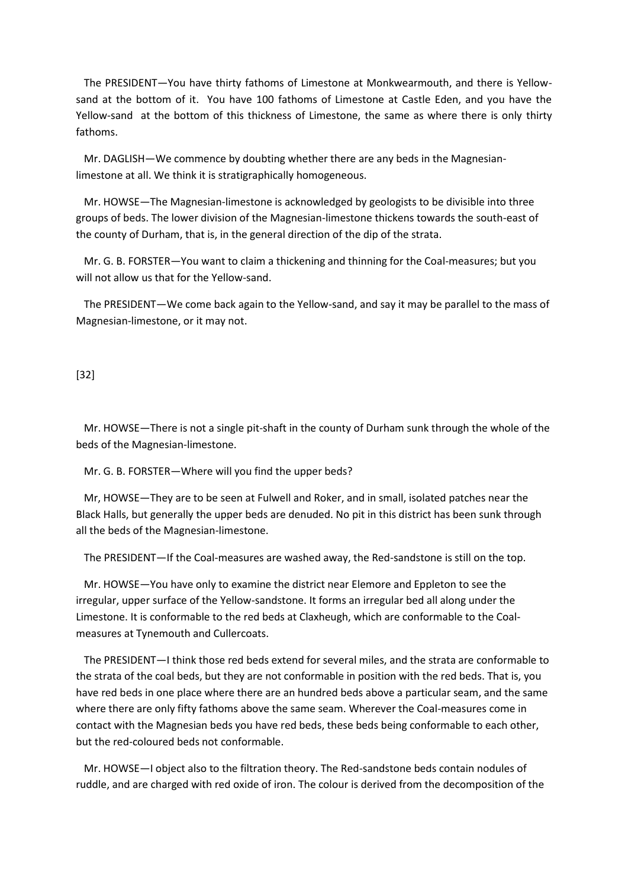The PRESIDENT—You have thirty fathoms of Limestone at Monkwearmouth, and there is Yellow-sand at the bottom of it. You have 100 fathoms of Limestone at Castle Eden, and you have the Yellow-sand at the bottom of this thickness of Limestone, the same as where there is only thirty fathoms.

Mr. DAGLISH—We commence by doubting whether there are any beds in the Magnesian-limestone at all. We think it is stratigraphically homogeneous.

Mr. HOWSE—The Magnesian-limestone is acknowledged by geologists to be divisible into three groups of beds. The lower division of the Magnesian-limestone thickens towards the south-east of the county of Durham, that is, in the general direction of the dip of the strata.

Mr. G. B. FORSTER—You want to claim a thickening and thinning for the Coal-measures; but you will not allow us that for the Yellow-sand.

The PRESIDENT—We come back again to the Yellow-sand, and say it may be parallel to the mass of Magnesian-limestone, or it may not.

[32]

Mr. HOWSE—There is not a single pit-shaft in the county of Durham sunk through the whole of the beds of the Magnesian-limestone.

Mr. G. B. FORSTER—Where will you find the upper beds?

Mr, HOWSE—They are to be seen at Fulwell and Roker, and in small, isolated patches near the Black Halls, but generally the upper beds are denuded. No pit in this district has been sunk through all the beds of the Magnesian-limestone.

The PRESIDENT—If the Coal-measures are washed away, the Red-sandstone is still on the top.

Mr. HOWSE—You have only to examine the district near Elemore and Eppleton to see the irregular, upper surface of the Yellow-sandstone. It forms an irregular bed all along under the Limestone. It is conformable to the red beds at Claxheugh, which are conformable to the Coal-measures at Tynemouth and Cullercoats.

The PRESIDENT—I think those red beds extend for several miles, and the strata are conformable to the strata of the coal beds, but they are not conformable in position with the red beds. That is, you have red beds in one place where there are an hundred beds above a particular seam, and the same where there are only fifty fathoms above the same seam. Wherever the Coal-measures come in contact with the Magnesian beds you have red beds, these beds being conformable to each other, but the red-coloured beds not conformable.

Mr. HOWSE—I object also to the filtration theory. The Red-sandstone beds contain nodules of ruddle, and are charged with red oxide of iron. The colour is derived from the decomposition of the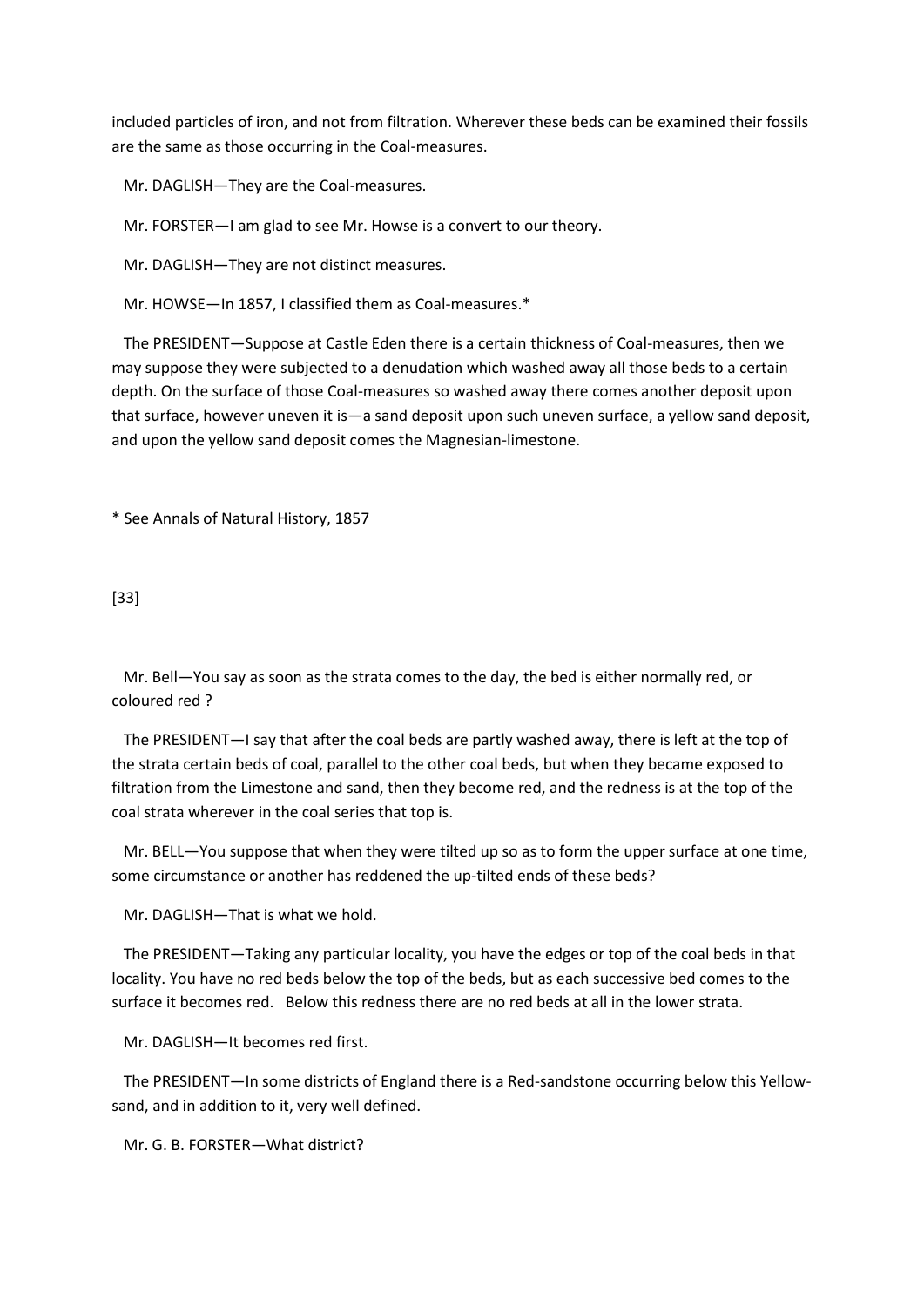included particles of iron, and not from filtration. Wherever these beds can be examined their fossils are the same as those occurring in the Coal-measures.

Mr. DAGLISH—They are the Coal-measures.

Mr. FORSTER—I am glad to see Mr. Howse is a convert to our theory.

Mr. DAGLISH—They are not distinct measures.

Mr. HOWSE—In 1857, I classified them as Coal-measures.*

The PRESIDENT—Suppose at Castle Eden there is a certain thickness of Coal-measures, then we may suppose they were subjected to a denudation which washed away all those beds to a certain depth. On the surface of those Coal-measures so washed away there comes another deposit upon that surface, however uneven it is—a sand deposit upon such uneven surface, a yellow sand deposit, and upon the yellow sand deposit comes the Magnesian-limestone.

* See Annals of Natural History, 1857

Mr. Bell—You say as soon as the strata comes to the day, the bed is either normally red, or coloured red ?

The PRESIDENT—I say that after the coal beds are partly washed away, there is left at the top of the strata certain beds of coal, parallel to the other coal beds, but when they became exposed to filtration from the Limestone and sand, then they become red, and the redness is at the top of the coal strata wherever in the coal series that top is.

Mr. BELL—You suppose that when they were tilted up so as to form the upper surface at one time, some circumstance or another has reddened the up-tilted ends of these beds?

Mr. DAGLISH—That is what we hold.

The PRESIDENT—Taking any particular locality, you have the edges or top of the coal beds in that locality. You have no red beds below the top of the beds, but as each successive bed comes to the surface it becomes red. Below this redness there are no red beds at all in the lower strata.

Mr. DAGLISH—It becomes red first.

The PRESIDENT—In some districts of England there is a Red-sandstone occurring below this Yellow-sand, and in addition to it, very well defined.

Mr. G. B. FORSTER—What district?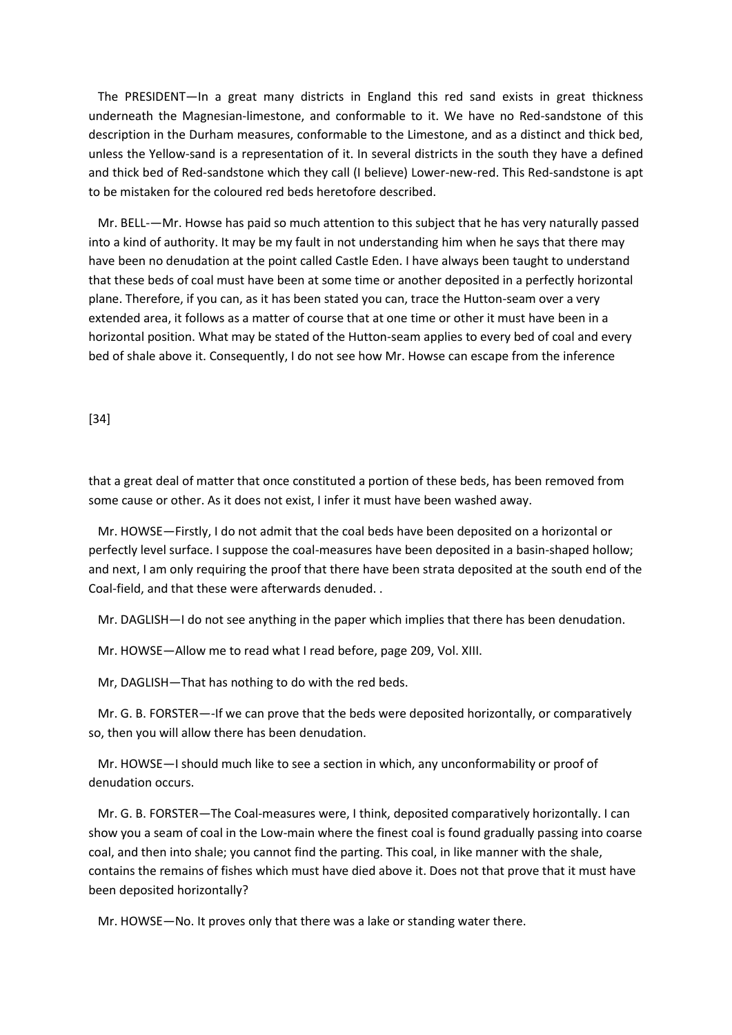The PRESIDENT—In a great many districts in England this red sand exists in great thickness underneath the Magnesian-limestone, and conformable to it. We have no Red-sandstone of this description in the Durham measures, conformable to the Limestone, and as a distinct and thick bed, unless the Yellow-sand is a representation of it. In several districts in the south they have a defined and thick bed of Red-sandstone which they call (I believe) Lower-new-red. This Red-sandstone is apt to be mistaken for the coloured red beds heretofore described.

Mr. BELL-—Mr. Howse has paid so much attention to this subject that he has very naturally passed into a kind of authority. It may be my fault in not understanding him when he says that there may have been no denudation at the point called Castle Eden. I have always been taught to understand that these beds of coal must have been at some time or another deposited in a perfectly horizontal plane. Therefore, if you can, as it has been stated you can, trace the Hutton-seam over a very extended area, it follows as a matter of course that at one time or other it must have been in a horizontal position. What may be stated of the Hutton-seam applies to every bed of coal and every bed of shale above it. Consequently, I do not see how Mr. Howse can escape from the inference

[34]

that a great deal of matter that once constituted a portion of these beds, has been removed from some cause or other. As it does not exist, I infer it must have been washed away.

Mr. HOWSE—Firstly, I do not admit that the coal beds have been deposited on a horizontal or perfectly level surface. I suppose the coal-measures have been deposited in a basin-shaped hollow; and next, I am only requiring the proof that there have been strata deposited at the south end of the Coal-field, and that these were afterwards denuded. .

Mr. DAGLISH—I do not see anything in the paper which implies that there has been denudation.

Mr. HOWSE—Allow me to read what I read before, page 209, Vol. XIII.

Mr, DAGLISH—That has nothing to do with the red beds.

Mr. G. B. FORSTER—-If we can prove that the beds were deposited horizontally, or comparatively so, then you will allow there has been denudation.

Mr. HOWSE—I should much like to see a section in which, any unconformability or proof of denudation occurs.

Mr. G. B. FORSTER—The Coal-measures were, I think, deposited comparatively horizontally. I can show you a seam of coal in the Low-main where the finest coal is found gradually passing into coarse coal, and then into shale; you cannot find the parting. This coal, in like manner with the shale, contains the remains of fishes which must have died above it. Does not that prove that it must have been deposited horizontally?

Mr. HOWSE—No. It proves only that there was a lake or standing water there.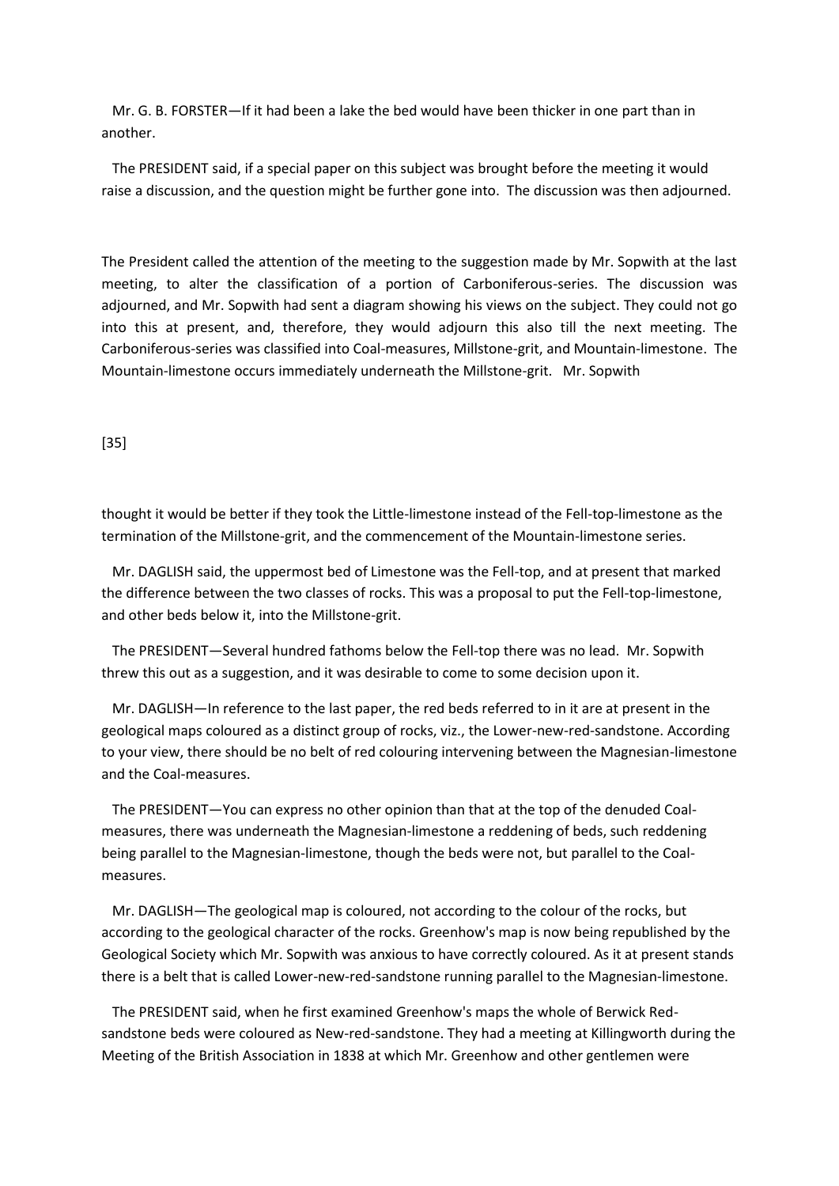Mr. G. B. FORSTER—If it had been a lake the bed would have been thicker in one part than in another.

The PRESIDENT said, if a special paper on this subject was brought before the meeting it would raise a discussion, and the question might be further gone into. The discussion was then adjourned.

The President called the attention of the meeting to the suggestion made by Mr. Sopwith at the last meeting, to alter the classification of a portion of Carboniferous-series. The discussion was adjourned, and Mr. Sopwith had sent a diagram showing his views on the subject. They could not go into this at present, and, therefore, they would adjourn this also till the next meeting. The Carboniferous-series was classified into Coal-measures, Millstone-grit, and Mountain-limestone. The Mountain-limestone occurs immediately underneath the Millstone-grit. Mr. Sopwith

[35]

thought it would be better if they took the Little-limestone instead of the Fell-top-limestone as the termination of the Millstone-grit, and the commencement of the Mountain-limestone series.

Mr. DAGLISH said, the uppermost bed of Limestone was the Fell-top, and at present that marked the difference between the two classes of rocks. This was a proposal to put the Fell-top-limestone, and other beds below it, into the Millstone-grit.

The PRESIDENT—Several hundred fathoms below the Fell-top there was no lead. Mr. Sopwith threw this out as a suggestion, and it was desirable to come to some decision upon it.

Mr. DAGLISH—In reference to the last paper, the red beds referred to in it are at present in the geological maps coloured as a distinct group of rocks, viz., the Lower-new-red-sandstone. According to your view, there should be no belt of red colouring intervening between the Magnesian-limestone and the Coal-measures.

The PRESIDENT—You can express no other opinion than that at the top of the denuded Coal-measures, there was underneath the Magnesian-limestone a reddening of beds, such reddening being parallel to the Magnesian-limestone, though the beds were not, but parallel to the Coal-measures.

Mr. DAGLISH—The geological map is coloured, not according to the colour of the rocks, but according to the geological character of the rocks. Greenhow's map is now being republished by the Geological Society which Mr. Sopwith was anxious to have correctly coloured. As it at present stands there is a belt that is called Lower-new-red-sandstone running parallel to the Magnesian-limestone.

The PRESIDENT said, when he first examined Greenhow's maps the whole of Berwick Red-sandstone beds were coloured as New-red-sandstone. They had a meeting at Killingworth during the Meeting of the British Association in 1838 at which Mr. Greenhow and other gentlemen were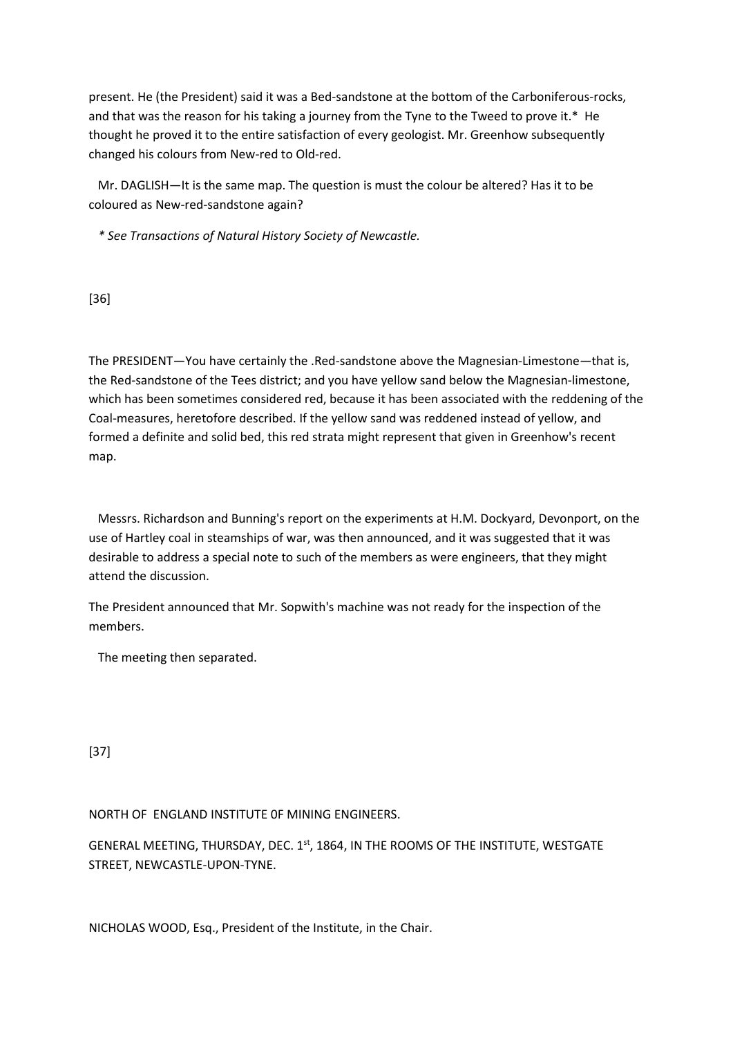present. He (the President) said it was a Bed-sandstone at the bottom of the Carboniferous-rocks, and that was the reason for his taking a journey from the Tyne to the Tweed to prove it.* He thought he proved it to the entire satisfaction of every geologist. Mr. Greenhow subsequently changed his colours from New-red to Old-red.

Mr. DAGLISH—It is the same map. The question is must the colour be altered? Has it to be coloured as New-red-sandstone again?

*\* See Transactions of Natural History Society of Newcastle.*

[36]

The PRESIDENT—You have certainly the .Red-sandstone above the Magnesian-Limestone—that is, the Red-sandstone of the Tees district; and you have yellow sand below the Magnesian-limestone, which has been sometimes considered red, because it has been associated with the reddening of the Coal-measures, heretofore described. If the yellow sand was reddened instead of yellow, and formed a definite and solid bed, this red strata might represent that given in Greenhow's recent map.

Messrs. Richardson and Bunning's report on the experiments at H.M. Dockyard, Devonport, on the use of Hartley coal in steamships of war, was then announced, and it was suggested that it was desirable to address a special note to such of the members as were engineers, that they might attend the discussion.

The President announced that Mr. Sopwith's machine was not ready for the inspection of the members.

The meeting then separated.

[37]

NORTH OF ENGLAND INSTITUTE 0F MINING ENGINEERS.

GENERAL MEETING, THURSDAY, DEC. 1st, 1864, IN THE ROOMS OF THE INSTITUTE, WESTGATE STREET, NEWCASTLE-UPON-TYNE.

NICHOLAS WOOD, Esq., President of the Institute, in the Chair.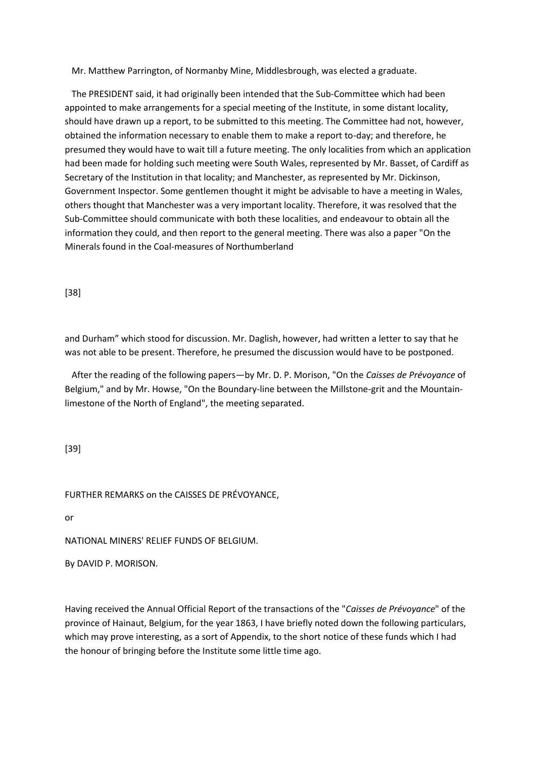Mr. Matthew Parrington, of Normanby Mine, Middlesbrough, was elected a graduate.

The PRESIDENT said, it had originally been intended that the Sub-Committee which had been appointed to make arrangements for a special meeting of the Institute, in some distant locality, should have drawn up a report, to be submitted to this meeting. The Committee had not, however, obtained the information necessary to enable them to make a report to-day; and therefore, he presumed they would have to wait till a future meeting. The only localities from which an application had been made for holding such meeting were South Wales, represented by Mr. Basset, of Cardiff as Secretary of the Institution in that locality; and Manchester, as represented by Mr. Dickinson, Government Inspector. Some gentlemen thought it might be advisable to have a meeting in Wales, others thought that Manchester was a very important locality. Therefore, it was resolved that the Sub-Committee should communicate with both these localities, and endeavour to obtain all the information they could, and then report to the general meeting. There was also a paper "On the Minerals found in the Coal-measures of Northumberland and Durham" which stood for discussion. Mr. Daglish, however, had written a letter to say that he was not able to be present. Therefore, he presumed the discussion would have to be postponed.

After the reading of the following papers—by Mr. D. P. Morison, "On the *Caisses de Prévoyance* of Belgium," and by Mr. Howse, "On the Boundary-line between the Millstone-grit and the Mountain-limestone of the North of England", the meeting separated.

# FURTHER REMARKS on the CAISSES DE PRÉVOYANCE,

or

# NATIONAL MINERS' RELIEF FUNDS OF BELGIUM.

By DAVID P. MORISON.

Having received the Annual Official Report of the transactions of the "*Caisses de Prévoyance*" of the province of Hainaut, Belgium, for the year 1863, I have briefly noted down the following particulars, which may prove interesting, as a sort of Appendix, to the short notice of these funds which I had the honour of bringing before the Institute some little time ago.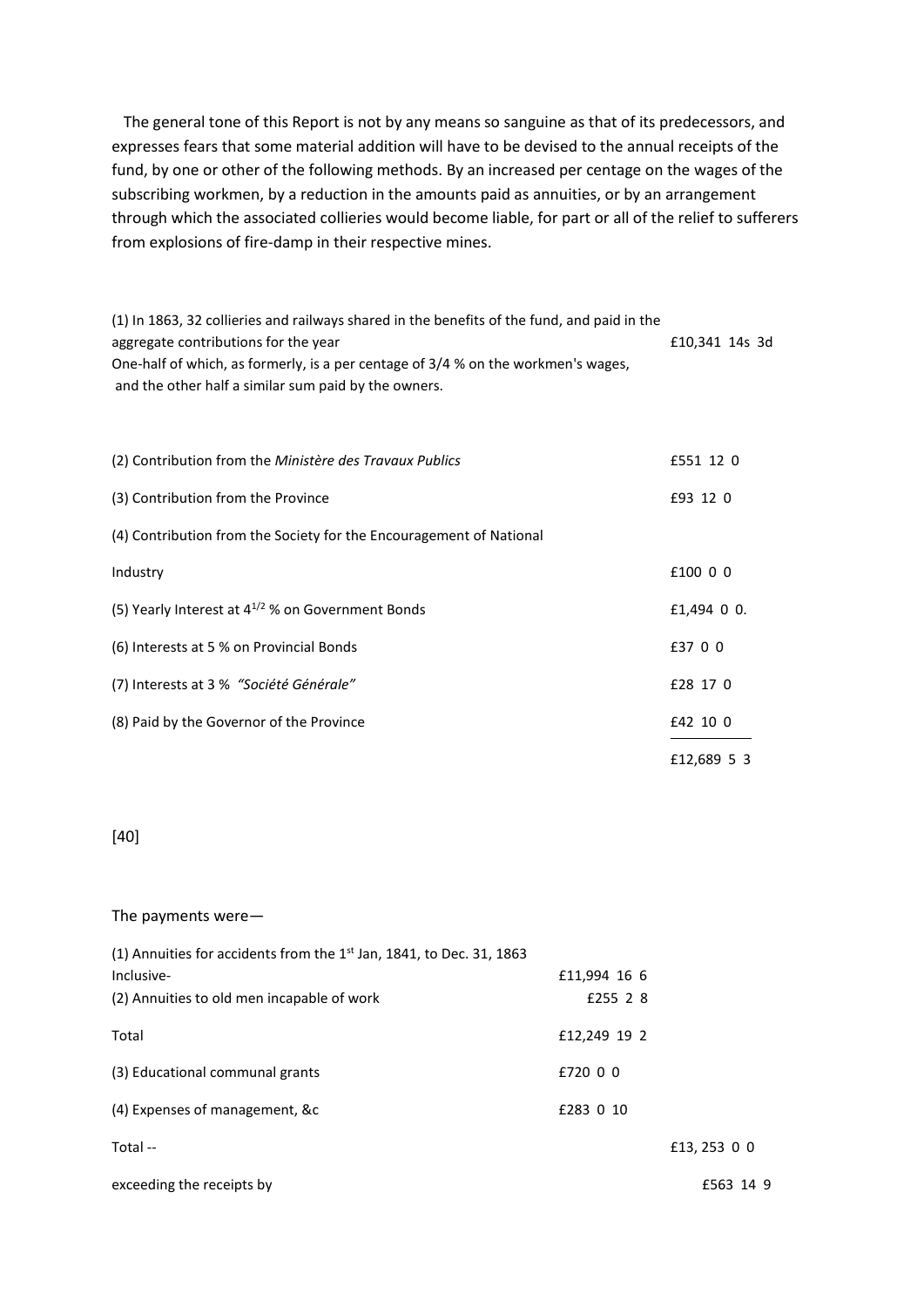The general tone of this Report is not by any means so sanguine as that of its predecessors, and expresses fears that some material addition will have to be devised to the annual receipts of the fund, by one or other of the following methods. By an increased per centage on the wages of the subscribing workmen, by a reduction in the amounts paid as annuities, or by an arrangement through which the associated collieries would become liable, for part or all of the relief to sufferers from explosions of fire-damp in their respective mines.

| | |
|---|---|
| (1) In 1863, 32 collieries and railways shared in the benefits of the fund, and paid in the aggregate contributions for the year | £10,341 14s 3d |
| One-half of which, as formerly, is a per centage of 3/4 % on the workmen's wages, and the other half a similar sum paid by the owners. | |
| (2) Contribution from the *Ministère des Travaux Publics* | £551 12 0 |
| (3) Contribution from the Province | £93 12 0 |
| (4) Contribution from the Society for the Encouragement of National Industry | £100 0 0 |
| (5) Yearly Interest at $4^{1/2}$ % on Government Bonds | £1,494 0 0. |
| (6) Interests at 5 % on Provincial Bonds | £37 0 0 |
| (7) Interests at 3 % *"Société Générale"* | £28 17 0 |
| (8) Paid by the Governor of the Province | £42 10 0 |
| | £12,689 5 3 |

[40]

The payments were—

| | | |
|---|---|---|
| (1) Annuities for accidents from the 1st Jan, 1841, to Dec. 31, 1863 Inclusive- | £11,994 16 6 | |
| (2) Annuities to old men incapable of work | £255 2 8 | |
| Total | £12,249 19 2 | |
| (3) Educational communal grants | £720 0 0 | |
| (4) Expenses of management, &c | £283 0 10 | |
| Total -- | | £13, 253 0 0 |
| exceeding the receipts by | | £563 14 9 |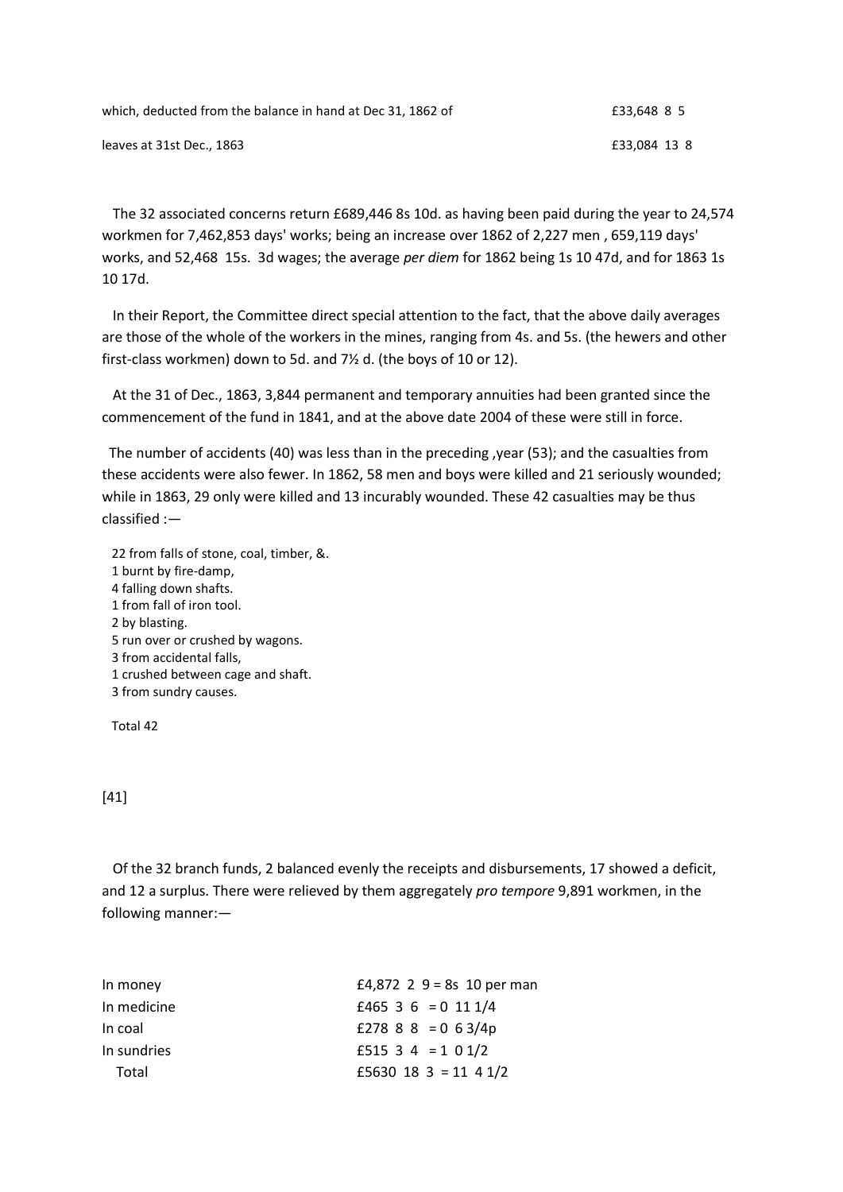| | |
|---|---|
| which, deducted from the balance in hand at Dec 31, 1862 of | £33,648 8 5 |
| leaves at 31st Dec., 1863 | £33,084 13 8 |

The 32 associated concerns return £689,446 8s 10d. as having been paid during the year to 24,574 workmen for 7,462,853 days' works; being an increase over 1862 of 2,227 men , 659,119 days' works, and 52,468 15s. 3d wages; the average *per diem* for 1862 being 1s 10 47d, and for 1863 1s 10 17d.

In their Report, the Committee direct special attention to the fact, that the above daily averages are those of the whole of the workers in the mines, ranging from 4s. and 5s. (the hewers and other first-class workmen) down to 5d. and 7½ d. (the boys of 10 or 12).

At the 31 of Dec., 1863, 3,844 permanent and temporary annuities had been granted since the commencement of the fund in 1841, and at the above date 2004 of these were still in force.

The number of accidents (40) was less than in the preceding ,year (53); and the casualties from these accidents were also fewer. In 1862, 58 men and boys were killed and 21 seriously wounded; while in 1863, 29 only were killed and 13 incurably wounded. These 42 casualties may be thus classified :—

22 from falls of stone, coal, timber, &.
1 burnt by fire-damp,
4 falling down shafts.
1 from fall of iron tool.
2 by blasting.
5 run over or crushed by wagons.
3 from accidental falls,
1 crushed between cage and shaft.
3 from sundry causes.

Total 42

[41]

Of the 32 branch funds, 2 balanced evenly the receipts and disbursements, 17 showed a deficit, and 12 a surplus. There were relieved by them aggregately *pro tempore* 9,891 workmen, in the following manner:—

| | |
|---|---|
| In money | £4,872 2 9 = 8s 10 per man |
| In medicine | £465 3 6 = 0 11 1/4 |
| In coal | £278 8 8 = 0 6 3/4p |
| In sundries | £515 3 4 = 1 0 1/2 |
| Total | £5630 18 3 = 11 4 1/2 |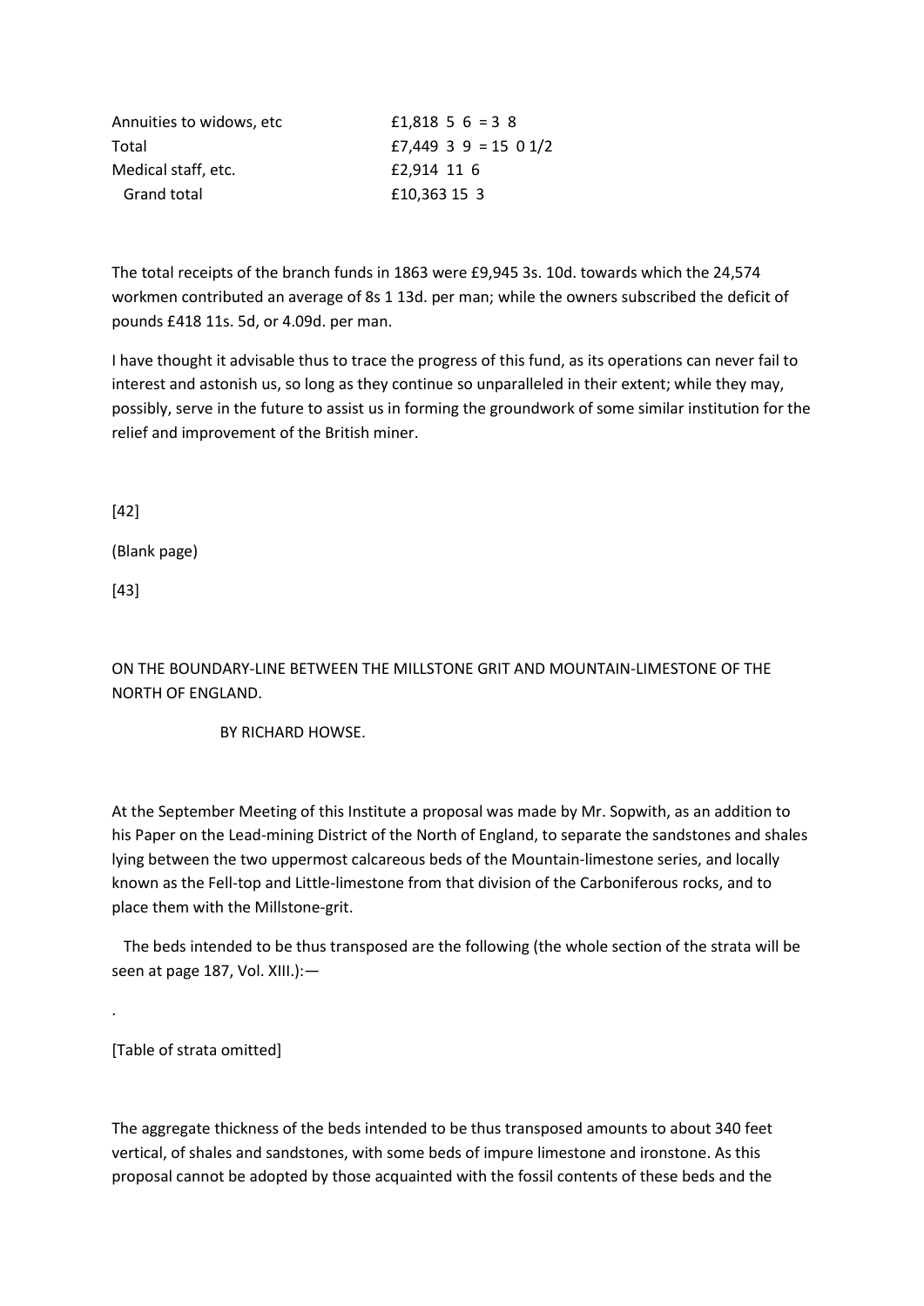| | |
|---|---|
| Annuities to widows, etc | £1,818 5 6 = 3 8 |
| Total | £7,449 3 9 = 15 0 1/2 |
| Medical staff, etc. | £2,914 11 6 |
| Grand total | £10,363 15 3 |

The total receipts of the branch funds in 1863 were £9,945 3s. 10d. towards which the 24,574 workmen contributed an average of 8s 1 13d. per man; while the owners subscribed the deficit of pounds £418 11s. 5d, or 4.09d. per man.

I have thought it advisable thus to trace the progress of this fund, as its operations can never fail to interest and astonish us, so long as they continue so unparalleled in their extent; while they may, possibly, serve in the future to assist us in forming the groundwork of some similar institution for the relief and improvement of the British miner.

[42]

(Blank page)

[43]

# ON THE BOUNDARY-LINE BETWEEN THE MILLSTONE GRIT AND MOUNTAIN-LIMESTONE OF THE NORTH OF ENGLAND.

BY RICHARD HOWSE.

At the September Meeting of this Institute a proposal was made by Mr. Sopwith, as an addition to his Paper on the Lead-mining District of the North of England, to separate the sandstones and shales lying between the two uppermost calcareous beds of the Mountain-limestone series, and locally known as the Fell-top and Little-limestone from that division of the Carboniferous rocks, and to place them with the Millstone-grit.

The beds intended to be thus transposed are the following (the whole section of the strata will be seen at page 187, Vol. XIII.):—

.

[Table of strata omitted]

The aggregate thickness of the beds intended to be thus transposed amounts to about 340 feet vertical, of shales and sandstones, with some beds of impure limestone and ironstone. As this proposal cannot be adopted by those acquainted with the fossil contents of these beds and the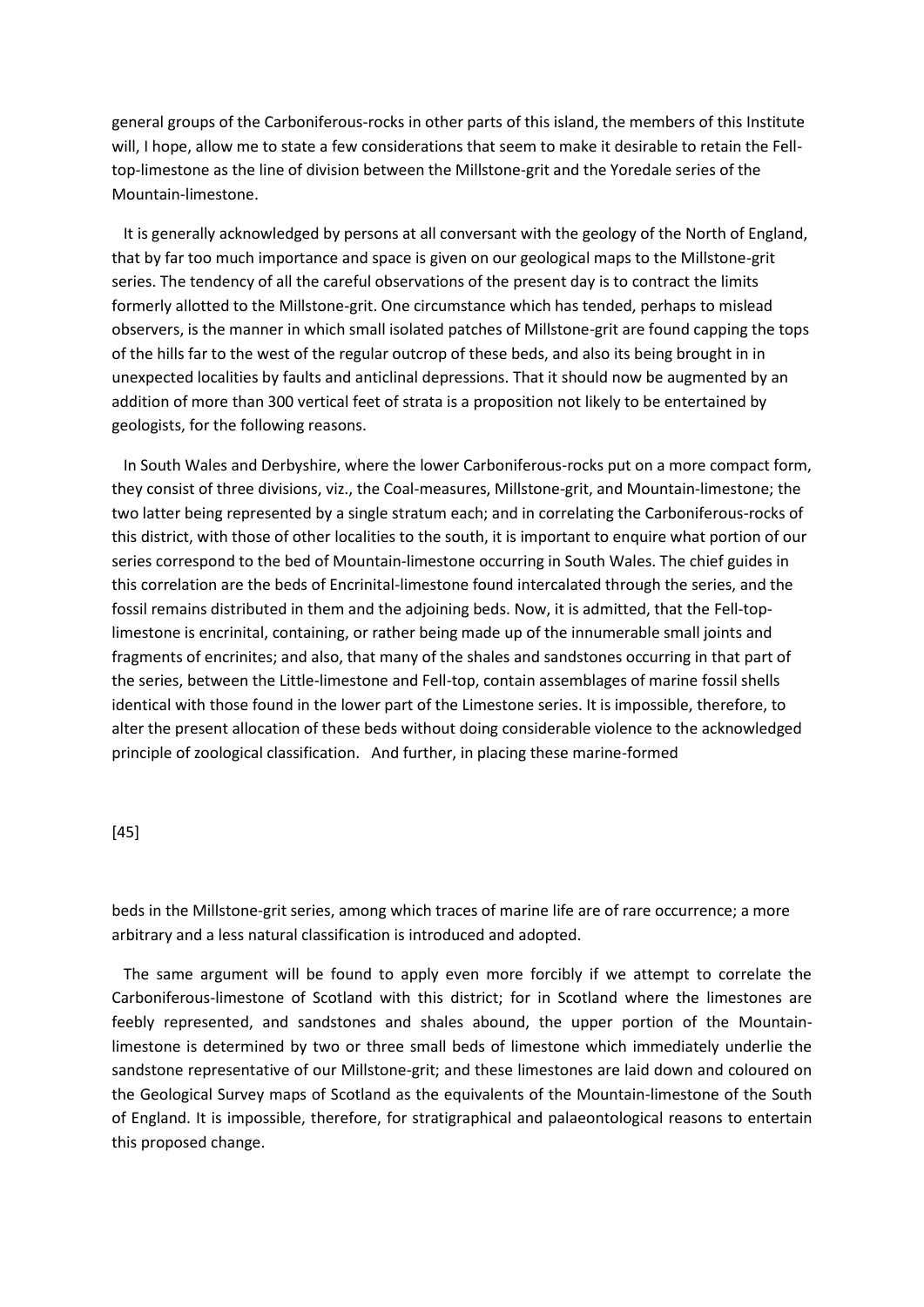general groups of the Carboniferous-rocks in other parts of this island, the members of this Institute will, I hope, allow me to state a few considerations that seem to make it desirable to retain the Fell-top-limestone as the line of division between the Millstone-grit and the Yoredale series of the Mountain-limestone.

It is generally acknowledged by persons at all conversant with the geology of the North of England, that by far too much importance and space is given on our geological maps to the Millstone-grit series. The tendency of all the careful observations of the present day is to contract the limits formerly allotted to the Millstone-grit. One circumstance which has tended, perhaps to mislead observers, is the manner in which small isolated patches of Millstone-grit are found capping the tops of the hills far to the west of the regular outcrop of these beds, and also its being brought in in unexpected localities by faults and anticlinal depressions. That it should now be augmented by an addition of more than 300 vertical feet of strata is a proposition not likely to be entertained by geologists, for the following reasons.

In South Wales and Derbyshire, where the lower Carboniferous-rocks put on a more compact form, they consist of three divisions, viz., the Coal-measures, Millstone-grit, and Mountain-limestone; the two latter being represented by a single stratum each; and in correlating the Carboniferous-rocks of this district, with those of other localities to the south, it is important to enquire what portion of our series correspond to the bed of Mountain-limestone occurring in South Wales. The chief guides in this correlation are the beds of Encrinital-limestone found intercalated through the series, and the fossil remains distributed in them and the adjoining beds. Now, it is admitted, that the Fell-top-limestone is encrinital, containing, or rather being made up of the innumerable small joints and fragments of encrinites; and also, that many of the shales and sandstones occurring in that part of the series, between the Little-limestone and Fell-top, contain assemblages of marine fossil shells identical with those found in the lower part of the Limestone series. It is impossible, therefore, to alter the present allocation of these beds without doing considerable violence to the acknowledged principle of zoological classification. And further, in placing these marine-formed

[45]

beds in the Millstone-grit series, among which traces of marine life are of rare occurrence; a more arbitrary and a less natural classification is introduced and adopted.

The same argument will be found to apply even more forcibly if we attempt to correlate the Carboniferous-limestone of Scotland with this district; for in Scotland where the limestones are feebly represented, and sandstones and shales abound, the upper portion of the Mountain-limestone is determined by two or three small beds of limestone which immediately underlie the sandstone representative of our Millstone-grit; and these limestones are laid down and coloured on the Geological Survey maps of Scotland as the equivalents of the Mountain-limestone of the South of England. It is impossible, therefore, for stratigraphical and palaeontological reasons to entertain this proposed change.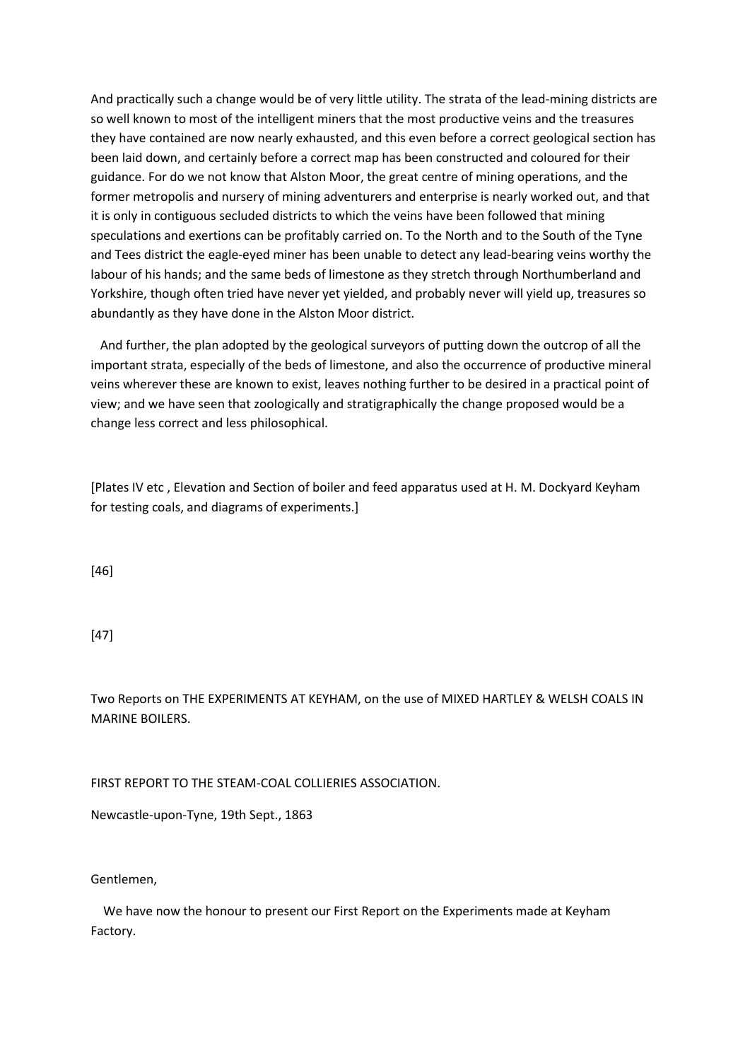And practically such a change would be of very little utility. The strata of the lead-mining districts are so well known to most of the intelligent miners that the most productive veins and the treasures they have contained are now nearly exhausted, and this even before a correct geological section has been laid down, and certainly before a correct map has been constructed and coloured for their guidance. For do we not know that Alston Moor, the great centre of mining operations, and the former metropolis and nursery of mining adventurers and enterprise is nearly worked out, and that it is only in contiguous secluded districts to which the veins have been followed that mining speculations and exertions can be profitably carried on. To the North and to the South of the Tyne and Tees district the eagle-eyed miner has been unable to detect any lead-bearing veins worthy the labour of his hands; and the same beds of limestone as they stretch through Northumberland and Yorkshire, though often tried have never yet yielded, and probably never will yield up, treasures so abundantly as they have done in the Alston Moor district.

And further, the plan adopted by the geological surveyors of putting down the outcrop of all the important strata, especially of the beds of limestone, and also the occurrence of productive mineral veins wherever these are known to exist, leaves nothing further to be desired in a practical point of view; and we have seen that zoologically and stratigraphically the change proposed would be a change less correct and less philosophical.

[Plates IV etc , Elevation and Section of boiler and feed apparatus used at H. M. Dockyard Keyham for testing coals, and diagrams of experiments.]

[46]

[47]

Two Reports on THE EXPERIMENTS AT KEYHAM, on the use of MIXED HARTLEY & WELSH COALS IN MARINE BOILERS.

FIRST REPORT TO THE STEAM-COAL COLLIERIES ASSOCIATION.

Newcastle-upon-Tyne, 19th Sept., 1863

Gentlemen,

We have now the honour to present our First Report on the Experiments made at Keyham Factory.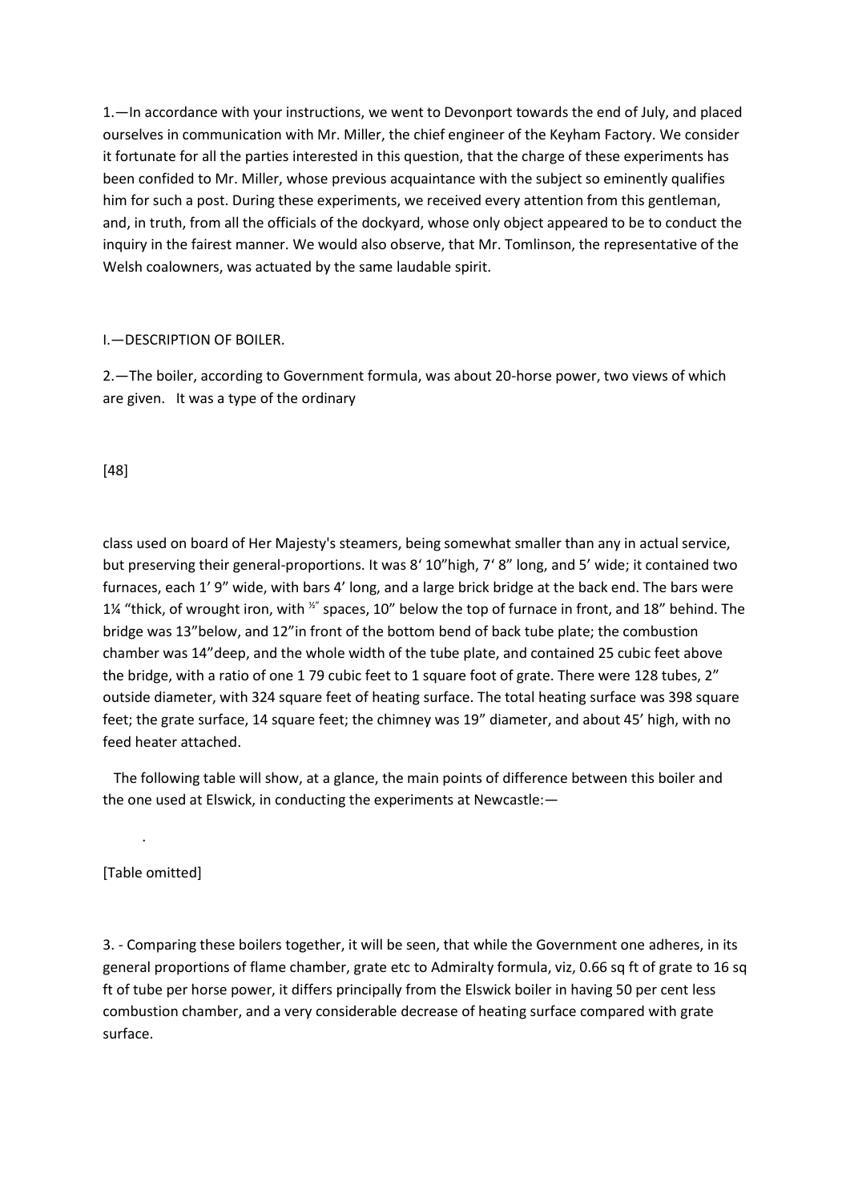1.—In accordance with your instructions, we went to Devonport towards the end of July, and placed ourselves in communication with Mr. Miller, the chief engineer of the Keyham Factory. We consider it fortunate for all the parties interested in this question, that the charge of these experiments has been confided to Mr. Miller, whose previous acquaintance with the subject so eminently qualifies him for such a post. During these experiments, we received every attention from this gentleman, and, in truth, from all the officials of the dockyard, whose only object appeared to be to conduct the inquiry in the fairest manner. We would also observe, that Mr. Tomlinson, the representative of the Welsh coalowners, was actuated by the same laudable spirit.

## I.—DESCRIPTION OF BOILER.

2.—The boiler, according to Government formula, was about 20-horse power, two views of which are given. It was a type of the ordinary

[48]

class used on board of Her Majesty's steamers, being somewhat smaller than any in actual service, but preserving their general-proportions. It was 8' 10" high, 7' 8" long, and 5' wide; it contained two furnaces, each 1' 9" wide, with bars 4' long, and a large brick bridge at the back end. The bars were 1¼ "thick, of wrought iron, with ½" spaces, 10" below the top of furnace in front, and 18" behind. The bridge was 13" below, and 12" in front of the bottom bend of back tube plate; the combustion chamber was 14" deep, and the whole width of the tube plate, and contained 25 cubic feet above the bridge, with a ratio of one 1 79 cubic feet to 1 square foot of grate. There were 128 tubes, 2" outside diameter, with 324 square feet of heating surface. The total heating surface was 398 square feet; the grate surface, 14 square feet; the chimney was 19" diameter, and about 45' high, with no feed heater attached.

The following table will show, at a glance, the main points of difference between this boiler and the one used at Elswick, in conducting the experiments at Newcastle:—

[Table omitted]

3. - Comparing these boilers together, it will be seen, that while the Government one adheres, in its general proportions of flame chamber, grate etc to Admiralty formula, viz, 0.66 sq ft of grate to 16 sq ft of tube per horse power, it differs principally from the Elswick boiler in having 50 per cent less combustion chamber, and a very considerable decrease of heating surface compared with grate surface.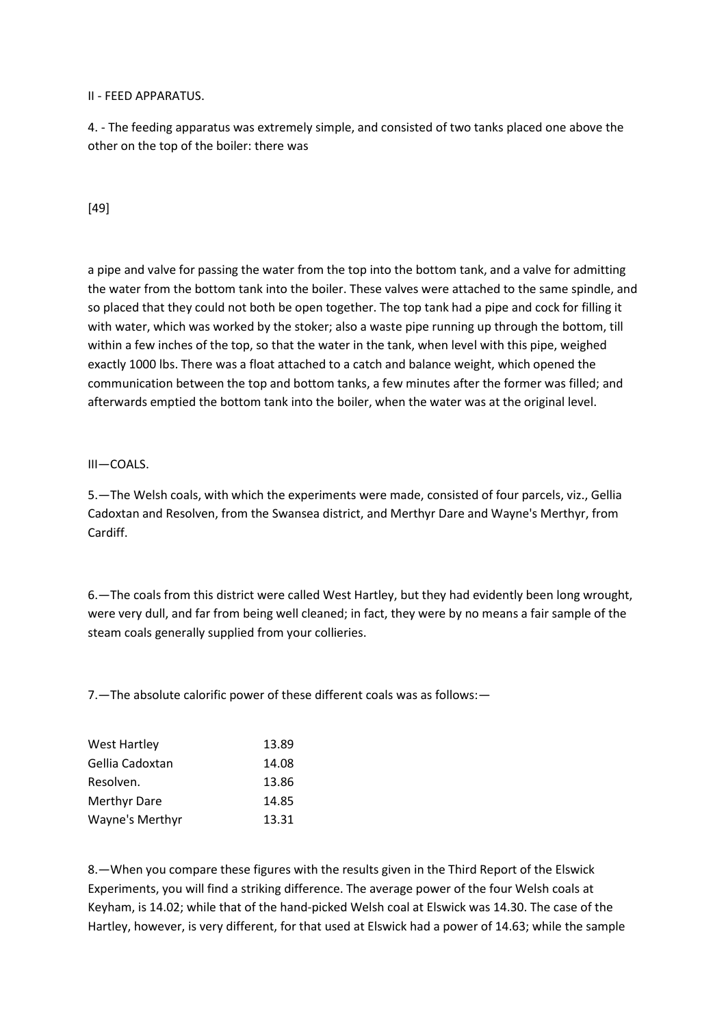## II - FEED APPARATUS.

4. - The feeding apparatus was extremely simple, and consisted of two tanks placed one above the other on the top of the boiler: there was

[49]

a pipe and valve for passing the water from the top into the bottom tank, and a valve for admitting the water from the bottom tank into the boiler. These valves were attached to the same spindle, and so placed that they could not both be open together. The top tank had a pipe and cock for filling it with water, which was worked by the stoker; also a waste pipe running up through the bottom, till within a few inches of the top, so that the water in the tank, when level with this pipe, weighed exactly 1000 lbs. There was a float attached to a catch and balance weight, which opened the communication between the top and bottom tanks, a few minutes after the former was filled; and afterwards emptied the bottom tank into the boiler, when the water was at the original level.

## III—COALS.

5.—The Welsh coals, with which the experiments were made, consisted of four parcels, viz., Gellia Cadoxtan and Resolven, from the Swansea district, and Merthyr Dare and Wayne's Merthyr, from Cardiff.

6.—The coals from this district were called West Hartley, but they had evidently been long wrought, were very dull, and far from being well cleaned; in fact, they were by no means a fair sample of the steam coals generally supplied from your collieries.

7.—The absolute calorific power of these different coals was as follows:—

| | |
|---|---|
| West Hartley | 13.89 |
| Gellia Cadoxtan | 14.08 |
| Resolven. | 13.86 |
| Merthyr Dare | 14.85 |
| Wayne's Merthyr | 13.31 |

8.—When you compare these figures with the results given in the Third Report of the Elswick Experiments, you will find a striking difference. The average power of the four Welsh coals at Keyham, is 14.02; while that of the hand-picked Welsh coal at Elswick was 14.30. The case of the Hartley, however, is very different, for that used at Elswick had a power of 14.63; while the sample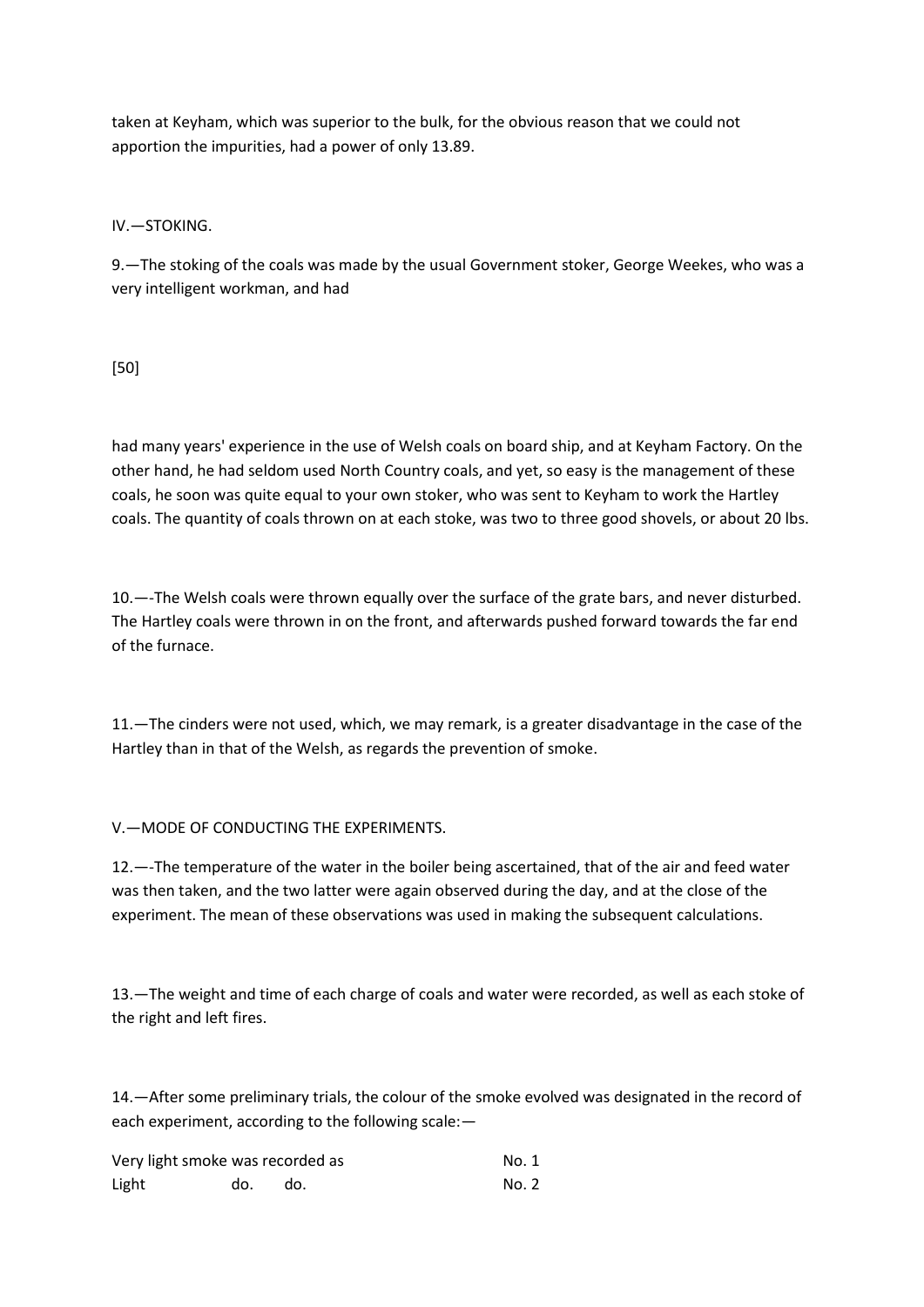taken at Keyham, which was superior to the bulk, for the obvious reason that we could not apportion the impurities, had a power of only 13.89.

## IV.—STOKING.

9.—The stoking of the coals was made by the usual Government stoker, George Weekes, who was a very intelligent workman, and had

[50]

had many years' experience in the use of Welsh coals on board ship, and at Keyham Factory. On the other hand, he had seldom used North Country coals, and yet, so easy is the management of these coals, he soon was quite equal to your own stoker, who was sent to Keyham to work the Hartley coals. The quantity of coals thrown on at each stoke, was two to three good shovels, or about 20 lbs.

10.—-The Welsh coals were thrown equally over the surface of the grate bars, and never disturbed. The Hartley coals were thrown in on the front, and afterwards pushed forward towards the far end of the furnace.

11.—The cinders were not used, which, we may remark, is a greater disadvantage in the case of the Hartley than in that of the Welsh, as regards the prevention of smoke.

## V.—MODE OF CONDUCTING THE EXPERIMENTS.

12.—-The temperature of the water in the boiler being ascertained, that of the air and feed water was then taken, and the two latter were again observed during the day, and at the close of the experiment. The mean of these observations was used in making the subsequent calculations.

13.—The weight and time of each charge of coals and water were recorded, as well as each stoke of the right and left fires.

14.—After some preliminary trials, the colour of the smoke evolved was designated in the record of each experiment, according to the following scale:—

| | | | |
|---|---|---|---|
| Very light smoke was recorded as | | | No. 1 |
| Light | do. | do. | No. 2 |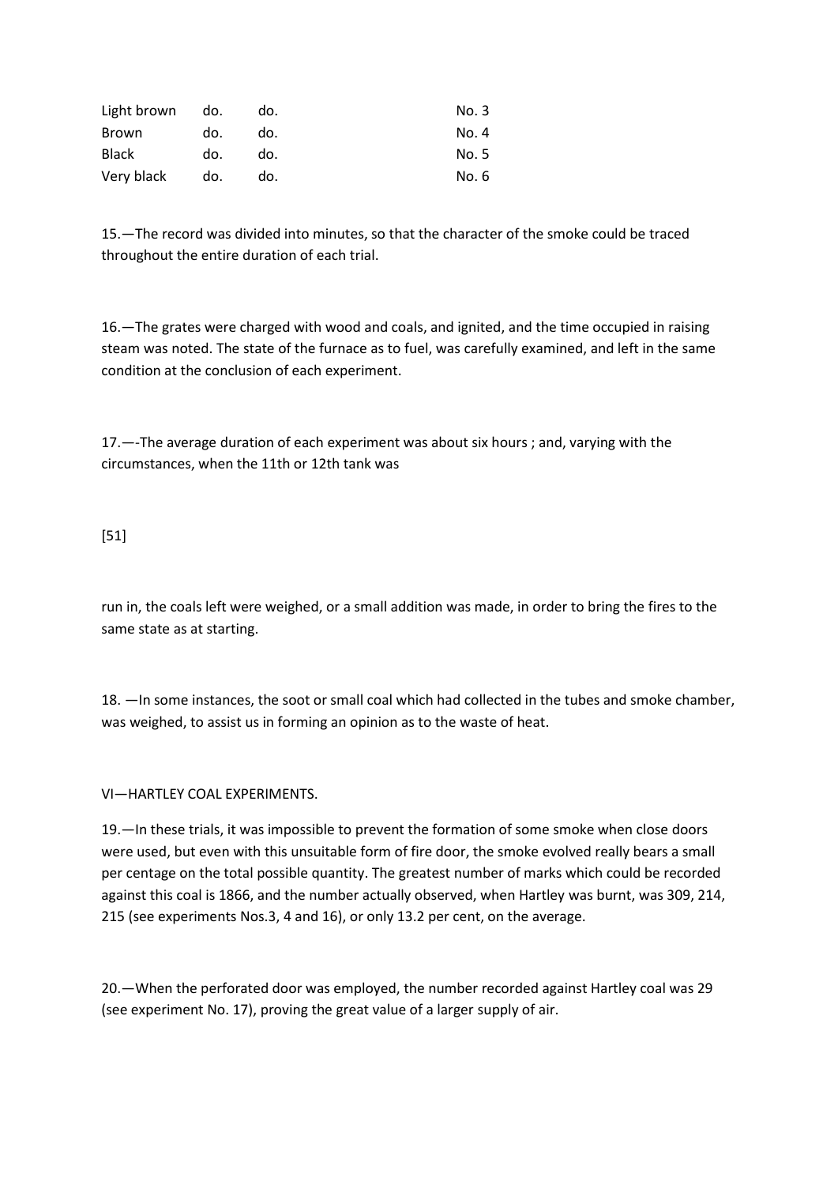| | | | |
|---|---|---|---|
| Light brown | do. | do. | No. 3 |
| Brown | do. | do. | No. 4 |
| Black | do. | do. | No. 5 |
| Very black | do. | do. | No. 6 |

15.—The record was divided into minutes, so that the character of the smoke could be traced throughout the entire duration of each trial.

16.—The grates were charged with wood and coals, and ignited, and the time occupied in raising steam was noted. The state of the furnace as to fuel, was carefully examined, and left in the same condition at the conclusion of each experiment.

17.—-The average duration of each experiment was about six hours ; and, varying with the circumstances, when the 11th or 12th tank was

[51]

run in, the coals left were weighed, or a small addition was made, in order to bring the fires to the same state as at starting.

18. —In some instances, the soot or small coal which had collected in the tubes and smoke chamber, was weighed, to assist us in forming an opinion as to the waste of heat.

## VI—HARTLEY COAL EXPERIMENTS.

19.—In these trials, it was impossible to prevent the formation of some smoke when close doors were used, but even with this unsuitable form of fire door, the smoke evolved really bears a small per centage on the total possible quantity. The greatest number of marks which could be recorded against this coal is 1866, and the number actually observed, when Hartley was burnt, was 309, 214, 215 (see experiments Nos.3, 4 and 16), or only 13.2 per cent, on the average.

20.—When the perforated door was employed, the number recorded against Hartley coal was 29 (see experiment No. 17), proving the great value of a larger supply of air.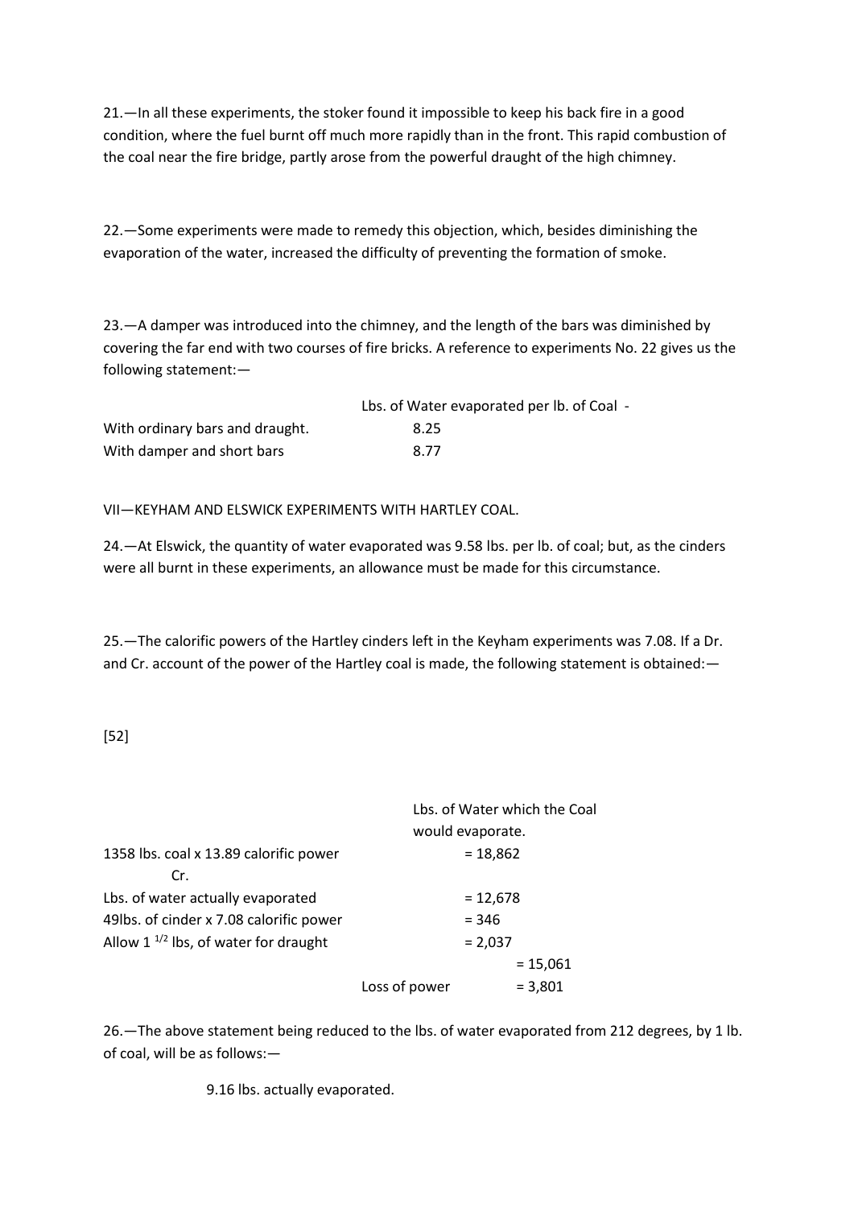21.—In all these experiments, the stoker found it impossible to keep his back fire in a good condition, where the fuel burnt off much more rapidly than in the front. This rapid combustion of the coal near the fire bridge, partly arose from the powerful draught of the high chimney.

22.—Some experiments were made to remedy this objection, which, besides diminishing the evaporation of the water, increased the difficulty of preventing the formation of smoke.

23.—A damper was introduced into the chimney, and the length of the bars was diminished by covering the far end with two courses of fire bricks. A reference to experiments No. 22 gives us the following statement:—

| | Lbs. of Water evaporated per lb. of Coal - |
|---|---|
| With ordinary bars and draught. | 8.25 |
| With damper and short bars | 8.77 |

VII—KEYHAM AND ELSWICK EXPERIMENTS WITH HARTLEY COAL.

24.—At Elswick, the quantity of water evaporated was 9.58 lbs. per lb. of coal; but, as the cinders were all burnt in these experiments, an allowance must be made for this circumstance.

25.—The calorific powers of the Hartley cinders left in the Keyham experiments was 7.08. If a Dr. and Cr. account of the power of the Hartley coal is made, the following statement is obtained:—

[52]

| | Lbs. of Water which the Coal would evaporate. | |
|---|---|---|
| 1358 lbs. coal x 13.89 calorific power | = 18,862 | |
| Cr. | | |
| Lbs. of water actually evaporated | = 12,678 | |
| 49lbs. of cinder x 7.08 calorific power | = 346 | |
| Allow $1\ ^{1/2}$ lbs, of water for draught | = 2,037 | |
| | | = 15,061 |
| Loss of power | | = 3,801 |

26.—The above statement being reduced to the lbs. of water evaporated from 212 degrees, by 1 lb. of coal, will be as follows:—

9.16 lbs. actually evaporated.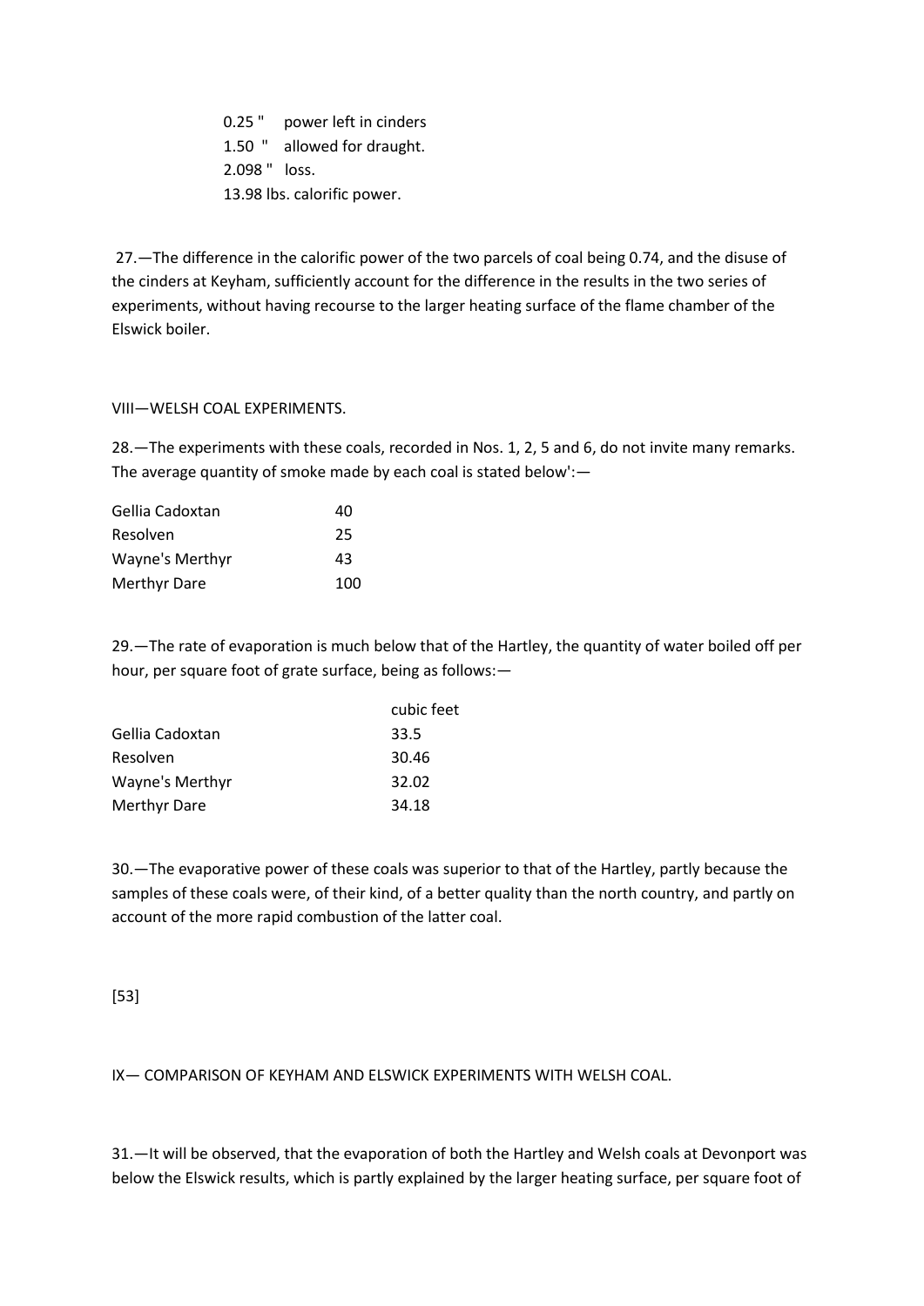0.25 "  power left in cinders
1.50 "  allowed for draught.
2.098 "  loss.
13.98 lbs. calorific power.

27.—The difference in the calorific power of the two parcels of coal being 0.74, and the disuse of the cinders at Keyham, sufficiently account for the difference in the results in the two series of experiments, without having recourse to the larger heating surface of the flame chamber of the Elswick boiler.

## VIII—WELSH COAL EXPERIMENTS.

28.—The experiments with these coals, recorded in Nos. 1, 2, 5 and 6, do not invite many remarks. The average quantity of smoke made by each coal is stated below':—

| | |
|---|---|
| Gellia Cadoxtan | 40 |
| Resolven | 25 |
| Wayne's Merthyr | 43 |
| Merthyr Dare | 100 |

29.—The rate of evaporation is much below that of the Hartley, the quantity of water boiled off per hour, per square foot of grate surface, being as follows:—

| | cubic feet |
|---|---|
| Gellia Cadoxtan | 33.5 |
| Resolven | 30.46 |
| Wayne's Merthyr | 32.02 |
| Merthyr Dare | 34.18 |

30.—The evaporative power of these coals was superior to that of the Hartley, partly because the samples of these coals were, of their kind, of a better quality than the north country, and partly on account of the more rapid combustion of the latter coal.

[53]

## IX— COMPARISON OF KEYHAM AND ELSWICK EXPERIMENTS WITH WELSH COAL.

31.—It will be observed, that the evaporation of both the Hartley and Welsh coals at Devonport was below the Elswick results, which is partly explained by the larger heating surface, per square foot of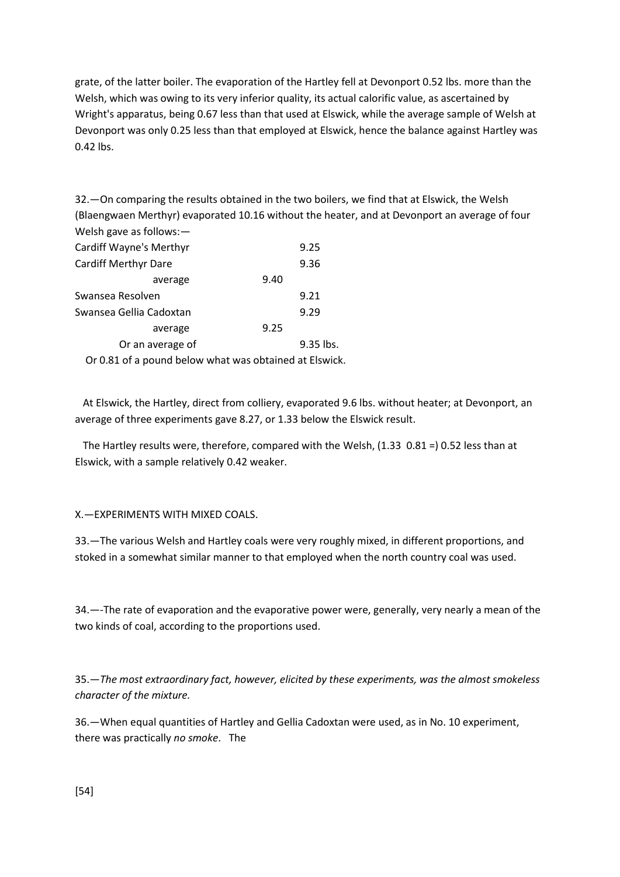grate, of the latter boiler. The evaporation of the Hartley fell at Devonport 0.52 lbs. more than the Welsh, which was owing to its very inferior quality, its actual calorific value, as ascertained by Wright's apparatus, being 0.67 less than that used at Elswick, while the average sample of Welsh at Devonport was only 0.25 less than that employed at Elswick, hence the balance against Hartley was 0.42 lbs.

32.—On comparing the results obtained in the two boilers, we find that at Elswick, the Welsh (Blaengwaen Merthyr) evaporated 10.16 without the heater, and at Devonport an average of four Welsh gave as follows:—

| | | |
|---|---|---|
| Cardiff Wayne's Merthyr | | 9.25 |
| Cardiff Merthyr Dare | | 9.36 |
| average | 9.40 | |
| Swansea Resolven | | 9.21 |
| Swansea Gellia Cadoxtan | | 9.29 |
| average | 9.25 | |
| Or an average of | | 9.35 lbs. |

Or 0.81 of a pound below what was obtained at Elswick.

At Elswick, the Hartley, direct from colliery, evaporated 9.6 lbs. without heater; at Devonport, an average of three experiments gave 8.27, or 1.33 below the Elswick result.

The Hartley results were, therefore, compared with the Welsh, (1.33 0.81 =) 0.52 less than at Elswick, with a sample relatively 0.42 weaker.

## X.—EXPERIMENTS WITH MIXED COALS.

33.—The various Welsh and Hartley coals were very roughly mixed, in different proportions, and stoked in a somewhat similar manner to that employed when the north country coal was used.

34.—-The rate of evaporation and the evaporative power were, generally, very nearly a mean of the two kinds of coal, according to the proportions used.

35.—*The most extraordinary fact, however, elicited by these experiments, was the almost smokeless character of the mixture.*

36.—When equal quantities of Hartley and Gellia Cadoxtan were used, as in No. 10 experiment, there was practically *no smoke*. The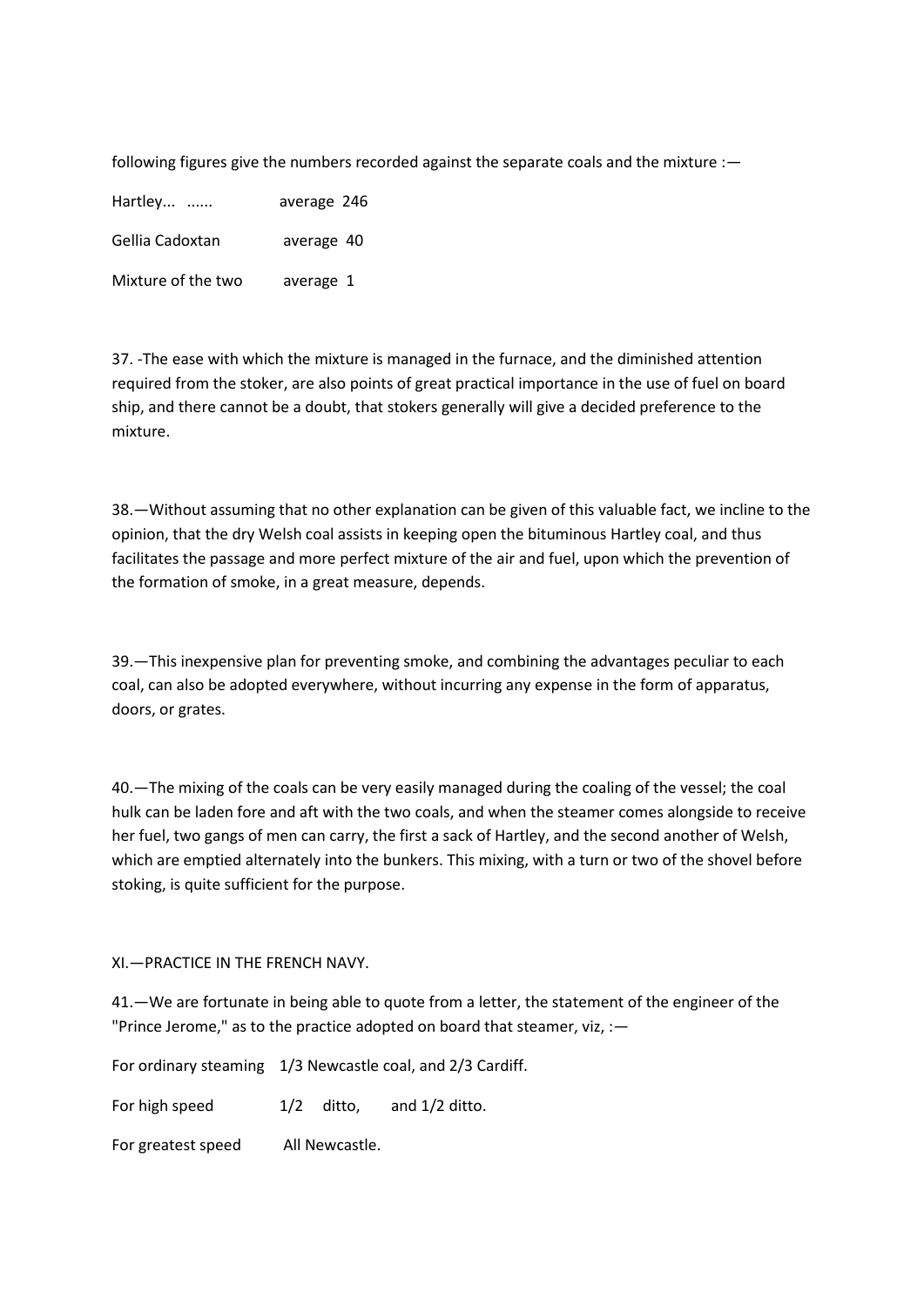following figures give the numbers recorded against the separate coals and the mixture :—

| | |
|---|---|
| Hartley... ...... | average 246 |
| Gellia Cadoxtan | average 40 |
| Mixture of the two | average 1 |

37. -The ease with which the mixture is managed in the furnace, and the diminished attention required from the stoker, are also points of great practical importance in the use of fuel on board ship, and there cannot be a doubt, that stokers generally will give a decided preference to the mixture.

38.—Without assuming that no other explanation can be given of this valuable fact, we incline to the opinion, that the dry Welsh coal assists in keeping open the bituminous Hartley coal, and thus facilitates the passage and more perfect mixture of the air and fuel, upon which the prevention of the formation of smoke, in a great measure, depends.

39.—This inexpensive plan for preventing smoke, and combining the advantages peculiar to each coal, can also be adopted everywhere, without incurring any expense in the form of apparatus, doors, or grates.

40.—The mixing of the coals can be very easily managed during the coaling of the vessel; the coal hulk can be laden fore and aft with the two coals, and when the steamer comes alongside to receive her fuel, two gangs of men can carry, the first a sack of Hartley, and the second another of Welsh, which are emptied alternately into the bunkers. This mixing, with a turn or two of the shovel before stoking, is quite sufficient for the purpose.

## XI.—PRACTICE IN THE FRENCH NAVY.

41.—We are fortunate in being able to quote from a letter, the statement of the engineer of the "Prince Jerome," as to the practice adopted on board that steamer, viz, :—

| | |
|---|---|
| For ordinary steaming | 1/3 Newcastle coal, and 2/3 Cardiff. |
| For high speed | 1/2 ditto, and 1/2 ditto. |
| For greatest speed | All Newcastle. |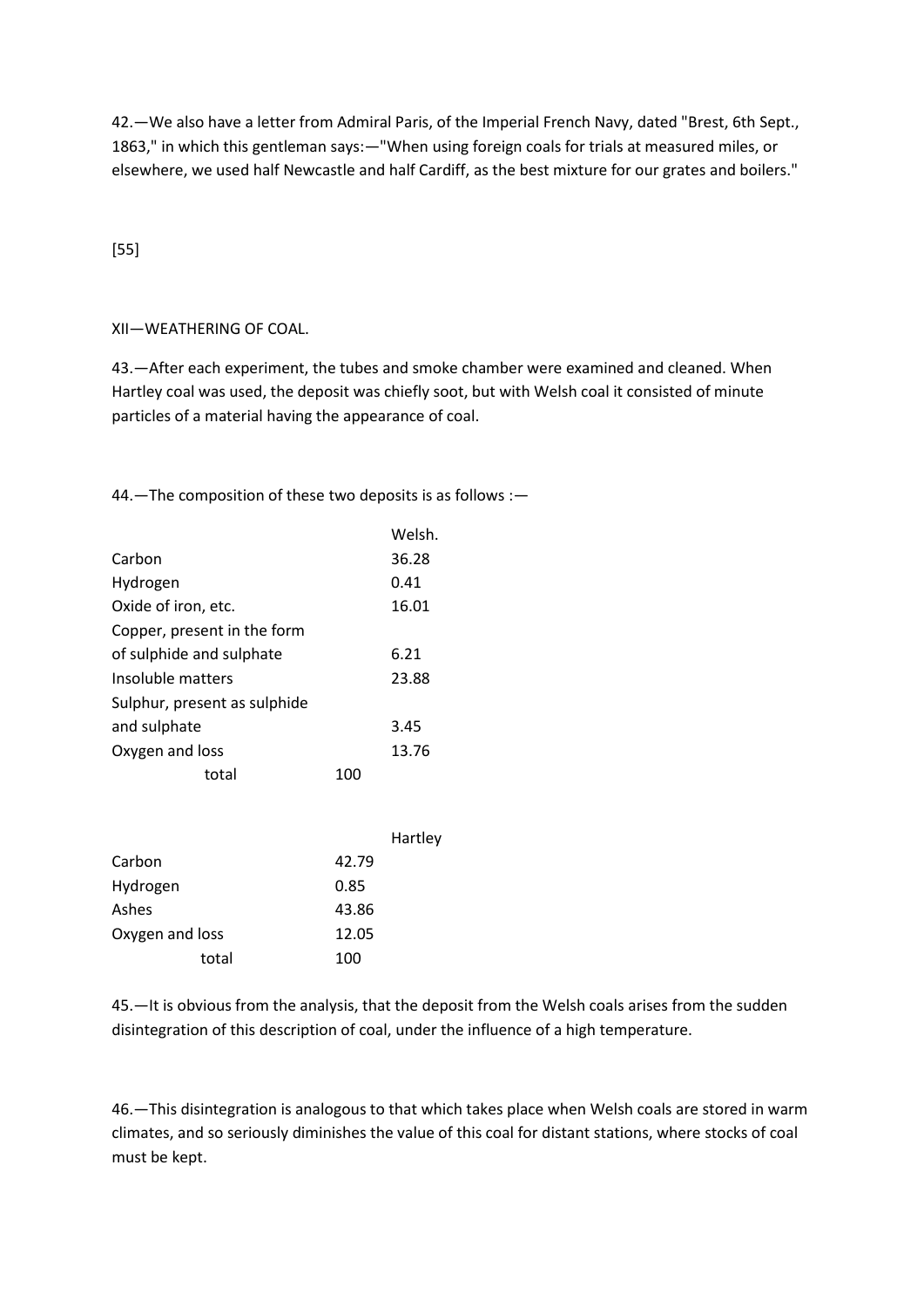42.—We also have a letter from Admiral Paris, of the Imperial French Navy, dated "Brest, 6th Sept., 1863," in which this gentleman says:—"When using foreign coals for trials at measured miles, or elsewhere, we used half Newcastle and half Cardiff, as the best mixture for our grates and boilers."

[55]

## XII—WEATHERING OF COAL.

43.—After each experiment, the tubes and smoke chamber were examined and cleaned. When Hartley coal was used, the deposit was chiefly soot, but with Welsh coal it consisted of minute particles of a material having the appearance of coal.

44.—The composition of these two deposits is as follows :—

| | | Welsh. |
|---|---|---|
| Carbon | | 36.28 |
| Hydrogen | | 0.41 |
| Oxide of iron, etc. | | 16.01 |
| Copper, present in the form of sulphide and sulphate | | 6.21 |
| Insoluble matters | | 23.88 |
| Sulphur, present as sulphide and sulphate | | 3.45 |
| Oxygen and loss | | 13.76 |
| total | 100 | |

| | | Hartley |
|---|---|---|
| Carbon | 42.79 | |
| Hydrogen | 0.85 | |
| Ashes | 43.86 | |
| Oxygen and loss | 12.05 | |
| total | 100 | |

45.—It is obvious from the analysis, that the deposit from the Welsh coals arises from the sudden disintegration of this description of coal, under the influence of a high temperature.

46.—This disintegration is analogous to that which takes place when Welsh coals are stored in warm climates, and so seriously diminishes the value of this coal for distant stations, where stocks of coal must be kept.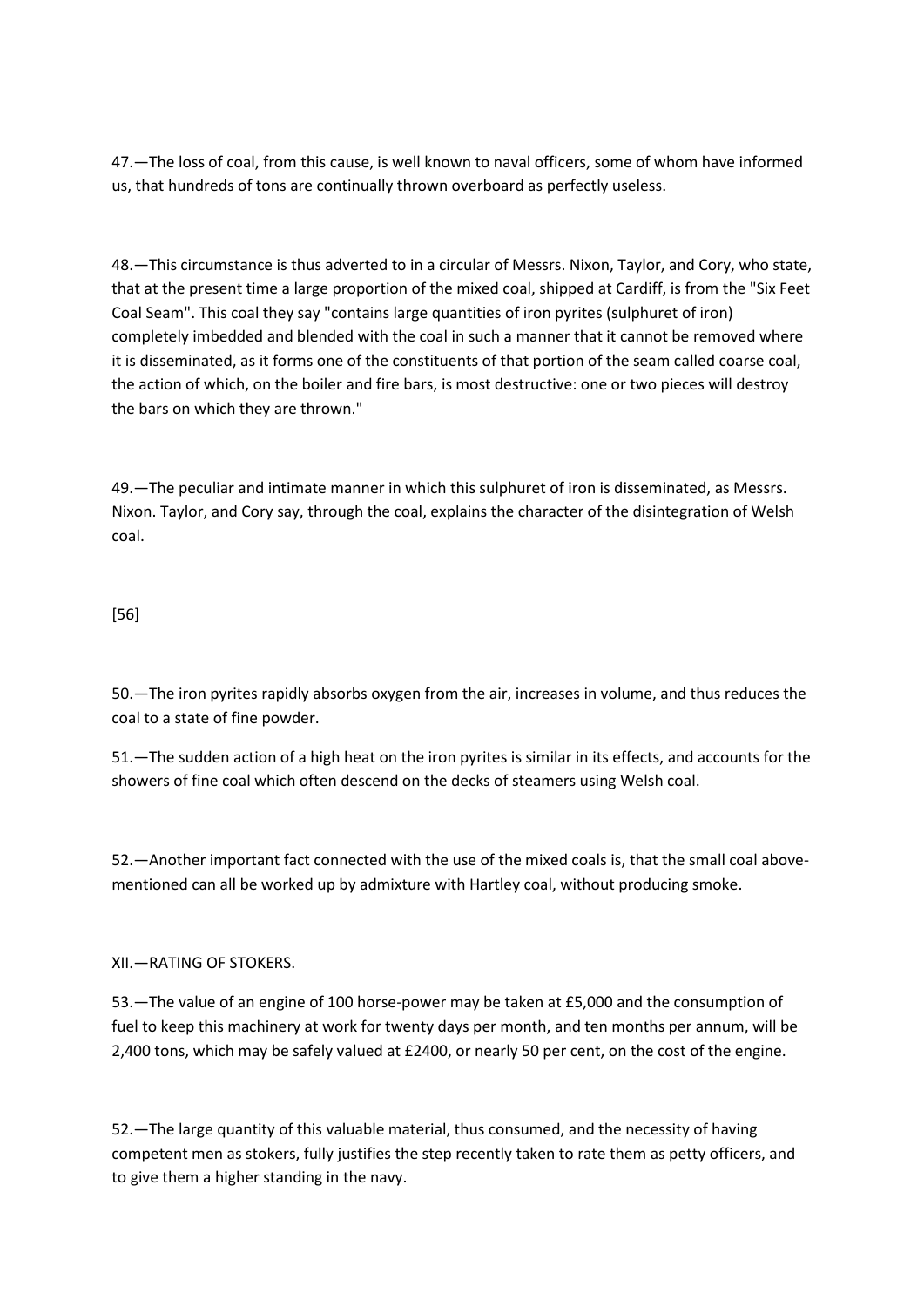47.—The loss of coal, from this cause, is well known to naval officers, some of whom have informed us, that hundreds of tons are continually thrown overboard as perfectly useless.

48.—This circumstance is thus adverted to in a circular of Messrs. Nixon, Taylor, and Cory, who state, that at the present time a large proportion of the mixed coal, shipped at Cardiff, is from the "Six Feet Coal Seam". This coal they say "contains large quantities of iron pyrites (sulphuret of iron) completely imbedded and blended with the coal in such a manner that it cannot be removed where it is disseminated, as it forms one of the constituents of that portion of the seam called coarse coal, the action of which, on the boiler and fire bars, is most destructive: one or two pieces will destroy the bars on which they are thrown."

49.—The peculiar and intimate manner in which this sulphuret of iron is disseminated, as Messrs. Nixon. Taylor, and Cory say, through the coal, explains the character of the disintegration of Welsh coal.

[56]

50.—The iron pyrites rapidly absorbs oxygen from the air, increases in volume, and thus reduces the coal to a state of fine powder.

51.—The sudden action of a high heat on the iron pyrites is similar in its effects, and accounts for the showers of fine coal which often descend on the decks of steamers using Welsh coal.

52.—Another important fact connected with the use of the mixed coals is, that the small coal above-mentioned can all be worked up by admixture with Hartley coal, without producing smoke.

## XII.—RATING OF STOKERS.

53.—The value of an engine of 100 horse-power may be taken at £5,000 and the consumption of fuel to keep this machinery at work for twenty days per month, and ten months per annum, will be 2,400 tons, which may be safely valued at £2400, or nearly 50 per cent, on the cost of the engine.

52.—The large quantity of this valuable material, thus consumed, and the necessity of having competent men as stokers, fully justifies the step recently taken to rate them as petty officers, and to give them a higher standing in the navy.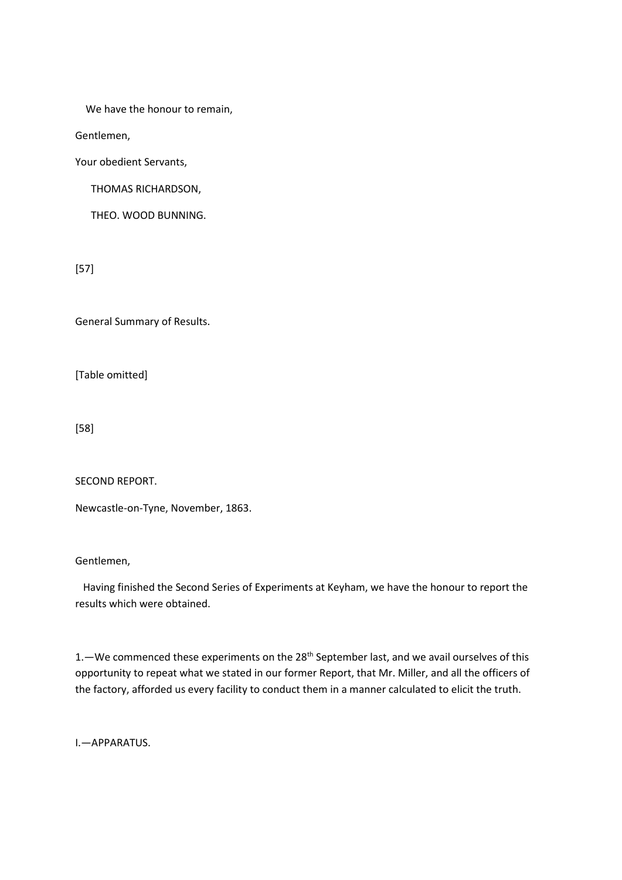We have the honour to remain,

Gentlemen,

Your obedient Servants,

THOMAS RICHARDSON,

THEO. WOOD BUNNING.

[57]

General Summary of Results.

[Table omitted]

[58]

SECOND REPORT.

Newcastle-on-Tyne, November, 1863.

Gentlemen,

Having finished the Second Series of Experiments at Keyham, we have the honour to report the results which were obtained.

1.—We commenced these experiments on the 28th September last, and we avail ourselves of this opportunity to repeat what we stated in our former Report, that Mr. Miller, and all the officers of the factory, afforded us every facility to conduct them in a manner calculated to elicit the truth.

I.—APPARATUS.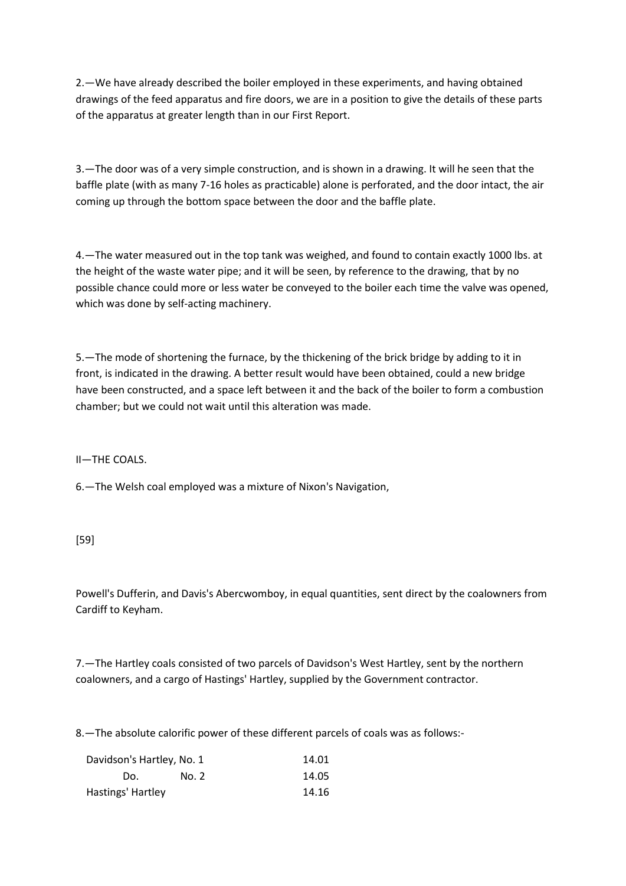2.—We have already described the boiler employed in these experiments, and having obtained drawings of the feed apparatus and fire doors, we are in a position to give the details of these parts of the apparatus at greater length than in our First Report.

3.—The door was of a very simple construction, and is shown in a drawing. It will he seen that the baffle plate (with as many 7-16 holes as practicable) alone is perforated, and the door intact, the air coming up through the bottom space between the door and the baffle plate.

4.—The water measured out in the top tank was weighed, and found to contain exactly 1000 lbs. at the height of the waste water pipe; and it will be seen, by reference to the drawing, that by no possible chance could more or less water be conveyed to the boiler each time the valve was opened, which was done by self-acting machinery.

5.—The mode of shortening the furnace, by the thickening of the brick bridge by adding to it in front, is indicated in the drawing. A better result would have been obtained, could a new bridge have been constructed, and a space left between it and the back of the boiler to form a combustion chamber; but we could not wait until this alteration was made.

## II—THE COALS.

6.—The Welsh coal employed was a mixture of Nixon's Navigation,

[59]

Powell's Dufferin, and Davis's Abercwomboy, in equal quantities, sent direct by the coalowners from Cardiff to Keyham.

7.—The Hartley coals consisted of two parcels of Davidson's West Hartley, sent by the northern coalowners, and a cargo of Hastings' Hartley, supplied by the Government contractor.

8.—The absolute calorific power of these different parcels of coals was as follows:-

| | |
|---|---|
| Davidson's Hartley, No. 1 | 14.01 |
| Do. No. 2 | 14.05 |
| Hastings' Hartley | 14.16 |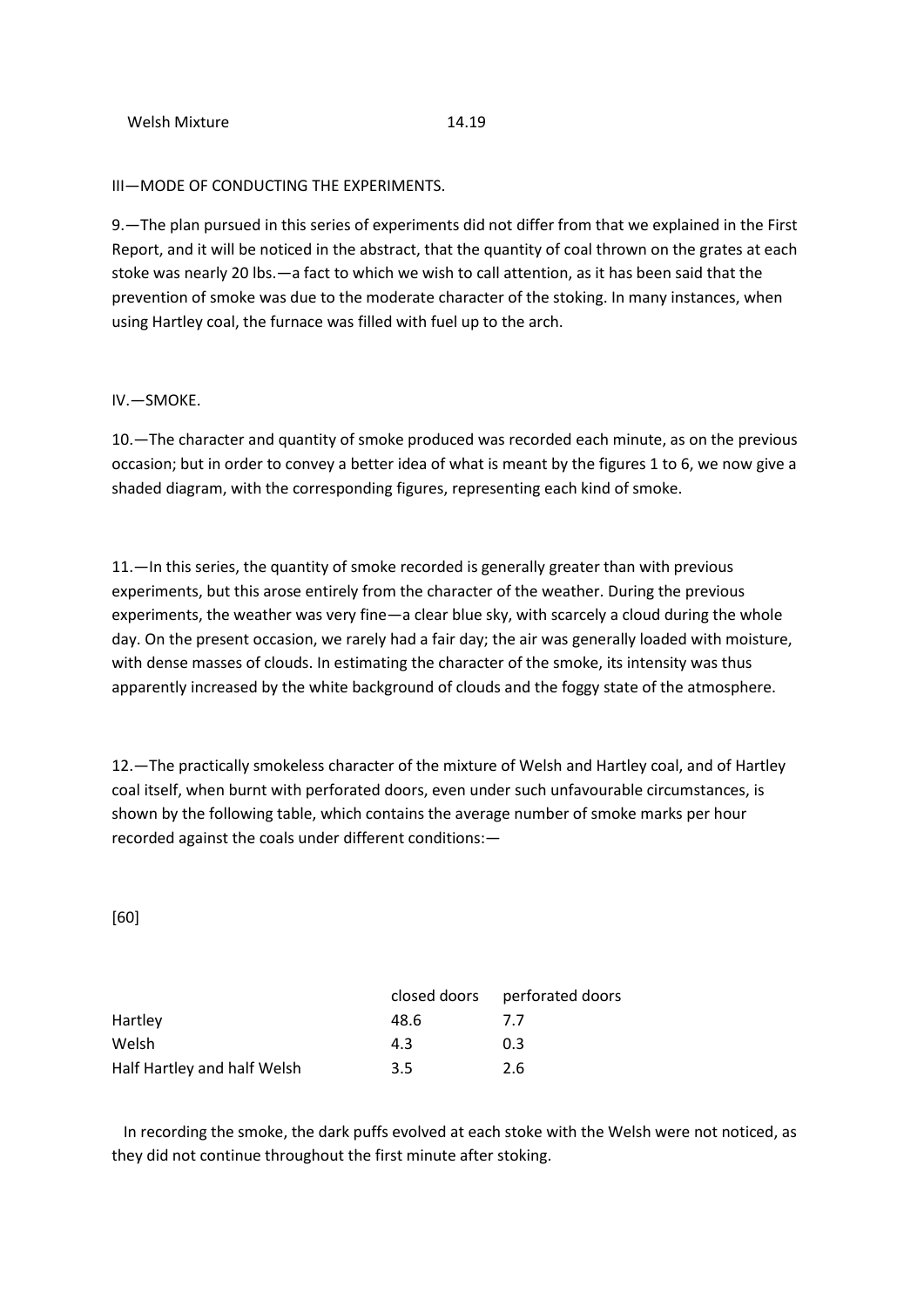| Welsh Mixture | 14.19 |
|---|---|

## III—MODE OF CONDUCTING THE EXPERIMENTS.

9.—The plan pursued in this series of experiments did not differ from that we explained in the First Report, and it will be noticed in the abstract, that the quantity of coal thrown on the grates at each stoke was nearly 20 lbs.—a fact to which we wish to call attention, as it has been said that the prevention of smoke was due to the moderate character of the stoking. In many instances, when using Hartley coal, the furnace was filled with fuel up to the arch.

## IV.—SMOKE.

10.—The character and quantity of smoke produced was recorded each minute, as on the previous occasion; but in order to convey a better idea of what is meant by the figures 1 to 6, we now give a shaded diagram, with the corresponding figures, representing each kind of smoke.

11.—In this series, the quantity of smoke recorded is generally greater than with previous experiments, but this arose entirely from the character of the weather. During the previous experiments, the weather was very fine—a clear blue sky, with scarcely a cloud during the whole day. On the present occasion, we rarely had a fair day; the air was generally loaded with moisture, with dense masses of clouds. In estimating the character of the smoke, its intensity was thus apparently increased by the white background of clouds and the foggy state of the atmosphere.

12.—The practically smokeless character of the mixture of Welsh and Hartley coal, and of Hartley coal itself, when burnt with perforated doors, even under such unfavourable circumstances, is shown by the following table, which contains the average number of smoke marks per hour recorded against the coals under different conditions:—

[60]

| | closed doors | perforated doors |
|---|---|---|
| Hartley | 48.6 | 7.7 |
| Welsh | 4.3 | 0.3 |
| Half Hartley and half Welsh | 3.5 | 2.6 |

In recording the smoke, the dark puffs evolved at each stoke with the Welsh were not noticed, as they did not continue throughout the first minute after stoking.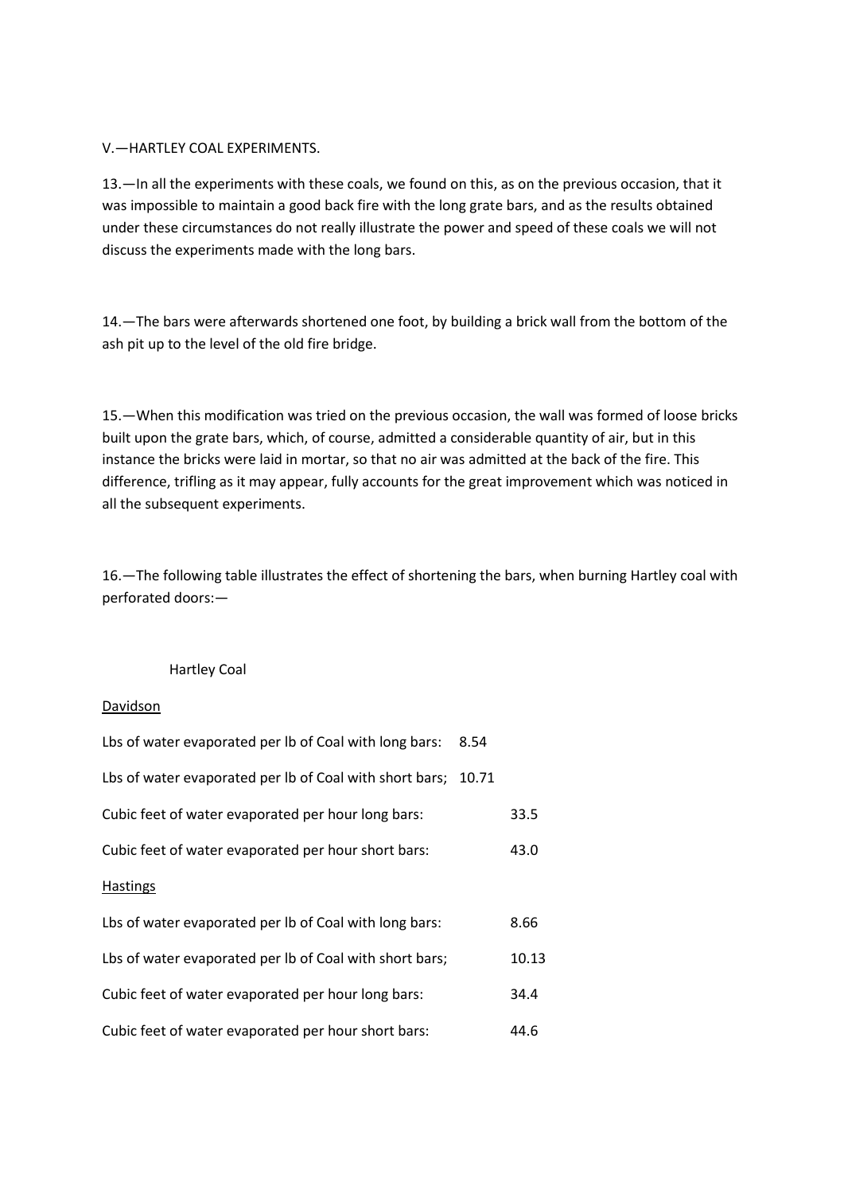V.—HARTLEY COAL EXPERIMENTS.

13.—In all the experiments with these coals, we found on this, as on the previous occasion, that it was impossible to maintain a good back fire with the long grate bars, and as the results obtained under these circumstances do not really illustrate the power and speed of these coals we will not discuss the experiments made with the long bars.

14.—The bars were afterwards shortened one foot, by building a brick wall from the bottom of the ash pit up to the level of the old fire bridge.

15.—When this modification was tried on the previous occasion, the wall was formed of loose bricks built upon the grate bars, which, of course, admitted a considerable quantity of air, but in this instance the bricks were laid in mortar, so that no air was admitted at the back of the fire. This difference, trifling as it may appear, fully accounts for the great improvement which was noticed in all the subsequent experiments.

16.—The following table illustrates the effect of shortening the bars, when burning Hartley coal with perforated doors:—

Hartley Coal

<u>Davidson</u>

| | |
|---|---|
| Lbs of water evaporated per lb of Coal with long bars: | 8.54 |
| Lbs of water evaporated per lb of Coal with short bars; | 10.71 |
| Cubic feet of water evaporated per hour long bars: | 33.5 |
| Cubic feet of water evaporated per hour short bars: | 43.0 |

<u>Hastings</u>

| | |
|---|---|
| Lbs of water evaporated per lb of Coal with long bars: | 8.66 |
| Lbs of water evaporated per lb of Coal with short bars; | 10.13 |
| Cubic feet of water evaporated per hour long bars: | 34.4 |
| Cubic feet of water evaporated per hour short bars: | 44.6 |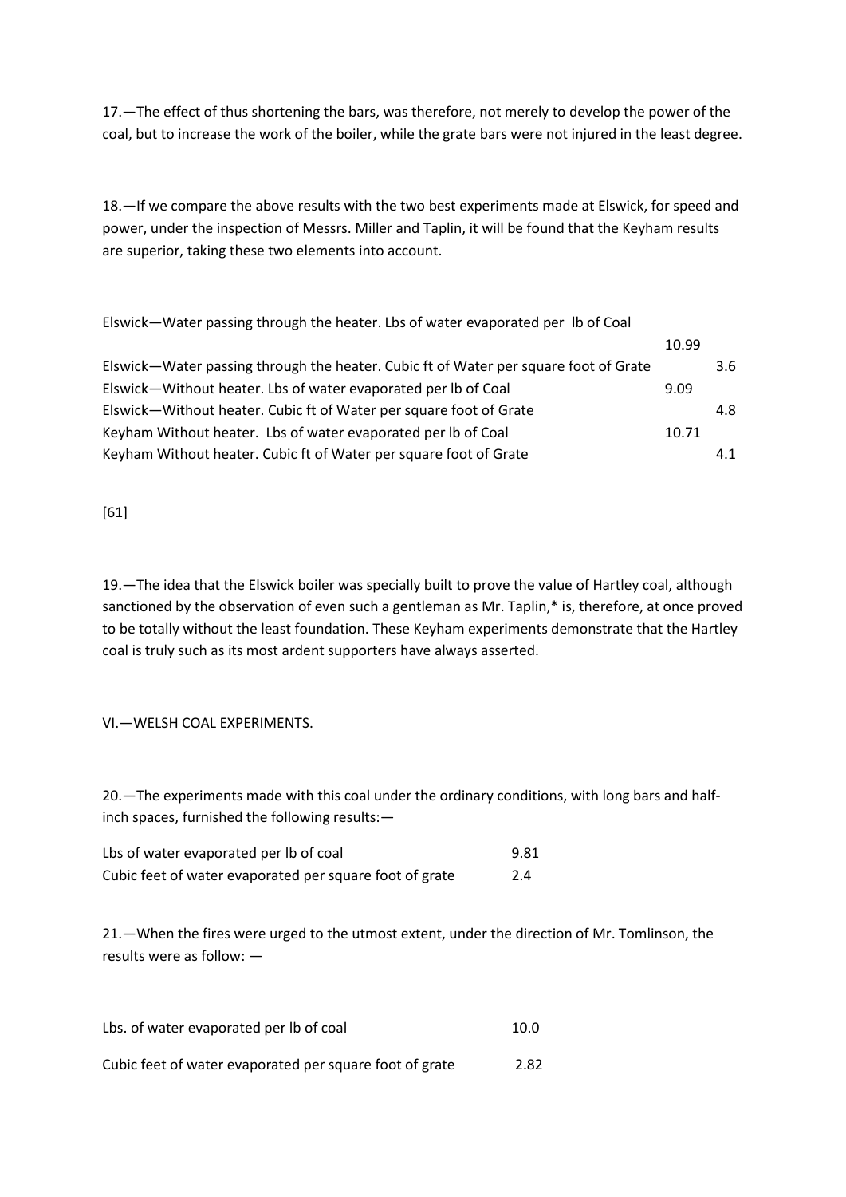17.—The effect of thus shortening the bars, was therefore, not merely to develop the power of the coal, but to increase the work of the boiler, while the grate bars were not injured in the least degree.

18.—If we compare the above results with the two best experiments made at Elswick, for speed and power, under the inspection of Messrs. Miller and Taplin, it will be found that the Keyham results are superior, taking these two elements into account.

| | | |
|---|---|---|
| Elswick—Water passing through the heater. Lbs of water evaporated per lb of Coal | 10.99 | |
| Elswick—Water passing through the heater. Cubic ft of Water per square foot of Grate | | 3.6 |
| Elswick—Without heater. Lbs of water evaporated per lb of Coal | 9.09 | |
| Elswick—Without heater. Cubic ft of Water per square foot of Grate | | 4.8 |
| Keyham Without heater. Lbs of water evaporated per lb of Coal | 10.71 | |
| Keyham Without heater. Cubic ft of Water per square foot of Grate | | 4.1 |

[61]

19.—The idea that the Elswick boiler was specially built to prove the value of Hartley coal, although sanctioned by the observation of even such a gentleman as Mr. Taplin,* is, therefore, at once proved to be totally without the least foundation. These Keyham experiments demonstrate that the Hartley coal is truly such as its most ardent supporters have always asserted.

## VI.—WELSH COAL EXPERIMENTS.

20.—The experiments made with this coal under the ordinary conditions, with long bars and half-inch spaces, furnished the following results:—

| | |
|---|---|
| Lbs of water evaporated per lb of coal | 9.81 |
| Cubic feet of water evaporated per square foot of grate | 2.4 |

21.—When the fires were urged to the utmost extent, under the direction of Mr. Tomlinson, the results were as follow: —

| | |
|---|---|
| Lbs. of water evaporated per lb of coal | 10.0 |
| Cubic feet of water evaporated per square foot of grate | 2.82 |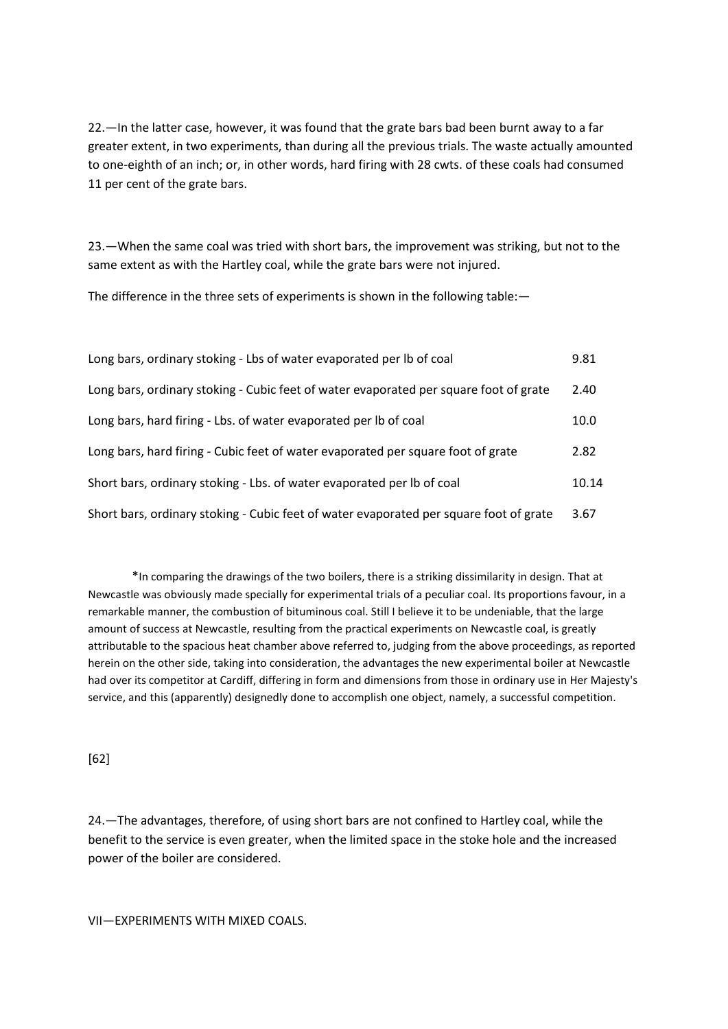22.—In the latter case, however, it was found that the grate bars bad been burnt away to a far greater extent, in two experiments, than during all the previous trials. The waste actually amounted to one-eighth of an inch; or, in other words, hard firing with 28 cwts. of these coals had consumed 11 per cent of the grate bars.

23.—When the same coal was tried with short bars, the improvement was striking, but not to the same extent as with the Hartley coal, while the grate bars were not injured.

The difference in the three sets of experiments is shown in the following table:—

| | |
|---|---|
| Long bars, ordinary stoking - Lbs of water evaporated per lb of coal | 9.81 |
| Long bars, ordinary stoking - Cubic feet of water evaporated per square foot of grate | 2.40 |
| Long bars, hard firing - Lbs. of water evaporated per lb of coal | 10.0 |
| Long bars, hard firing - Cubic feet of water evaporated per square foot of grate | 2.82 |
| Short bars, ordinary stoking - Lbs. of water evaporated per lb of coal | 10.14 |
| Short bars, ordinary stoking - Cubic feet of water evaporated per square foot of grate | 3.67 |

*In comparing the drawings of the two boilers, there is a striking dissimilarity in design. That at Newcastle was obviously made specially for experimental trials of a peculiar coal. Its proportions favour, in a remarkable manner, the combustion of bituminous coal. Still I believe it to be undeniable, that the large amount of success at Newcastle, resulting from the practical experiments on Newcastle coal, is greatly attributable to the spacious heat chamber above referred to, judging from the above proceedings, as reported herein on the other side, taking into consideration, the advantages the new experimental boiler at Newcastle had over its competitor at Cardiff, differing in form and dimensions from those in ordinary use in Her Majesty's service, and this (apparently) designedly done to accomplish one object, namely, a successful competition.

[62]

24.—The advantages, therefore, of using short bars are not confined to Hartley coal, while the benefit to the service is even greater, when the limited space in the stoke hole and the increased power of the boiler are considered.

## VII—EXPERIMENTS WITH MIXED COALS.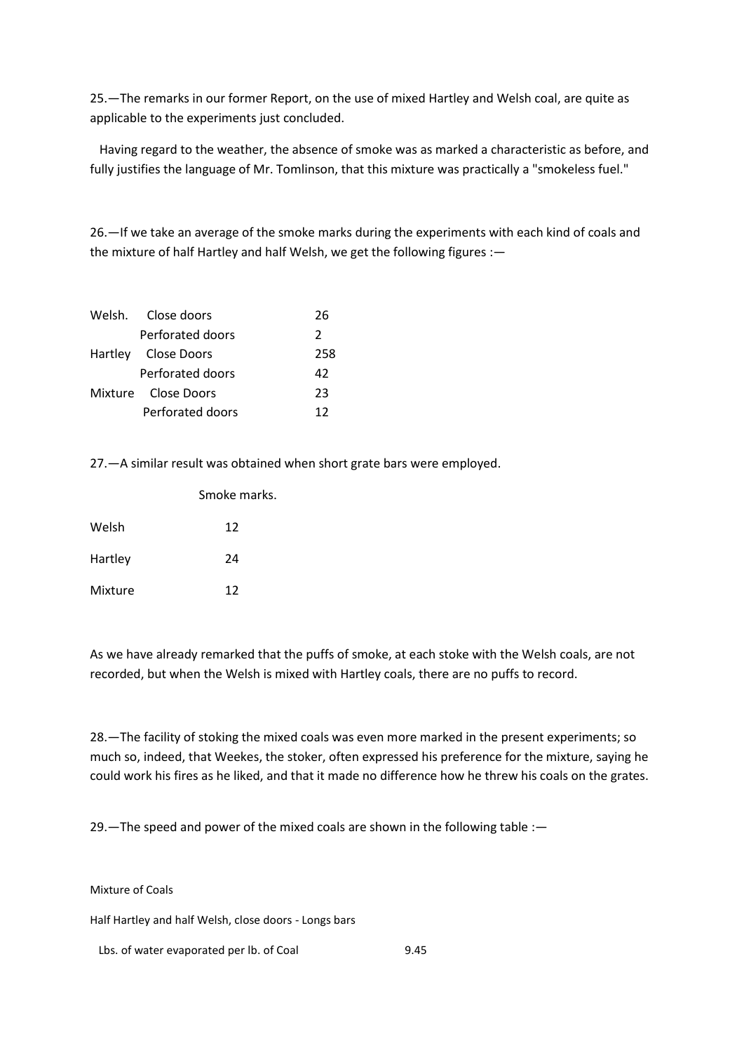25.—The remarks in our former Report, on the use of mixed Hartley and Welsh coal, are quite as applicable to the experiments just concluded.

Having regard to the weather, the absence of smoke was as marked a characteristic as before, and fully justifies the language of Mr. Tomlinson, that this mixture was practically a "smokeless fuel."

26.—If we take an average of the smoke marks during the experiments with each kind of coals and the mixture of half Hartley and half Welsh, we get the following figures :—

| | | |
|---|---|---|
| Welsh. | Close doors | 26 |
| | Perforated doors | 2 |
| Hartley | Close Doors | 258 |
| | Perforated doors | 42 |
| Mixture | Close Doors | 23 |
| | Perforated doors | 12 |

27.—A similar result was obtained when short grate bars were employed.

| | Smoke marks. |
|---|---|
| Welsh | 12 |
| Hartley | 24 |
| Mixture | 12 |

As we have already remarked that the puffs of smoke, at each stoke with the Welsh coals, are not recorded, but when the Welsh is mixed with Hartley coals, there are no puffs to record.

28.—The facility of stoking the mixed coals was even more marked in the present experiments; so much so, indeed, that Weekes, the stoker, often expressed his preference for the mixture, saying he could work his fires as he liked, and that it made no difference how he threw his coals on the grates.

29.—The speed and power of the mixed coals are shown in the following table :—

Mixture of Coals

Half Hartley and half Welsh, close doors - Longs bars

| | |
|---|---|
| Lbs. of water evaporated per lb. of Coal | 9.45 |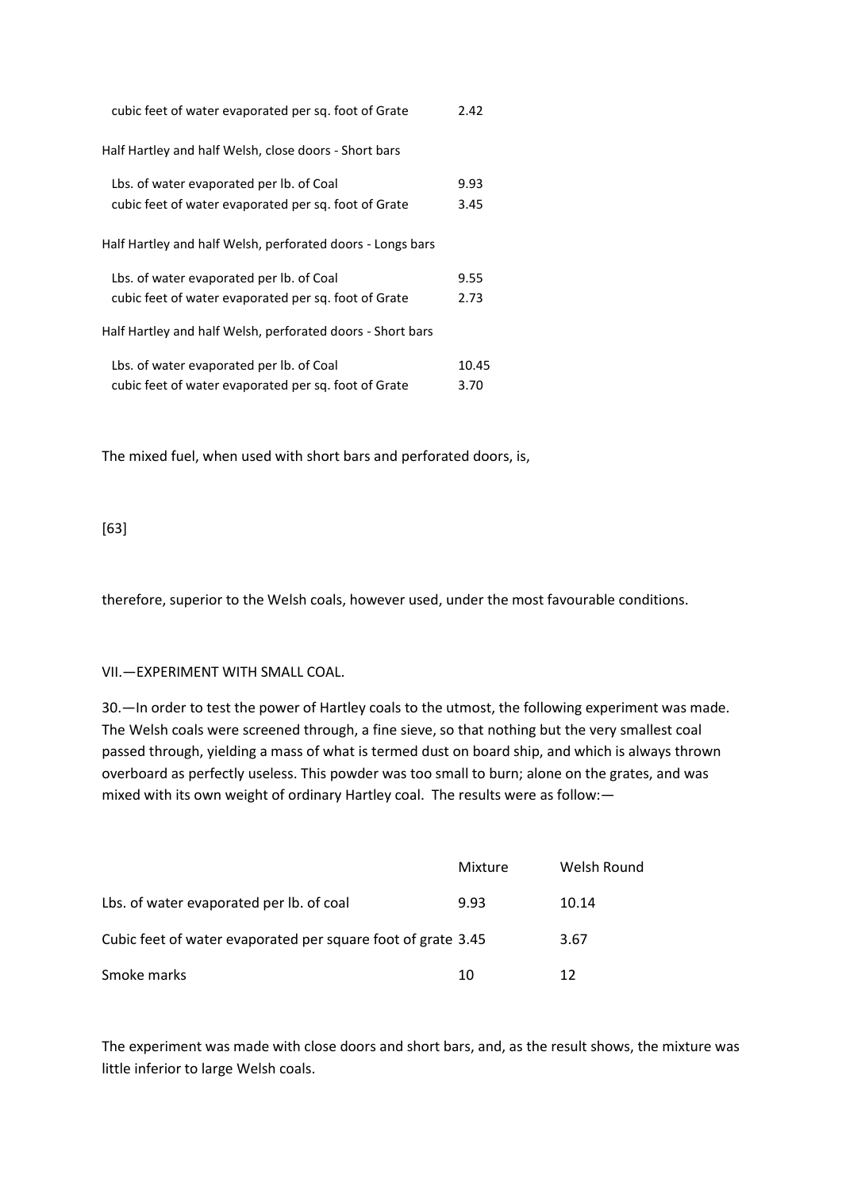| | |
|---|---|
| cubic feet of water evaporated per sq. foot of Grate | 2.42 |
| **Half Hartley and half Welsh, close doors - Short bars** | |
| Lbs. of water evaporated per lb. of Coal | 9.93 |
| cubic feet of water evaporated per sq. foot of Grate | 3.45 |
| **Half Hartley and half Welsh, perforated doors - Longs bars** | |
| Lbs. of water evaporated per lb. of Coal | 9.55 |
| cubic feet of water evaporated per sq. foot of Grate | 2.73 |
| **Half Hartley and half Welsh, perforated doors - Short bars** | |
| Lbs. of water evaporated per lb. of Coal | 10.45 |
| cubic feet of water evaporated per sq. foot of Grate | 3.70 |

The mixed fuel, when used with short bars and perforated doors, is,

[63]

therefore, superior to the Welsh coals, however used, under the most favourable conditions.

## VII.—EXPERIMENT WITH SMALL COAL.

30.—In order to test the power of Hartley coals to the utmost, the following experiment was made. The Welsh coals were screened through, a fine sieve, so that nothing but the very smallest coal passed through, yielding a mass of what is termed dust on board ship, and which is always thrown overboard as perfectly useless. This powder was too small to burn; alone on the grates, and was mixed with its own weight of ordinary Hartley coal. The results were as follow:—

| | Mixture | Welsh Round |
|---|---|---|
| Lbs. of water evaporated per lb. of coal | 9.93 | 10.14 |
| Cubic feet of water evaporated per square foot of grate | 3.45 | 3.67 |
| Smoke marks | 10 | 12 |

The experiment was made with close doors and short bars, and, as the result shows, the mixture was little inferior to large Welsh coals.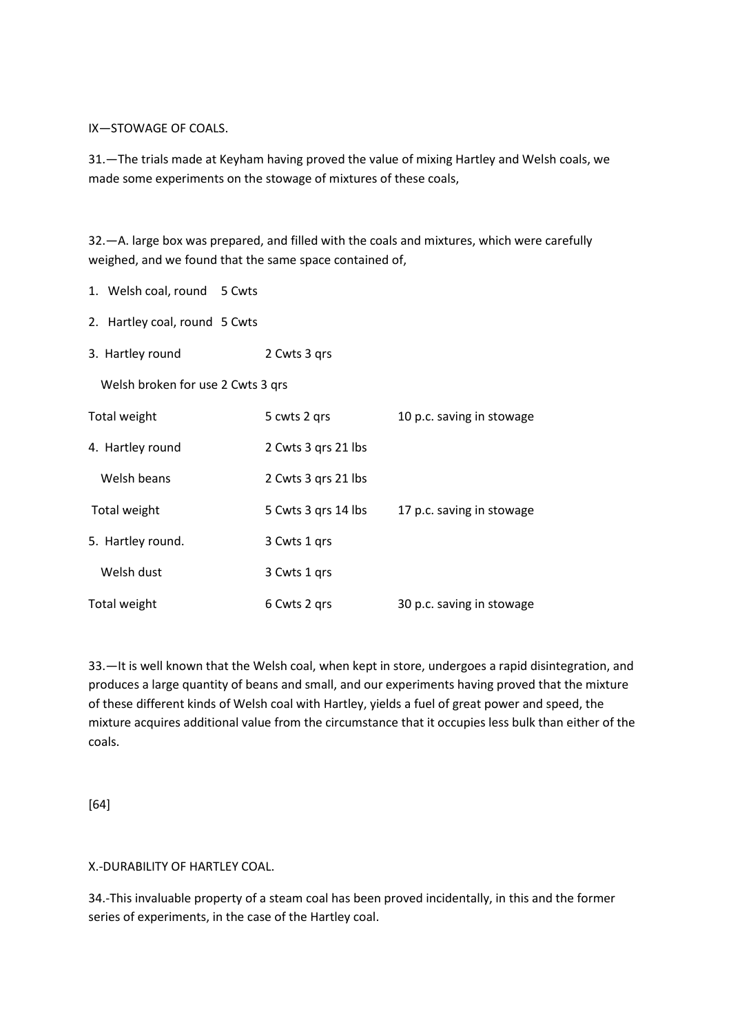IX—STOWAGE OF COALS.

31.—The trials made at Keyham having proved the value of mixing Hartley and Welsh coals, we made some experiments on the stowage of mixtures of these coals,

32.—A. large box was prepared, and filled with the coals and mixtures, which were carefully weighed, and we found that the same space contained of,

| | | |
|---|---|---|
| 1. Welsh coal, round 5 Cwts | | |
| 2. Hartley coal, round 5 Cwts | | |
| 3. Hartley round | 2 Cwts 3 qrs | |
| Welsh broken for use 2 Cwts 3 qrs | | |
| Total weight | 5 cwts 2 qrs | 10 p.c. saving in stowage |
| 4. Hartley round | 2 Cwts 3 qrs 21 lbs | |
| Welsh beans | 2 Cwts 3 qrs 21 lbs | |
| Total weight | 5 Cwts 3 qrs 14 lbs | 17 p.c. saving in stowage |
| 5. Hartley round. | 3 Cwts 1 qrs | |
| Welsh dust | 3 Cwts 1 qrs | |
| Total weight | 6 Cwts 2 qrs | 30 p.c. saving in stowage |

33.—It is well known that the Welsh coal, when kept in store, undergoes a rapid disintegration, and produces a large quantity of beans and small, and our experiments having proved that the mixture of these different kinds of Welsh coal with Hartley, yields a fuel of great power and speed, the mixture acquires additional value from the circumstance that it occupies less bulk than either of the coals.

[64]

X.-DURABILITY OF HARTLEY COAL.

34.-This invaluable property of a steam coal has been proved incidentally, in this and the former series of experiments, in the case of the Hartley coal.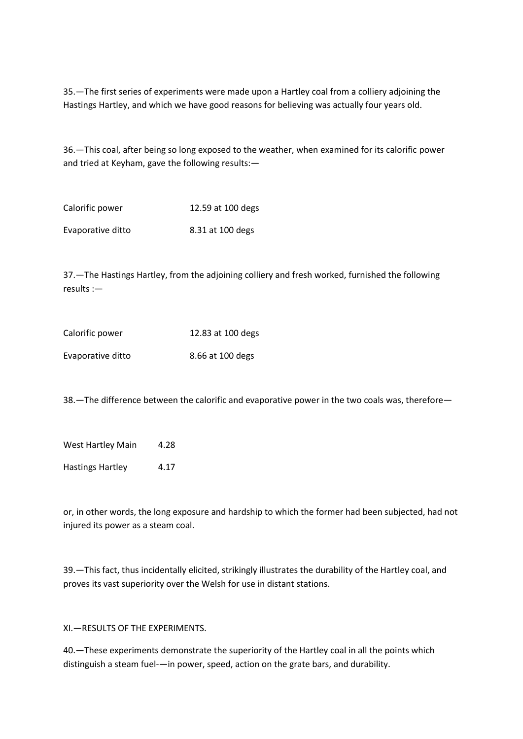35.—The first series of experiments were made upon a Hartley coal from a colliery adjoining the Hastings Hartley, and which we have good reasons for believing was actually four years old.

36.—This coal, after being so long exposed to the weather, when examined for its calorific power and tried at Keyham, gave the following results:—

| | |
|---|---|
| Calorific power | 12.59 at 100 degs |
| Evaporative ditto | 8.31 at 100 degs |

37.—The Hastings Hartley, from the adjoining colliery and fresh worked, furnished the following results :—

| | |
|---|---|
| Calorific power | 12.83 at 100 degs |
| Evaporative ditto | 8.66 at 100 degs |

38.—The difference between the calorific and evaporative power in the two coals was, therefore—

| | |
|---|---|
| West Hartley Main | 4.28 |
| Hastings Hartley | 4.17 |

or, in other words, the long exposure and hardship to which the former had been subjected, had not injured its power as a steam coal.

39.—This fact, thus incidentally elicited, strikingly illustrates the durability of the Hartley coal, and proves its vast superiority over the Welsh for use in distant stations.

## XI.—RESULTS OF THE EXPERIMENTS.

40.—These experiments demonstrate the superiority of the Hartley coal in all the points which distinguish a steam fuel-—in power, speed, action on the grate bars, and durability.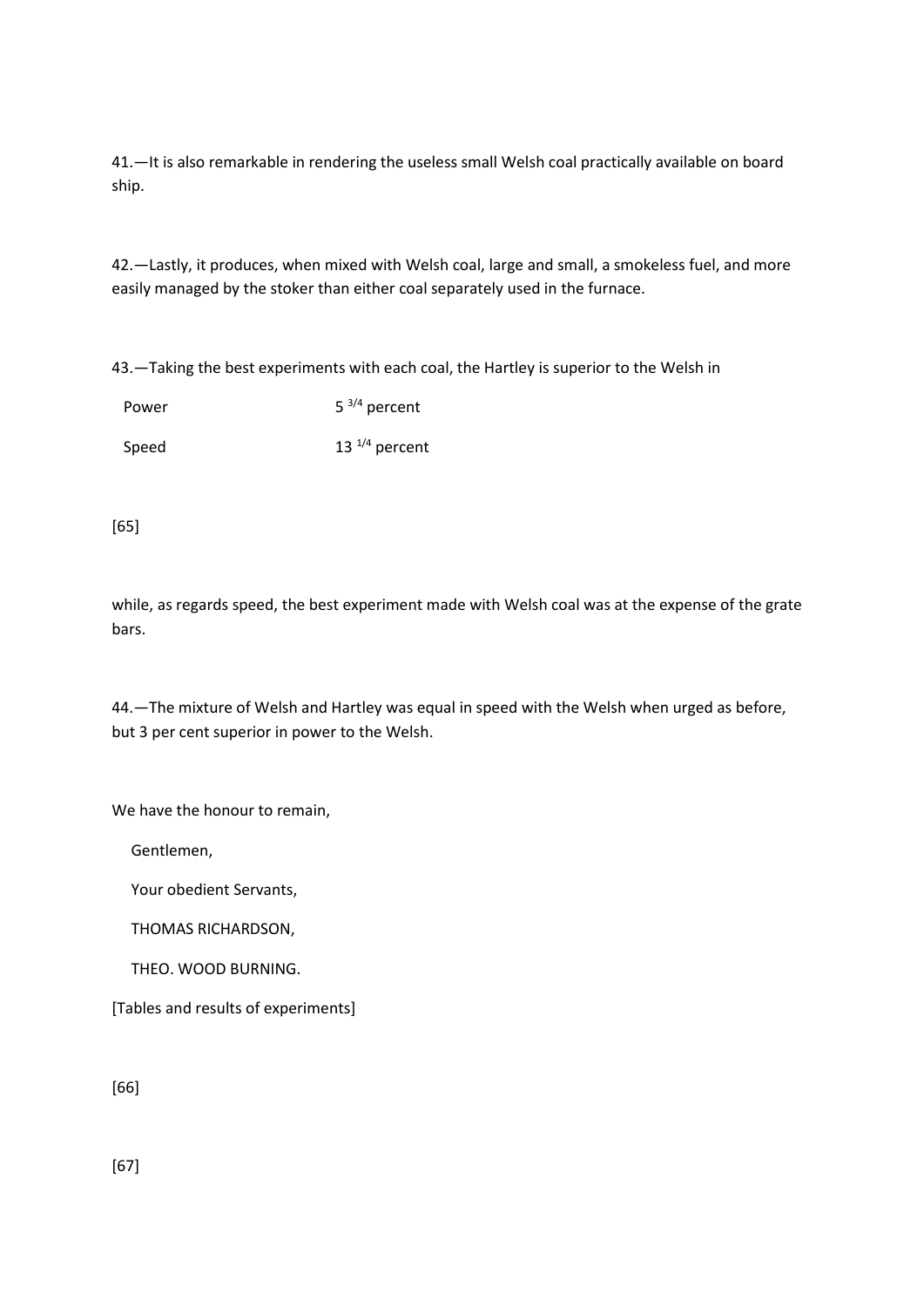41.—It is also remarkable in rendering the useless small Welsh coal practically available on board ship.

42.—Lastly, it produces, when mixed with Welsh coal, large and small, a smokeless fuel, and more easily managed by the stoker than either coal separately used in the furnace.

43.—Taking the best experiments with each coal, the Hartley is superior to the Welsh in

| | |
|---|---|
| Power | 5 3/4 percent |
| Speed | 13 1/4 percent |

[65]

while, as regards speed, the best experiment made with Welsh coal was at the expense of the grate bars.

44.—The mixture of Welsh and Hartley was equal in speed with the Welsh when urged as before, but 3 per cent superior in power to the Welsh.

We have the honour to remain,

Gentlemen,

Your obedient Servants,

THOMAS RICHARDSON,

THEO. WOOD BURNING.

[Tables and results of experiments]

[66]

[67]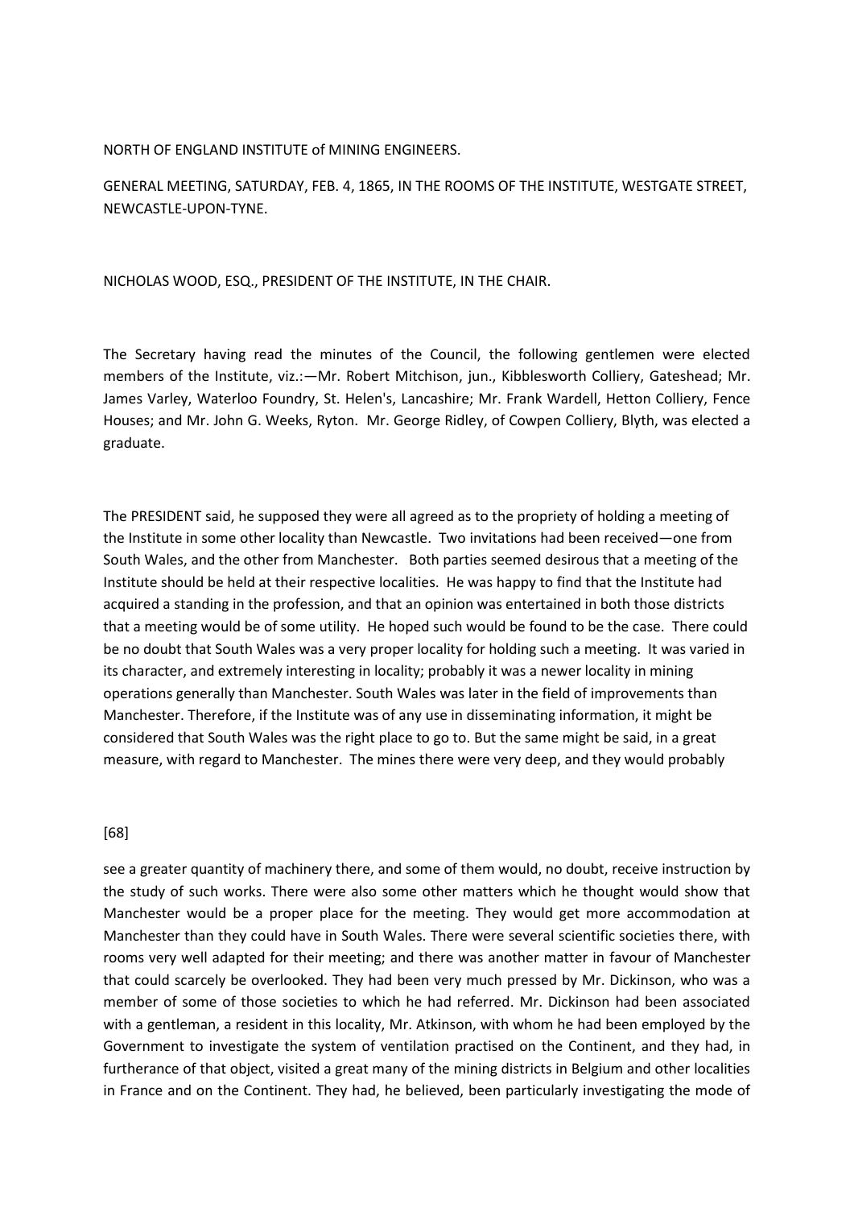NORTH OF ENGLAND INSTITUTE of MINING ENGINEERS.

GENERAL MEETING, SATURDAY, FEB. 4, 1865, IN THE ROOMS OF THE INSTITUTE, WESTGATE STREET, NEWCASTLE-UPON-TYNE.

NICHOLAS WOOD, ESQ., PRESIDENT OF THE INSTITUTE, IN THE CHAIR.

The Secretary having read the minutes of the Council, the following gentlemen were elected members of the Institute, viz.:—Mr. Robert Mitchison, jun., Kibblesworth Colliery, Gateshead; Mr. James Varley, Waterloo Foundry, St. Helen's, Lancashire; Mr. Frank Wardell, Hetton Colliery, Fence Houses; and Mr. John G. Weeks, Ryton. Mr. George Ridley, of Cowpen Colliery, Blyth, was elected a graduate.

The PRESIDENT said, he supposed they were all agreed as to the propriety of holding a meeting of the Institute in some other locality than Newcastle. Two invitations had been received—one from South Wales, and the other from Manchester. Both parties seemed desirous that a meeting of the Institute should be held at their respective localities. He was happy to find that the Institute had acquired a standing in the profession, and that an opinion was entertained in both those districts that a meeting would be of some utility. He hoped such would be found to be the case. There could be no doubt that South Wales was a very proper locality for holding such a meeting. It was varied in its character, and extremely interesting in locality; probably it was a newer locality in mining operations generally than Manchester. South Wales was later in the field of improvements than Manchester. Therefore, if the Institute was of any use in disseminating information, it might be considered that South Wales was the right place to go to. But the same might be said, in a great measure, with regard to Manchester. The mines there were very deep, and they would probably

[68]

see a greater quantity of machinery there, and some of them would, no doubt, receive instruction by the study of such works. There were also some other matters which he thought would show that Manchester would be a proper place for the meeting. They would get more accommodation at Manchester than they could have in South Wales. There were several scientific societies there, with rooms very well adapted for their meeting; and there was another matter in favour of Manchester that could scarcely be overlooked. They had been very much pressed by Mr. Dickinson, who was a member of some of those societies to which he had referred. Mr. Dickinson had been associated with a gentleman, a resident in this locality, Mr. Atkinson, with whom he had been employed by the Government to investigate the system of ventilation practised on the Continent, and they had, in furtherance of that object, visited a great many of the mining districts in Belgium and other localities in France and on the Continent. They had, he believed, been particularly investigating the mode of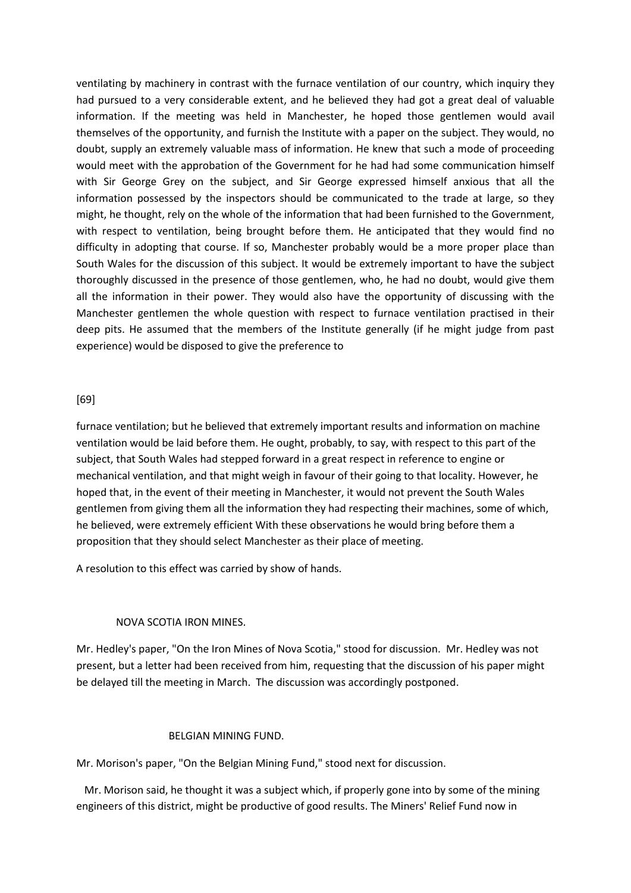ventilating by machinery in contrast with the furnace ventilation of our country, which inquiry they had pursued to a very considerable extent, and he believed they had got a great deal of valuable information. If the meeting was held in Manchester, he hoped those gentlemen would avail themselves of the opportunity, and furnish the Institute with a paper on the subject. They would, no doubt, supply an extremely valuable mass of information. He knew that such a mode of proceeding would meet with the approbation of the Government for he had had some communication himself with Sir George Grey on the subject, and Sir George expressed himself anxious that all the information possessed by the inspectors should be communicated to the trade at large, so they might, he thought, rely on the whole of the information that had been furnished to the Government, with respect to ventilation, being brought before them. He anticipated that they would find no difficulty in adopting that course. If so, Manchester probably would be a more proper place than South Wales for the discussion of this subject. It would be extremely important to have the subject thoroughly discussed in the presence of those gentlemen, who, he had no doubt, would give them all the information in their power. They would also have the opportunity of discussing with the Manchester gentlemen the whole question with respect to furnace ventilation practised in their deep pits. He assumed that the members of the Institute generally (if he might judge from past experience) would be disposed to give the preference to

[69]

furnace ventilation; but he believed that extremely important results and information on machine ventilation would be laid before them. He ought, probably, to say, with respect to this part of the subject, that South Wales had stepped forward in a great respect in reference to engine or mechanical ventilation, and that might weigh in favour of their going to that locality. However, he hoped that, in the event of their meeting in Manchester, it would not prevent the South Wales gentlemen from giving them all the information they had respecting their machines, some of which, he believed, were extremely efficient With these observations he would bring before them a proposition that they should select Manchester as their place of meeting.

A resolution to this effect was carried by show of hands.

## NOVA SCOTIA IRON MINES.

Mr. Hedley's paper, "On the Iron Mines of Nova Scotia," stood for discussion. Mr. Hedley was not present, but a letter had been received from him, requesting that the discussion of his paper might be delayed till the meeting in March. The discussion was accordingly postponed.

## BELGIAN MINING FUND.

Mr. Morison's paper, "On the Belgian Mining Fund," stood next for discussion.

Mr. Morison said, he thought it was a subject which, if properly gone into by some of the mining engineers of this district, might be productive of good results. The Miners' Relief Fund now in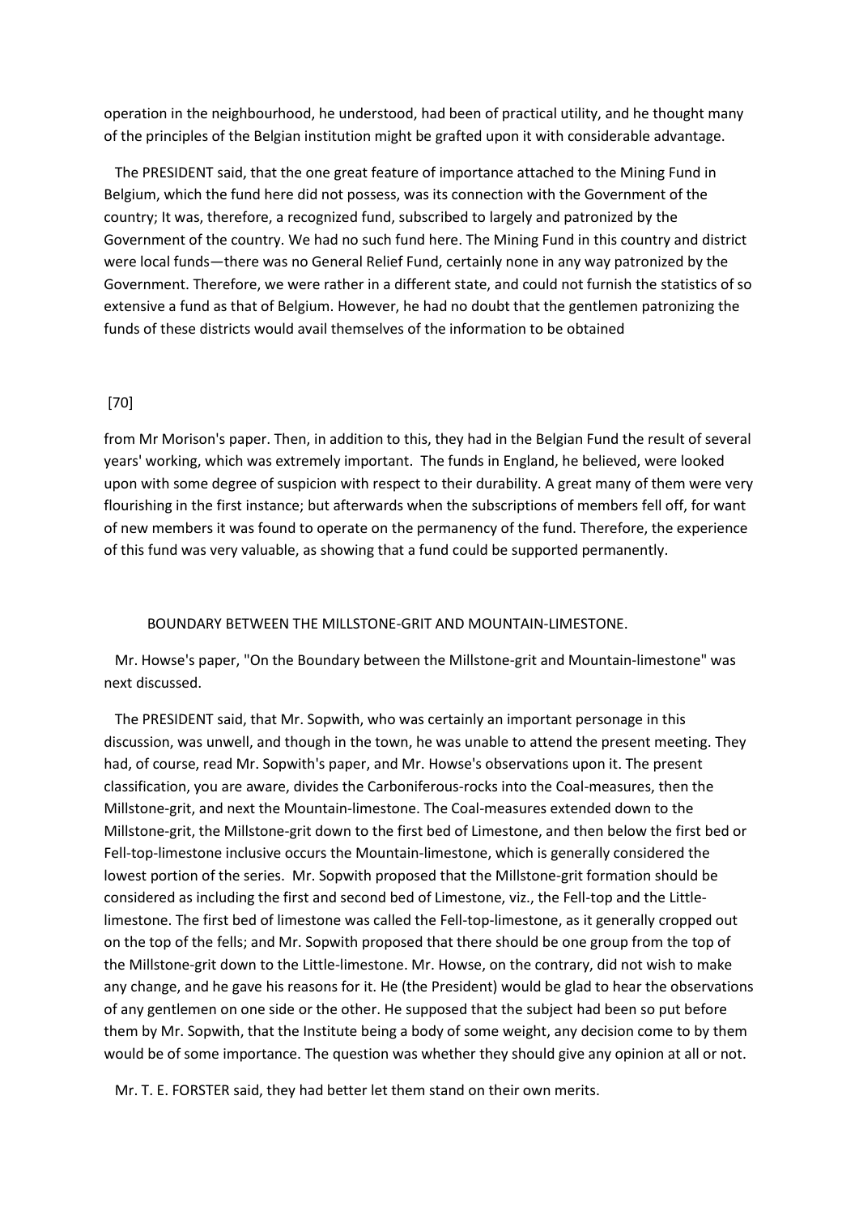operation in the neighbourhood, he understood, had been of practical utility, and he thought many of the principles of the Belgian institution might be grafted upon it with considerable advantage.

The PRESIDENT said, that the one great feature of importance attached to the Mining Fund in Belgium, which the fund here did not possess, was its connection with the Government of the country; It was, therefore, a recognized fund, subscribed to largely and patronized by the Government of the country. We had no such fund here. The Mining Fund in this country and district were local funds—there was no General Relief Fund, certainly none in any way patronized by the Government. Therefore, we were rather in a different state, and could not furnish the statistics of so extensive a fund as that of Belgium. However, he had no doubt that the gentlemen patronizing the funds of these districts would avail themselves of the information to be obtained

[70]

from Mr Morison's paper. Then, in addition to this, they had in the Belgian Fund the result of several years' working, which was extremely important. The funds in England, he believed, were looked upon with some degree of suspicion with respect to their durability. A great many of them were very flourishing in the first instance; but afterwards when the subscriptions of members fell off, for want of new members it was found to operate on the permanency of the fund. Therefore, the experience of this fund was very valuable, as showing that a fund could be supported permanently.

## BOUNDARY BETWEEN THE MILLSTONE-GRIT AND MOUNTAIN-LIMESTONE.

Mr. Howse's paper, "On the Boundary between the Millstone-grit and Mountain-limestone" was next discussed.

The PRESIDENT said, that Mr. Sopwith, who was certainly an important personage in this discussion, was unwell, and though in the town, he was unable to attend the present meeting. They had, of course, read Mr. Sopwith's paper, and Mr. Howse's observations upon it. The present classification, you are aware, divides the Carboniferous-rocks into the Coal-measures, then the Millstone-grit, and next the Mountain-limestone. The Coal-measures extended down to the Millstone-grit, the Millstone-grit down to the first bed of Limestone, and then below the first bed or Fell-top-limestone inclusive occurs the Mountain-limestone, which is generally considered the lowest portion of the series. Mr. Sopwith proposed that the Millstone-grit formation should be considered as including the first and second bed of Limestone, viz., the Fell-top and the Little-limestone. The first bed of limestone was called the Fell-top-limestone, as it generally cropped out on the top of the fells; and Mr. Sopwith proposed that there should be one group from the top of the Millstone-grit down to the Little-limestone. Mr. Howse, on the contrary, did not wish to make any change, and he gave his reasons for it. He (the President) would be glad to hear the observations of any gentlemen on one side or the other. He supposed that the subject had been so put before them by Mr. Sopwith, that the Institute being a body of some weight, any decision come to by them would be of some importance. The question was whether they should give any opinion at all or not.

Mr. T. E. FORSTER said, they had better let them stand on their own merits.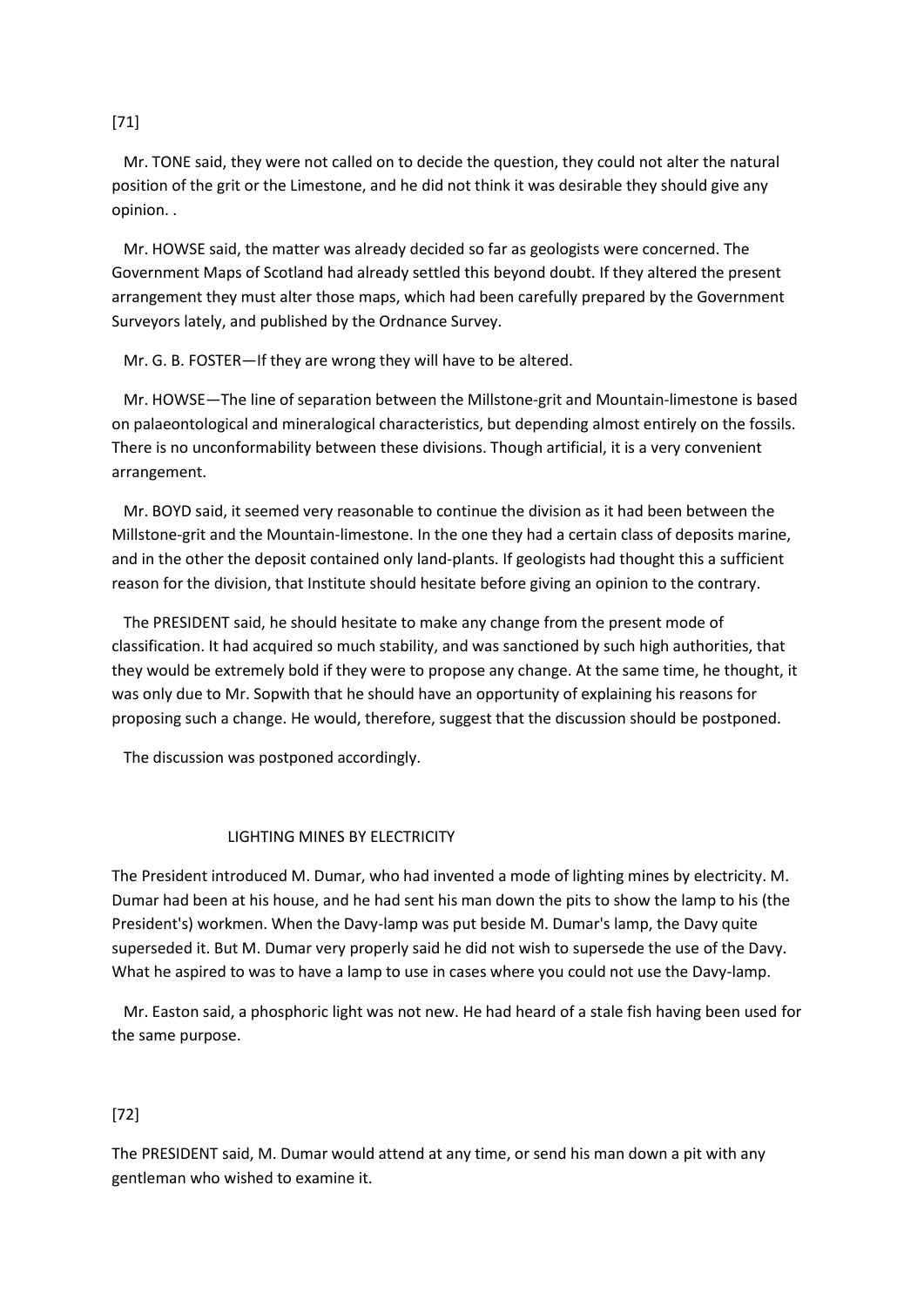Mr. TONE said, they were not called on to decide the question, they could not alter the natural position of the grit or the Limestone, and he did not think it was desirable they should give any opinion. .

Mr. HOWSE said, the matter was already decided so far as geologists were concerned. The Government Maps of Scotland had already settled this beyond doubt. If they altered the present arrangement they must alter those maps, which had been carefully prepared by the Government Surveyors lately, and published by the Ordnance Survey.

Mr. G. B. FOSTER—If they are wrong they will have to be altered.

Mr. HOWSE—The line of separation between the Millstone-grit and Mountain-limestone is based on palaeontological and mineralogical characteristics, but depending almost entirely on the fossils. There is no unconformability between these divisions. Though artificial, it is a very convenient arrangement.

Mr. BOYD said, it seemed very reasonable to continue the division as it had been between the Millstone-grit and the Mountain-limestone. In the one they had a certain class of deposits marine, and in the other the deposit contained only land-plants. If geologists had thought this a sufficient reason for the division, that Institute should hesitate before giving an opinion to the contrary.

The PRESIDENT said, he should hesitate to make any change from the present mode of classification. It had acquired so much stability, and was sanctioned by such high authorities, that they would be extremely bold if they were to propose any change. At the same time, he thought, it was only due to Mr. Sopwith that he should have an opportunity of explaining his reasons for proposing such a change. He would, therefore, suggest that the discussion should be postponed.

The discussion was postponed accordingly.

## LIGHTING MINES BY ELECTRICITY

The President introduced M. Dumar, who had invented a mode of lighting mines by electricity. M. Dumar had been at his house, and he had sent his man down the pits to show the lamp to his (the President's) workmen. When the Davy-lamp was put beside M. Dumar's lamp, the Davy quite superseded it. But M. Dumar very properly said he did not wish to supersede the use of the Davy. What he aspired to was to have a lamp to use in cases where you could not use the Davy-lamp.

Mr. Easton said, a phosphoric light was not new. He had heard of a stale fish having been used for the same purpose.

The PRESIDENT said, M. Dumar would attend at any time, or send his man down a pit with any gentleman who wished to examine it.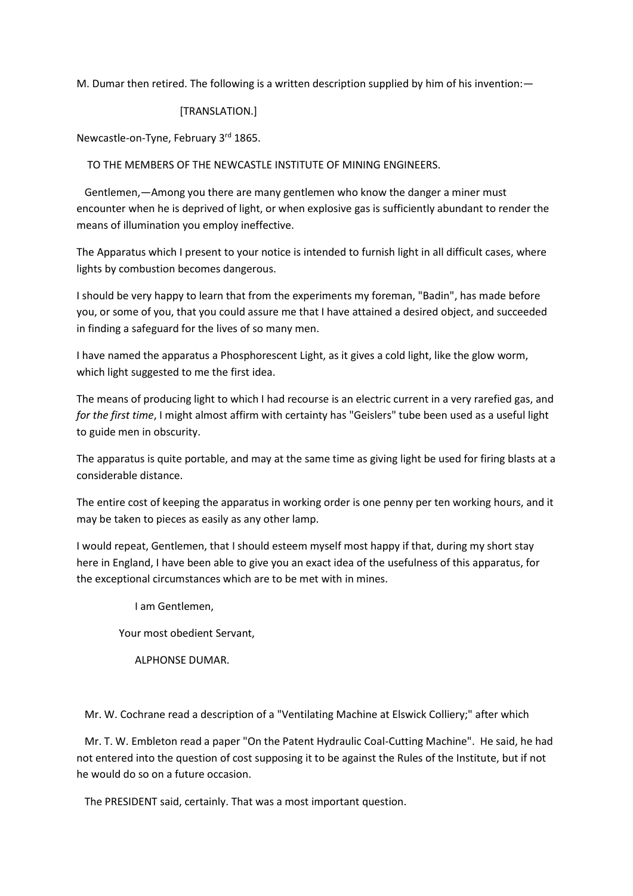M. Dumar then retired. The following is a written description supplied by him of his invention:—

[TRANSLATION.]

Newcastle-on-Tyne, February 3rd 1865.

TO THE MEMBERS OF THE NEWCASTLE INSTITUTE OF MINING ENGINEERS.

Gentlemen,—Among you there are many gentlemen who know the danger a miner must encounter when he is deprived of light, or when explosive gas is sufficiently abundant to render the means of illumination you employ ineffective.

The Apparatus which I present to your notice is intended to furnish light in all difficult cases, where lights by combustion becomes dangerous.

I should be very happy to learn that from the experiments my foreman, "Badin", has made before you, or some of you, that you could assure me that I have attained a desired object, and succeeded in finding a safeguard for the lives of so many men.

I have named the apparatus a Phosphorescent Light, as it gives a cold light, like the glow worm, which light suggested to me the first idea.

The means of producing light to which I had recourse is an electric current in a very rarefied gas, and *for the first time*, I might almost affirm with certainty has "Geislers" tube been used as a useful light to guide men in obscurity.

The apparatus is quite portable, and may at the same time as giving light be used for firing blasts at a considerable distance.

The entire cost of keeping the apparatus in working order is one penny per ten working hours, and it may be taken to pieces as easily as any other lamp.

I would repeat, Gentlemen, that I should esteem myself most happy if that, during my short stay here in England, I have been able to give you an exact idea of the usefulness of this apparatus, for the exceptional circumstances which are to be met with in mines.

I am Gentlemen,

Your most obedient Servant,

ALPHONSE DUMAR.

Mr. W. Cochrane read a description of a "Ventilating Machine at Elswick Colliery;" after which

Mr. T. W. Embleton read a paper "On the Patent Hydraulic Coal-Cutting Machine". He said, he had not entered into the question of cost supposing it to be against the Rules of the Institute, but if not he would do so on a future occasion.

The PRESIDENT said, certainly. That was a most important question.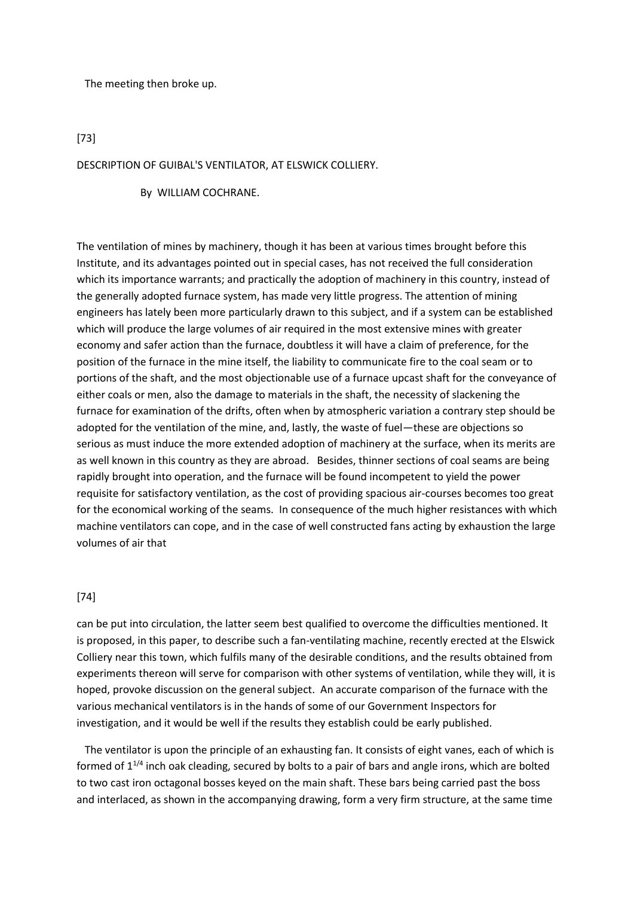The meeting then broke up.

[73]

# DESCRIPTION OF GUIBAL'S VENTILATOR, AT ELSWICK COLLIERY.

By WILLIAM COCHRANE.

The ventilation of mines by machinery, though it has been at various times brought before this Institute, and its advantages pointed out in special cases, has not received the full consideration which its importance warrants; and practically the adoption of machinery in this country, instead of the generally adopted furnace system, has made very little progress. The attention of mining engineers has lately been more particularly drawn to this subject, and if a system can be established which will produce the large volumes of air required in the most extensive mines with greater economy and safer action than the furnace, doubtless it will have a claim of preference, for the position of the furnace in the mine itself, the liability to communicate fire to the coal seam or to portions of the shaft, and the most objectionable use of a furnace upcast shaft for the conveyance of either coals or men, also the damage to materials in the shaft, the necessity of slackening the furnace for examination of the drifts, often when by atmospheric variation a contrary step should be adopted for the ventilation of the mine, and, lastly, the waste of fuel—these are objections so serious as must induce the more extended adoption of machinery at the surface, when its merits are as well known in this country as they are abroad. Besides, thinner sections of coal seams are being rapidly brought into operation, and the furnace will be found incompetent to yield the power requisite for satisfactory ventilation, as the cost of providing spacious air-courses becomes too great for the economical working of the seams. In consequence of the much higher resistances with which machine ventilators can cope, and in the case of well constructed fans acting by exhaustion the large volumes of air that

[74]

can be put into circulation, the latter seem best qualified to overcome the difficulties mentioned. It is proposed, in this paper, to describe such a fan-ventilating machine, recently erected at the Elswick Colliery near this town, which fulfils many of the desirable conditions, and the results obtained from experiments thereon will serve for comparison with other systems of ventilation, while they will, it is hoped, provoke discussion on the general subject. An accurate comparison of the furnace with the various mechanical ventilators is in the hands of some of our Government Inspectors for investigation, and it would be well if the results they establish could be early published.

The ventilator is upon the principle of an exhausting fan. It consists of eight vanes, each of which is formed of $1^{1/4}$ inch oak cleading, secured by bolts to a pair of bars and angle irons, which are bolted to two cast iron octagonal bosses keyed on the main shaft. These bars being carried past the boss and interlaced, as shown in the accompanying drawing, form a very firm structure, at the same time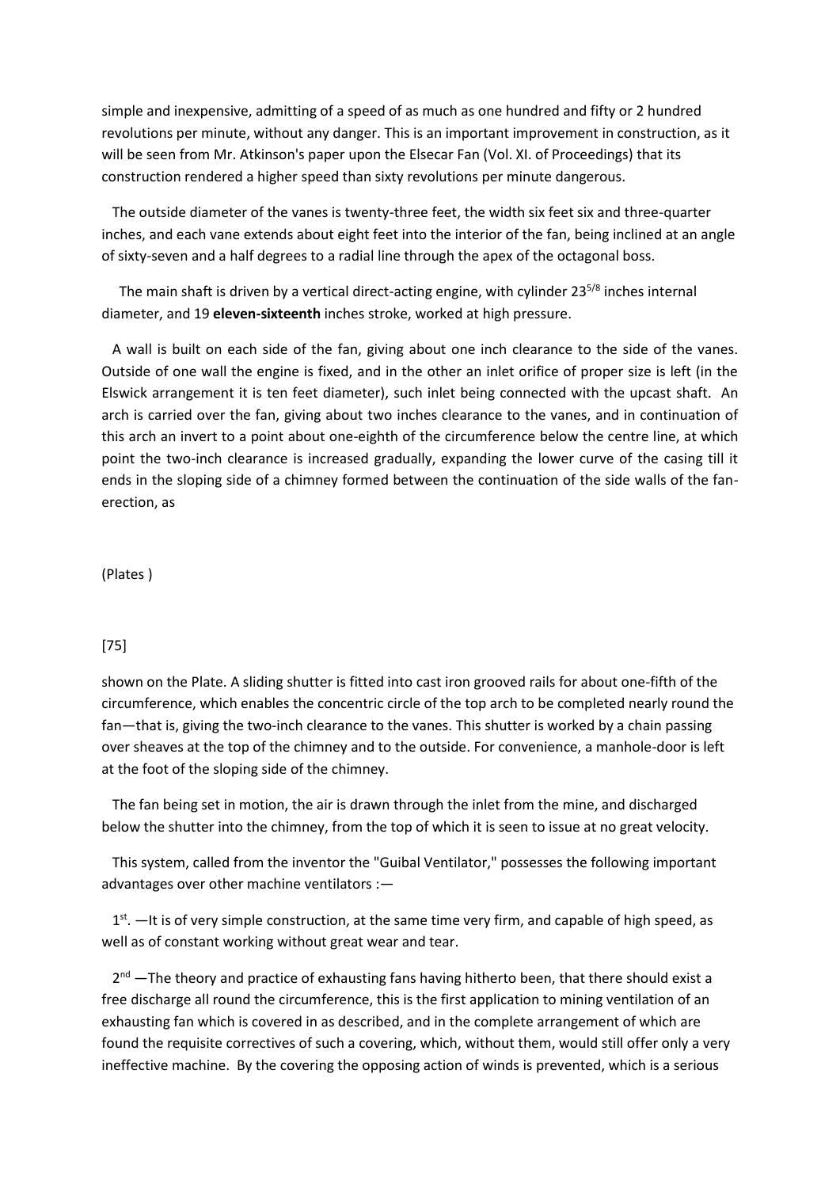simple and inexpensive, admitting of a speed of as much as one hundred and fifty or 2 hundred revolutions per minute, without any danger. This is an important improvement in construction, as it will be seen from Mr. Atkinson's paper upon the Elsecar Fan (Vol. XI. of Proceedings) that its construction rendered a higher speed than sixty revolutions per minute dangerous.

The outside diameter of the vanes is twenty-three feet, the width six feet six and three-quarter inches, and each vane extends about eight feet into the interior of the fan, being inclined at an angle of sixty-seven and a half degrees to a radial line through the apex of the octagonal boss.

The main shaft is driven by a vertical direct-acting engine, with cylinder $23^{5/8}$ inches internal diameter, and 19 **eleven-sixteenth** inches stroke, worked at high pressure.

A wall is built on each side of the fan, giving about one inch clearance to the side of the vanes. Outside of one wall the engine is fixed, and in the other an inlet orifice of proper size is left (in the Elswick arrangement it is ten feet diameter), such inlet being connected with the upcast shaft. An arch is carried over the fan, giving about two inches clearance to the vanes, and in continuation of this arch an invert to a point about one-eighth of the circumference below the centre line, at which point the two-inch clearance is increased gradually, expanding the lower curve of the casing till it ends in the sloping side of a chimney formed between the continuation of the side walls of the fan-erection, as

(Plates )

[75]

shown on the Plate. A sliding shutter is fitted into cast iron grooved rails for about one-fifth of the circumference, which enables the concentric circle of the top arch to be completed nearly round the fan—that is, giving the two-inch clearance to the vanes. This shutter is worked by a chain passing over sheaves at the top of the chimney and to the outside. For convenience, a manhole-door is left at the foot of the sloping side of the chimney.

The fan being set in motion, the air is drawn through the inlet from the mine, and discharged below the shutter into the chimney, from the top of which it is seen to issue at no great velocity.

This system, called from the inventor the "Guibal Ventilator," possesses the following important advantages over other machine ventilators :—

1st. —It is of very simple construction, at the same time very firm, and capable of high speed, as well as of constant working without great wear and tear.

2nd —The theory and practice of exhausting fans having hitherto been, that there should exist a free discharge all round the circumference, this is the first application to mining ventilation of an exhausting fan which is covered in as described, and in the complete arrangement of which are found the requisite correctives of such a covering, which, without them, would still offer only a very ineffective machine. By the covering the opposing action of winds is prevented, which is a serious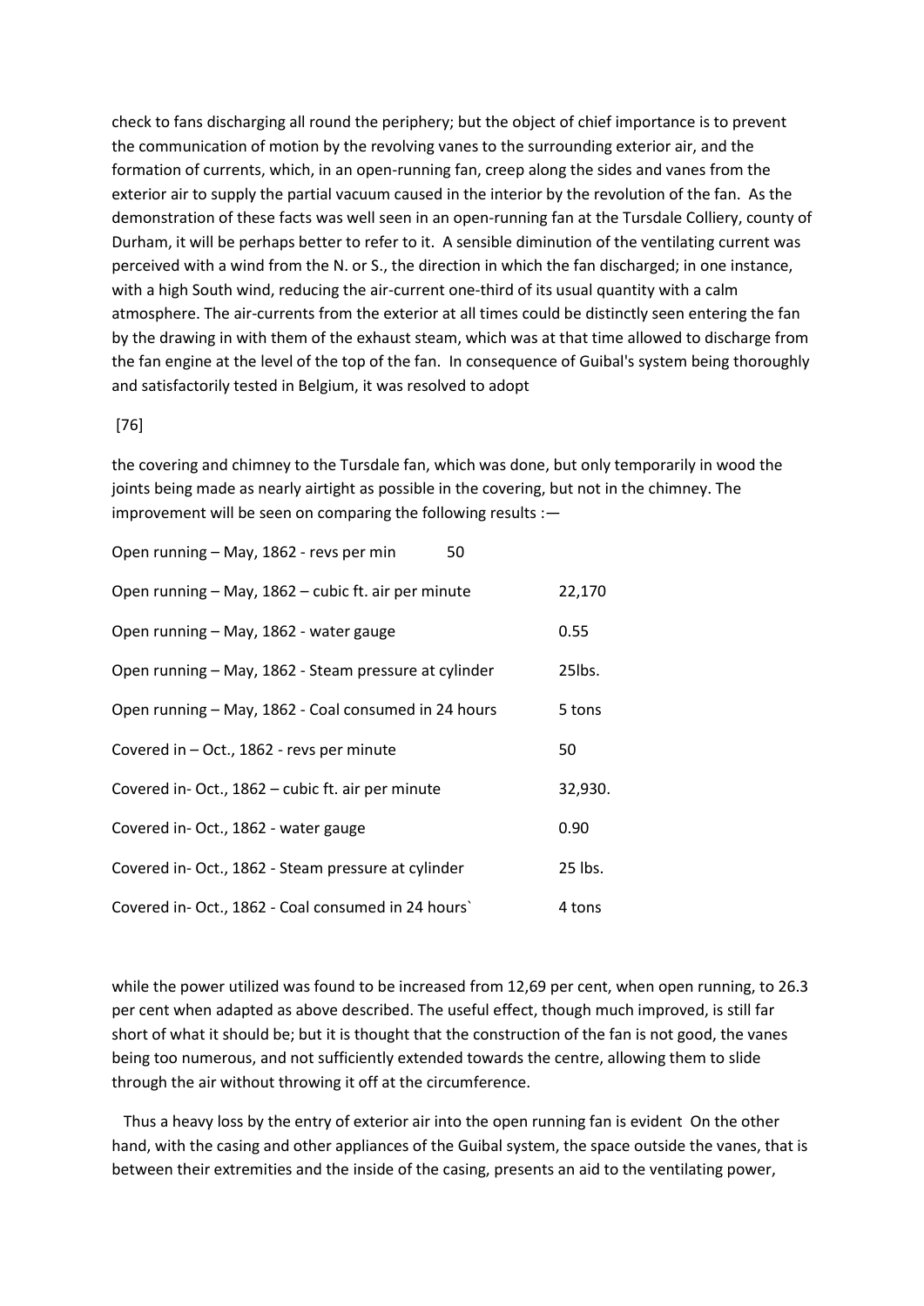check to fans discharging all round the periphery; but the object of chief importance is to prevent the communication of motion by the revolving vanes to the surrounding exterior air, and the formation of currents, which, in an open-running fan, creep along the sides and vanes from the exterior air to supply the partial vacuum caused in the interior by the revolution of the fan. As the demonstration of these facts was well seen in an open-running fan at the Tursdale Colliery, county of Durham, it will be perhaps better to refer to it. A sensible diminution of the ventilating current was perceived with a wind from the N. or S., the direction in which the fan discharged; in one instance, with a high South wind, reducing the air-current one-third of its usual quantity with a calm atmosphere. The air-currents from the exterior at all times could be distinctly seen entering the fan by the drawing in with them of the exhaust steam, which was at that time allowed to discharge from the fan engine at the level of the top of the fan. In consequence of Guibal's system being thoroughly and satisfactorily tested in Belgium, it was resolved to adopt

[76]

the covering and chimney to the Tursdale fan, which was done, but only temporarily in wood the joints being made as nearly airtight as possible in the covering, but not in the chimney. The improvement will be seen on comparing the following results :—

| | |
|---|---|
| Open running – May, 1862 - revs per min | 50 |
| Open running – May, 1862 – cubic ft. air per minute | 22,170 |
| Open running – May, 1862 - water gauge | 0.55 |
| Open running – May, 1862 - Steam pressure at cylinder | 25lbs. |
| Open running – May, 1862 - Coal consumed in 24 hours | 5 tons |
| Covered in – Oct., 1862 - revs per minute | 50 |
| Covered in- Oct., 1862 – cubic ft. air per minute | 32,930. |
| Covered in- Oct., 1862 - water gauge | 0.90 |
| Covered in- Oct., 1862 - Steam pressure at cylinder | 25 lbs. |
| Covered in- Oct., 1862 - Coal consumed in 24 hours` | 4 tons |

while the power utilized was found to be increased from 12,69 per cent, when open running, to 26.3 per cent when adapted as above described. The useful effect, though much improved, is still far short of what it should be; but it is thought that the construction of the fan is not good, the vanes being too numerous, and not sufficiently extended towards the centre, allowing them to slide through the air without throwing it off at the circumference.

Thus a heavy loss by the entry of exterior air into the open running fan is evident On the other hand, with the casing and other appliances of the Guibal system, the space outside the vanes, that is between their extremities and the inside of the casing, presents an aid to the ventilating power,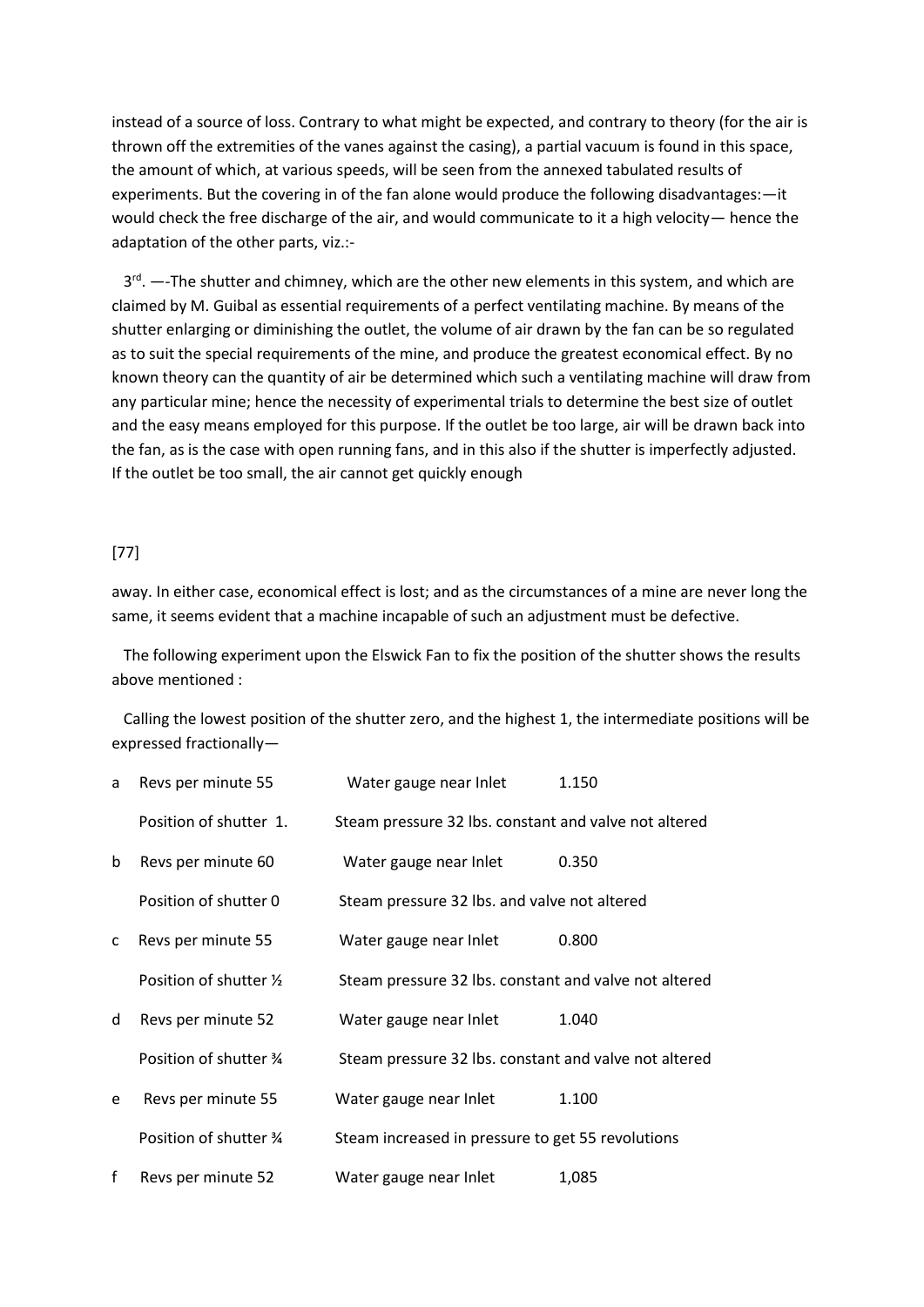instead of a source of loss. Contrary to what might be expected, and contrary to theory (for the air is thrown off the extremities of the vanes against the casing), a partial vacuum is found in this space, the amount of which, at various speeds, will be seen from the annexed tabulated results of experiments. But the covering in of the fan alone would produce the following disadvantages:—it would check the free discharge of the air, and would communicate to it a high velocity— hence the adaptation of the other parts, viz.:-

3rd. —-The shutter and chimney, which are the other new elements in this system, and which are claimed by M. Guibal as essential requirements of a perfect ventilating machine. By means of the shutter enlarging or diminishing the outlet, the volume of air drawn by the fan can be so regulated as to suit the special requirements of the mine, and produce the greatest economical effect. By no known theory can the quantity of air be determined which such a ventilating machine will draw from any particular mine; hence the necessity of experimental trials to determine the best size of outlet and the easy means employed for this purpose. If the outlet be too large, air will be drawn back into the fan, as is the case with open running fans, and in this also if the shutter is imperfectly adjusted. If the outlet be too small, the air cannot get quickly enough

[77]

away. In either case, economical effect is lost; and as the circumstances of a mine are never long the same, it seems evident that a machine incapable of such an adjustment must be defective.

The following experiment upon the Elswick Fan to fix the position of the shutter shows the results above mentioned :

Calling the lowest position of the shutter zero, and the highest 1, the intermediate positions will be expressed fractionally—

| | | | |
|---|---|---|---|
| a | Revs per minute 55 | Water gauge near Inlet | 1.150 |
| | Position of shutter 1. | Steam pressure 32 lbs. constant and valve not altered | |
| b | Revs per minute 60 | Water gauge near Inlet | 0.350 |
| | Position of shutter 0 | Steam pressure 32 lbs. and valve not altered | |
| c | Revs per minute 55 | Water gauge near Inlet | 0.800 |
| | Position of shutter ½ | Steam pressure 32 lbs. constant and valve not altered | |
| d | Revs per minute 52 | Water gauge near Inlet | 1.040 |
| | Position of shutter ¾ | Steam pressure 32 lbs. constant and valve not altered | |
| e | Revs per minute 55 | Water gauge near Inlet | 1.100 |
| | Position of shutter ¾ | Steam increased in pressure to get 55 revolutions | |
| f | Revs per minute 52 | Water gauge near Inlet | 1,085 |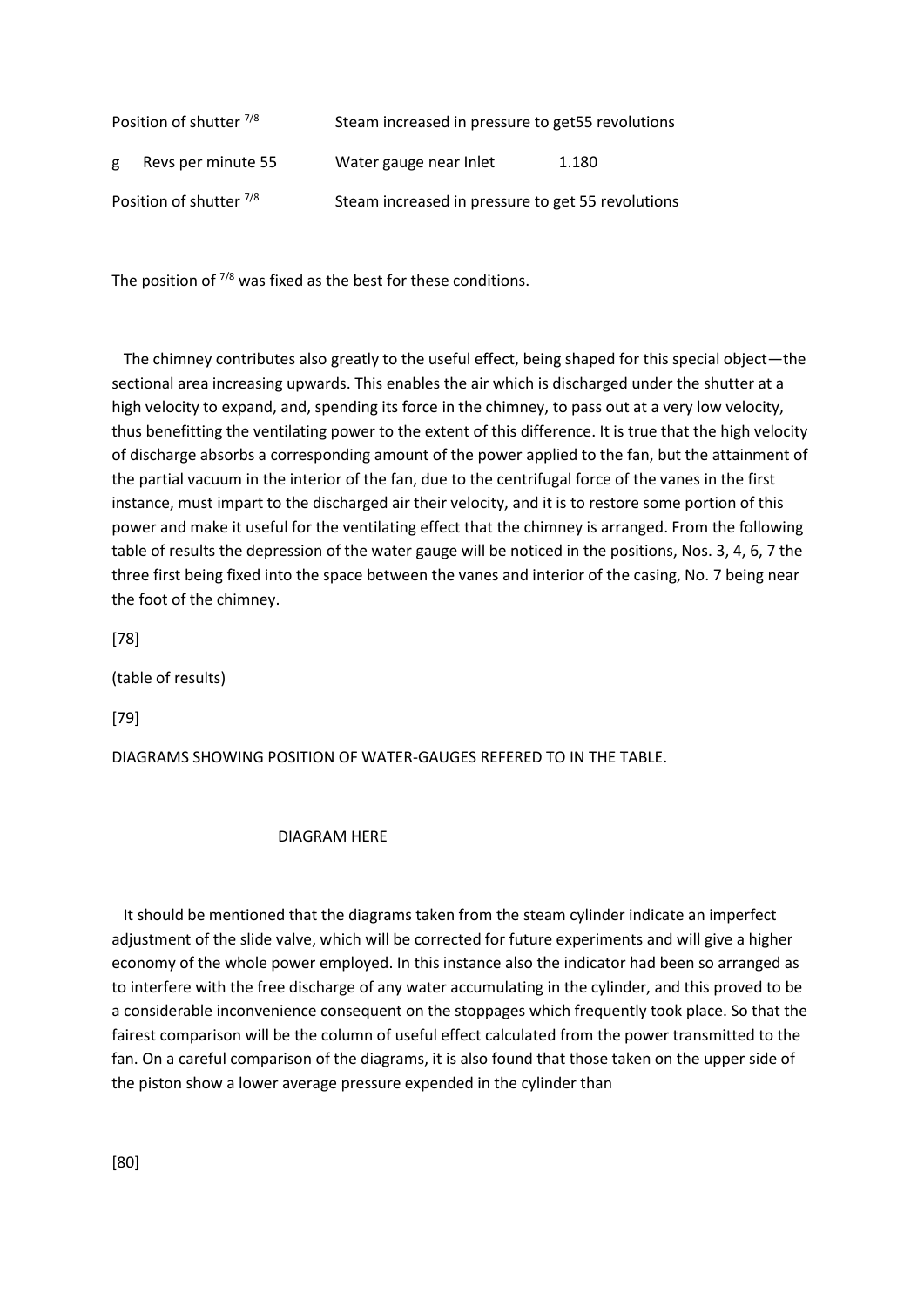| | | | |
|---|---|---|---|
| Position of shutter $^{7/8}$ | | Steam increased in pressure to get55 revolutions | |
| g | Revs per minute 55 | Water gauge near Inlet | 1.180 |
| Position of shutter $^{7/8}$ | | Steam increased in pressure to get 55 revolutions | |

The position of $^{7/8}$ was fixed as the best for these conditions.

The chimney contributes also greatly to the useful effect, being shaped for this special object—the sectional area increasing upwards. This enables the air which is discharged under the shutter at a high velocity to expand, and, spending its force in the chimney, to pass out at a very low velocity, thus benefitting the ventilating power to the extent of this difference. It is true that the high velocity of discharge absorbs a corresponding amount of the power applied to the fan, but the attainment of the partial vacuum in the interior of the fan, due to the centrifugal force of the vanes in the first instance, must impart to the discharged air their velocity, and it is to restore some portion of this power and make it useful for the ventilating effect that the chimney is arranged. From the following table of results the depression of the water gauge will be noticed in the positions, Nos. 3, 4, 6, 7 the three first being fixed into the space between the vanes and interior of the casing, No. 7 being near the foot of the chimney.

[78]

(table of results)

[79]

DIAGRAMS SHOWING POSITION OF WATER-GAUGES REFERED TO IN THE TABLE.

DIAGRAM HERE

It should be mentioned that the diagrams taken from the steam cylinder indicate an imperfect adjustment of the slide valve, which will be corrected for future experiments and will give a higher economy of the whole power employed. In this instance also the indicator had been so arranged as to interfere with the free discharge of any water accumulating in the cylinder, and this proved to be a considerable inconvenience consequent on the stoppages which frequently took place. So that the fairest comparison will be the column of useful effect calculated from the power transmitted to the fan. On a careful comparison of the diagrams, it is also found that those taken on the upper side of the piston show a lower average pressure expended in the cylinder than

[80]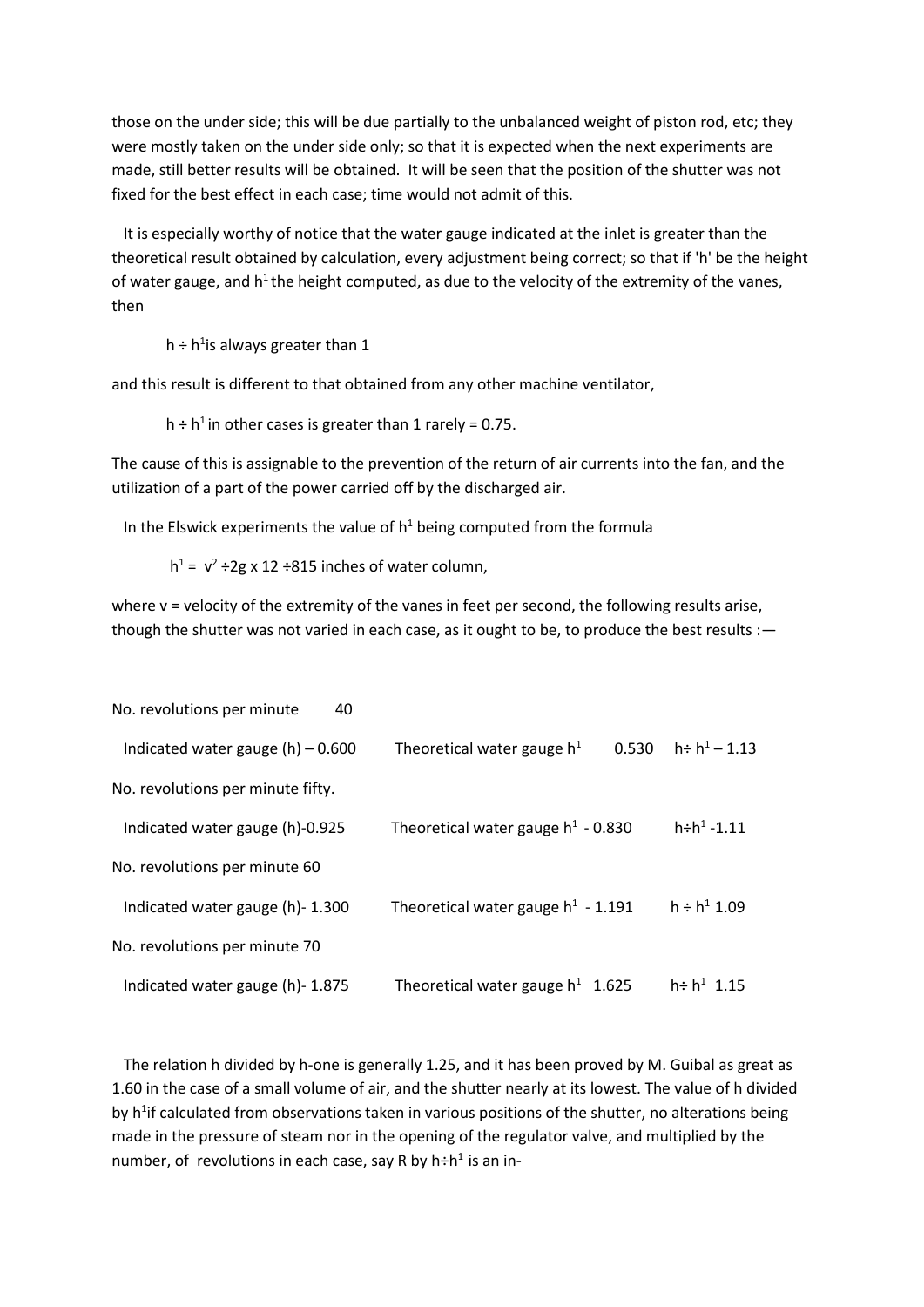those on the under side; this will be due partially to the unbalanced weight of piston rod, etc; they were mostly taken on the under side only; so that it is expected when the next experiments are made, still better results will be obtained. It will be seen that the position of the shutter was not fixed for the best effect in each case; time would not admit of this.

It is especially worthy of notice that the water gauge indicated at the inlet is greater than the theoretical result obtained by calculation, every adjustment being correct; so that if 'h' be the height of water gauge, and $h^1$ the height computed, as due to the velocity of the extremity of the vanes, then

$h \div h^1$ is always greater than 1

and this result is different to that obtained from any other machine ventilator,

$h \div h^1$ in other cases is greater than 1 rarely = 0.75.

The cause of this is assignable to the prevention of the return of air currents into the fan, and the utilization of a part of the power carried off by the discharged air.

In the Elswick experiments the value of $h^1$ being computed from the formula

$h^1 = v^2 \div 2g \times 12 \div 815$ inches of water column,

where v = velocity of the extremity of the vanes in feet per second, the following results arise, though the shutter was not varied in each case, as it ought to be, to produce the best results :—

No. revolutions per minute 40

Indicated water gauge (h) – 0.600 Theoretical water gauge $h^1$ 0.530 $h \div h^1$ – 1.13

No. revolutions per minute fifty.

Indicated water gauge (h)-0.925 Theoretical water gauge $h^1$ - 0.830 $h \div h^1$ -1.11

No. revolutions per minute 60

Indicated water gauge (h)- 1.300 Theoretical water gauge $h^1$ - 1.191 $h \div h^1$ 1.09

No. revolutions per minute 70

Indicated water gauge (h)- 1.875 Theoretical water gauge $h^1$ 1.625 $h \div h^1$ 1.15

The relation h divided by h-one is generally 1.25, and it has been proved by M. Guibal as great as 1.60 in the case of a small volume of air, and the shutter nearly at its lowest. The value of h divided by $h^1$ if calculated from observations taken in various positions of the shutter, no alterations being made in the pressure of steam nor in the opening of the regulator valve, and multiplied by the number, of revolutions in each case, say R by $h \div h^1$ is an in-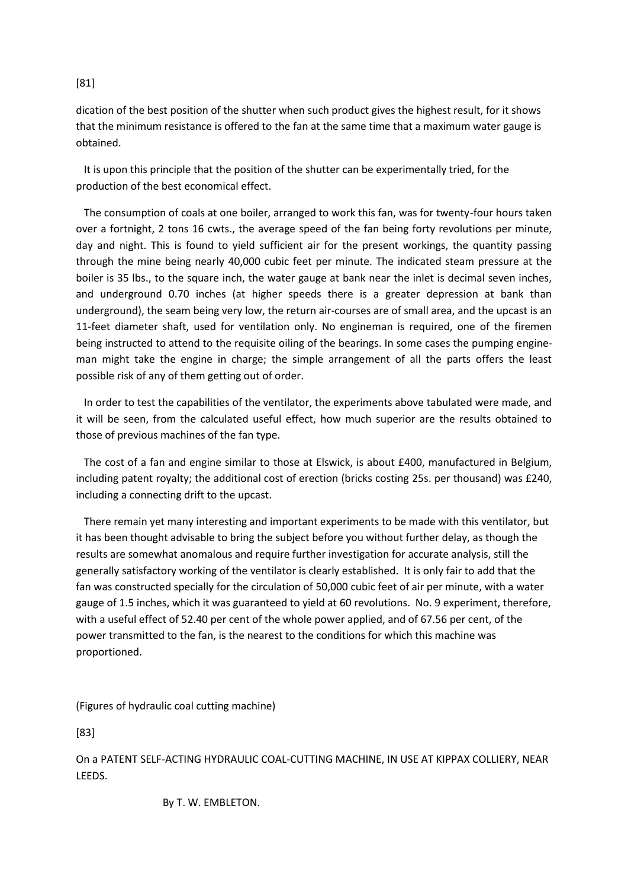dication of the best position of the shutter when such product gives the highest result, for it shows that the minimum resistance is offered to the fan at the same time that a maximum water gauge is obtained.

It is upon this principle that the position of the shutter can be experimentally tried, for the production of the best economical effect.

The consumption of coals at one boiler, arranged to work this fan, was for twenty-four hours taken over a fortnight, 2 tons 16 cwts., the average speed of the fan being forty revolutions per minute, day and night. This is found to yield sufficient air for the present workings, the quantity passing through the mine being nearly 40,000 cubic feet per minute. The indicated steam pressure at the boiler is 35 lbs., to the square inch, the water gauge at bank near the inlet is decimal seven inches, and underground 0.70 inches (at higher speeds there is a greater depression at bank than underground), the seam being very low, the return air-courses are of small area, and the upcast is an 11-feet diameter shaft, used for ventilation only. No engineman is required, one of the firemen being instructed to attend to the requisite oiling of the bearings. In some cases the pumping engine-man might take the engine in charge; the simple arrangement of all the parts offers the least possible risk of any of them getting out of order.

In order to test the capabilities of the ventilator, the experiments above tabulated were made, and it will be seen, from the calculated useful effect, how much superior are the results obtained to those of previous machines of the fan type.

The cost of a fan and engine similar to those at Elswick, is about £400, manufactured in Belgium, including patent royalty; the additional cost of erection (bricks costing 25s. per thousand) was £240, including a connecting drift to the upcast.

There remain yet many interesting and important experiments to be made with this ventilator, but it has been thought advisable to bring the subject before you without further delay, as though the results are somewhat anomalous and require further investigation for accurate analysis, still the generally satisfactory working of the ventilator is clearly established. It is only fair to add that the fan was constructed specially for the circulation of 50,000 cubic feet of air per minute, with a water gauge of 1.5 inches, which it was guaranteed to yield at 60 revolutions. No. 9 experiment, therefore, with a useful effect of 52.40 per cent of the whole power applied, and of 67.56 per cent, of the power transmitted to the fan, is the nearest to the conditions for which this machine was proportioned.

(Figures of hydraulic coal cutting machine)

[83]

## On a PATENT SELF-ACTING HYDRAULIC COAL-CUTTING MACHINE, IN USE AT KIPPAX COLLIERY, NEAR LEEDS.

By T. W. EMBLETON.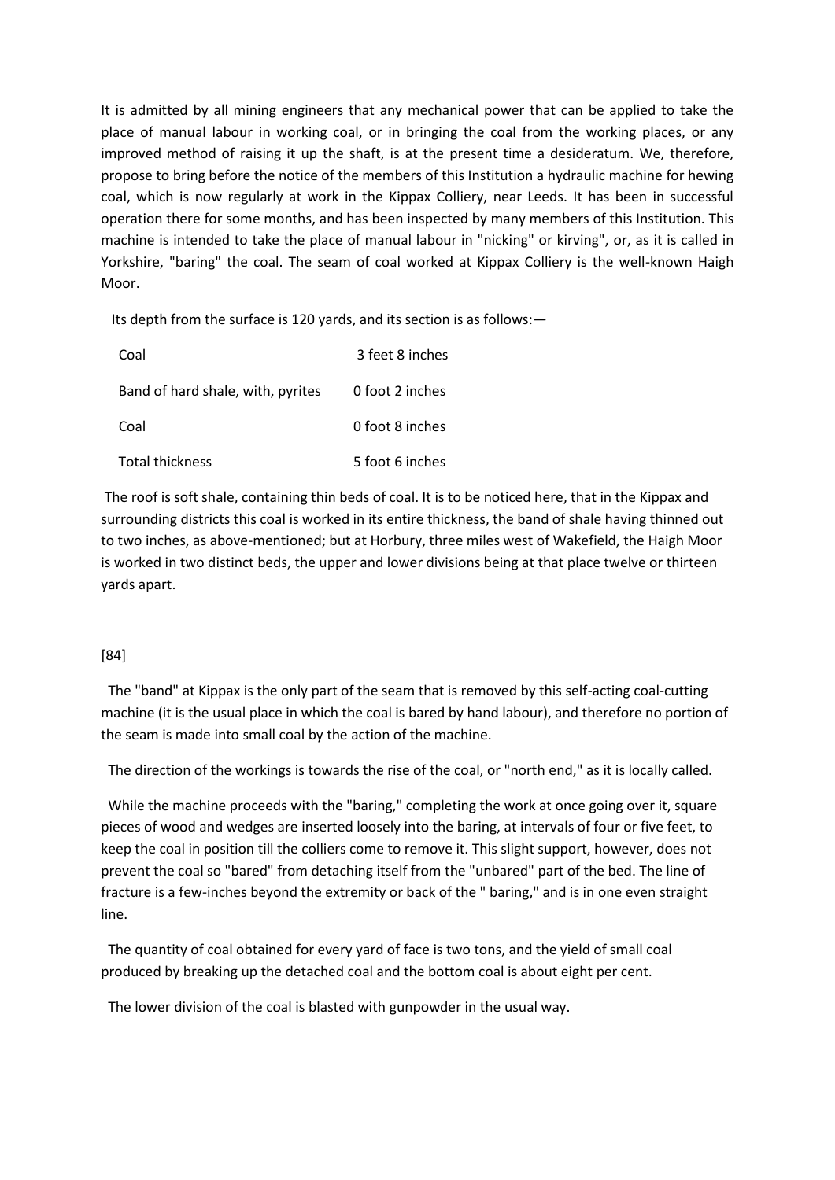It is admitted by all mining engineers that any mechanical power that can be applied to take the place of manual labour in working coal, or in bringing the coal from the working places, or any improved method of raising it up the shaft, is at the present time a desideratum. We, therefore, propose to bring before the notice of the members of this Institution a hydraulic machine for hewing coal, which is now regularly at work in the Kippax Colliery, near Leeds. It has been in successful operation there for some months, and has been inspected by many members of this Institution. This machine is intended to take the place of manual labour in "nicking" or kirving", or, as it is called in Yorkshire, "baring" the coal. The seam of coal worked at Kippax Colliery is the well-known Haigh Moor.

Its depth from the surface is 120 yards, and its section is as follows:—

| | |
|---|---|
| Coal | 3 feet 8 inches |
| Band of hard shale, with, pyrites | 0 foot 2 inches |
| Coal | 0 foot 8 inches |
| Total thickness | 5 foot 6 inches |

The roof is soft shale, containing thin beds of coal. It is to be noticed here, that in the Kippax and surrounding districts this coal is worked in its entire thickness, the band of shale having thinned out to two inches, as above-mentioned; but at Horbury, three miles west of Wakefield, the Haigh Moor is worked in two distinct beds, the upper and lower divisions being at that place twelve or thirteen yards apart.

[84]

The "band" at Kippax is the only part of the seam that is removed by this self-acting coal-cutting machine (it is the usual place in which the coal is bared by hand labour), and therefore no portion of the seam is made into small coal by the action of the machine.

The direction of the workings is towards the rise of the coal, or "north end," as it is locally called.

While the machine proceeds with the "baring," completing the work at once going over it, square pieces of wood and wedges are inserted loosely into the baring, at intervals of four or five feet, to keep the coal in position till the colliers come to remove it. This slight support, however, does not prevent the coal so "bared" from detaching itself from the "unbared" part of the bed. The line of fracture is a few-inches beyond the extremity or back of the " baring," and is in one even straight line.

The quantity of coal obtained for every yard of face is two tons, and the yield of small coal produced by breaking up the detached coal and the bottom coal is about eight per cent.

The lower division of the coal is blasted with gunpowder in the usual way.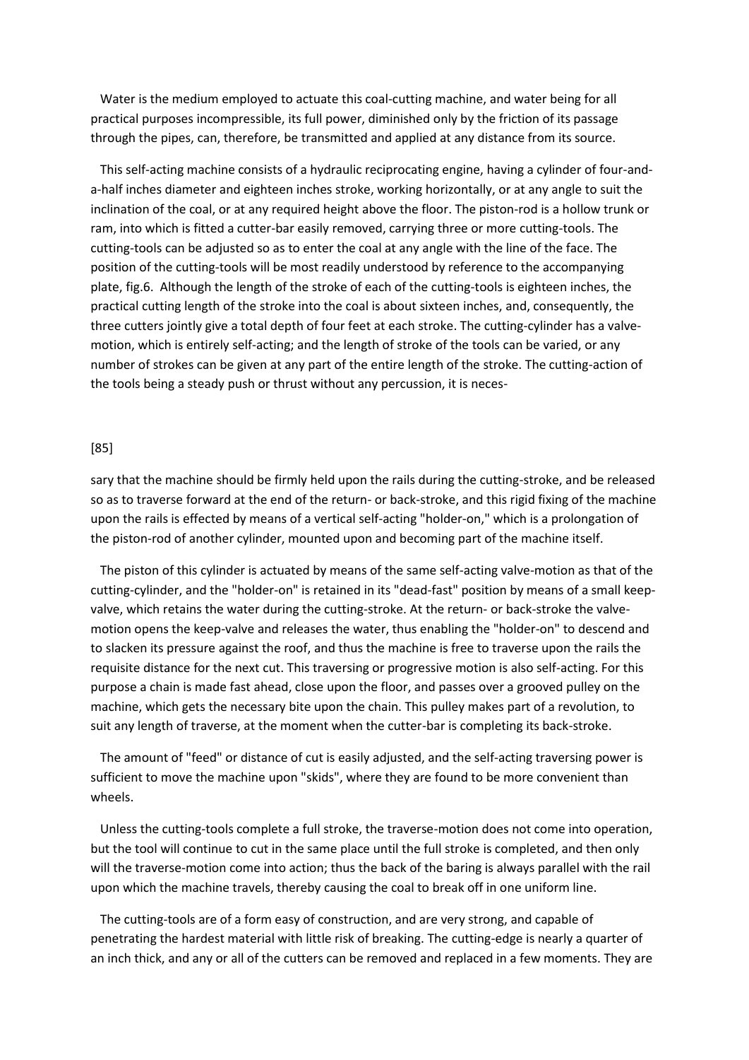Water is the medium employed to actuate this coal-cutting machine, and water being for all practical purposes incompressible, its full power, diminished only by the friction of its passage through the pipes, can, therefore, be transmitted and applied at any distance from its source.

This self-acting machine consists of a hydraulic reciprocating engine, having a cylinder of four-and-a-half inches diameter and eighteen inches stroke, working horizontally, or at any angle to suit the inclination of the coal, or at any required height above the floor. The piston-rod is a hollow trunk or ram, into which is fitted a cutter-bar easily removed, carrying three or more cutting-tools. The cutting-tools can be adjusted so as to enter the coal at any angle with the line of the face. The position of the cutting-tools will be most readily understood by reference to the accompanying plate, fig.6. Although the length of the stroke of each of the cutting-tools is eighteen inches, the practical cutting length of the stroke into the coal is about sixteen inches, and, consequently, the three cutters jointly give a total depth of four feet at each stroke. The cutting-cylinder has a valve-motion, which is entirely self-acting; and the length of stroke of the tools can be varied, or any number of strokes can be given at any part of the entire length of the stroke. The cutting-action of the tools being a steady push or thrust without any percussion, it is neces-

[85]

sary that the machine should be firmly held upon the rails during the cutting-stroke, and be released so as to traverse forward at the end of the return- or back-stroke, and this rigid fixing of the machine upon the rails is effected by means of a vertical self-acting "holder-on," which is a prolongation of the piston-rod of another cylinder, mounted upon and becoming part of the machine itself.

The piston of this cylinder is actuated by means of the same self-acting valve-motion as that of the cutting-cylinder, and the "holder-on" is retained in its "dead-fast" position by means of a small keep-valve, which retains the water during the cutting-stroke. At the return- or back-stroke the valve-motion opens the keep-valve and releases the water, thus enabling the "holder-on" to descend and to slacken its pressure against the roof, and thus the machine is free to traverse upon the rails the requisite distance for the next cut. This traversing or progressive motion is also self-acting. For this purpose a chain is made fast ahead, close upon the floor, and passes over a grooved pulley on the machine, which gets the necessary bite upon the chain. This pulley makes part of a revolution, to suit any length of traverse, at the moment when the cutter-bar is completing its back-stroke.

The amount of "feed" or distance of cut is easily adjusted, and the self-acting traversing power is sufficient to move the machine upon "skids", where they are found to be more convenient than wheels.

Unless the cutting-tools complete a full stroke, the traverse-motion does not come into operation, but the tool will continue to cut in the same place until the full stroke is completed, and then only will the traverse-motion come into action; thus the back of the baring is always parallel with the rail upon which the machine travels, thereby causing the coal to break off in one uniform line.

The cutting-tools are of a form easy of construction, and are very strong, and capable of penetrating the hardest material with little risk of breaking. The cutting-edge is nearly a quarter of an inch thick, and any or all of the cutters can be removed and replaced in a few moments. They are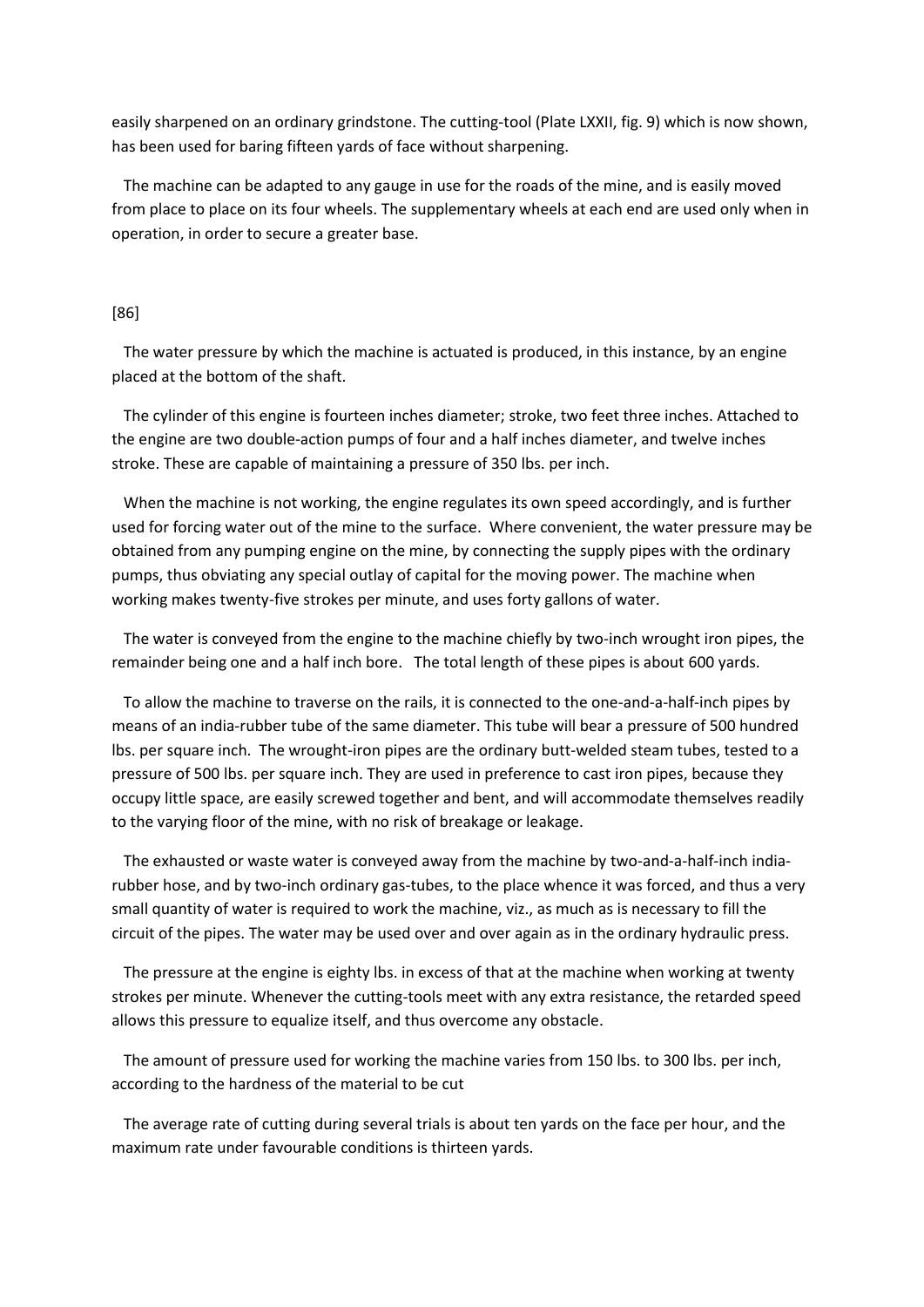easily sharpened on an ordinary grindstone. The cutting-tool (Plate LXXII, fig. 9) which is now shown, has been used for baring fifteen yards of face without sharpening.

The machine can be adapted to any gauge in use for the roads of the mine, and is easily moved from place to place on its four wheels. The supplementary wheels at each end are used only when in operation, in order to secure a greater base.

[86]

The water pressure by which the machine is actuated is produced, in this instance, by an engine placed at the bottom of the shaft.

The cylinder of this engine is fourteen inches diameter; stroke, two feet three inches. Attached to the engine are two double-action pumps of four and a half inches diameter, and twelve inches stroke. These are capable of maintaining a pressure of 350 lbs. per inch.

When the machine is not working, the engine regulates its own speed accordingly, and is further used for forcing water out of the mine to the surface. Where convenient, the water pressure may be obtained from any pumping engine on the mine, by connecting the supply pipes with the ordinary pumps, thus obviating any special outlay of capital for the moving power. The machine when working makes twenty-five strokes per minute, and uses forty gallons of water.

The water is conveyed from the engine to the machine chiefly by two-inch wrought iron pipes, the remainder being one and a half inch bore. The total length of these pipes is about 600 yards.

To allow the machine to traverse on the rails, it is connected to the one-and-a-half-inch pipes by means of an india-rubber tube of the same diameter. This tube will bear a pressure of 500 hundred lbs. per square inch. The wrought-iron pipes are the ordinary butt-welded steam tubes, tested to a pressure of 500 lbs. per square inch. They are used in preference to cast iron pipes, because they occupy little space, are easily screwed together and bent, and will accommodate themselves readily to the varying floor of the mine, with no risk of breakage or leakage.

The exhausted or waste water is conveyed away from the machine by two-and-a-half-inch india-rubber hose, and by two-inch ordinary gas-tubes, to the place whence it was forced, and thus a very small quantity of water is required to work the machine, viz., as much as is necessary to fill the circuit of the pipes. The water may be used over and over again as in the ordinary hydraulic press.

The pressure at the engine is eighty lbs. in excess of that at the machine when working at twenty strokes per minute. Whenever the cutting-tools meet with any extra resistance, the retarded speed allows this pressure to equalize itself, and thus overcome any obstacle.

The amount of pressure used for working the machine varies from 150 lbs. to 300 lbs. per inch, according to the hardness of the material to be cut

The average rate of cutting during several trials is about ten yards on the face per hour, and the maximum rate under favourable conditions is thirteen yards.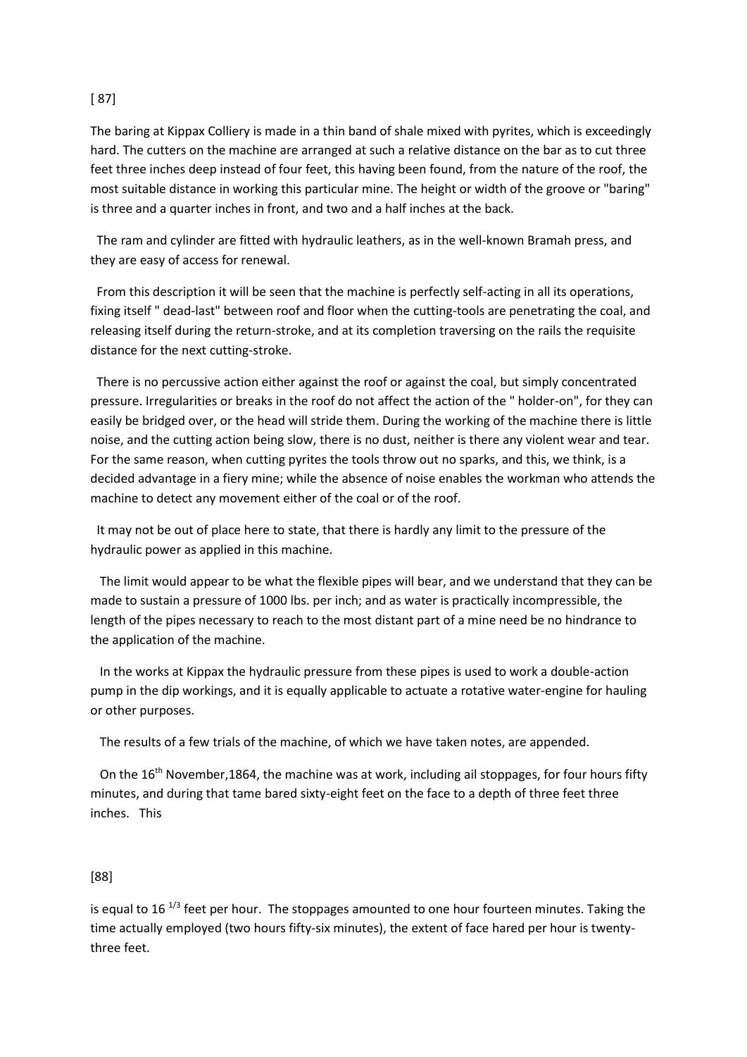The baring at Kippax Colliery is made in a thin band of shale mixed with pyrites, which is exceedingly hard. The cutters on the machine are arranged at such a relative distance on the bar as to cut three feet three inches deep instead of four feet, this having been found, from the nature of the roof, the most suitable distance in working this particular mine. The height or width of the groove or "baring" is three and a quarter inches in front, and two and a half inches at the back.

The ram and cylinder are fitted with hydraulic leathers, as in the well-known Bramah press, and they are easy of access for renewal.

From this description it will be seen that the machine is perfectly self-acting in all its operations, fixing itself " dead-last" between roof and floor when the cutting-tools are penetrating the coal, and releasing itself during the return-stroke, and at its completion traversing on the rails the requisite distance for the next cutting-stroke.

There is no percussive action either against the roof or against the coal, but simply concentrated pressure. Irregularities or breaks in the roof do not affect the action of the " holder-on", for they can easily be bridged over, or the head will stride them. During the working of the machine there is little noise, and the cutting action being slow, there is no dust, neither is there any violent wear and tear. For the same reason, when cutting pyrites the tools throw out no sparks, and this, we think, is a decided advantage in a fiery mine; while the absence of noise enables the workman who attends the machine to detect any movement either of the coal or of the roof.

It may not be out of place here to state, that there is hardly any limit to the pressure of the hydraulic power as applied in this machine.

The limit would appear to be what the flexible pipes will bear, and we understand that they can be made to sustain a pressure of 1000 lbs. per inch; and as water is practically incompressible, the length of the pipes necessary to reach to the most distant part of a mine need be no hindrance to the application of the machine.

In the works at Kippax the hydraulic pressure from these pipes is used to work a double-action pump in the dip workings, and it is equally applicable to actuate a rotative water-engine for hauling or other purposes.

The results of a few trials of the machine, of which we have taken notes, are appended.

On the 16th November,1864, the machine was at work, including ail stoppages, for four hours fifty minutes, and during that tame bared sixty-eight feet on the face to a depth of three feet three inches. This

[88]

is equal to 16 $^{1/3}$ feet per hour. The stoppages amounted to one hour fourteen minutes. Taking the time actually employed (two hours fifty-six minutes), the extent of face hared per hour is twenty-three feet.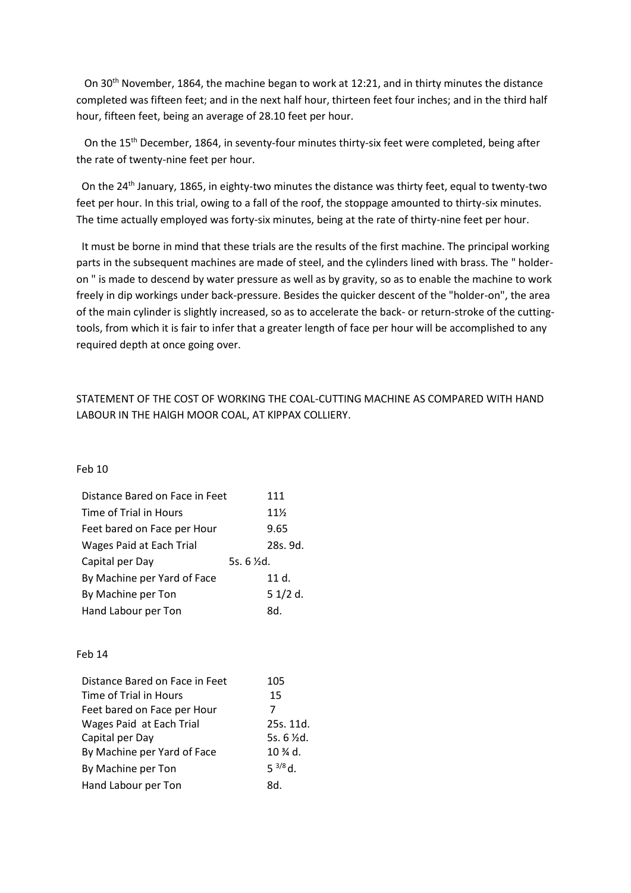On 30th November, 1864, the machine began to work at 12:21, and in thirty minutes the distance completed was fifteen feet; and in the next half hour, thirteen feet four inches; and in the third half hour, fifteen feet, being an average of 28.10 feet per hour.

On the 15th December, 1864, in seventy-four minutes thirty-six feet were completed, being after the rate of twenty-nine feet per hour.

On the 24th January, 1865, in eighty-two minutes the distance was thirty feet, equal to twenty-two feet per hour. In this trial, owing to a fall of the roof, the stoppage amounted to thirty-six minutes. The time actually employed was forty-six minutes, being at the rate of thirty-nine feet per hour.

It must be borne in mind that these trials are the results of the first machine. The principal working parts in the subsequent machines are made of steel, and the cylinders lined with brass. The " holder-on " is made to descend by water pressure as well as by gravity, so as to enable the machine to work freely in dip workings under back-pressure. Besides the quicker descent of the "holder-on", the area of the main cylinder is slightly increased, so as to accelerate the back- or return-stroke of the cutting-tools, from which it is fair to infer that a greater length of face per hour will be accomplished to any required depth at once going over.

STATEMENT OF THE COST OF WORKING THE COAL-CUTTING MACHINE AS COMPARED WITH HAND LABOUR IN THE HAIGH MOOR COAL, AT KIPPAX COLLIERY.

Feb 10

| | |
|---|---|
| Distance Bared on Face in Feet | 111 |
| Time of Trial in Hours | 11½ |
| Feet bared on Face per Hour | 9.65 |
| Wages Paid at Each Trial | 28s. 9d. |
| Capital per Day | 5s. 6 ½d. |
| By Machine per Yard of Face | 11 d. |
| By Machine per Ton | 5 1/2 d. |
| Hand Labour per Ton | 8d. |

Feb 14

| | |
|---|---|
| Distance Bared on Face in Feet | 105 |
| Time of Trial in Hours | 15 |
| Feet bared on Face per Hour | 7 |
| Wages Paid at Each Trial | 25s. 11d. |
| Capital per Day | 5s. 6 ½d. |
| By Machine per Yard of Face | 10 ¾ d. |
| By Machine per Ton | 5 3/8 d. |
| Hand Labour per Ton | 8d. |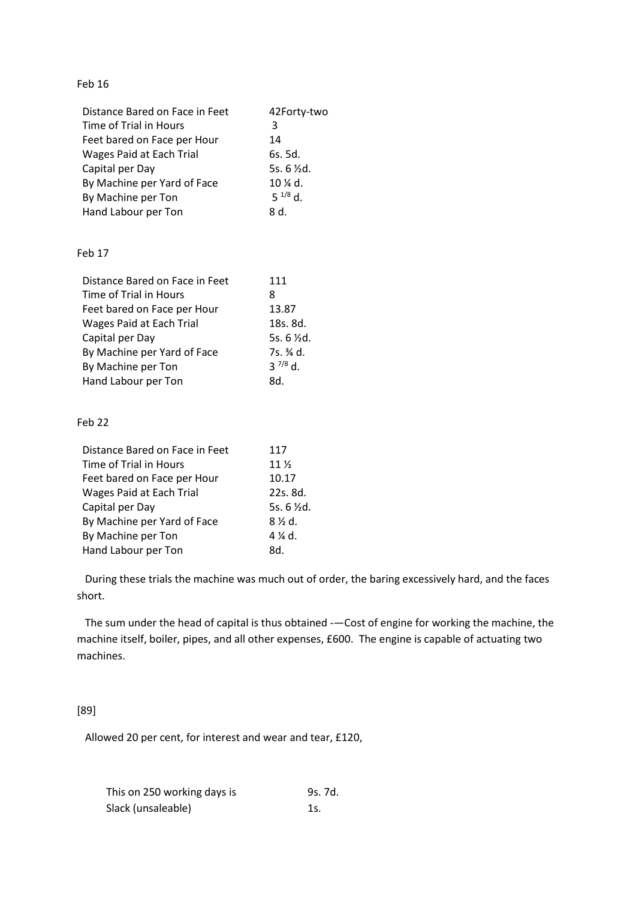Feb 16

| | |
|---|---|
| Distance Bared on Face in Feet | 42Forty-two |
| Time of Trial in Hours | 3 |
| Feet bared on Face per Hour | 14 |
| Wages Paid at Each Trial | 6s. 5d. |
| Capital per Day | 5s. 6 ½d. |
| By Machine per Yard of Face | 10 ¼ d. |
| By Machine per Ton | 5 $^{1/8}$ d. |
| Hand Labour per Ton | 8 d. |

Feb 17

| | |
|---|---|
| Distance Bared on Face in Feet | 111 |
| Time of Trial in Hours | 8 |
| Feet bared on Face per Hour | 13.87 |
| Wages Paid at Each Trial | 18s. 8d. |
| Capital per Day | 5s. 6 ½d. |
| By Machine per Yard of Face | 7s. ¾ d. |
| By Machine per Ton | 3 $^{7/8}$ d. |
| Hand Labour per Ton | 8d. |

Feb 22

| | |
|---|---|
| Distance Bared on Face in Feet | 117 |
| Time of Trial in Hours | 11 ½ |
| Feet bared on Face per Hour | 10.17 |
| Wages Paid at Each Trial | 22s. 8d. |
| Capital per Day | 5s. 6 ½d. |
| By Machine per Yard of Face | 8 ½ d. |
| By Machine per Ton | 4 ¼ d. |
| Hand Labour per Ton | 8d. |

During these trials the machine was much out of order, the baring excessively hard, and the faces short.

The sum under the head of capital is thus obtained -—Cost of engine for working the machine, the machine itself, boiler, pipes, and all other expenses, £600. The engine is capable of actuating two machines.

[89]

Allowed 20 per cent, for interest and wear and tear, £120,

| | |
|---|---|
| This on 250 working days is | 9s. 7d. |
| Slack (unsaleable) | 1s. |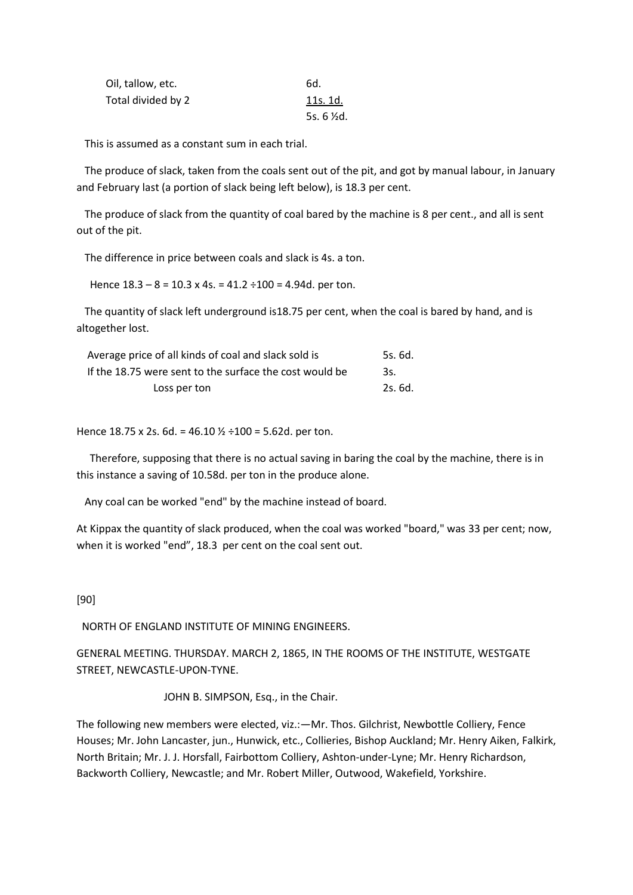| | |
|---|---|
| Oil, tallow, etc. | 6d. |
| Total divided by 2 | 11s. 1d. |
| | 5s. 6 ½d. |

This is assumed as a constant sum in each trial.

The produce of slack, taken from the coals sent out of the pit, and got by manual labour, in January and February last (a portion of slack being left below), is 18.3 per cent.

The produce of slack from the quantity of coal bared by the machine is 8 per cent., and all is sent out of the pit.

The difference in price between coals and slack is 4s. a ton.

Hence 18.3 – 8 = 10.3 x 4s. = 41.2 ÷100 = 4.94d. per ton.

The quantity of slack left underground is18.75 per cent, when the coal is bared by hand, and is altogether lost.

| | |
|---|---|
| Average price of all kinds of coal and slack sold is | 5s. 6d. |
| If the 18.75 were sent to the surface the cost would be | 3s. |
| Loss per ton | 2s. 6d. |

Hence 18.75 x 2s. 6d. = 46.10 ½ ÷100 = 5.62d. per ton.

Therefore, supposing that there is no actual saving in baring the coal by the machine, there is in this instance a saving of 10.58d. per ton in the produce alone.

Any coal can be worked "end" by the machine instead of board.

At Kippax the quantity of slack produced, when the coal was worked "board," was 33 per cent; now, when it is worked "end", 18.3 per cent on the coal sent out.

[90]

NORTH OF ENGLAND INSTITUTE OF MINING ENGINEERS.

GENERAL MEETING. THURSDAY. MARCH 2, 1865, IN THE ROOMS OF THE INSTITUTE, WESTGATE STREET, NEWCASTLE-UPON-TYNE.

JOHN B. SIMPSON, Esq., in the Chair.

The following new members were elected, viz.:—Mr. Thos. Gilchrist, Newbottle Colliery, Fence Houses; Mr. John Lancaster, jun., Hunwick, etc., Collieries, Bishop Auckland; Mr. Henry Aiken, Falkirk, North Britain; Mr. J. J. Horsfall, Fairbottom Colliery, Ashton-under-Lyne; Mr. Henry Richardson, Backworth Colliery, Newcastle; and Mr. Robert Miller, Outwood, Wakefield, Yorkshire.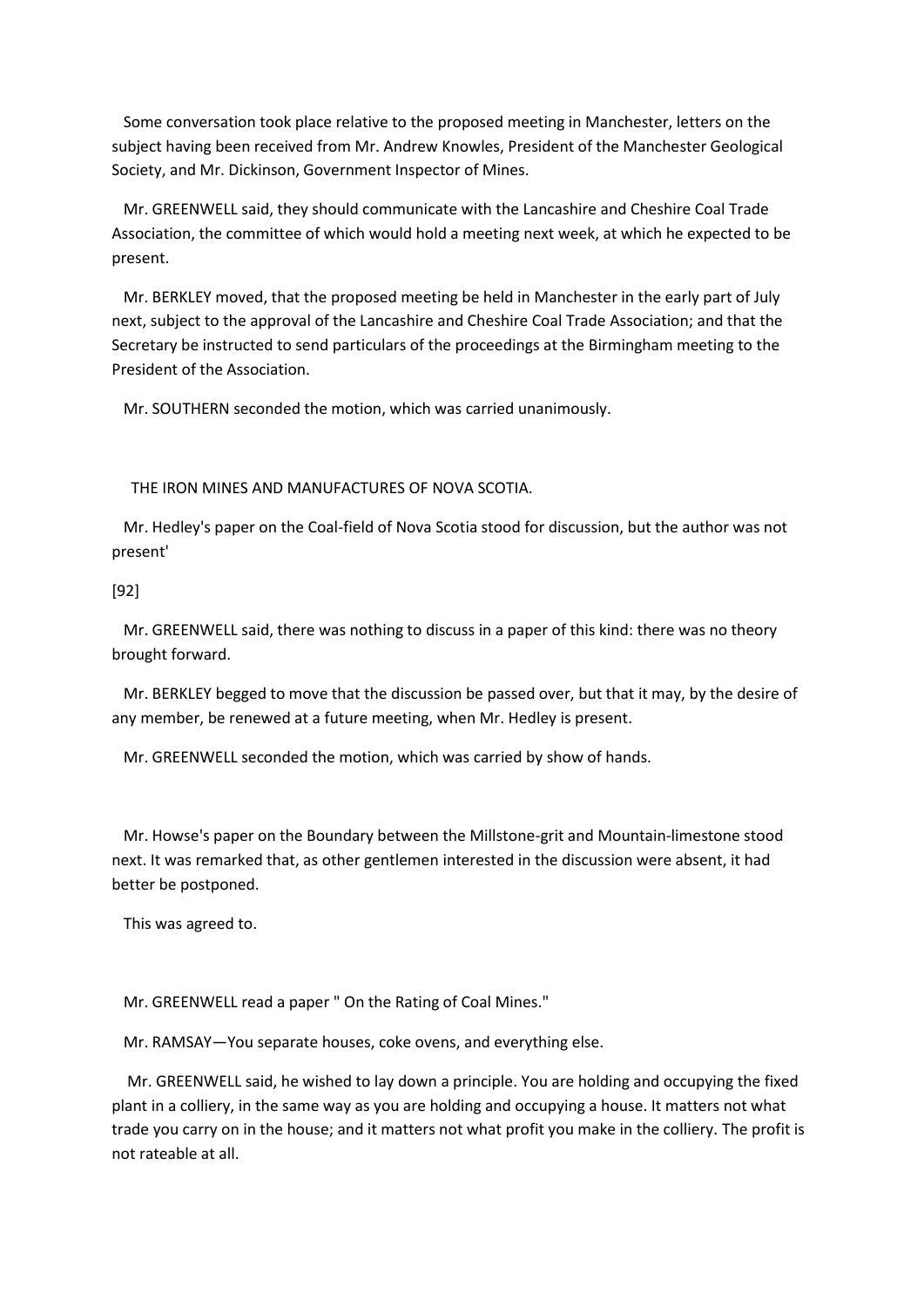Some conversation took place relative to the proposed meeting in Manchester, letters on the subject having been received from Mr. Andrew Knowles, President of the Manchester Geological Society, and Mr. Dickinson, Government Inspector of Mines.

Mr. GREENWELL said, they should communicate with the Lancashire and Cheshire Coal Trade Association, the committee of which would hold a meeting next week, at which he expected to be present.

Mr. BERKLEY moved, that the proposed meeting be held in Manchester in the early part of July next, subject to the approval of the Lancashire and Cheshire Coal Trade Association; and that the Secretary be instructed to send particulars of the proceedings at the Birmingham meeting to the President of the Association.

Mr. SOUTHERN seconded the motion, which was carried unanimously.

THE IRON MINES AND MANUFACTURES OF NOVA SCOTIA.

Mr. Hedley's paper on the Coal-field of Nova Scotia stood for discussion, but the author was not present'

[92]

Mr. GREENWELL said, there was nothing to discuss in a paper of this kind: there was no theory brought forward.

Mr. BERKLEY begged to move that the discussion be passed over, but that it may, by the desire of any member, be renewed at a future meeting, when Mr. Hedley is present.

Mr. GREENWELL seconded the motion, which was carried by show of hands.

Mr. Howse's paper on the Boundary between the Millstone-grit and Mountain-limestone stood next. It was remarked that, as other gentlemen interested in the discussion were absent, it had better be postponed.

This was agreed to.

Mr. GREENWELL read a paper " On the Rating of Coal Mines."

Mr. RAMSAY—You separate houses, coke ovens, and everything else.

Mr. GREENWELL said, he wished to lay down a principle. You are holding and occupying the fixed plant in a colliery, in the same way as you are holding and occupying a house. It matters not what trade you carry on in the house; and it matters not what profit you make in the colliery. The profit is not rateable at all.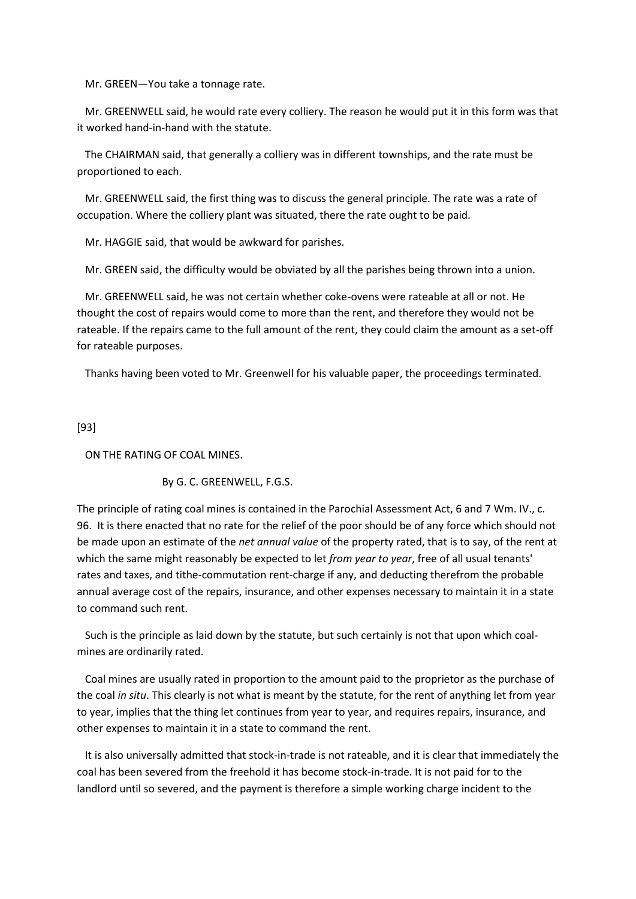Mr. GREEN—You take a tonnage rate.

Mr. GREENWELL said, he would rate every colliery. The reason he would put it in this form was that it worked hand-in-hand with the statute.

The CHAIRMAN said, that generally a colliery was in different townships, and the rate must be proportioned to each.

Mr. GREENWELL said, the first thing was to discuss the general principle. The rate was a rate of occupation. Where the colliery plant was situated, there the rate ought to be paid.

Mr. HAGGIE said, that would be awkward for parishes.

Mr. GREEN said, the difficulty would be obviated by all the parishes being thrown into a union.

Mr. GREENWELL said, he was not certain whether coke-ovens were rateable at all or not. He thought the cost of repairs would come to more than the rent, and therefore they would not be rateable. If the repairs came to the full amount of the rent, they could claim the amount as a set-off for rateable purposes.

Thanks having been voted to Mr. Greenwell for his valuable paper, the proceedings terminated.

[93]

## ON THE RATING OF COAL MINES.

By G. C. GREENWELL, F.G.S.

The principle of rating coal mines is contained in the Parochial Assessment Act, 6 and 7 Wm. IV., c. 96. It is there enacted that no rate for the relief of the poor should be of any force which should not be made upon an estimate of the *net annual value* of the property rated, that is to say, of the rent at which the same might reasonably be expected to let *from year to year*, free of all usual tenants' rates and taxes, and tithe-commutation rent-charge if any, and deducting therefrom the probable annual average cost of the repairs, insurance, and other expenses necessary to maintain it in a state to command such rent.

Such is the principle as laid down by the statute, but such certainly is not that upon which coal-mines are ordinarily rated.

Coal mines are usually rated in proportion to the amount paid to the proprietor as the purchase of the coal *in situ*. This clearly is not what is meant by the statute, for the rent of anything let from year to year, implies that the thing let continues from year to year, and requires repairs, insurance, and other expenses to maintain it in a state to command the rent.

It is also universally admitted that stock-in-trade is not rateable, and it is clear that immediately the coal has been severed from the freehold it has become stock-in-trade. It is not paid for to the landlord until so severed, and the payment is therefore a simple working charge incident to the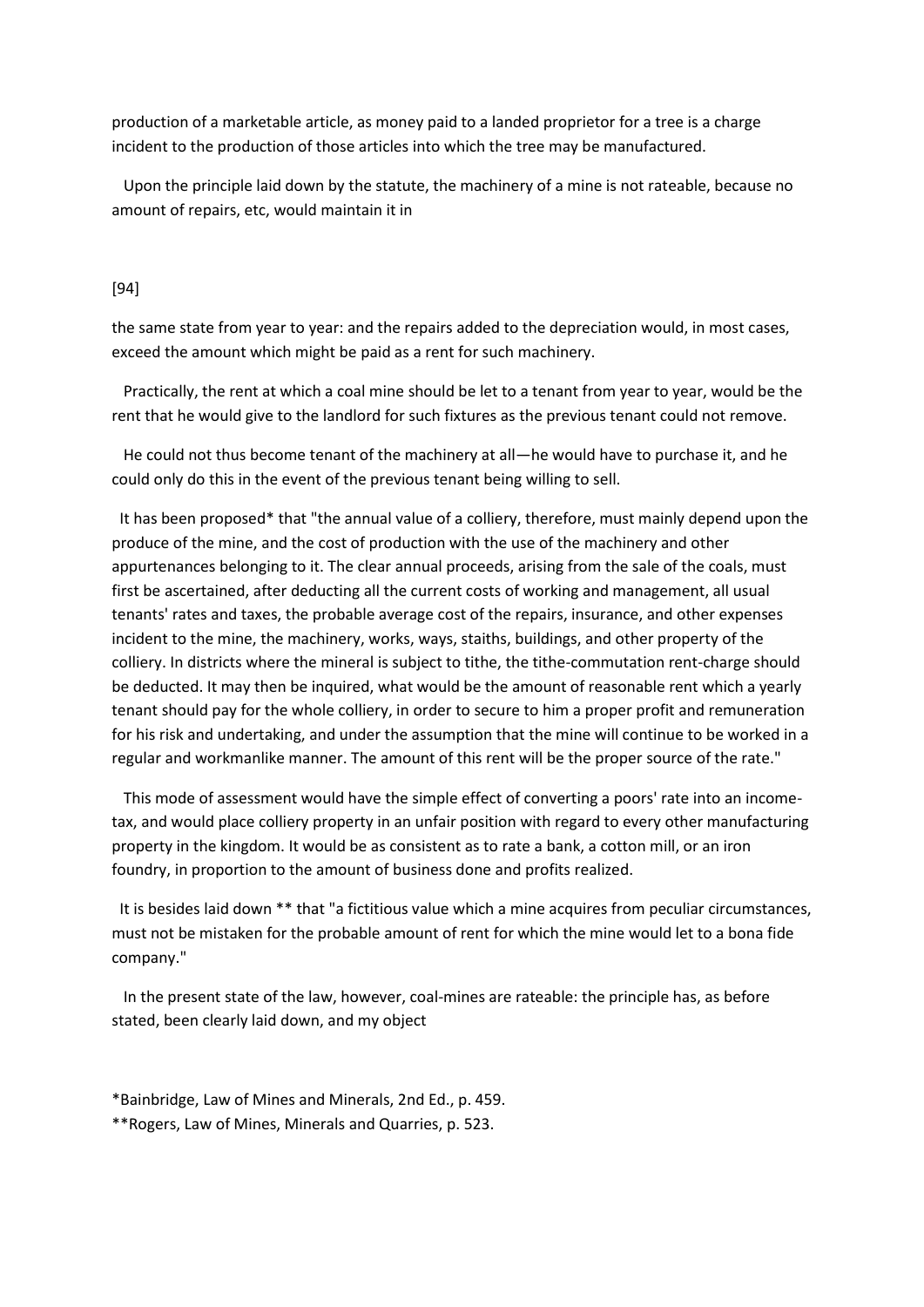production of a marketable article, as money paid to a landed proprietor for a tree is a charge incident to the production of those articles into which the tree may be manufactured.

Upon the principle laid down by the statute, the machinery of a mine is not rateable, because no amount of repairs, etc, would maintain it in

[94]

the same state from year to year: and the repairs added to the depreciation would, in most cases, exceed the amount which might be paid as a rent for such machinery.

Practically, the rent at which a coal mine should be let to a tenant from year to year, would be the rent that he would give to the landlord for such fixtures as the previous tenant could not remove.

He could not thus become tenant of the machinery at all—he would have to purchase it, and he could only do this in the event of the previous tenant being willing to sell.

It has been proposed* that "the annual value of a colliery, therefore, must mainly depend upon the produce of the mine, and the cost of production with the use of the machinery and other appurtenances belonging to it. The clear annual proceeds, arising from the sale of the coals, must first be ascertained, after deducting all the current costs of working and management, all usual tenants' rates and taxes, the probable average cost of the repairs, insurance, and other expenses incident to the mine, the machinery, works, ways, staiths, buildings, and other property of the colliery. In districts where the mineral is subject to tithe, the tithe-commutation rent-charge should be deducted. It may then be inquired, what would be the amount of reasonable rent which a yearly tenant should pay for the whole colliery, in order to secure to him a proper profit and remuneration for his risk and undertaking, and under the assumption that the mine will continue to be worked in a regular and workmanlike manner. The amount of this rent will be the proper source of the rate."

This mode of assessment would have the simple effect of converting a poors' rate into an income-tax, and would place colliery property in an unfair position with regard to every other manufacturing property in the kingdom. It would be as consistent as to rate a bank, a cotton mill, or an iron foundry, in proportion to the amount of business done and profits realized.

It is besides laid down ** that "a fictitious value which a mine acquires from peculiar circumstances, must not be mistaken for the probable amount of rent for which the mine would let to a bona fide company."

In the present state of the law, however, coal-mines are rateable: the principle has, as before stated, been clearly laid down, and my object

*Bainbridge, Law of Mines and Minerals, 2nd Ed., p. 459.

**Rogers, Law of Mines, Minerals and Quarries, p. 523.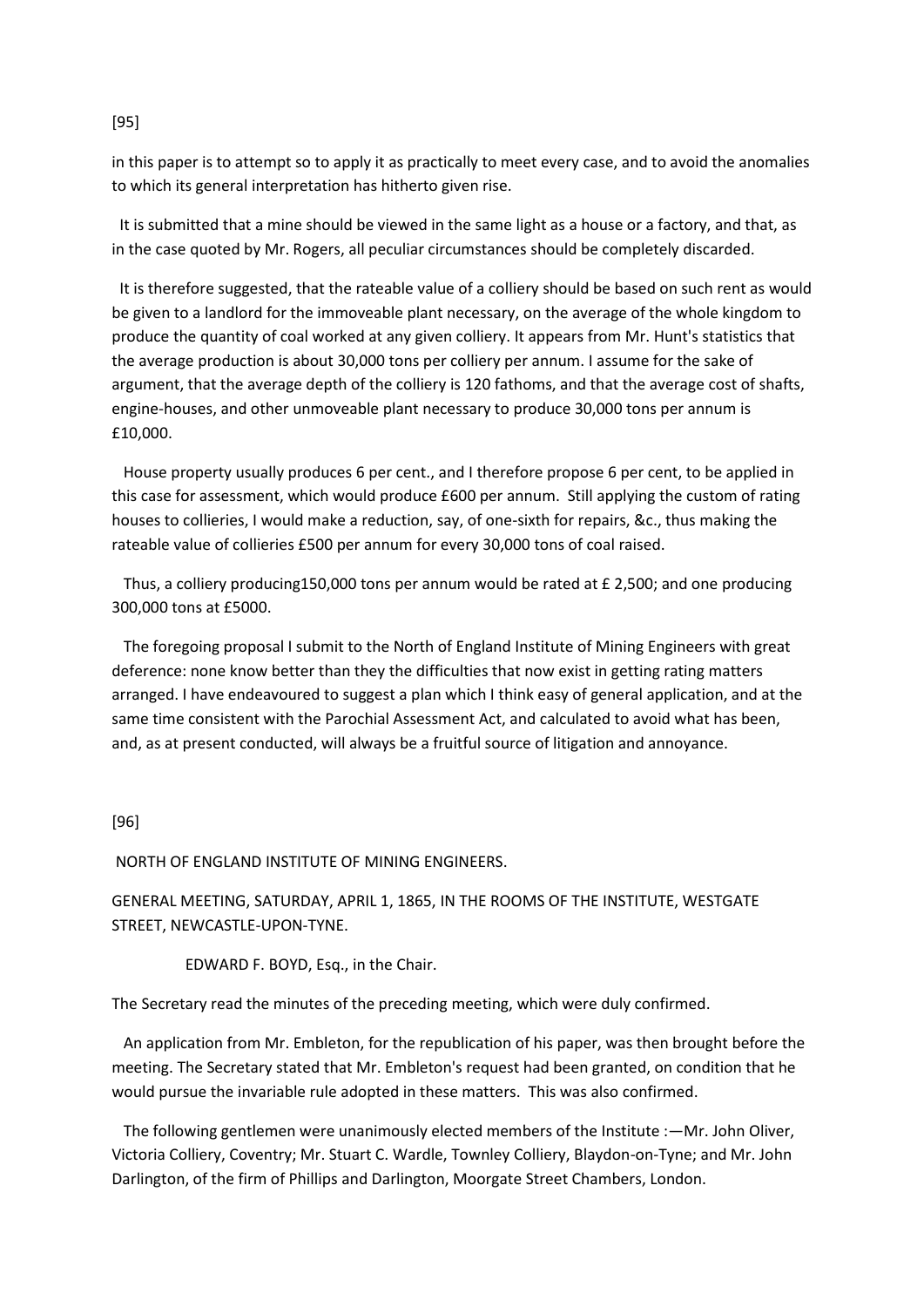in this paper is to attempt so to apply it as practically to meet every case, and to avoid the anomalies to which its general interpretation has hitherto given rise.

It is submitted that a mine should be viewed in the same light as a house or a factory, and that, as in the case quoted by Mr. Rogers, all peculiar circumstances should be completely discarded.

It is therefore suggested, that the rateable value of a colliery should be based on such rent as would be given to a landlord for the immoveable plant necessary, on the average of the whole kingdom to produce the quantity of coal worked at any given colliery. It appears from Mr. Hunt's statistics that the average production is about 30,000 tons per colliery per annum. I assume for the sake of argument, that the average depth of the colliery is 120 fathoms, and that the average cost of shafts, engine-houses, and other unmoveable plant necessary to produce 30,000 tons per annum is £10,000.

House property usually produces 6 per cent., and I therefore propose 6 per cent, to be applied in this case for assessment, which would produce £600 per annum. Still applying the custom of rating houses to collieries, I would make a reduction, say, of one-sixth for repairs, &c., thus making the rateable value of collieries £500 per annum for every 30,000 tons of coal raised.

Thus, a colliery producing150,000 tons per annum would be rated at £ 2,500; and one producing 300,000 tons at £5000.

The foregoing proposal I submit to the North of England Institute of Mining Engineers with great deference: none know better than they the difficulties that now exist in getting rating matters arranged. I have endeavoured to suggest a plan which I think easy of general application, and at the same time consistent with the Parochial Assessment Act, and calculated to avoid what has been, and, as at present conducted, will always be a fruitful source of litigation and annoyance.

# NORTH OF ENGLAND INSTITUTE OF MINING ENGINEERS.

## GENERAL MEETING, SATURDAY, APRIL 1, 1865, IN THE ROOMS OF THE INSTITUTE, WESTGATE STREET, NEWCASTLE-UPON-TYNE.

EDWARD F. BOYD, Esq., in the Chair.

The Secretary read the minutes of the preceding meeting, which were duly confirmed.

An application from Mr. Embleton, for the republication of his paper, was then brought before the meeting. The Secretary stated that Mr. Embleton's request had been granted, on condition that he would pursue the invariable rule adopted in these matters. This was also confirmed.

The following gentlemen were unanimously elected members of the Institute :—Mr. John Oliver, Victoria Colliery, Coventry; Mr. Stuart C. Wardle, Townley Colliery, Blaydon-on-Tyne; and Mr. John Darlington, of the firm of Phillips and Darlington, Moorgate Street Chambers, London.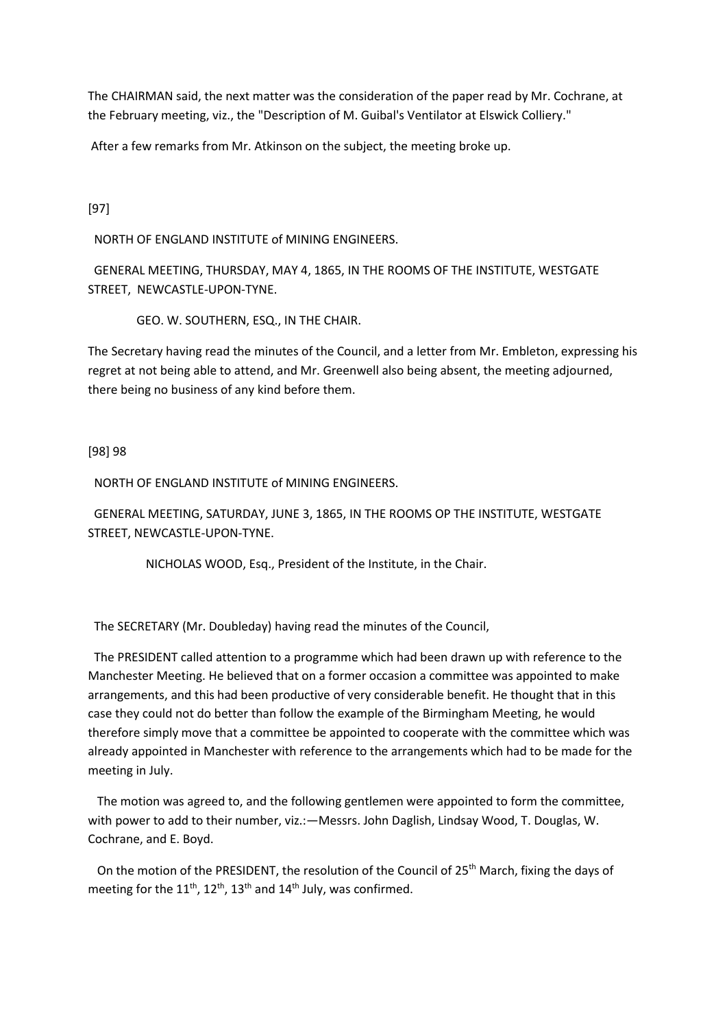The CHAIRMAN said, the next matter was the consideration of the paper read by Mr. Cochrane, at the February meeting, viz., the "Description of M. Guibal's Ventilator at Elswick Colliery."

After a few remarks from Mr. Atkinson on the subject, the meeting broke up.

[97]

NORTH OF ENGLAND INSTITUTE of MINING ENGINEERS.

GENERAL MEETING, THURSDAY, MAY 4, 1865, IN THE ROOMS OF THE INSTITUTE, WESTGATE STREET, NEWCASTLE-UPON-TYNE.

GEO. W. SOUTHERN, ESQ., IN THE CHAIR.

The Secretary having read the minutes of the Council, and a letter from Mr. Embleton, expressing his regret at not being able to attend, and Mr. Greenwell also being absent, the meeting adjourned, there being no business of any kind before them.

[98] 98

NORTH OF ENGLAND INSTITUTE of MINING ENGINEERS.

GENERAL MEETING, SATURDAY, JUNE 3, 1865, IN THE ROOMS OP THE INSTITUTE, WESTGATE STREET, NEWCASTLE-UPON-TYNE.

NICHOLAS WOOD, Esq., President of the Institute, in the Chair.

The SECRETARY (Mr. Doubleday) having read the minutes of the Council,

The PRESIDENT called attention to a programme which had been drawn up with reference to the Manchester Meeting. He believed that on a former occasion a committee was appointed to make arrangements, and this had been productive of very considerable benefit. He thought that in this case they could not do better than follow the example of the Birmingham Meeting, he would therefore simply move that a committee be appointed to cooperate with the committee which was already appointed in Manchester with reference to the arrangements which had to be made for the meeting in July.

The motion was agreed to, and the following gentlemen were appointed to form the committee, with power to add to their number, viz.:—Messrs. John Daglish, Lindsay Wood, T. Douglas, W. Cochrane, and E. Boyd.

On the motion of the PRESIDENT, the resolution of the Council of 25th March, fixing the days of meeting for the 11th, 12th, 13th and 14th July, was confirmed.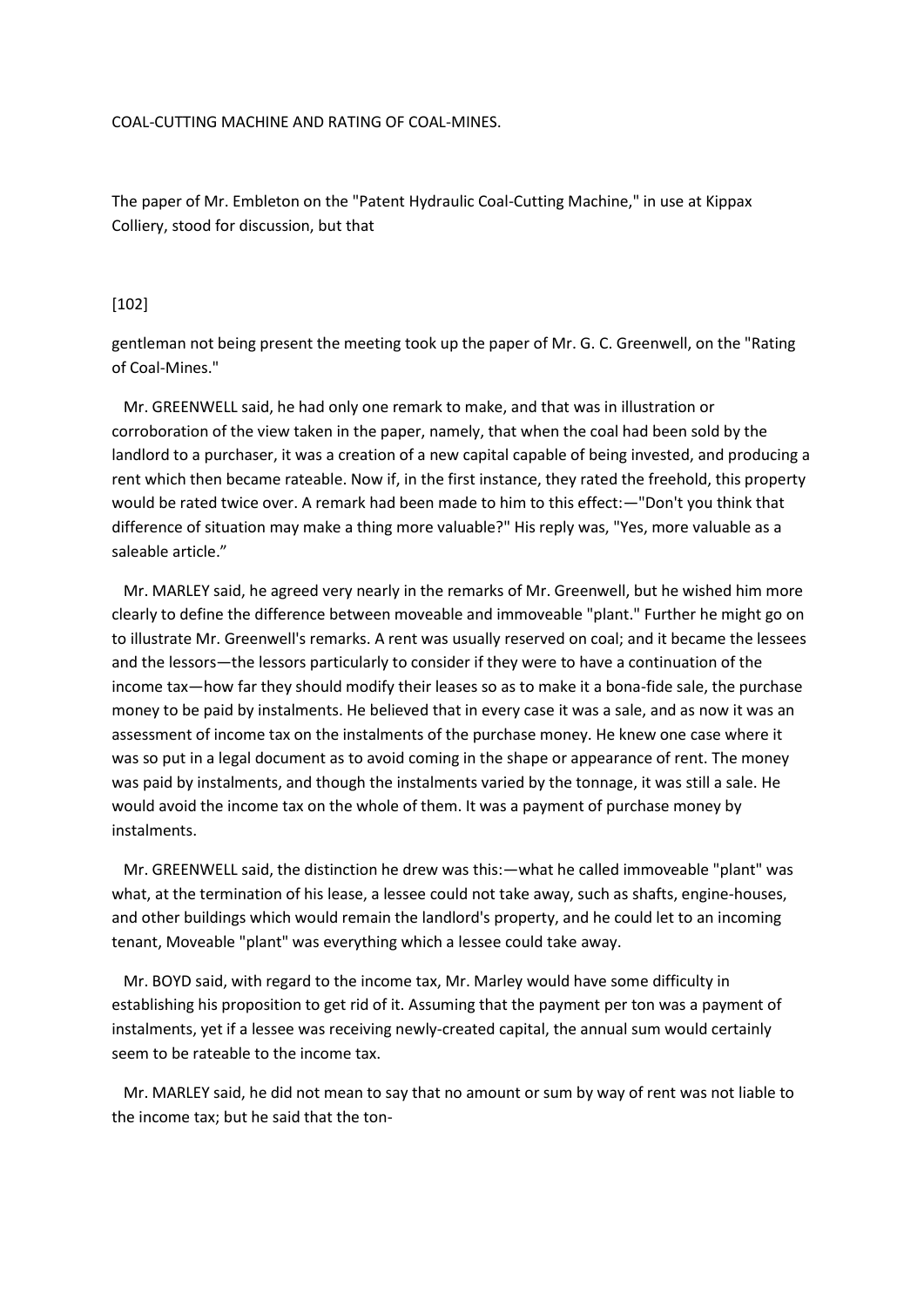## COAL-CUTTING MACHINE AND RATING OF COAL-MINES.

The paper of Mr. Embleton on the "Patent Hydraulic Coal-Cutting Machine," in use at Kippax Colliery, stood for discussion, but that

[102]

gentleman not being present the meeting took up the paper of Mr. G. C. Greenwell, on the "Rating of Coal-Mines."

Mr. GREENWELL said, he had only one remark to make, and that was in illustration or corroboration of the view taken in the paper, namely, that when the coal had been sold by the landlord to a purchaser, it was a creation of a new capital capable of being invested, and producing a rent which then became rateable. Now if, in the first instance, they rated the freehold, this property would be rated twice over. A remark had been made to him to this effect:—"Don't you think that difference of situation may make a thing more valuable?" His reply was, "Yes, more valuable as a saleable article."

Mr. MARLEY said, he agreed very nearly in the remarks of Mr. Greenwell, but he wished him more clearly to define the difference between moveable and immoveable "plant." Further he might go on to illustrate Mr. Greenwell's remarks. A rent was usually reserved on coal; and it became the lessees and the lessors—the lessors particularly to consider if they were to have a continuation of the income tax—how far they should modify their leases so as to make it a bona-fide sale, the purchase money to be paid by instalments. He believed that in every case it was a sale, and as now it was an assessment of income tax on the instalments of the purchase money. He knew one case where it was so put in a legal document as to avoid coming in the shape or appearance of rent. The money was paid by instalments, and though the instalments varied by the tonnage, it was still a sale. He would avoid the income tax on the whole of them. It was a payment of purchase money by instalments.

Mr. GREENWELL said, the distinction he drew was this:—what he called immoveable "plant" was what, at the termination of his lease, a lessee could not take away, such as shafts, engine-houses, and other buildings which would remain the landlord's property, and he could let to an incoming tenant, Moveable "plant" was everything which a lessee could take away.

Mr. BOYD said, with regard to the income tax, Mr. Marley would have some difficulty in establishing his proposition to get rid of it. Assuming that the payment per ton was a payment of instalments, yet if a lessee was receiving newly-created capital, the annual sum would certainly seem to be rateable to the income tax.

Mr. MARLEY said, he did not mean to say that no amount or sum by way of rent was not liable to the income tax; but he said that the ton-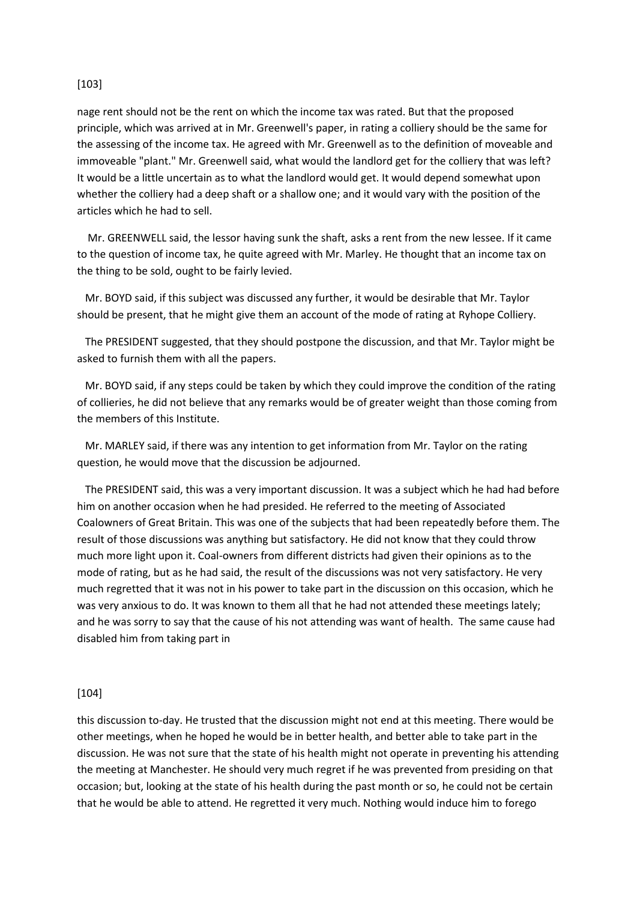nage rent should not be the rent on which the income tax was rated. But that the proposed principle, which was arrived at in Mr. Greenwell's paper, in rating a colliery should be the same for the assessing of the income tax. He agreed with Mr. Greenwell as to the definition of moveable and immoveable "plant." Mr. Greenwell said, what would the landlord get for the colliery that was left? It would be a little uncertain as to what the landlord would get. It would depend somewhat upon whether the colliery had a deep shaft or a shallow one; and it would vary with the position of the articles which he had to sell.

Mr. GREENWELL said, the lessor having sunk the shaft, asks a rent from the new lessee. If it came to the question of income tax, he quite agreed with Mr. Marley. He thought that an income tax on the thing to be sold, ought to be fairly levied.

Mr. BOYD said, if this subject was discussed any further, it would be desirable that Mr. Taylor should be present, that he might give them an account of the mode of rating at Ryhope Colliery.

The PRESIDENT suggested, that they should postpone the discussion, and that Mr. Taylor might be asked to furnish them with all the papers.

Mr. BOYD said, if any steps could be taken by which they could improve the condition of the rating of collieries, he did not believe that any remarks would be of greater weight than those coming from the members of this Institute.

Mr. MARLEY said, if there was any intention to get information from Mr. Taylor on the rating question, he would move that the discussion be adjourned.

The PRESIDENT said, this was a very important discussion. It was a subject which he had had before him on another occasion when he had presided. He referred to the meeting of Associated Coalowners of Great Britain. This was one of the subjects that had been repeatedly before them. The result of those discussions was anything but satisfactory. He did not know that they could throw much more light upon it. Coal-owners from different districts had given their opinions as to the mode of rating, but as he had said, the result of the discussions was not very satisfactory. He very much regretted that it was not in his power to take part in the discussion on this occasion, which he was very anxious to do. It was known to them all that he had not attended these meetings lately; and he was sorry to say that the cause of his not attending was want of health. The same cause had disabled him from taking part in this discussion to-day. He trusted that the discussion might not end at this meeting. There would be other meetings, when he hoped he would be in better health, and better able to take part in the discussion. He was not sure that the state of his health might not operate in preventing his attending the meeting at Manchester. He should very much regret if he was prevented from presiding on that occasion; but, looking at the state of his health during the past month or so, he could not be certain that he would be able to attend. He regretted it very much. Nothing would induce him to forego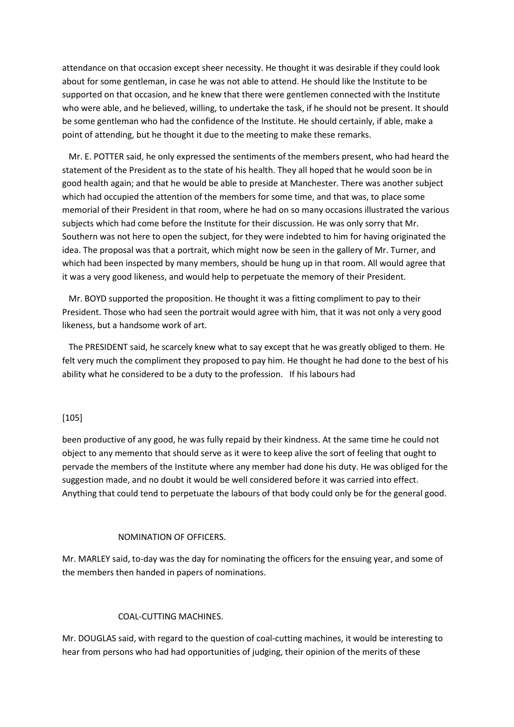attendance on that occasion except sheer necessity. He thought it was desirable if they could look about for some gentleman, in case he was not able to attend. He should like the Institute to be supported on that occasion, and he knew that there were gentlemen connected with the Institute who were able, and he believed, willing, to undertake the task, if he should not be present. It should be some gentleman who had the confidence of the Institute. He should certainly, if able, make a point of attending, but he thought it due to the meeting to make these remarks.

Mr. E. POTTER said, he only expressed the sentiments of the members present, who had heard the statement of the President as to the state of his health. They all hoped that he would soon be in good health again; and that he would be able to preside at Manchester. There was another subject which had occupied the attention of the members for some time, and that was, to place some memorial of their President in that room, where he had on so many occasions illustrated the various subjects which had come before the Institute for their discussion. He was only sorry that Mr. Southern was not here to open the subject, for they were indebted to him for having originated the idea. The proposal was that a portrait, which might now be seen in the gallery of Mr. Turner, and which had been inspected by many members, should be hung up in that room. All would agree that it was a very good likeness, and would help to perpetuate the memory of their President.

Mr. BOYD supported the proposition. He thought it was a fitting compliment to pay to their President. Those who had seen the portrait would agree with him, that it was not only a very good likeness, but a handsome work of art.

The PRESIDENT said, he scarcely knew what to say except that he was greatly obliged to them. He felt very much the compliment they proposed to pay him. He thought he had done to the best of his ability what he considered to be a duty to the profession. If his labours had

[105]

been productive of any good, he was fully repaid by their kindness. At the same time he could not object to any memento that should serve as it were to keep alive the sort of feeling that ought to pervade the members of the Institute where any member had done his duty. He was obliged for the suggestion made, and no doubt it would be well considered before it was carried into effect. Anything that could tend to perpetuate the labours of that body could only be for the general good.

## NOMINATION OF OFFICERS.

Mr. MARLEY said, to-day was the day for nominating the officers for the ensuing year, and some of the members then handed in papers of nominations.

## COAL-CUTTING MACHINES.

Mr. DOUGLAS said, with regard to the question of coal-cutting machines, it would be interesting to hear from persons who had had opportunities of judging, their opinion of the merits of these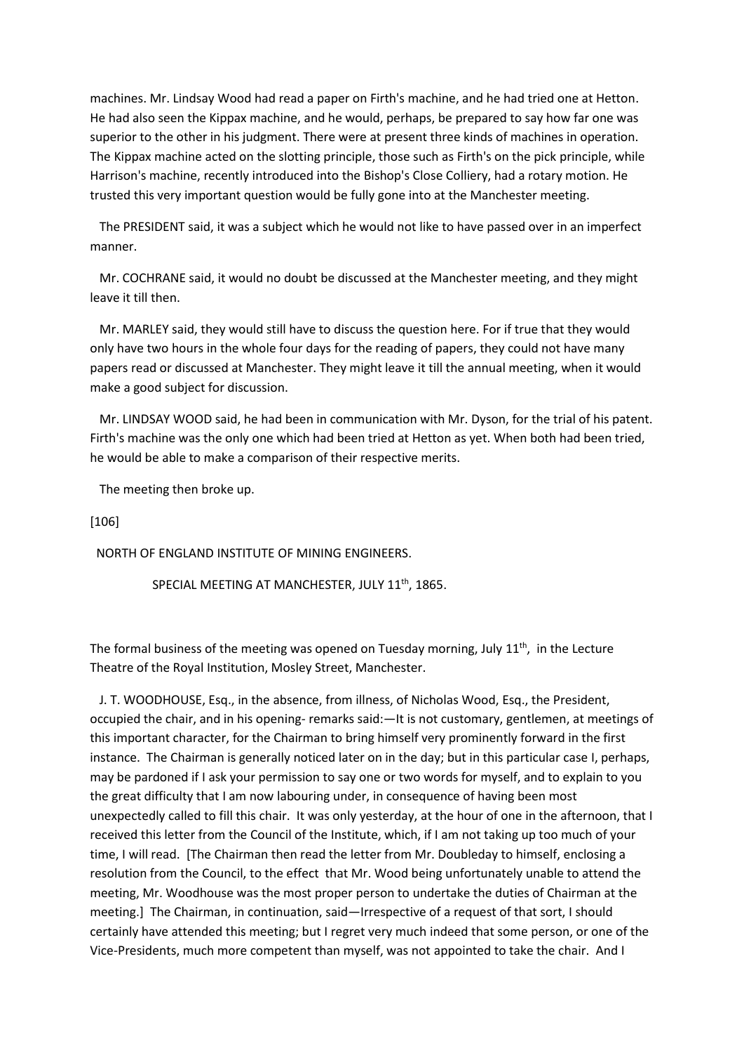machines. Mr. Lindsay Wood had read a paper on Firth's machine, and he had tried one at Hetton. He had also seen the Kippax machine, and he would, perhaps, be prepared to say how far one was superior to the other in his judgment. There were at present three kinds of machines in operation. The Kippax machine acted on the slotting principle, those such as Firth's on the pick principle, while Harrison's machine, recently introduced into the Bishop's Close Colliery, had a rotary motion. He trusted this very important question would be fully gone into at the Manchester meeting.

The PRESIDENT said, it was a subject which he would not like to have passed over in an imperfect manner.

Mr. COCHRANE said, it would no doubt be discussed at the Manchester meeting, and they might leave it till then.

Mr. MARLEY said, they would still have to discuss the question here. For if true that they would only have two hours in the whole four days for the reading of papers, they could not have many papers read or discussed at Manchester. They might leave it till the annual meeting, when it would make a good subject for discussion.

Mr. LINDSAY WOOD said, he had been in communication with Mr. Dyson, for the trial of his patent. Firth's machine was the only one which had been tried at Hetton as yet. When both had been tried, he would be able to make a comparison of their respective merits.

The meeting then broke up.

[106]

## NORTH OF ENGLAND INSTITUTE OF MINING ENGINEERS.

### SPECIAL MEETING AT MANCHESTER, JULY 11th, 1865.

The formal business of the meeting was opened on Tuesday morning, July 11th, in the Lecture Theatre of the Royal Institution, Mosley Street, Manchester.

J. T. WOODHOUSE, Esq., in the absence, from illness, of Nicholas Wood, Esq., the President, occupied the chair, and in his opening- remarks said:—It is not customary, gentlemen, at meetings of this important character, for the Chairman to bring himself very prominently forward in the first instance. The Chairman is generally noticed later on in the day; but in this particular case I, perhaps, may be pardoned if I ask your permission to say one or two words for myself, and to explain to you the great difficulty that I am now labouring under, in consequence of having been most unexpectedly called to fill this chair. It was only yesterday, at the hour of one in the afternoon, that I received this letter from the Council of the Institute, which, if I am not taking up too much of your time, I will read. [The Chairman then read the letter from Mr. Doubleday to himself, enclosing a resolution from the Council, to the effect that Mr. Wood being unfortunately unable to attend the meeting, Mr. Woodhouse was the most proper person to undertake the duties of Chairman at the meeting.] The Chairman, in continuation, said—Irrespective of a request of that sort, I should certainly have attended this meeting; but I regret very much indeed that some person, or one of the Vice-Presidents, much more competent than myself, was not appointed to take the chair. And I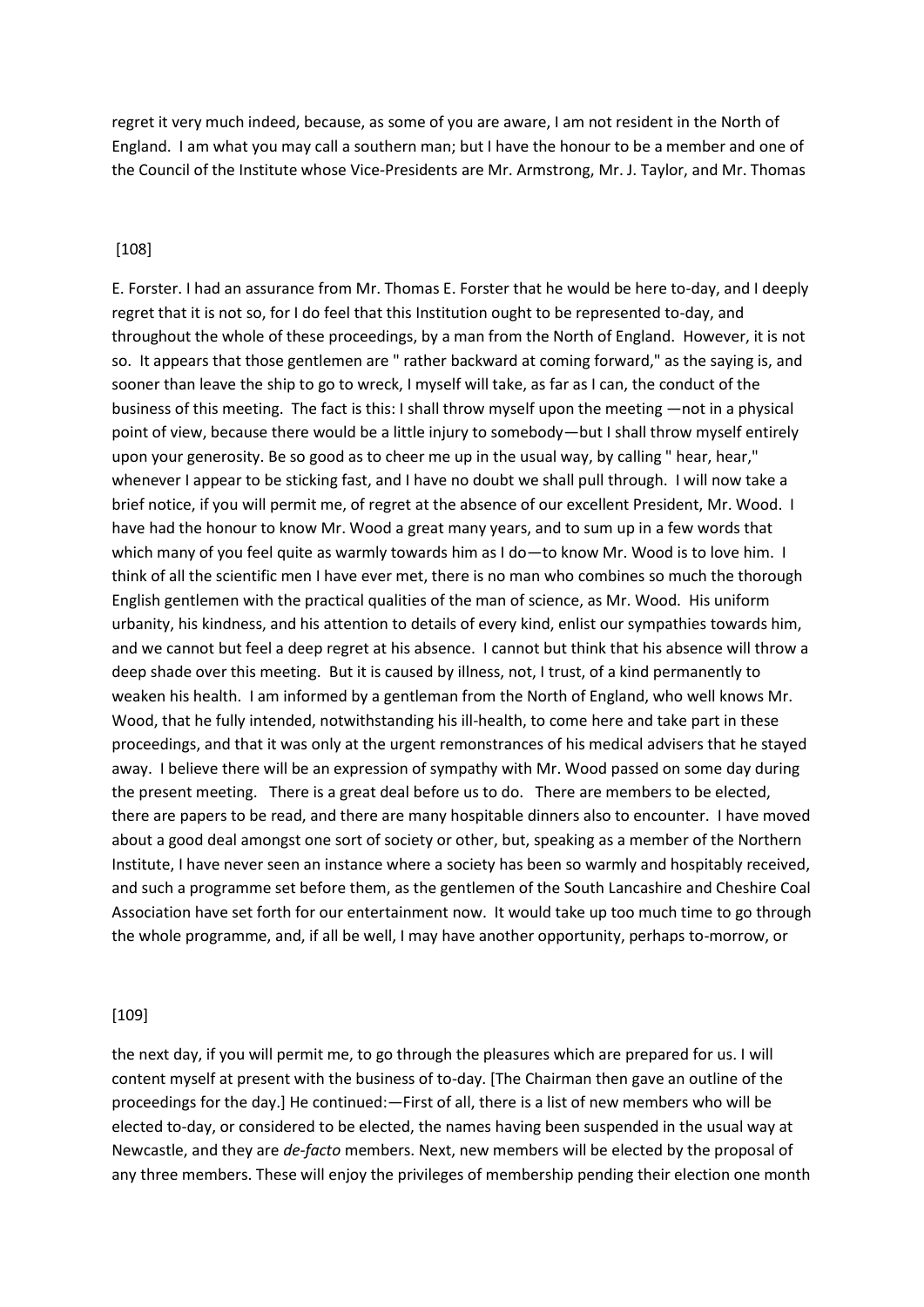regret it very much indeed, because, as some of you are aware, I am not resident in the North of England. I am what you may call a southern man; but I have the honour to be a member and one of the Council of the Institute whose Vice-Presidents are Mr. Armstrong, Mr. J. Taylor, and Mr. Thomas

[108]

E. Forster. I had an assurance from Mr. Thomas E. Forster that he would be here to-day, and I deeply regret that it is not so, for I do feel that this Institution ought to be represented to-day, and throughout the whole of these proceedings, by a man from the North of England. However, it is not so. It appears that those gentlemen are " rather backward at coming forward," as the saying is, and sooner than leave the ship to go to wreck, I myself will take, as far as I can, the conduct of the business of this meeting. The fact is this: I shall throw myself upon the meeting —not in a physical point of view, because there would be a little injury to somebody—but I shall throw myself entirely upon your generosity. Be so good as to cheer me up in the usual way, by calling " hear, hear," whenever I appear to be sticking fast, and I have no doubt we shall pull through. I will now take a brief notice, if you will permit me, of regret at the absence of our excellent President, Mr. Wood. I have had the honour to know Mr. Wood a great many years, and to sum up in a few words that which many of you feel quite as warmly towards him as I do—to know Mr. Wood is to love him. I think of all the scientific men I have ever met, there is no man who combines so much the thorough English gentlemen with the practical qualities of the man of science, as Mr. Wood. His uniform urbanity, his kindness, and his attention to details of every kind, enlist our sympathies towards him, and we cannot but feel a deep regret at his absence. I cannot but think that his absence will throw a deep shade over this meeting. But it is caused by illness, not, I trust, of a kind permanently to weaken his health. I am informed by a gentleman from the North of England, who well knows Mr. Wood, that he fully intended, notwithstanding his ill-health, to come here and take part in these proceedings, and that it was only at the urgent remonstrances of his medical advisers that he stayed away. I believe there will be an expression of sympathy with Mr. Wood passed on some day during the present meeting. There is a great deal before us to do. There are members to be elected, there are papers to be read, and there are many hospitable dinners also to encounter. I have moved about a good deal amongst one sort of society or other, but, speaking as a member of the Northern Institute, I have never seen an instance where a society has been so warmly and hospitably received, and such a programme set before them, as the gentlemen of the South Lancashire and Cheshire Coal Association have set forth for our entertainment now. It would take up too much time to go through the whole programme, and, if all be well, I may have another opportunity, perhaps to-morrow, or

[109]

the next day, if you will permit me, to go through the pleasures which are prepared for us. I will content myself at present with the business of to-day. [The Chairman then gave an outline of the proceedings for the day.] He continued:—First of all, there is a list of new members who will be elected to-day, or considered to be elected, the names having been suspended in the usual way at Newcastle, and they are *de-facto* members. Next, new members will be elected by the proposal of any three members. These will enjoy the privileges of membership pending their election one month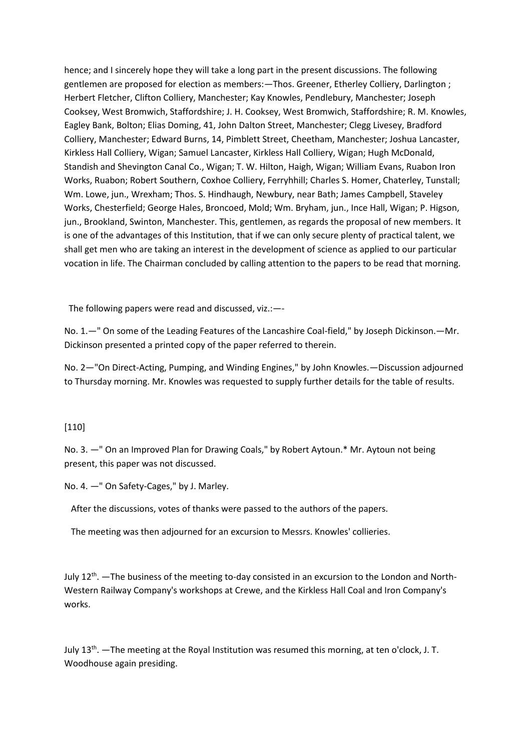hence; and I sincerely hope they will take a long part in the present discussions. The following gentlemen are proposed for election as members:—Thos. Greener, Etherley Colliery, Darlington ; Herbert Fletcher, Clifton Colliery, Manchester; Kay Knowles, Pendlebury, Manchester; Joseph Cooksey, West Bromwich, Staffordshire; J. H. Cooksey, West Bromwich, Staffordshire; R. M. Knowles, Eagley Bank, Bolton; Elias Doming, 41, John Dalton Street, Manchester; Clegg Livesey, Bradford Colliery, Manchester; Edward Burns, 14, Pimblett Street, Cheetham, Manchester; Joshua Lancaster, Kirkless Hall Colliery, Wigan; Samuel Lancaster, Kirkless Hall Colliery, Wigan; Hugh McDonald, Standish and Shevington Canal Co., Wigan; T. W. Hilton, Haigh, Wigan; William Evans, Ruabon Iron Works, Ruabon; Robert Southern, Coxhoe Colliery, Ferryhhill; Charles S. Homer, Chaterley, Tunstall; Wm. Lowe, jun., Wrexham; Thos. S. Hindhaugh, Newbury, near Bath; James Campbell, Staveley Works, Chesterfield; George Hales, Broncoed, Mold; Wm. Bryham, jun., Ince Hall, Wigan; P. Higson, jun., Brookland, Swinton, Manchester. This, gentlemen, as regards the proposal of new members. It is one of the advantages of this Institution, that if we can only secure plenty of practical talent, we shall get men who are taking an interest in the development of science as applied to our particular vocation in life. The Chairman concluded by calling attention to the papers to be read that morning.

The following papers were read and discussed, viz.:—-

No. 1.—" On some of the Leading Features of the Lancashire Coal-field," by Joseph Dickinson.—Mr. Dickinson presented a printed copy of the paper referred to therein.

No. 2—"On Direct-Acting, Pumping, and Winding Engines," by John Knowles.—Discussion adjourned to Thursday morning. Mr. Knowles was requested to supply further details for the table of results.

[110]

No. 3. —" On an Improved Plan for Drawing Coals," by Robert Aytoun.* Mr. Aytoun not being present, this paper was not discussed.

No. 4. —" On Safety-Cages," by J. Marley.

After the discussions, votes of thanks were passed to the authors of the papers.

The meeting was then adjourned for an excursion to Messrs. Knowles' collieries.

July 12th. —The business of the meeting to-day consisted in an excursion to the London and North-Western Railway Company's workshops at Crewe, and the Kirkless Hall Coal and Iron Company's works.

July 13th. —The meeting at the Royal Institution was resumed this morning, at ten o'clock, J. T. Woodhouse again presiding.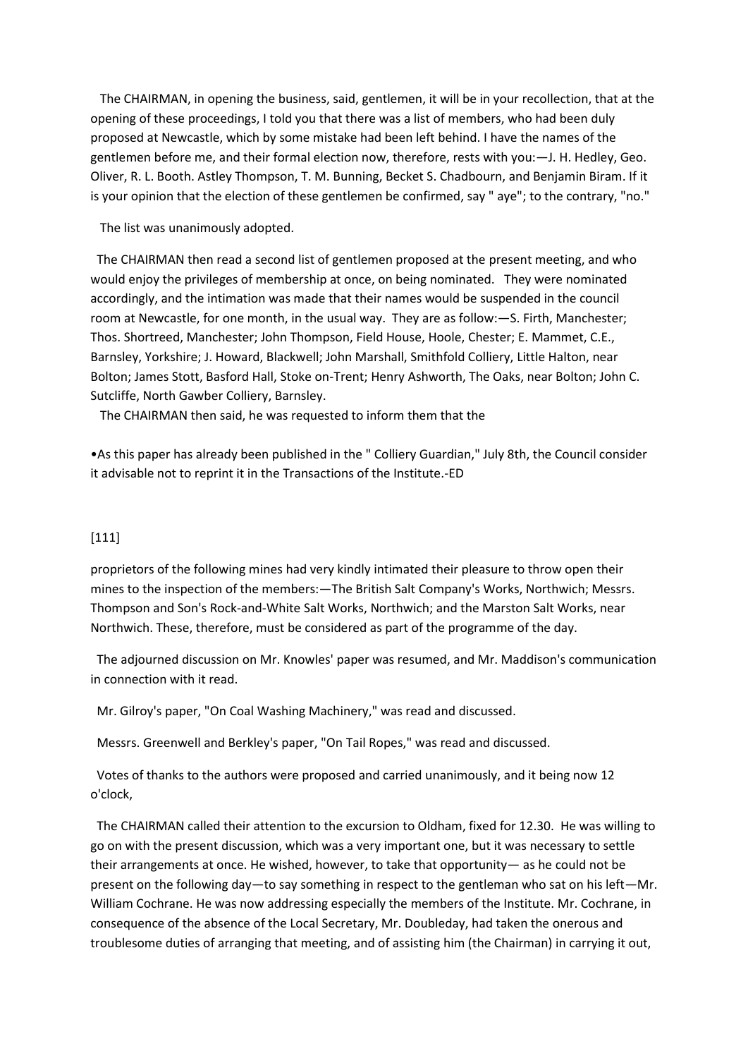The CHAIRMAN, in opening the business, said, gentlemen, it will be in your recollection, that at the opening of these proceedings, I told you that there was a list of members, who had been duly proposed at Newcastle, which by some mistake had been left behind. I have the names of the gentlemen before me, and their formal election now, therefore, rests with you:—J. H. Hedley, Geo. Oliver, R. L. Booth. Astley Thompson, T. M. Bunning, Becket S. Chadbourn, and Benjamin Biram. If it is your opinion that the election of these gentlemen be confirmed, say " aye"; to the contrary, "no."

The list was unanimously adopted.

The CHAIRMAN then read a second list of gentlemen proposed at the present meeting, and who would enjoy the privileges of membership at once, on being nominated. They were nominated accordingly, and the intimation was made that their names would be suspended in the council room at Newcastle, for one month, in the usual way. They are as follow:—S. Firth, Manchester; Thos. Shortreed, Manchester; John Thompson, Field House, Hoole, Chester; E. Mammet, C.E., Barnsley, Yorkshire; J. Howard, Blackwell; John Marshall, Smithfold Colliery, Little Halton, near Bolton; James Stott, Basford Hall, Stoke on-Trent; Henry Ashworth, The Oaks, near Bolton; John C. Sutcliffe, North Gawber Colliery, Barnsley.

The CHAIRMAN then said, he was requested to inform them that the

•As this paper has already been published in the " Colliery Guardian," July 8th, the Council consider it advisable not to reprint it in the Transactions of the Institute.-ED

proprietors of the following mines had very kindly intimated their pleasure to throw open their mines to the inspection of the members:—The British Salt Company's Works, Northwich; Messrs. Thompson and Son's Rock-and-White Salt Works, Northwich; and the Marston Salt Works, near Northwich. These, therefore, must be considered as part of the programme of the day.

The adjourned discussion on Mr. Knowles' paper was resumed, and Mr. Maddison's communication in connection with it read.

Mr. Gilroy's paper, "On Coal Washing Machinery," was read and discussed.

Messrs. Greenwell and Berkley's paper, "On Tail Ropes," was read and discussed.

Votes of thanks to the authors were proposed and carried unanimously, and it being now 12 o'clock,

The CHAIRMAN called their attention to the excursion to Oldham, fixed for 12.30. He was willing to go on with the present discussion, which was a very important one, but it was necessary to settle their arrangements at once. He wished, however, to take that opportunity— as he could not be present on the following day—to say something in respect to the gentleman who sat on his left—Mr. William Cochrane. He was now addressing especially the members of the Institute. Mr. Cochrane, in consequence of the absence of the Local Secretary, Mr. Doubleday, had taken the onerous and troublesome duties of arranging that meeting, and of assisting him (the Chairman) in carrying it out,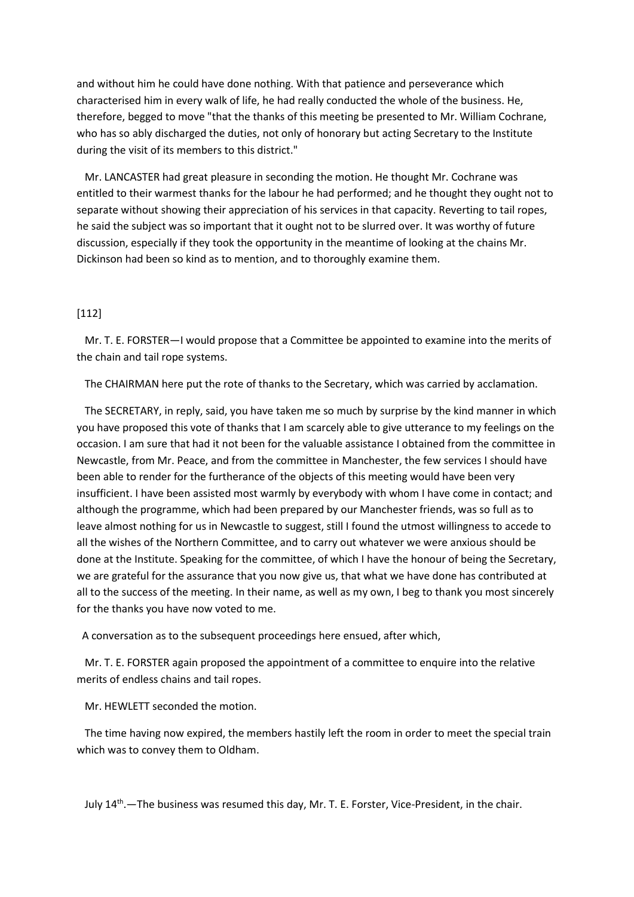and without him he could have done nothing. With that patience and perseverance which characterised him in every walk of life, he had really conducted the whole of the business. He, therefore, begged to move "that the thanks of this meeting be presented to Mr. William Cochrane, who has so ably discharged the duties, not only of honorary but acting Secretary to the Institute during the visit of its members to this district."

Mr. LANCASTER had great pleasure in seconding the motion. He thought Mr. Cochrane was entitled to their warmest thanks for the labour he had performed; and he thought they ought not to separate without showing their appreciation of his services in that capacity. Reverting to tail ropes, he said the subject was so important that it ought not to be slurred over. It was worthy of future discussion, especially if they took the opportunity in the meantime of looking at the chains Mr. Dickinson had been so kind as to mention, and to thoroughly examine them.

[112]

Mr. T. E. FORSTER—I would propose that a Committee be appointed to examine into the merits of the chain and tail rope systems.

The CHAIRMAN here put the rote of thanks to the Secretary, which was carried by acclamation.

The SECRETARY, in reply, said, you have taken me so much by surprise by the kind manner in which you have proposed this vote of thanks that I am scarcely able to give utterance to my feelings on the occasion. I am sure that had it not been for the valuable assistance I obtained from the committee in Newcastle, from Mr. Peace, and from the committee in Manchester, the few services I should have been able to render for the furtherance of the objects of this meeting would have been very insufficient. I have been assisted most warmly by everybody with whom I have come in contact; and although the programme, which had been prepared by our Manchester friends, was so full as to leave almost nothing for us in Newcastle to suggest, still I found the utmost willingness to accede to all the wishes of the Northern Committee, and to carry out whatever we were anxious should be done at the Institute. Speaking for the committee, of which I have the honour of being the Secretary, we are grateful for the assurance that you now give us, that what we have done has contributed at all to the success of the meeting. In their name, as well as my own, I beg to thank you most sincerely for the thanks you have now voted to me.

A conversation as to the subsequent proceedings here ensued, after which,

Mr. T. E. FORSTER again proposed the appointment of a committee to enquire into the relative merits of endless chains and tail ropes.

Mr. HEWLETT seconded the motion.

The time having now expired, the members hastily left the room in order to meet the special train which was to convey them to Oldham.

July 14th.—The business was resumed this day, Mr. T. E. Forster, Vice-President, in the chair.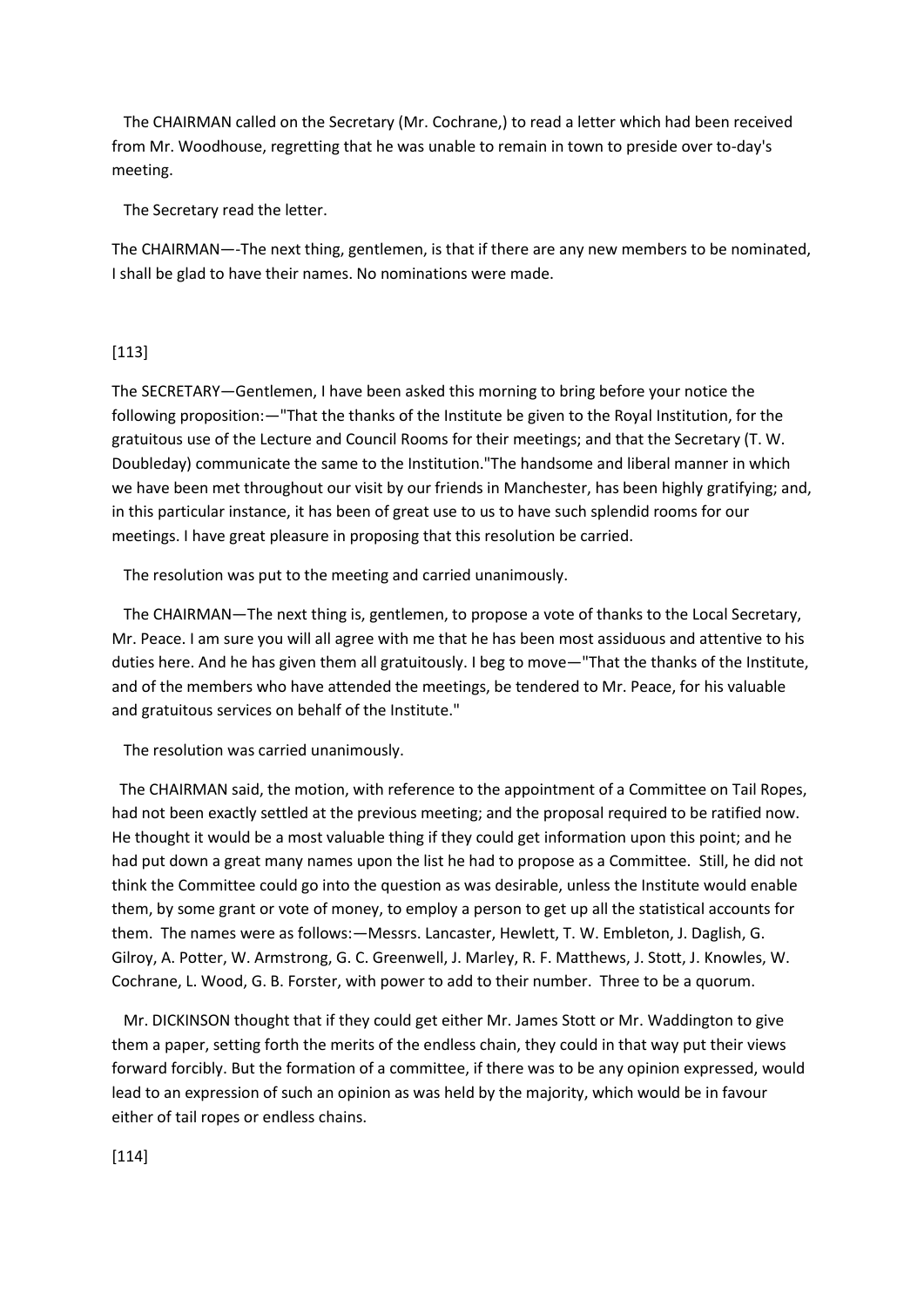The CHAIRMAN called on the Secretary (Mr. Cochrane,) to read a letter which had been received from Mr. Woodhouse, regretting that he was unable to remain in town to preside over to-day's meeting.

The Secretary read the letter.

The CHAIRMAN—-The next thing, gentlemen, is that if there are any new members to be nominated, I shall be glad to have their names. No nominations were made.

[113]

The SECRETARY—Gentlemen, I have been asked this morning to bring before your notice the following proposition:—"That the thanks of the Institute be given to the Royal Institution, for the gratuitous use of the Lecture and Council Rooms for their meetings; and that the Secretary (T. W. Doubleday) communicate the same to the Institution."The handsome and liberal manner in which we have been met throughout our visit by our friends in Manchester, has been highly gratifying; and, in this particular instance, it has been of great use to us to have such splendid rooms for our meetings. I have great pleasure in proposing that this resolution be carried.

The resolution was put to the meeting and carried unanimously.

The CHAIRMAN—The next thing is, gentlemen, to propose a vote of thanks to the Local Secretary, Mr. Peace. I am sure you will all agree with me that he has been most assiduous and attentive to his duties here. And he has given them all gratuitously. I beg to move—"That the thanks of the Institute, and of the members who have attended the meetings, be tendered to Mr. Peace, for his valuable and gratuitous services on behalf of the Institute."

The resolution was carried unanimously.

The CHAIRMAN said, the motion, with reference to the appointment of a Committee on Tail Ropes, had not been exactly settled at the previous meeting; and the proposal required to be ratified now. He thought it would be a most valuable thing if they could get information upon this point; and he had put down a great many names upon the list he had to propose as a Committee. Still, he did not think the Committee could go into the question as was desirable, unless the Institute would enable them, by some grant or vote of money, to employ a person to get up all the statistical accounts for them. The names were as follows:—Messrs. Lancaster, Hewlett, T. W. Embleton, J. Daglish, G. Gilroy, A. Potter, W. Armstrong, G. C. Greenwell, J. Marley, R. F. Matthews, J. Stott, J. Knowles, W. Cochrane, L. Wood, G. B. Forster, with power to add to their number. Three to be a quorum.

Mr. DICKINSON thought that if they could get either Mr. James Stott or Mr. Waddington to give them a paper, setting forth the merits of the endless chain, they could in that way put their views forward forcibly. But the formation of a committee, if there was to be any opinion expressed, would lead to an expression of such an opinion as was held by the majority, which would be in favour either of tail ropes or endless chains.

[114]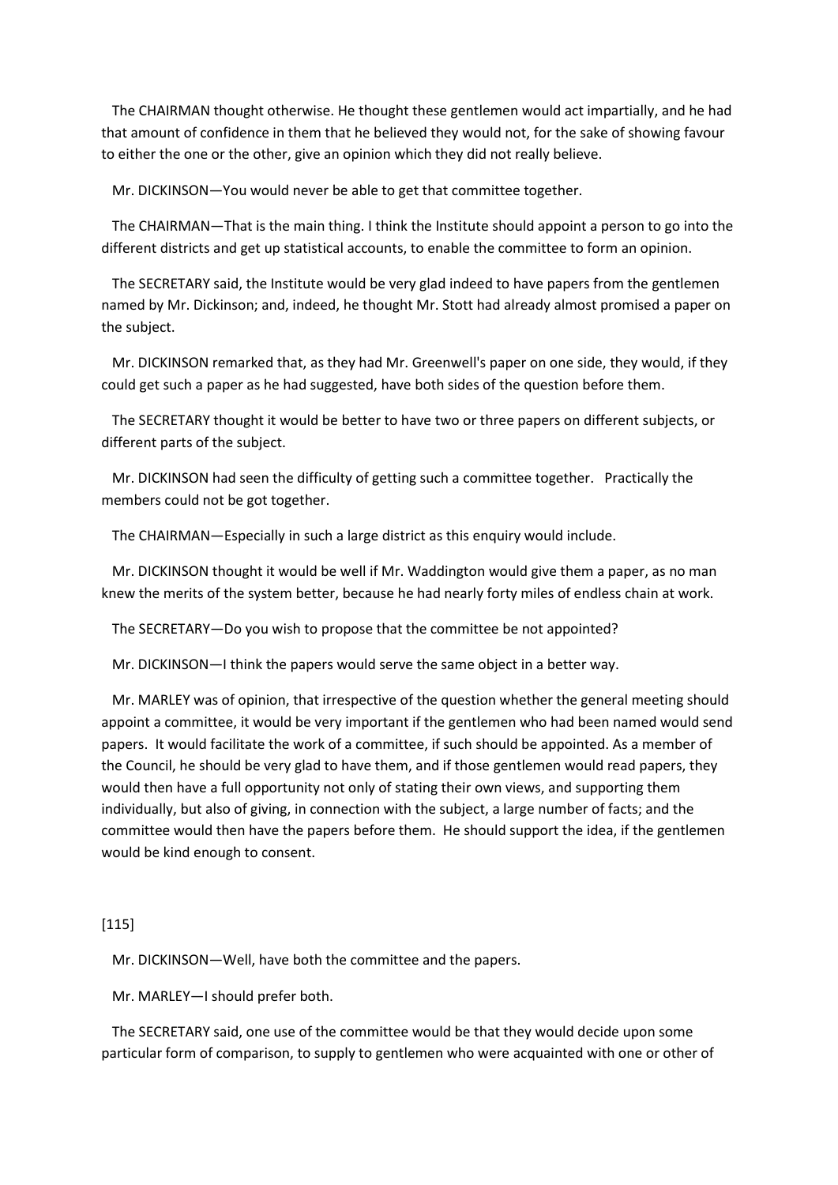The CHAIRMAN thought otherwise. He thought these gentlemen would act impartially, and he had that amount of confidence in them that he believed they would not, for the sake of showing favour to either the one or the other, give an opinion which they did not really believe.

Mr. DICKINSON—You would never be able to get that committee together.

The CHAIRMAN—That is the main thing. I think the Institute should appoint a person to go into the different districts and get up statistical accounts, to enable the committee to form an opinion.

The SECRETARY said, the Institute would be very glad indeed to have papers from the gentlemen named by Mr. Dickinson; and, indeed, he thought Mr. Stott had already almost promised a paper on the subject.

Mr. DICKINSON remarked that, as they had Mr. Greenwell's paper on one side, they would, if they could get such a paper as he had suggested, have both sides of the question before them.

The SECRETARY thought it would be better to have two or three papers on different subjects, or different parts of the subject.

Mr. DICKINSON had seen the difficulty of getting such a committee together. Practically the members could not be got together.

The CHAIRMAN—Especially in such a large district as this enquiry would include.

Mr. DICKINSON thought it would be well if Mr. Waddington would give them a paper, as no man knew the merits of the system better, because he had nearly forty miles of endless chain at work.

The SECRETARY—Do you wish to propose that the committee be not appointed?

Mr. DICKINSON—I think the papers would serve the same object in a better way.

Mr. MARLEY was of opinion, that irrespective of the question whether the general meeting should appoint a committee, it would be very important if the gentlemen who had been named would send papers. It would facilitate the work of a committee, if such should be appointed. As a member of the Council, he should be very glad to have them, and if those gentlemen would read papers, they would then have a full opportunity not only of stating their own views, and supporting them individually, but also of giving, in connection with the subject, a large number of facts; and the committee would then have the papers before them. He should support the idea, if the gentlemen would be kind enough to consent.

[115]

Mr. DICKINSON—Well, have both the committee and the papers.

Mr. MARLEY—I should prefer both.

The SECRETARY said, one use of the committee would be that they would decide upon some particular form of comparison, to supply to gentlemen who were acquainted with one or other of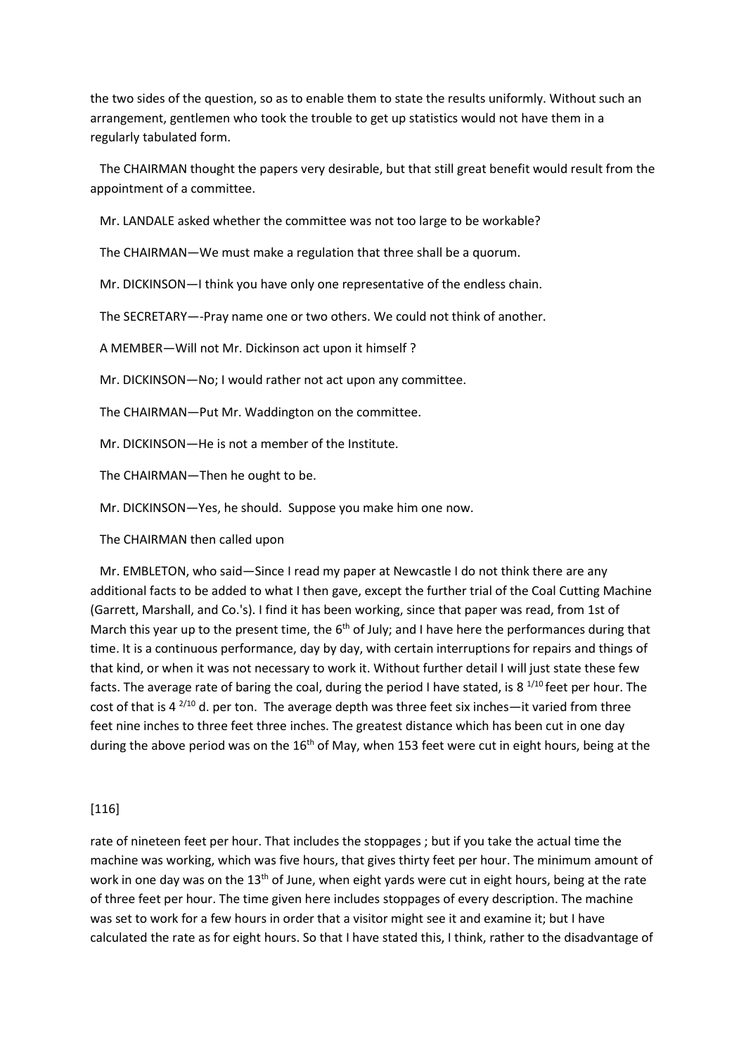the two sides of the question, so as to enable them to state the results uniformly. Without such an arrangement, gentlemen who took the trouble to get up statistics would not have them in a regularly tabulated form.

The CHAIRMAN thought the papers very desirable, but that still great benefit would result from the appointment of a committee.

Mr. LANDALE asked whether the committee was not too large to be workable?

The CHAIRMAN—We must make a regulation that three shall be a quorum.

Mr. DICKINSON—I think you have only one representative of the endless chain.

The SECRETARY—-Pray name one or two others. We could not think of another.

A MEMBER—Will not Mr. Dickinson act upon it himself ?

Mr. DICKINSON—No; I would rather not act upon any committee.

The CHAIRMAN—Put Mr. Waddington on the committee.

Mr. DICKINSON—He is not a member of the Institute.

The CHAIRMAN—Then he ought to be.

Mr. DICKINSON—Yes, he should. Suppose you make him one now.

The CHAIRMAN then called upon

Mr. EMBLETON, who said—Since I read my paper at Newcastle I do not think there are any additional facts to be added to what I then gave, except the further trial of the Coal Cutting Machine (Garrett, Marshall, and Co.'s). I find it has been working, since that paper was read, from 1st of March this year up to the present time, the 6th of July; and I have here the performances during that time. It is a continuous performance, day by day, with certain interruptions for repairs and things of that kind, or when it was not necessary to work it. Without further detail I will just state these few facts. The average rate of baring the coal, during the period I have stated, is 8 $^{1/10}$ feet per hour. The cost of that is 4 $^{2/10}$ d. per ton. The average depth was three feet six inches—it varied from three feet nine inches to three feet three inches. The greatest distance which has been cut in one day during the above period was on the 16th of May, when 153 feet were cut in eight hours, being at the

[116]

rate of nineteen feet per hour. That includes the stoppages ; but if you take the actual time the machine was working, which was five hours, that gives thirty feet per hour. The minimum amount of work in one day was on the 13th of June, when eight yards were cut in eight hours, being at the rate of three feet per hour. The time given here includes stoppages of every description. The machine was set to work for a few hours in order that a visitor might see it and examine it; but I have calculated the rate as for eight hours. So that I have stated this, I think, rather to the disadvantage of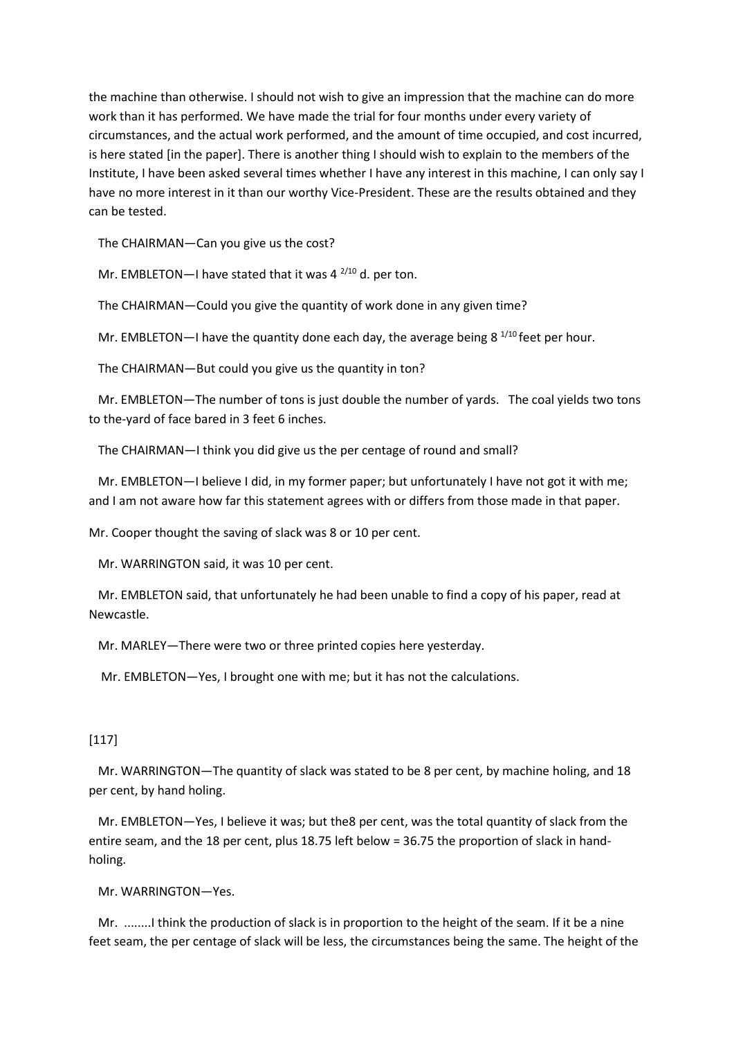the machine than otherwise. I should not wish to give an impression that the machine can do more work than it has performed. We have made the trial for four months under every variety of circumstances, and the actual work performed, and the amount of time occupied, and cost incurred, is here stated [in the paper]. There is another thing I should wish to explain to the members of the Institute, I have been asked several times whether I have any interest in this machine, I can only say I have no more interest in it than our worthy Vice-President. These are the results obtained and they can be tested.

The CHAIRMAN—Can you give us the cost?

Mr. EMBLETON—I have stated that it was 4 $^{2/10}$ d. per ton.

The CHAIRMAN—Could you give the quantity of work done in any given time?

Mr. EMBLETON—I have the quantity done each day, the average being 8 $^{1/10}$ feet per hour.

The CHAIRMAN—But could you give us the quantity in ton?

Mr. EMBLETON—The number of tons is just double the number of yards. The coal yields two tons to the-yard of face bared in 3 feet 6 inches.

The CHAIRMAN—I think you did give us the per centage of round and small?

Mr. EMBLETON—I believe I did, in my former paper; but unfortunately I have not got it with me; and I am not aware how far this statement agrees with or differs from those made in that paper.

Mr. Cooper thought the saving of slack was 8 or 10 per cent.

Mr. WARRINGTON said, it was 10 per cent.

Mr. EMBLETON said, that unfortunately he had been unable to find a copy of his paper, read at Newcastle.

Mr. MARLEY—There were two or three printed copies here yesterday.

Mr. EMBLETON—Yes, I brought one with me; but it has not the calculations.

[117]

Mr. WARRINGTON—The quantity of slack was stated to be 8 per cent, by machine holing, and 18 per cent, by hand holing.

Mr. EMBLETON—Yes, I believe it was; but the8 per cent, was the total quantity of slack from the entire seam, and the 18 per cent, plus 18.75 left below = 36.75 the proportion of slack in hand-holing.

Mr. WARRINGTON—Yes.

Mr. ........I think the production of slack is in proportion to the height of the seam. If it be a nine feet seam, the per centage of slack will be less, the circumstances being the same. The height of the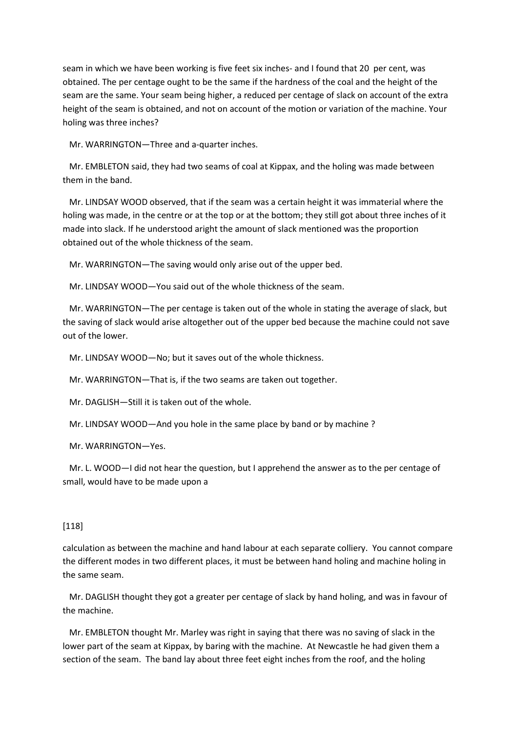seam in which we have been working is five feet six inches- and I found that 20 per cent, was obtained. The per centage ought to be the same if the hardness of the coal and the height of the seam are the same. Your seam being higher, a reduced per centage of slack on account of the extra height of the seam is obtained, and not on account of the motion or variation of the machine. Your holing was three inches?

Mr. WARRINGTON—Three and a-quarter inches.

Mr. EMBLETON said, they had two seams of coal at Kippax, and the holing was made between them in the band.

Mr. LINDSAY WOOD observed, that if the seam was a certain height it was immaterial where the holing was made, in the centre or at the top or at the bottom; they still got about three inches of it made into slack. If he understood aright the amount of slack mentioned was the proportion obtained out of the whole thickness of the seam.

Mr. WARRINGTON—The saving would only arise out of the upper bed.

Mr. LINDSAY WOOD—You said out of the whole thickness of the seam.

Mr. WARRINGTON—The per centage is taken out of the whole in stating the average of slack, but the saving of slack would arise altogether out of the upper bed because the machine could not save out of the lower.

Mr. LINDSAY WOOD—No; but it saves out of the whole thickness.

Mr. WARRINGTON—That is, if the two seams are taken out together.

Mr. DAGLISH—Still it is taken out of the whole.

Mr. LINDSAY WOOD—And you hole in the same place by band or by machine ?

Mr. WARRINGTON—Yes.

Mr. L. WOOD—I did not hear the question, but I apprehend the answer as to the per centage of small, would have to be made upon a

[118]

calculation as between the machine and hand labour at each separate colliery. You cannot compare the different modes in two different places, it must be between hand holing and machine holing in the same seam.

Mr. DAGLISH thought they got a greater per centage of slack by hand holing, and was in favour of the machine.

Mr. EMBLETON thought Mr. Marley was right in saying that there was no saving of slack in the lower part of the seam at Kippax, by baring with the machine. At Newcastle he had given them a section of the seam. The band lay about three feet eight inches from the roof, and the holing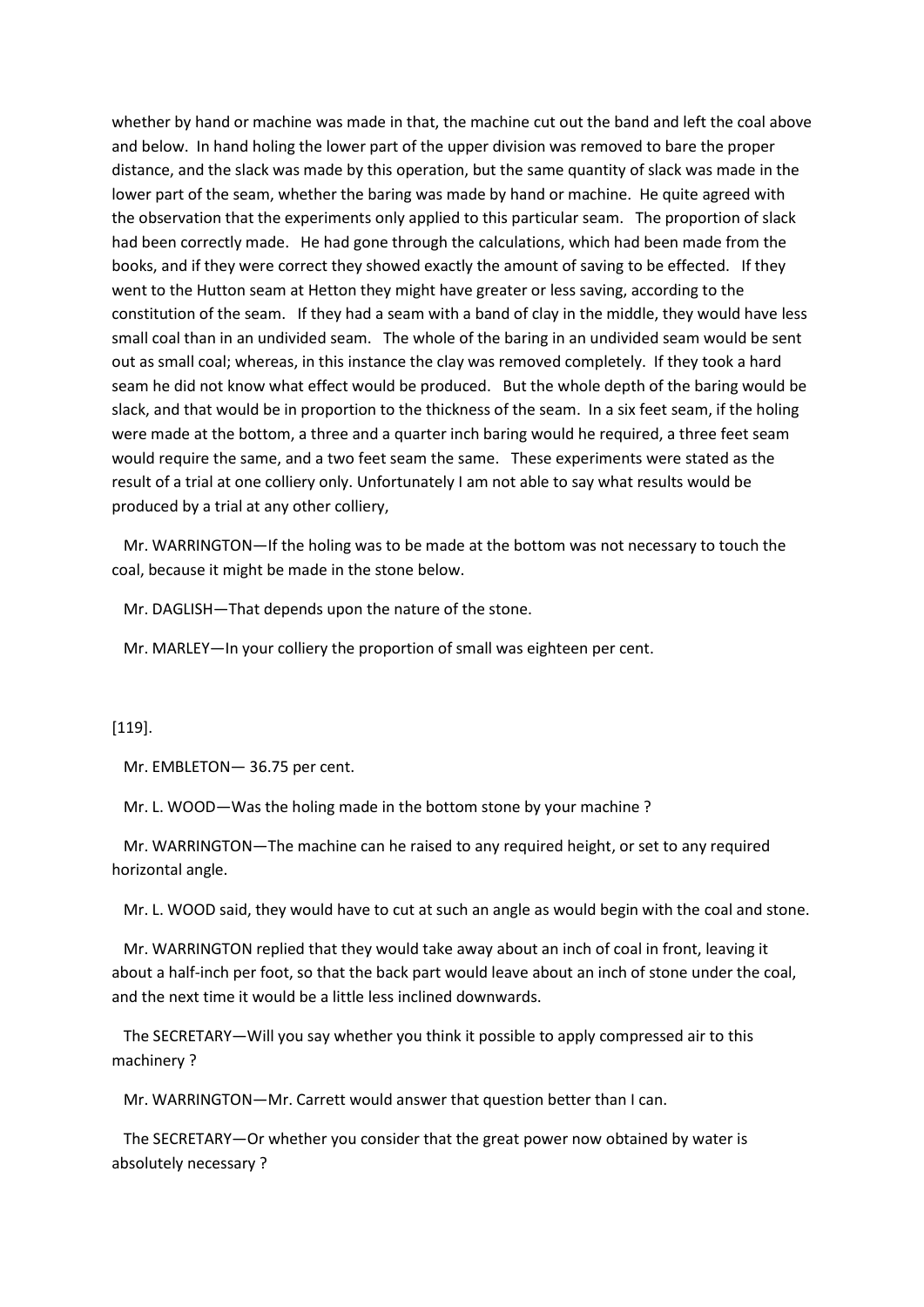whether by hand or machine was made in that, the machine cut out the band and left the coal above and below. In hand holing the lower part of the upper division was removed to bare the proper distance, and the slack was made by this operation, but the same quantity of slack was made in the lower part of the seam, whether the baring was made by hand or machine. He quite agreed with the observation that the experiments only applied to this particular seam. The proportion of slack had been correctly made. He had gone through the calculations, which had been made from the books, and if they were correct they showed exactly the amount of saving to be effected. If they went to the Hutton seam at Hetton they might have greater or less saving, according to the constitution of the seam. If they had a seam with a band of clay in the middle, they would have less small coal than in an undivided seam. The whole of the baring in an undivided seam would be sent out as small coal; whereas, in this instance the clay was removed completely. If they took a hard seam he did not know what effect would be produced. But the whole depth of the baring would be slack, and that would be in proportion to the thickness of the seam. In a six feet seam, if the holing were made at the bottom, a three and a quarter inch baring would he required, a three feet seam would require the same, and a two feet seam the same. These experiments were stated as the result of a trial at one colliery only. Unfortunately I am not able to say what results would be produced by a trial at any other colliery,

Mr. WARRINGTON—If the holing was to be made at the bottom was not necessary to touch the coal, because it might be made in the stone below.

Mr. DAGLISH—That depends upon the nature of the stone.

Mr. MARLEY—In your colliery the proportion of small was eighteen per cent.

[119].

Mr. EMBLETON— 36.75 per cent.

Mr. L. WOOD—Was the holing made in the bottom stone by your machine ?

Mr. WARRINGTON—The machine can he raised to any required height, or set to any required horizontal angle.

Mr. L. WOOD said, they would have to cut at such an angle as would begin with the coal and stone.

Mr. WARRINGTON replied that they would take away about an inch of coal in front, leaving it about a half-inch per foot, so that the back part would leave about an inch of stone under the coal, and the next time it would be a little less inclined downwards.

The SECRETARY—Will you say whether you think it possible to apply compressed air to this machinery ?

Mr. WARRINGTON—Mr. Carrett would answer that question better than I can.

The SECRETARY—Or whether you consider that the great power now obtained by water is absolutely necessary ?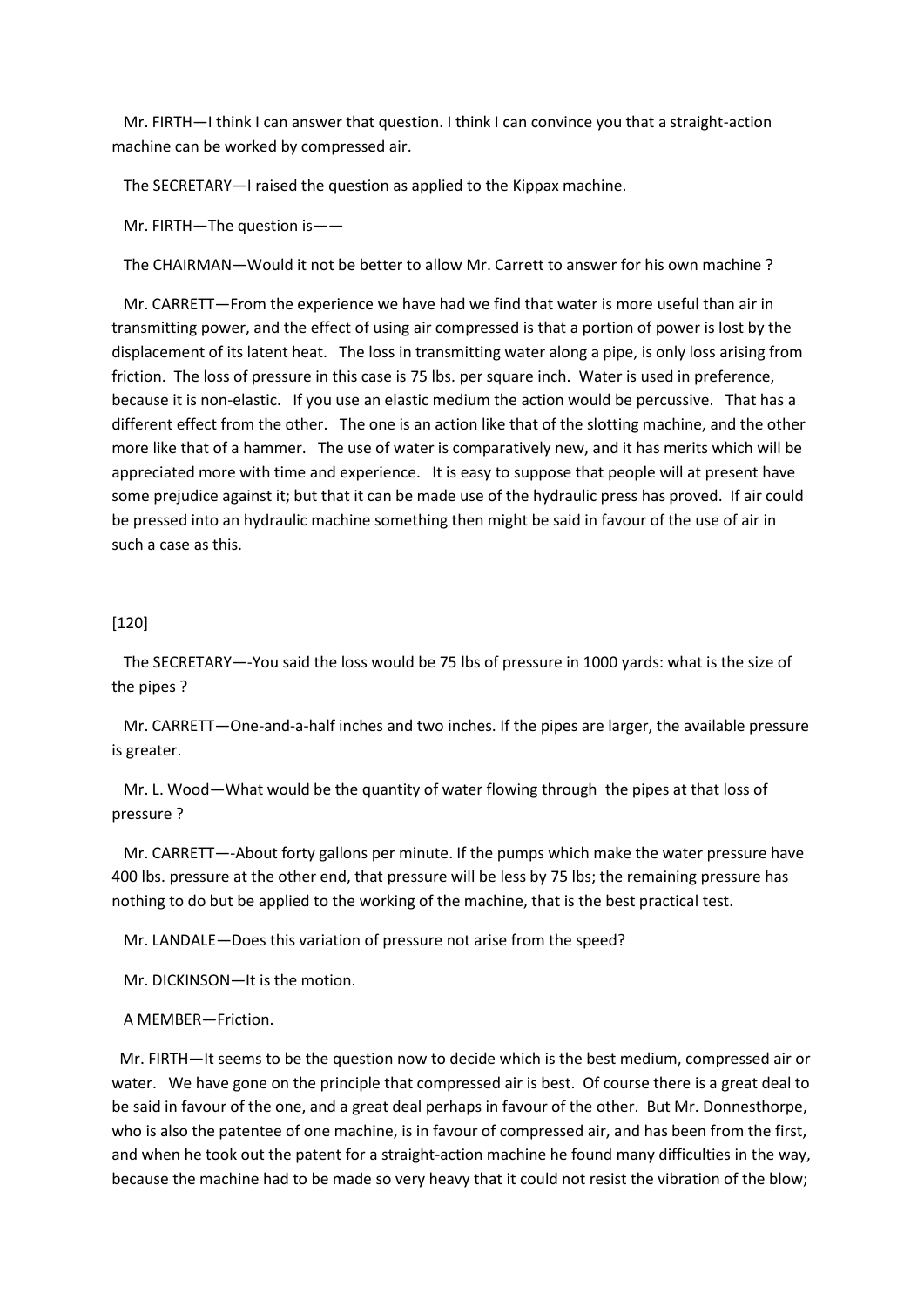Mr. FIRTH—I think I can answer that question. I think I can convince you that a straight-action machine can be worked by compressed air.

The SECRETARY—I raised the question as applied to the Kippax machine.

Mr. FIRTH—The question is——

The CHAIRMAN—Would it not be better to allow Mr. Carrett to answer for his own machine ?

Mr. CARRETT—From the experience we have had we find that water is more useful than air in transmitting power, and the effect of using air compressed is that a portion of power is lost by the displacement of its latent heat. The loss in transmitting water along a pipe, is only loss arising from friction. The loss of pressure in this case is 75 lbs. per square inch. Water is used in preference, because it is non-elastic. If you use an elastic medium the action would be percussive. That has a different effect from the other. The one is an action like that of the slotting machine, and the other more like that of a hammer. The use of water is comparatively new, and it has merits which will be appreciated more with time and experience. It is easy to suppose that people will at present have some prejudice against it; but that it can be made use of the hydraulic press has proved. If air could be pressed into an hydraulic machine something then might be said in favour of the use of air in such a case as this.

[120]

The SECRETARY—-You said the loss would be 75 lbs of pressure in 1000 yards: what is the size of the pipes ?

Mr. CARRETT—One-and-a-half inches and two inches. If the pipes are larger, the available pressure is greater.

Mr. L. Wood—What would be the quantity of water flowing through the pipes at that loss of pressure ?

Mr. CARRETT—-About forty gallons per minute. If the pumps which make the water pressure have 400 lbs. pressure at the other end, that pressure will be less by 75 lbs; the remaining pressure has nothing to do but be applied to the working of the machine, that is the best practical test.

Mr. LANDALE—Does this variation of pressure not arise from the speed?

Mr. DICKINSON—It is the motion.

A MEMBER—Friction.

Mr. FIRTH—It seems to be the question now to decide which is the best medium, compressed air or water. We have gone on the principle that compressed air is best. Of course there is a great deal to be said in favour of the one, and a great deal perhaps in favour of the other. But Mr. Donnesthorpe, who is also the patentee of one machine, is in favour of compressed air, and has been from the first, and when he took out the patent for a straight-action machine he found many difficulties in the way, because the machine had to be made so very heavy that it could not resist the vibration of the blow;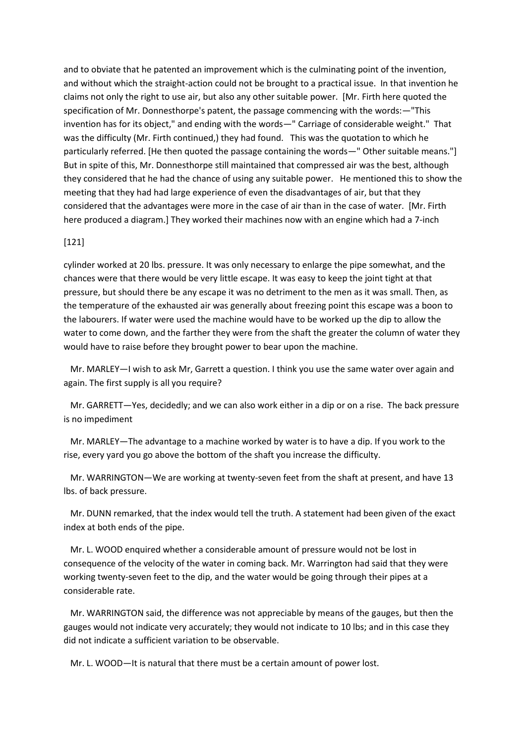and to obviate that he patented an improvement which is the culminating point of the invention, and without which the straight-action could not be brought to a practical issue. In that invention he claims not only the right to use air, but also any other suitable power. [Mr. Firth here quoted the specification of Mr. Donnesthorpe's patent, the passage commencing with the words:—"This invention has for its object," and ending with the words—" Carriage of considerable weight." That was the difficulty (Mr. Firth continued,) they had found. This was the quotation to which he particularly referred. [He then quoted the passage containing the words—" Other suitable means."] But in spite of this, Mr. Donnesthorpe still maintained that compressed air was the best, although they considered that he had the chance of using any suitable power. He mentioned this to show the meeting that they had had large experience of even the disadvantages of air, but that they considered that the advantages were more in the case of air than in the case of water. [Mr. Firth here produced a diagram.] They worked their machines now with an engine which had a 7-inch

[121]

cylinder worked at 20 lbs. pressure. It was only necessary to enlarge the pipe somewhat, and the chances were that there would be very little escape. It was easy to keep the joint tight at that pressure, but should there be any escape it was no detriment to the men as it was small. Then, as the temperature of the exhausted air was generally about freezing point this escape was a boon to the labourers. If water were used the machine would have to be worked up the dip to allow the water to come down, and the farther they were from the shaft the greater the column of water they would have to raise before they brought power to bear upon the machine.

Mr. MARLEY—I wish to ask Mr, Garrett a question. I think you use the same water over again and again. The first supply is all you require?

Mr. GARRETT—Yes, decidedly; and we can also work either in a dip or on a rise. The back pressure is no impediment

Mr. MARLEY—The advantage to a machine worked by water is to have a dip. If you work to the rise, every yard you go above the bottom of the shaft you increase the difficulty.

Mr. WARRINGTON—We are working at twenty-seven feet from the shaft at present, and have 13 lbs. of back pressure.

Mr. DUNN remarked, that the index would tell the truth. A statement had been given of the exact index at both ends of the pipe.

Mr. L. WOOD enquired whether a considerable amount of pressure would not be lost in consequence of the velocity of the water in coming back. Mr. Warrington had said that they were working twenty-seven feet to the dip, and the water would be going through their pipes at a considerable rate.

Mr. WARRINGTON said, the difference was not appreciable by means of the gauges, but then the gauges would not indicate very accurately; they would not indicate to 10 lbs; and in this case they did not indicate a sufficient variation to be observable.

Mr. L. WOOD—It is natural that there must be a certain amount of power lost.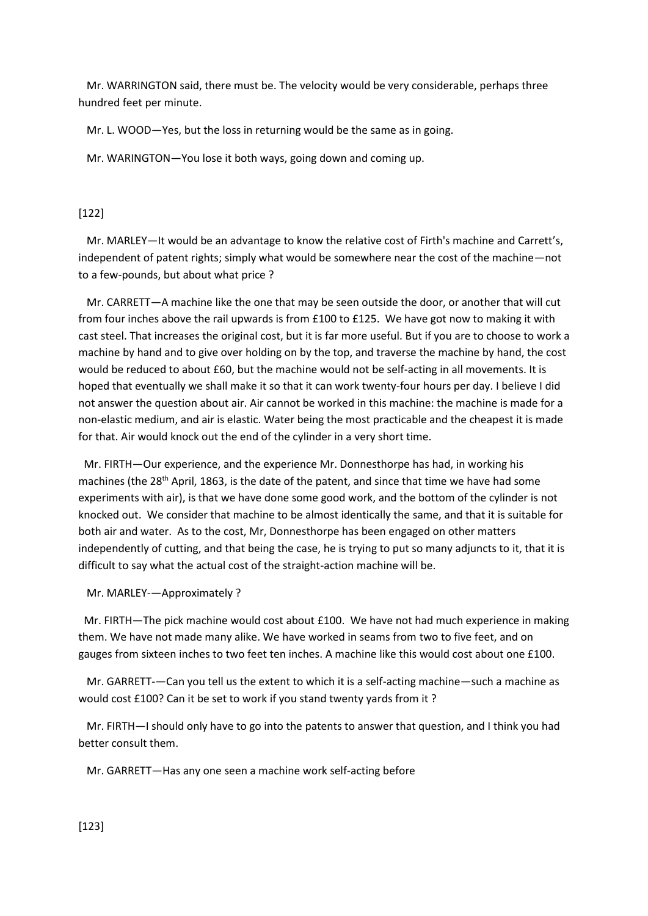Mr. WARRINGTON said, there must be. The velocity would be very considerable, perhaps three hundred feet per minute.

Mr. L. WOOD—Yes, but the loss in returning would be the same as in going.

Mr. WARINGTON—You lose it both ways, going down and coming up.

[122]

Mr. MARLEY—It would be an advantage to know the relative cost of Firth's machine and Carrett's, independent of patent rights; simply what would be somewhere near the cost of the machine—not to a few-pounds, but about what price ?

Mr. CARRETT—A machine like the one that may be seen outside the door, or another that will cut from four inches above the rail upwards is from £100 to £125. We have got now to making it with cast steel. That increases the original cost, but it is far more useful. But if you are to choose to work a machine by hand and to give over holding on by the top, and traverse the machine by hand, the cost would be reduced to about £60, but the machine would not be self-acting in all movements. It is hoped that eventually we shall make it so that it can work twenty-four hours per day. I believe I did not answer the question about air. Air cannot be worked in this machine: the machine is made for a non-elastic medium, and air is elastic. Water being the most practicable and the cheapest it is made for that. Air would knock out the end of the cylinder in a very short time.

Mr. FIRTH—Our experience, and the experience Mr. Donnesthorpe has had, in working his machines (the 28th April, 1863, is the date of the patent, and since that time we have had some experiments with air), is that we have done some good work, and the bottom of the cylinder is not knocked out. We consider that machine to be almost identically the same, and that it is suitable for both air and water. As to the cost, Mr, Donnesthorpe has been engaged on other matters independently of cutting, and that being the case, he is trying to put so many adjuncts to it, that it is difficult to say what the actual cost of the straight-action machine will be.

Mr. MARLEY-—Approximately ?

Mr. FIRTH—The pick machine would cost about £100. We have not had much experience in making them. We have not made many alike. We have worked in seams from two to five feet, and on gauges from sixteen inches to two feet ten inches. A machine like this would cost about one £100.

Mr. GARRETT-—Can you tell us the extent to which it is a self-acting machine—such a machine as would cost £100? Can it be set to work if you stand twenty yards from it ?

Mr. FIRTH—I should only have to go into the patents to answer that question, and I think you had better consult them.

Mr. GARRETT—Has any one seen a machine work self-acting before

[123]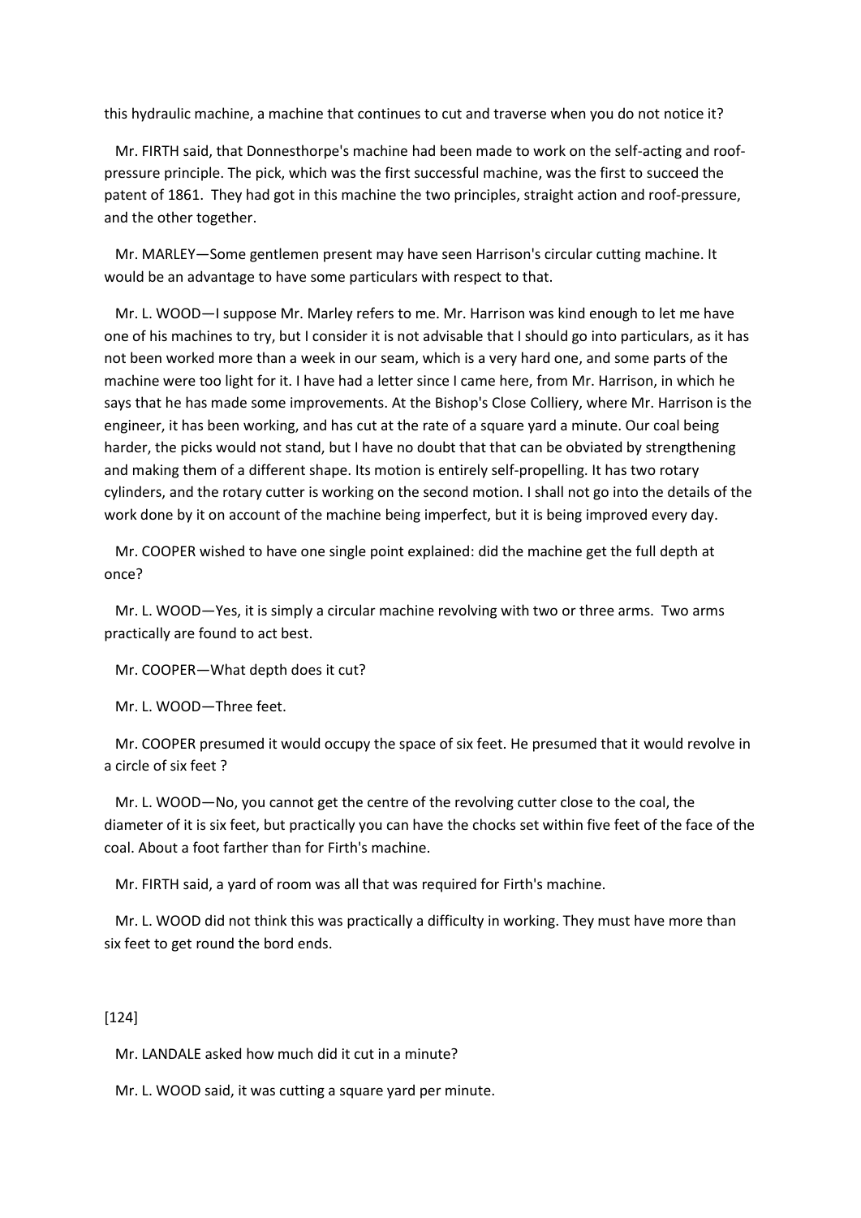this hydraulic machine, a machine that continues to cut and traverse when you do not notice it?

Mr. FIRTH said, that Donnesthorpe's machine had been made to work on the self-acting and roof-pressure principle. The pick, which was the first successful machine, was the first to succeed the patent of 1861. They had got in this machine the two principles, straight action and roof-pressure, and the other together.

Mr. MARLEY—Some gentlemen present may have seen Harrison's circular cutting machine. It would be an advantage to have some particulars with respect to that.

Mr. L. WOOD—I suppose Mr. Marley refers to me. Mr. Harrison was kind enough to let me have one of his machines to try, but I consider it is not advisable that I should go into particulars, as it has not been worked more than a week in our seam, which is a very hard one, and some parts of the machine were too light for it. I have had a letter since I came here, from Mr. Harrison, in which he says that he has made some improvements. At the Bishop's Close Colliery, where Mr. Harrison is the engineer, it has been working, and has cut at the rate of a square yard a minute. Our coal being harder, the picks would not stand, but I have no doubt that that can be obviated by strengthening and making them of a different shape. Its motion is entirely self-propelling. It has two rotary cylinders, and the rotary cutter is working on the second motion. I shall not go into the details of the work done by it on account of the machine being imperfect, but it is being improved every day.

Mr. COOPER wished to have one single point explained: did the machine get the full depth at once?

Mr. L. WOOD—Yes, it is simply a circular machine revolving with two or three arms. Two arms practically are found to act best.

Mr. COOPER—What depth does it cut?

Mr. L. WOOD—Three feet.

Mr. COOPER presumed it would occupy the space of six feet. He presumed that it would revolve in a circle of six feet ?

Mr. L. WOOD—No, you cannot get the centre of the revolving cutter close to the coal, the diameter of it is six feet, but practically you can have the chocks set within five feet of the face of the coal. About a foot farther than for Firth's machine.

Mr. FIRTH said, a yard of room was all that was required for Firth's machine.

Mr. L. WOOD did not think this was practically a difficulty in working. They must have more than six feet to get round the bord ends.

[124]

Mr. LANDALE asked how much did it cut in a minute?

Mr. L. WOOD said, it was cutting a square yard per minute.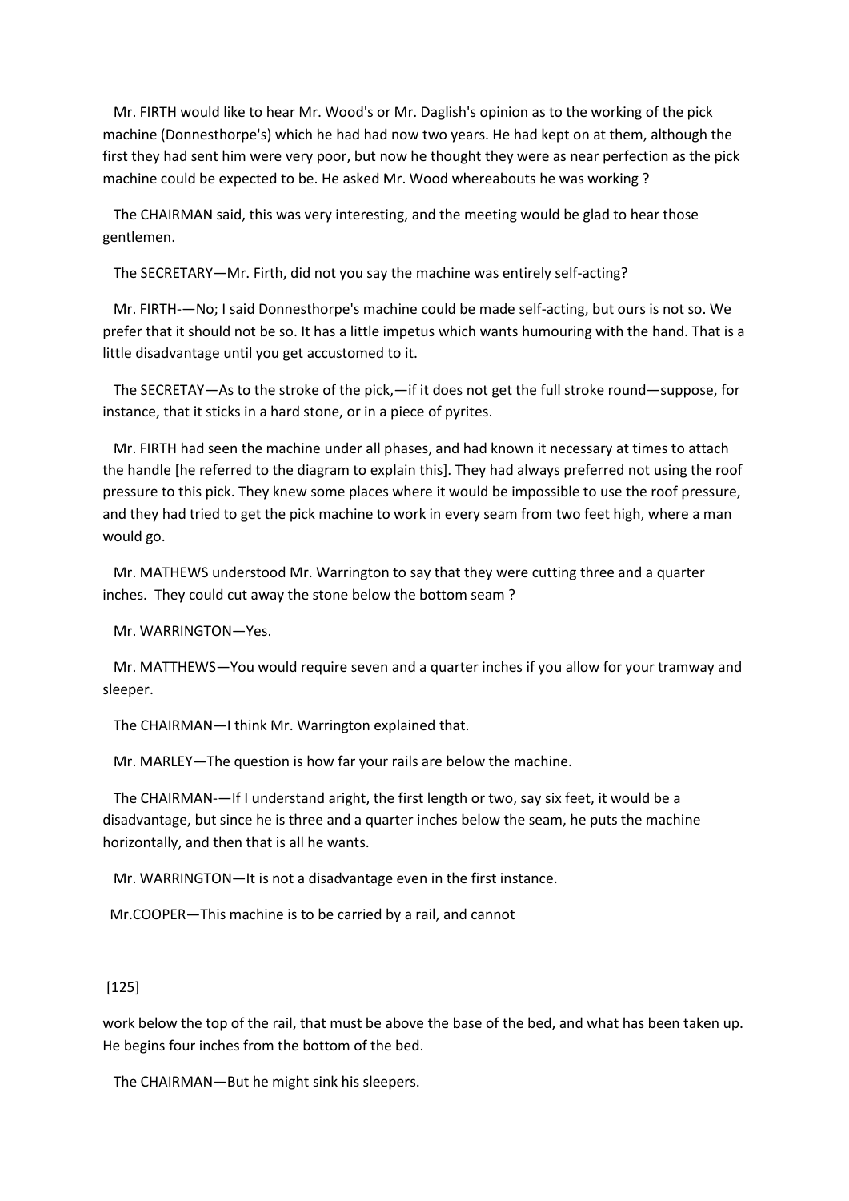Mr. FIRTH would like to hear Mr. Wood's or Mr. Daglish's opinion as to the working of the pick machine (Donnesthorpe's) which he had had now two years. He had kept on at them, although the first they had sent him were very poor, but now he thought they were as near perfection as the pick machine could be expected to be. He asked Mr. Wood whereabouts he was working ?

The CHAIRMAN said, this was very interesting, and the meeting would be glad to hear those gentlemen.

The SECRETARY—Mr. Firth, did not you say the machine was entirely self-acting?

Mr. FIRTH-—No; I said Donnesthorpe's machine could be made self-acting, but ours is not so. We prefer that it should not be so. It has a little impetus which wants humouring with the hand. That is a little disadvantage until you get accustomed to it.

The SECRETAY—As to the stroke of the pick,—if it does not get the full stroke round—suppose, for instance, that it sticks in a hard stone, or in a piece of pyrites.

Mr. FIRTH had seen the machine under all phases, and had known it necessary at times to attach the handle [he referred to the diagram to explain this]. They had always preferred not using the roof pressure to this pick. They knew some places where it would be impossible to use the roof pressure, and they had tried to get the pick machine to work in every seam from two feet high, where a man would go.

Mr. MATHEWS understood Mr. Warrington to say that they were cutting three and a quarter inches. They could cut away the stone below the bottom seam ?

Mr. WARRINGTON—Yes.

Mr. MATTHEWS—You would require seven and a quarter inches if you allow for your tramway and sleeper.

The CHAIRMAN—I think Mr. Warrington explained that.

Mr. MARLEY—The question is how far your rails are below the machine.

The CHAIRMAN-—If I understand aright, the first length or two, say six feet, it would be a disadvantage, but since he is three and a quarter inches below the seam, he puts the machine horizontally, and then that is all he wants.

Mr. WARRINGTON—It is not a disadvantage even in the first instance.

Mr.COOPER—This machine is to be carried by a rail, and cannot work below the top of the rail, that must be above the base of the bed, and what has been taken up. He begins four inches from the bottom of the bed.

The CHAIRMAN—But he might sink his sleepers.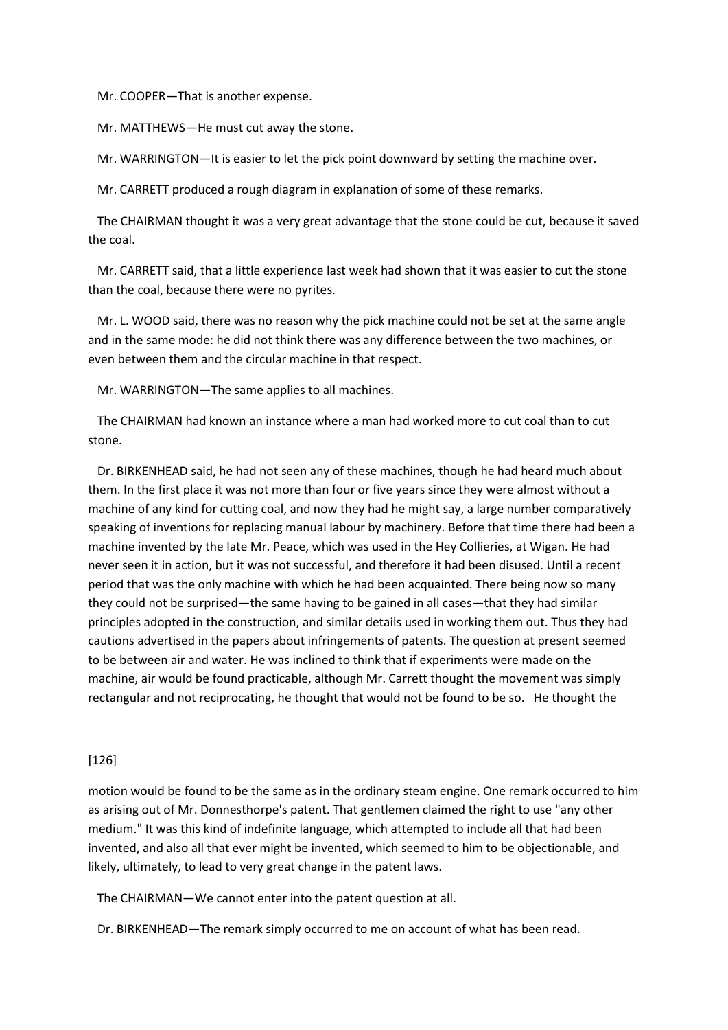Mr. COOPER—That is another expense.

Mr. MATTHEWS—He must cut away the stone.

Mr. WARRINGTON—It is easier to let the pick point downward by setting the machine over.

Mr. CARRETT produced a rough diagram in explanation of some of these remarks.

The CHAIRMAN thought it was a very great advantage that the stone could be cut, because it saved the coal.

Mr. CARRETT said, that a little experience last week had shown that it was easier to cut the stone than the coal, because there were no pyrites.

Mr. L. WOOD said, there was no reason why the pick machine could not be set at the same angle and in the same mode: he did not think there was any difference between the two machines, or even between them and the circular machine in that respect.

Mr. WARRINGTON—The same applies to all machines.

The CHAIRMAN had known an instance where a man had worked more to cut coal than to cut stone.

Dr. BIRKENHEAD said, he had not seen any of these machines, though he had heard much about them. In the first place it was not more than four or five years since they were almost without a machine of any kind for cutting coal, and now they had he might say, a large number comparatively speaking of inventions for replacing manual labour by machinery. Before that time there had been a machine invented by the late Mr. Peace, which was used in the Hey Collieries, at Wigan. He had never seen it in action, but it was not successful, and therefore it had been disused. Until a recent period that was the only machine with which he had been acquainted. There being now so many they could not be surprised—the same having to be gained in all cases—that they had similar principles adopted in the construction, and similar details used in working them out. Thus they had cautions advertised in the papers about infringements of patents. The question at present seemed to be between air and water. He was inclined to think that if experiments were made on the machine, air would be found practicable, although Mr. Carrett thought the movement was simply rectangular and not reciprocating, he thought that would not be found to be so. He thought the

[126]

motion would be found to be the same as in the ordinary steam engine. One remark occurred to him as arising out of Mr. Donnesthorpe's patent. That gentlemen claimed the right to use "any other medium." It was this kind of indefinite language, which attempted to include all that had been invented, and also all that ever might be invented, which seemed to him to be objectionable, and likely, ultimately, to lead to very great change in the patent laws.

The CHAIRMAN—We cannot enter into the patent question at all.

Dr. BIRKENHEAD—The remark simply occurred to me on account of what has been read.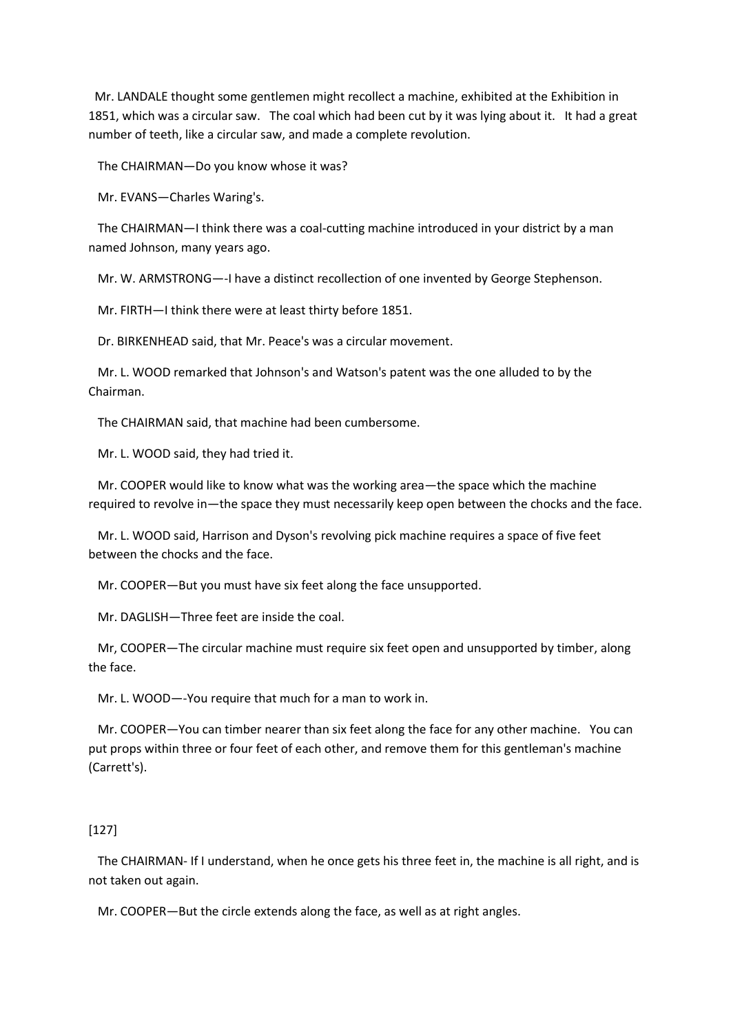Mr. LANDALE thought some gentlemen might recollect a machine, exhibited at the Exhibition in 1851, which was a circular saw. The coal which had been cut by it was lying about it. It had a great number of teeth, like a circular saw, and made a complete revolution.

The CHAIRMAN—Do you know whose it was?

Mr. EVANS—Charles Waring's.

The CHAIRMAN—I think there was a coal-cutting machine introduced in your district by a man named Johnson, many years ago.

Mr. W. ARMSTRONG—-I have a distinct recollection of one invented by George Stephenson.

Mr. FIRTH—I think there were at least thirty before 1851.

Dr. BIRKENHEAD said, that Mr. Peace's was a circular movement.

Mr. L. WOOD remarked that Johnson's and Watson's patent was the one alluded to by the Chairman.

The CHAIRMAN said, that machine had been cumbersome.

Mr. L. WOOD said, they had tried it.

Mr. COOPER would like to know what was the working area—the space which the machine required to revolve in—the space they must necessarily keep open between the chocks and the face.

Mr. L. WOOD said, Harrison and Dyson's revolving pick machine requires a space of five feet between the chocks and the face.

Mr. COOPER—But you must have six feet along the face unsupported.

Mr. DAGLISH—Three feet are inside the coal.

Mr, COOPER—The circular machine must require six feet open and unsupported by timber, along the face.

Mr. L. WOOD—-You require that much for a man to work in.

Mr. COOPER—You can timber nearer than six feet along the face for any other machine. You can put props within three or four feet of each other, and remove them for this gentleman's machine (Carrett's).

[127]

The CHAIRMAN- If I understand, when he once gets his three feet in, the machine is all right, and is not taken out again.

Mr. COOPER—But the circle extends along the face, as well as at right angles.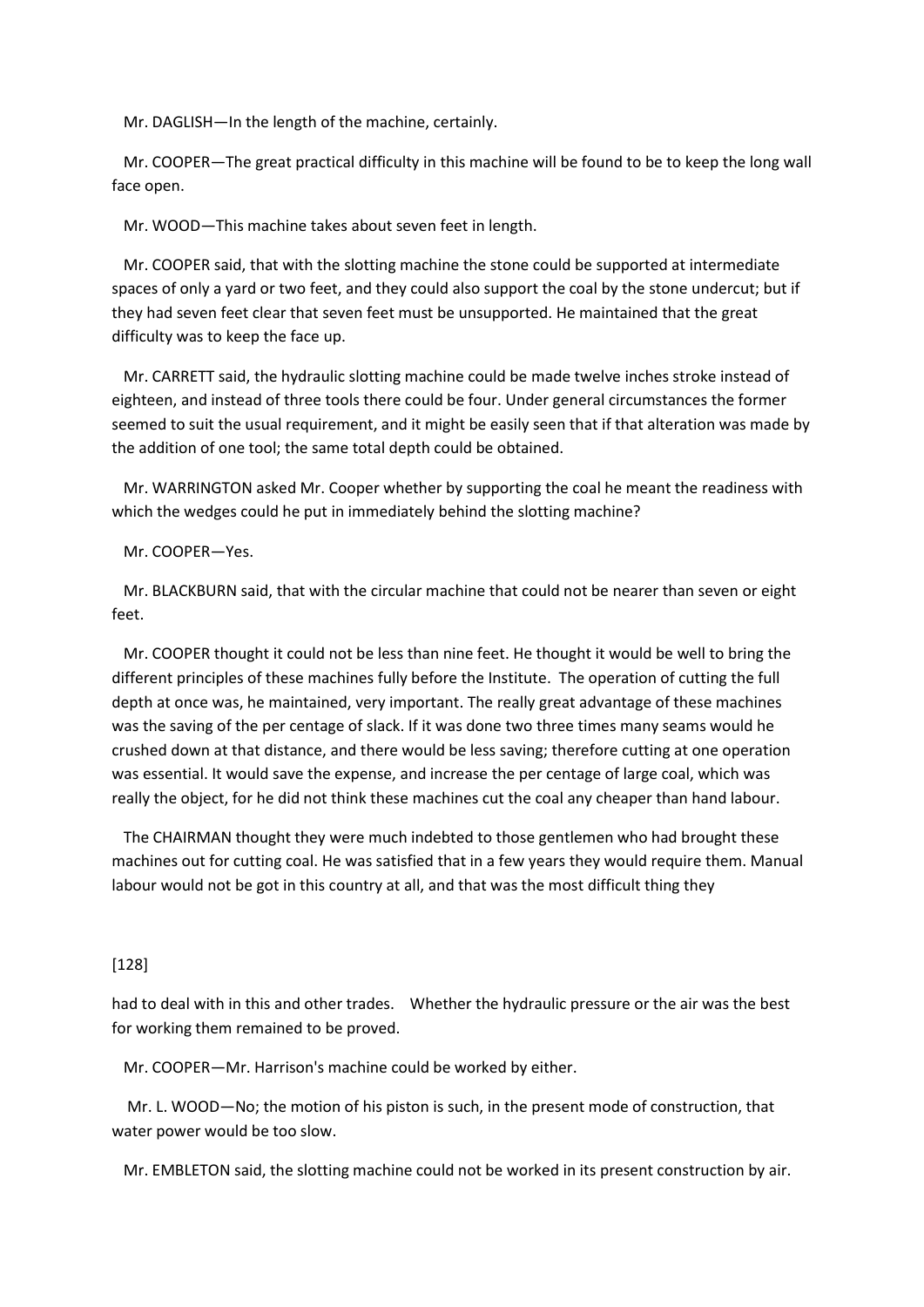Mr. DAGLISH—In the length of the machine, certainly.

Mr. COOPER—The great practical difficulty in this machine will be found to be to keep the long wall face open.

Mr. WOOD—This machine takes about seven feet in length.

Mr. COOPER said, that with the slotting machine the stone could be supported at intermediate spaces of only a yard or two feet, and they could also support the coal by the stone undercut; but if they had seven feet clear that seven feet must be unsupported. He maintained that the great difficulty was to keep the face up.

Mr. CARRETT said, the hydraulic slotting machine could be made twelve inches stroke instead of eighteen, and instead of three tools there could be four. Under general circumstances the former seemed to suit the usual requirement, and it might be easily seen that if that alteration was made by the addition of one tool; the same total depth could be obtained.

Mr. WARRINGTON asked Mr. Cooper whether by supporting the coal he meant the readiness with which the wedges could he put in immediately behind the slotting machine?

Mr. COOPER—Yes.

Mr. BLACKBURN said, that with the circular machine that could not be nearer than seven or eight feet.

Mr. COOPER thought it could not be less than nine feet. He thought it would be well to bring the different principles of these machines fully before the Institute. The operation of cutting the full depth at once was, he maintained, very important. The really great advantage of these machines was the saving of the per centage of slack. If it was done two three times many seams would he crushed down at that distance, and there would be less saving; therefore cutting at one operation was essential. It would save the expense, and increase the per centage of large coal, which was really the object, for he did not think these machines cut the coal any cheaper than hand labour.

The CHAIRMAN thought they were much indebted to those gentlemen who had brought these machines out for cutting coal. He was satisfied that in a few years they would require them. Manual labour would not be got in this country at all, and that was the most difficult thing they

[128]

had to deal with in this and other trades. Whether the hydraulic pressure or the air was the best for working them remained to be proved.

Mr. COOPER—Mr. Harrison's machine could be worked by either.

Mr. L. WOOD—No; the motion of his piston is such, in the present mode of construction, that water power would be too slow.

Mr. EMBLETON said, the slotting machine could not be worked in its present construction by air.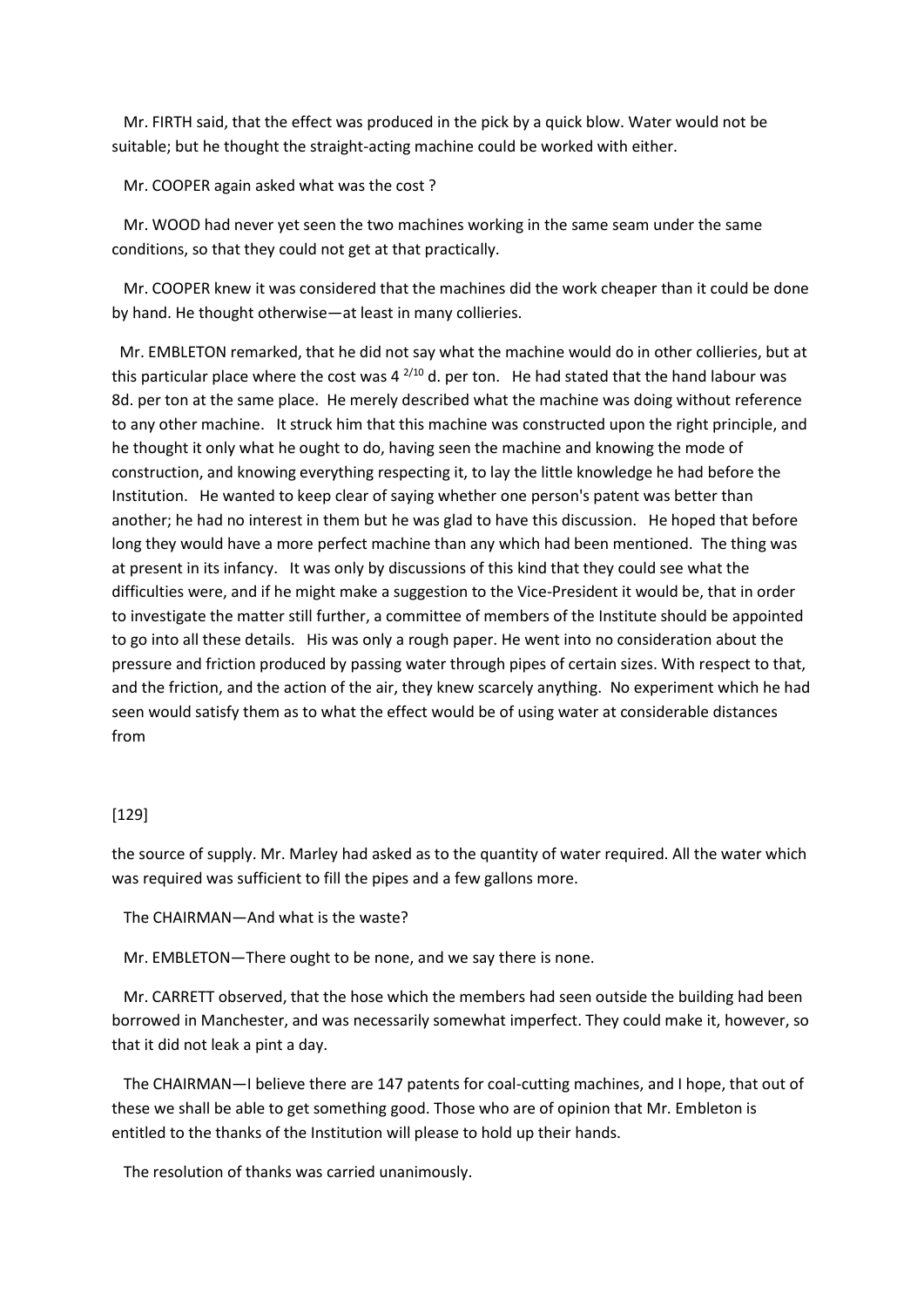Mr. FIRTH said, that the effect was produced in the pick by a quick blow. Water would not be suitable; but he thought the straight-acting machine could be worked with either.

Mr. COOPER again asked what was the cost ?

Mr. WOOD had never yet seen the two machines working in the same seam under the same conditions, so that they could not get at that practically.

Mr. COOPER knew it was considered that the machines did the work cheaper than it could be done by hand. He thought otherwise—at least in many collieries.

Mr. EMBLETON remarked, that he did not say what the machine would do in other collieries, but at this particular place where the cost was 4 $^{2/10}$ d. per ton. He had stated that the hand labour was 8d. per ton at the same place. He merely described what the machine was doing without reference to any other machine. It struck him that this machine was constructed upon the right principle, and he thought it only what he ought to do, having seen the machine and knowing the mode of construction, and knowing everything respecting it, to lay the little knowledge he had before the Institution. He wanted to keep clear of saying whether one person's patent was better than another; he had no interest in them but he was glad to have this discussion. He hoped that before long they would have a more perfect machine than any which had been mentioned. The thing was at present in its infancy. It was only by discussions of this kind that they could see what the difficulties were, and if he might make a suggestion to the Vice-President it would be, that in order to investigate the matter still further, a committee of members of the Institute should be appointed to go into all these details. His was only a rough paper. He went into no consideration about the pressure and friction produced by passing water through pipes of certain sizes. With respect to that, and the friction, and the action of the air, they knew scarcely anything. No experiment which he had seen would satisfy them as to what the effect would be of using water at considerable distances from

[129]

the source of supply. Mr. Marley had asked as to the quantity of water required. All the water which was required was sufficient to fill the pipes and a few gallons more.

The CHAIRMAN—And what is the waste?

Mr. EMBLETON—There ought to be none, and we say there is none.

Mr. CARRETT observed, that the hose which the members had seen outside the building had been borrowed in Manchester, and was necessarily somewhat imperfect. They could make it, however, so that it did not leak a pint a day.

The CHAIRMAN—I believe there are 147 patents for coal-cutting machines, and I hope, that out of these we shall be able to get something good. Those who are of opinion that Mr. Embleton is entitled to the thanks of the Institution will please to hold up their hands.

The resolution of thanks was carried unanimously.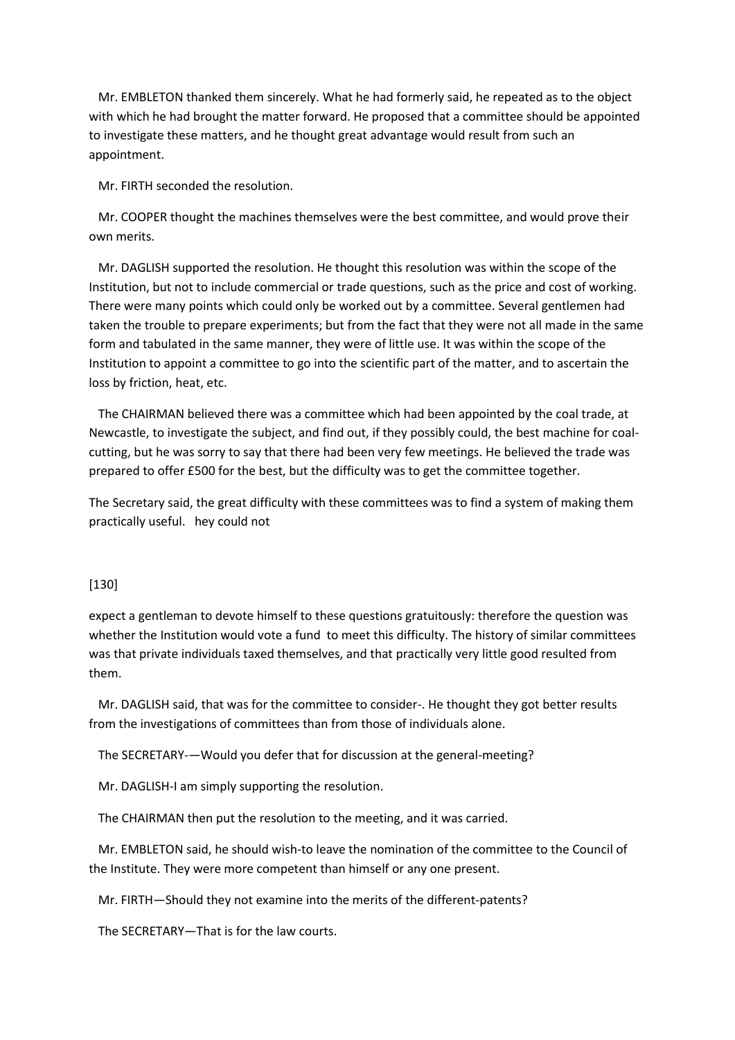Mr. EMBLETON thanked them sincerely. What he had formerly said, he repeated as to the object with which he had brought the matter forward. He proposed that a committee should be appointed to investigate these matters, and he thought great advantage would result from such an appointment.

Mr. FIRTH seconded the resolution.

Mr. COOPER thought the machines themselves were the best committee, and would prove their own merits.

Mr. DAGLISH supported the resolution. He thought this resolution was within the scope of the Institution, but not to include commercial or trade questions, such as the price and cost of working. There were many points which could only be worked out by a committee. Several gentlemen had taken the trouble to prepare experiments; but from the fact that they were not all made in the same form and tabulated in the same manner, they were of little use. It was within the scope of the Institution to appoint a committee to go into the scientific part of the matter, and to ascertain the loss by friction, heat, etc.

The CHAIRMAN believed there was a committee which had been appointed by the coal trade, at Newcastle, to investigate the subject, and find out, if they possibly could, the best machine for coal-cutting, but he was sorry to say that there had been very few meetings. He believed the trade was prepared to offer £500 for the best, but the difficulty was to get the committee together.

The Secretary said, the great difficulty with these committees was to find a system of making them practically useful. hey could not

expect a gentleman to devote himself to these questions gratuitously: therefore the question was whether the Institution would vote a fund to meet this difficulty. The history of similar committees was that private individuals taxed themselves, and that practically very little good resulted from them.

Mr. DAGLISH said, that was for the committee to consider-. He thought they got better results from the investigations of committees than from those of individuals alone.

The SECRETARY-—Would you defer that for discussion at the general-meeting?

Mr. DAGLISH-I am simply supporting the resolution.

The CHAIRMAN then put the resolution to the meeting, and it was carried.

Mr. EMBLETON said, he should wish-to leave the nomination of the committee to the Council of the Institute. They were more competent than himself or any one present.

Mr. FIRTH—Should they not examine into the merits of the different-patents?

The SECRETARY—That is for the law courts.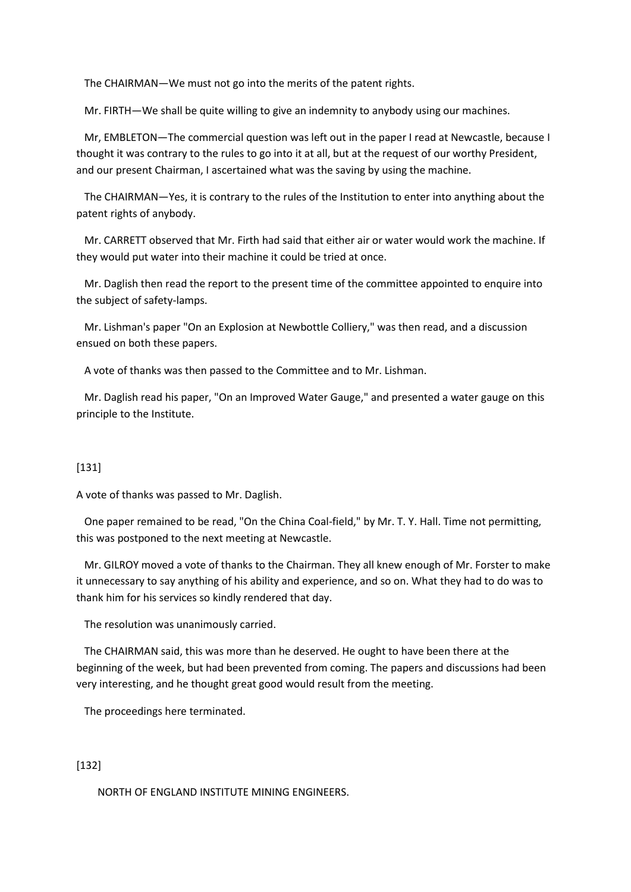The CHAIRMAN—We must not go into the merits of the patent rights.

Mr. FIRTH—We shall be quite willing to give an indemnity to anybody using our machines.

Mr, EMBLETON—The commercial question was left out in the paper I read at Newcastle, because I thought it was contrary to the rules to go into it at all, but at the request of our worthy President, and our present Chairman, I ascertained what was the saving by using the machine.

The CHAIRMAN—Yes, it is contrary to the rules of the Institution to enter into anything about the patent rights of anybody.

Mr. CARRETT observed that Mr. Firth had said that either air or water would work the machine. If they would put water into their machine it could be tried at once.

Mr. Daglish then read the report to the present time of the committee appointed to enquire into the subject of safety-lamps.

Mr. Lishman's paper "On an Explosion at Newbottle Colliery," was then read, and a discussion ensued on both these papers.

A vote of thanks was then passed to the Committee and to Mr. Lishman.

Mr. Daglish read his paper, "On an Improved Water Gauge," and presented a water gauge on this principle to the Institute.

[131]

A vote of thanks was passed to Mr. Daglish.

One paper remained to be read, "On the China Coal-field," by Mr. T. Y. Hall. Time not permitting, this was postponed to the next meeting at Newcastle.

Mr. GILROY moved a vote of thanks to the Chairman. They all knew enough of Mr. Forster to make it unnecessary to say anything of his ability and experience, and so on. What they had to do was to thank him for his services so kindly rendered that day.

The resolution was unanimously carried.

The CHAIRMAN said, this was more than he deserved. He ought to have been there at the beginning of the week, but had been prevented from coming. The papers and discussions had been very interesting, and he thought great good would result from the meeting.

The proceedings here terminated.

[132]

NORTH OF ENGLAND INSTITUTE MINING ENGINEERS.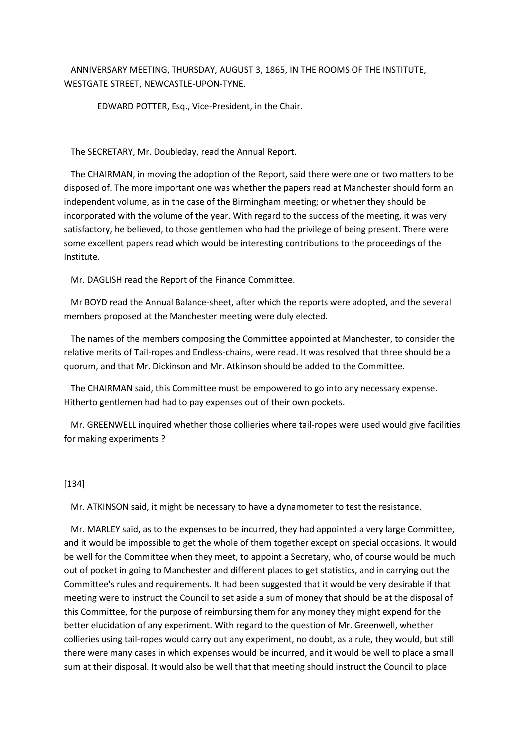ANNIVERSARY MEETING, THURSDAY, AUGUST 3, 1865, IN THE ROOMS OF THE INSTITUTE, WESTGATE STREET, NEWCASTLE-UPON-TYNE.

EDWARD POTTER, Esq., Vice-President, in the Chair.

The SECRETARY, Mr. Doubleday, read the Annual Report.

The CHAIRMAN, in moving the adoption of the Report, said there were one or two matters to be disposed of. The more important one was whether the papers read at Manchester should form an independent volume, as in the case of the Birmingham meeting; or whether they should be incorporated with the volume of the year. With regard to the success of the meeting, it was very satisfactory, he believed, to those gentlemen who had the privilege of being present. There were some excellent papers read which would be interesting contributions to the proceedings of the Institute.

Mr. DAGLISH read the Report of the Finance Committee.

Mr BOYD read the Annual Balance-sheet, after which the reports were adopted, and the several members proposed at the Manchester meeting were duly elected.

The names of the members composing the Committee appointed at Manchester, to consider the relative merits of Tail-ropes and Endless-chains, were read. It was resolved that three should be a quorum, and that Mr. Dickinson and Mr. Atkinson should be added to the Committee.

The CHAIRMAN said, this Committee must be empowered to go into any necessary expense. Hitherto gentlemen had had to pay expenses out of their own pockets.

Mr. GREENWELL inquired whether those collieries where tail-ropes were used would give facilities for making experiments ?

[134]

Mr. ATKINSON said, it might be necessary to have a dynamometer to test the resistance.

Mr. MARLEY said, as to the expenses to be incurred, they had appointed a very large Committee, and it would be impossible to get the whole of them together except on special occasions. It would be well for the Committee when they meet, to appoint a Secretary, who, of course would be much out of pocket in going to Manchester and different places to get statistics, and in carrying out the Committee's rules and requirements. It had been suggested that it would be very desirable if that meeting were to instruct the Council to set aside a sum of money that should be at the disposal of this Committee, for the purpose of reimbursing them for any money they might expend for the better elucidation of any experiment. With regard to the question of Mr. Greenwell, whether collieries using tail-ropes would carry out any experiment, no doubt, as a rule, they would, but still there were many cases in which expenses would be incurred, and it would be well to place a small sum at their disposal. It would also be well that that meeting should instruct the Council to place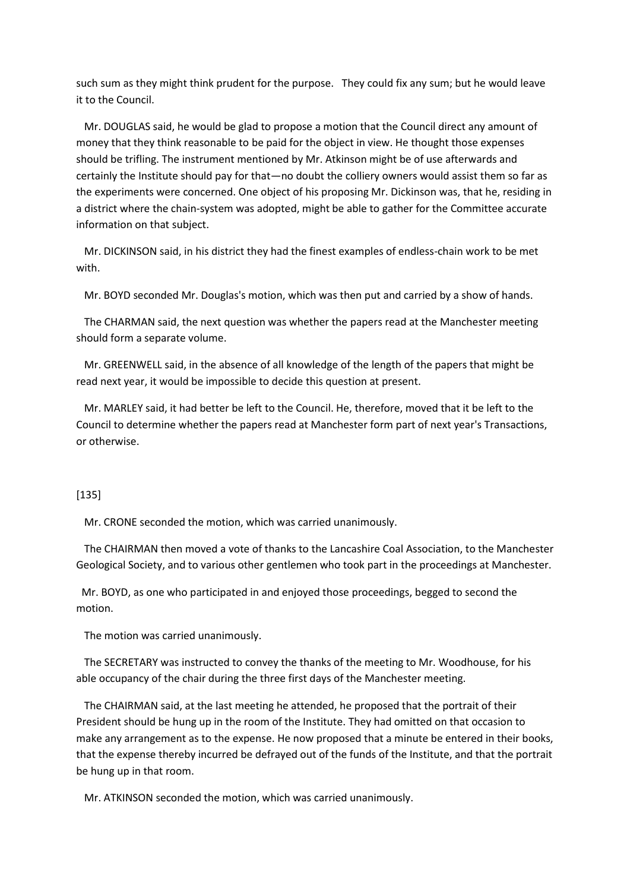such sum as they might think prudent for the purpose. They could fix any sum; but he would leave it to the Council.

Mr. DOUGLAS said, he would be glad to propose a motion that the Council direct any amount of money that they think reasonable to be paid for the object in view. He thought those expenses should be trifling. The instrument mentioned by Mr. Atkinson might be of use afterwards and certainly the Institute should pay for that—no doubt the colliery owners would assist them so far as the experiments were concerned. One object of his proposing Mr. Dickinson was, that he, residing in a district where the chain-system was adopted, might be able to gather for the Committee accurate information on that subject.

Mr. DICKINSON said, in his district they had the finest examples of endless-chain work to be met with.

Mr. BOYD seconded Mr. Douglas's motion, which was then put and carried by a show of hands.

The CHARMAN said, the next question was whether the papers read at the Manchester meeting should form a separate volume.

Mr. GREENWELL said, in the absence of all knowledge of the length of the papers that might be read next year, it would be impossible to decide this question at present.

Mr. MARLEY said, it had better be left to the Council. He, therefore, moved that it be left to the Council to determine whether the papers read at Manchester form part of next year's Transactions, or otherwise.

[135]

Mr. CRONE seconded the motion, which was carried unanimously.

The CHAIRMAN then moved a vote of thanks to the Lancashire Coal Association, to the Manchester Geological Society, and to various other gentlemen who took part in the proceedings at Manchester.

Mr. BOYD, as one who participated in and enjoyed those proceedings, begged to second the motion.

The motion was carried unanimously.

The SECRETARY was instructed to convey the thanks of the meeting to Mr. Woodhouse, for his able occupancy of the chair during the three first days of the Manchester meeting.

The CHAIRMAN said, at the last meeting he attended, he proposed that the portrait of their President should be hung up in the room of the Institute. They had omitted on that occasion to make any arrangement as to the expense. He now proposed that a minute be entered in their books, that the expense thereby incurred be defrayed out of the funds of the Institute, and that the portrait be hung up in that room.

Mr. ATKINSON seconded the motion, which was carried unanimously.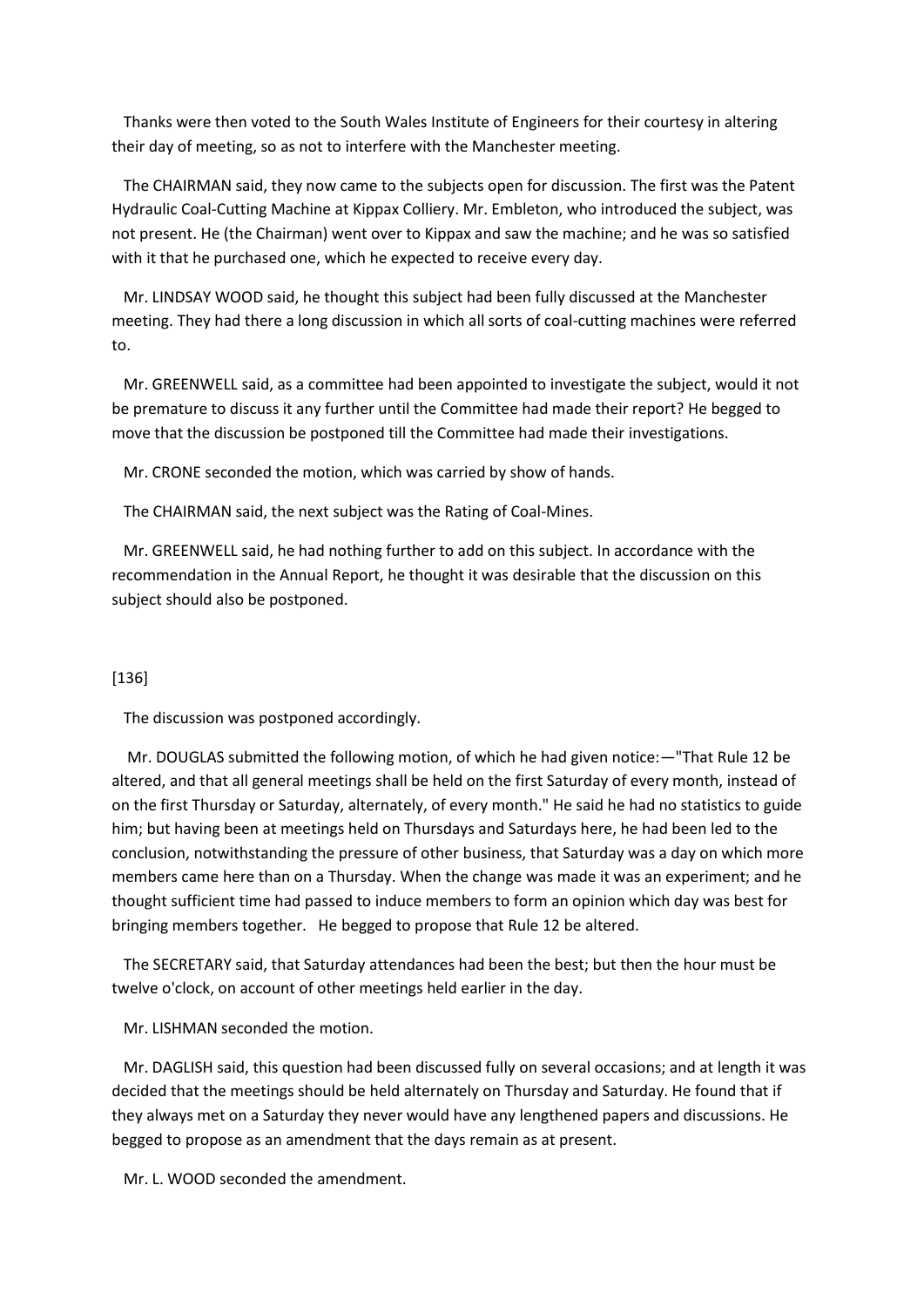Thanks were then voted to the South Wales Institute of Engineers for their courtesy in altering their day of meeting, so as not to interfere with the Manchester meeting.

The CHAIRMAN said, they now came to the subjects open for discussion. The first was the Patent Hydraulic Coal-Cutting Machine at Kippax Colliery. Mr. Embleton, who introduced the subject, was not present. He (the Chairman) went over to Kippax and saw the machine; and he was so satisfied with it that he purchased one, which he expected to receive every day.

Mr. LINDSAY WOOD said, he thought this subject had been fully discussed at the Manchester meeting. They had there a long discussion in which all sorts of coal-cutting machines were referred to.

Mr. GREENWELL said, as a committee had been appointed to investigate the subject, would it not be premature to discuss it any further until the Committee had made their report? He begged to move that the discussion be postponed till the Committee had made their investigations.

Mr. CRONE seconded the motion, which was carried by show of hands.

The CHAIRMAN said, the next subject was the Rating of Coal-Mines.

Mr. GREENWELL said, he had nothing further to add on this subject. In accordance with the recommendation in the Annual Report, he thought it was desirable that the discussion on this subject should also be postponed.

[136]

The discussion was postponed accordingly.

Mr. DOUGLAS submitted the following motion, of which he had given notice:—"That Rule 12 be altered, and that all general meetings shall be held on the first Saturday of every month, instead of on the first Thursday or Saturday, alternately, of every month." He said he had no statistics to guide him; but having been at meetings held on Thursdays and Saturdays here, he had been led to the conclusion, notwithstanding the pressure of other business, that Saturday was a day on which more members came here than on a Thursday. When the change was made it was an experiment; and he thought sufficient time had passed to induce members to form an opinion which day was best for bringing members together. He begged to propose that Rule 12 be altered.

The SECRETARY said, that Saturday attendances had been the best; but then the hour must be twelve o'clock, on account of other meetings held earlier in the day.

Mr. LISHMAN seconded the motion.

Mr. DAGLISH said, this question had been discussed fully on several occasions; and at length it was decided that the meetings should be held alternately on Thursday and Saturday. He found that if they always met on a Saturday they never would have any lengthened papers and discussions. He begged to propose as an amendment that the days remain as at present.

Mr. L. WOOD seconded the amendment.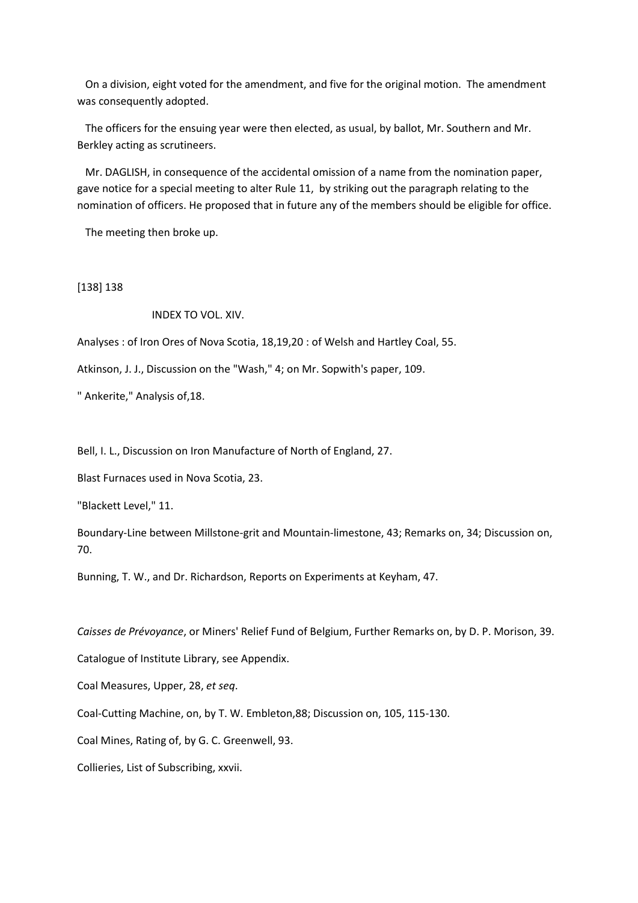On a division, eight voted for the amendment, and five for the original motion. The amendment was consequently adopted.

The officers for the ensuing year were then elected, as usual, by ballot, Mr. Southern and Mr. Berkley acting as scrutineers.

Mr. DAGLISH, in consequence of the accidental omission of a name from the nomination paper, gave notice for a special meeting to alter Rule 11, by striking out the paragraph relating to the nomination of officers. He proposed that in future any of the members should be eligible for office.

The meeting then broke up.

[138] 138

## INDEX TO VOL. XIV.

Analyses : of Iron Ores of Nova Scotia, 18,19,20 : of Welsh and Hartley Coal, 55.

Atkinson, J. J., Discussion on the "Wash," 4; on Mr. Sopwith's paper, 109.

" Ankerite," Analysis of,18.

Bell, I. L., Discussion on Iron Manufacture of North of England, 27.

Blast Furnaces used in Nova Scotia, 23.

"Blackett Level," 11.

Boundary-Line between Millstone-grit and Mountain-limestone, 43; Remarks on, 34; Discussion on, 70.

Bunning, T. W., and Dr. Richardson, Reports on Experiments at Keyham, 47.

*Caisses de Prévoyance*, or Miners' Relief Fund of Belgium, Further Remarks on, by D. P. Morison, 39.

Catalogue of Institute Library, see Appendix.

Coal Measures, Upper, 28, *et seq*.

Coal-Cutting Machine, on, by T. W. Embleton,88; Discussion on, 105, 115-130.

Coal Mines, Rating of, by G. C. Greenwell, 93.

Collieries, List of Subscribing, xxvii.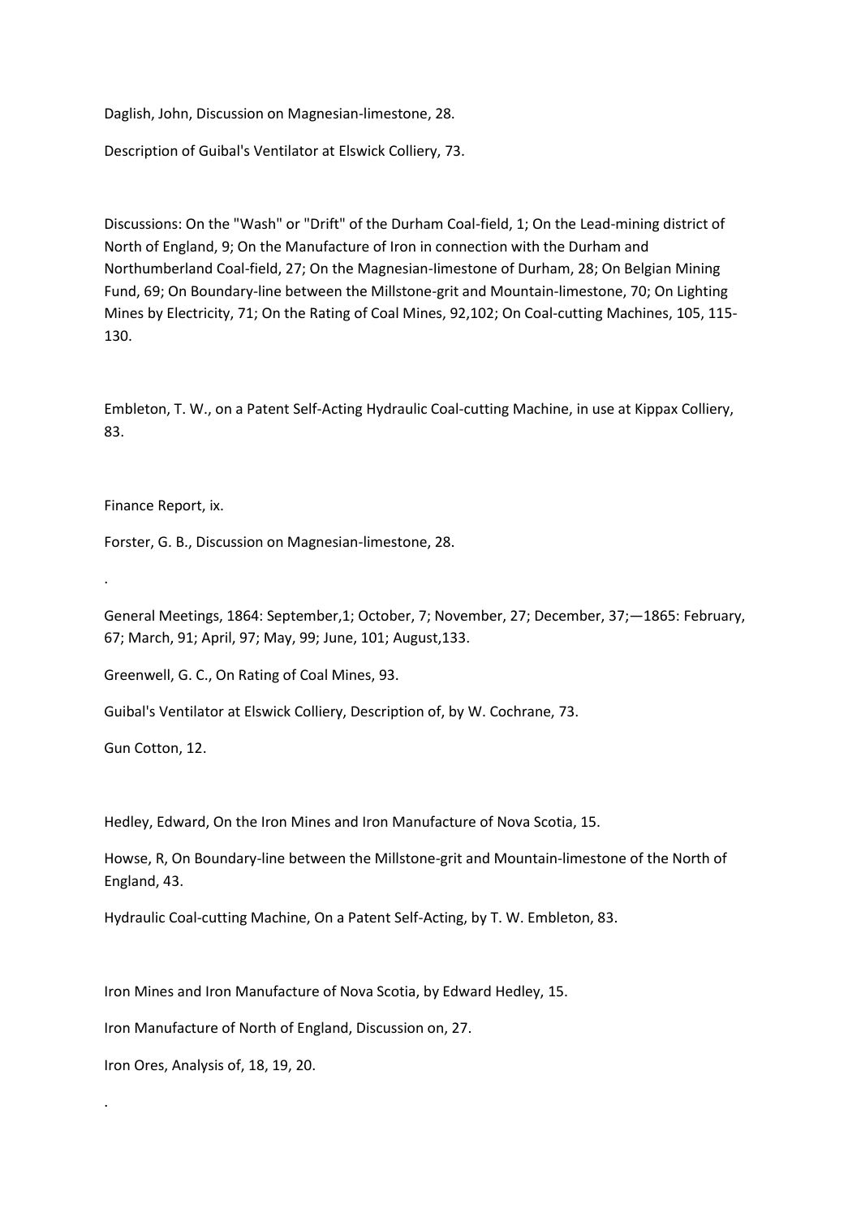Daglish, John, Discussion on Magnesian-limestone, 28.

Description of Guibal's Ventilator at Elswick Colliery, 73.

Discussions: On the "Wash" or "Drift" of the Durham Coal-field, 1; On the Lead-mining district of North of England, 9; On the Manufacture of Iron in connection with the Durham and Northumberland Coal-field, 27; On the Magnesian-limestone of Durham, 28; On Belgian Mining Fund, 69; On Boundary-line between the Millstone-grit and Mountain-limestone, 70; On Lighting Mines by Electricity, 71; On the Rating of Coal Mines, 92,102; On Coal-cutting Machines, 105, 115-130.

Embleton, T. W., on a Patent Self-Acting Hydraulic Coal-cutting Machine, in use at Kippax Colliery, 83.

Finance Report, ix.

Forster, G. B., Discussion on Magnesian-limestone, 28.

.

General Meetings, 1864: September,1; October, 7; November, 27; December, 37;—1865: February, 67; March, 91; April, 97; May, 99; June, 101; August,133.

Greenwell, G. C., On Rating of Coal Mines, 93.

Guibal's Ventilator at Elswick Colliery, Description of, by W. Cochrane, 73.

Gun Cotton, 12.

Hedley, Edward, On the Iron Mines and Iron Manufacture of Nova Scotia, 15.

Howse, R, On Boundary-line between the Millstone-grit and Mountain-limestone of the North of England, 43.

Hydraulic Coal-cutting Machine, On a Patent Self-Acting, by T. W. Embleton, 83.

Iron Mines and Iron Manufacture of Nova Scotia, by Edward Hedley, 15.

Iron Manufacture of North of England, Discussion on, 27.

Iron Ores, Analysis of, 18, 19, 20.

.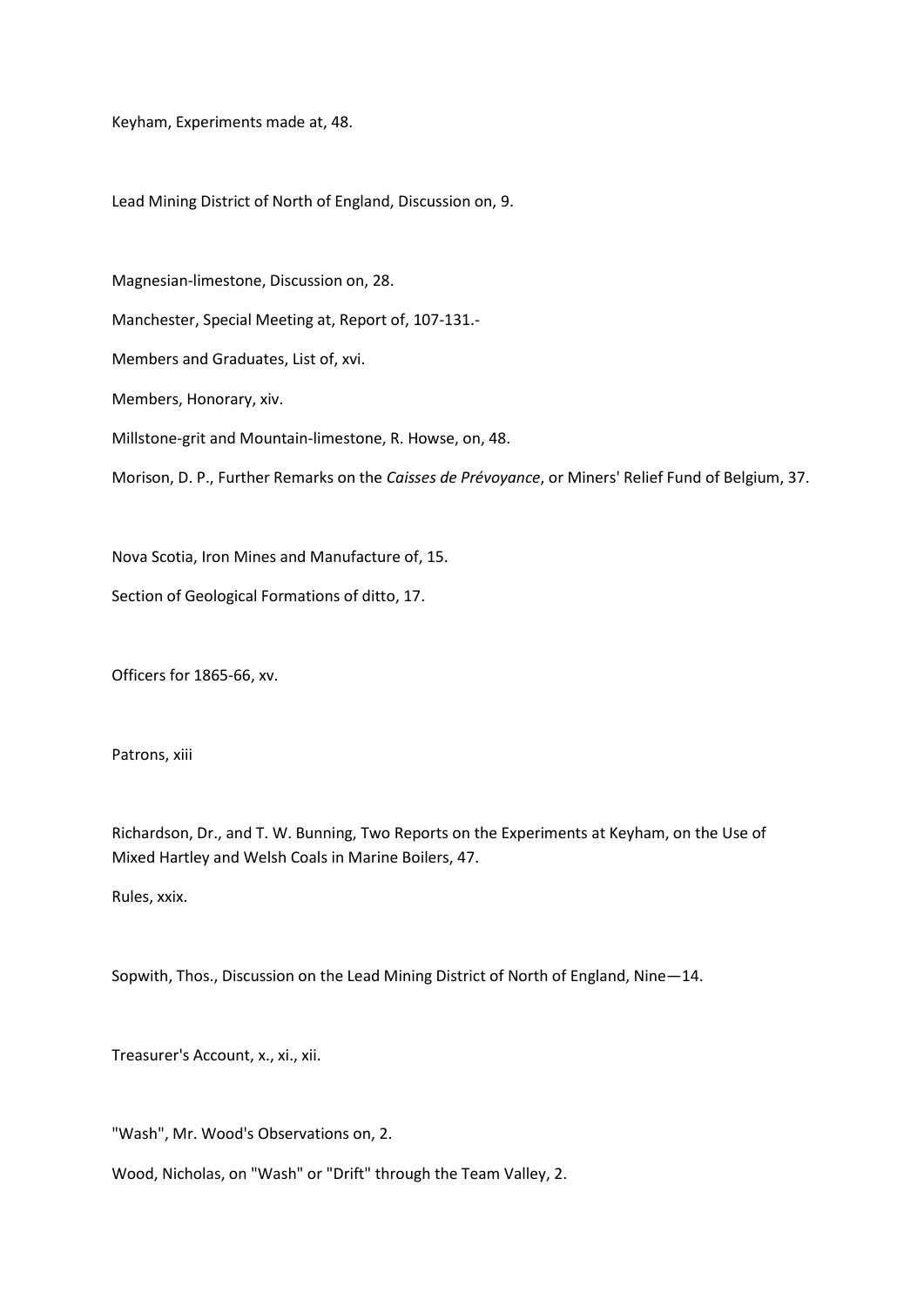Keyham, Experiments made at, 48.

Lead Mining District of North of England, Discussion on, 9.

Magnesian-limestone, Discussion on, 28.

Manchester, Special Meeting at, Report of, 107-131.-

Members and Graduates, List of, xvi.

Members, Honorary, xiv.

Millstone-grit and Mountain-limestone, R. Howse, on, 48.

Morison, D. P., Further Remarks on the *Caisses de Prévoyance*, or Miners' Relief Fund of Belgium, 37.

Nova Scotia, Iron Mines and Manufacture of, 15.

Section of Geological Formations of ditto, 17.

Officers for 1865-66, xv.

Patrons, xiii

Richardson, Dr., and T. W. Bunning, Two Reports on the Experiments at Keyham, on the Use of Mixed Hartley and Welsh Coals in Marine Boilers, 47.

Rules, xxix.

Sopwith, Thos., Discussion on the Lead Mining District of North of England, Nine—14.

Treasurer's Account, x., xi., xii.

"Wash", Mr. Wood's Observations on, 2.

Wood, Nicholas, on "Wash" or "Drift" through the Team Valley, 2.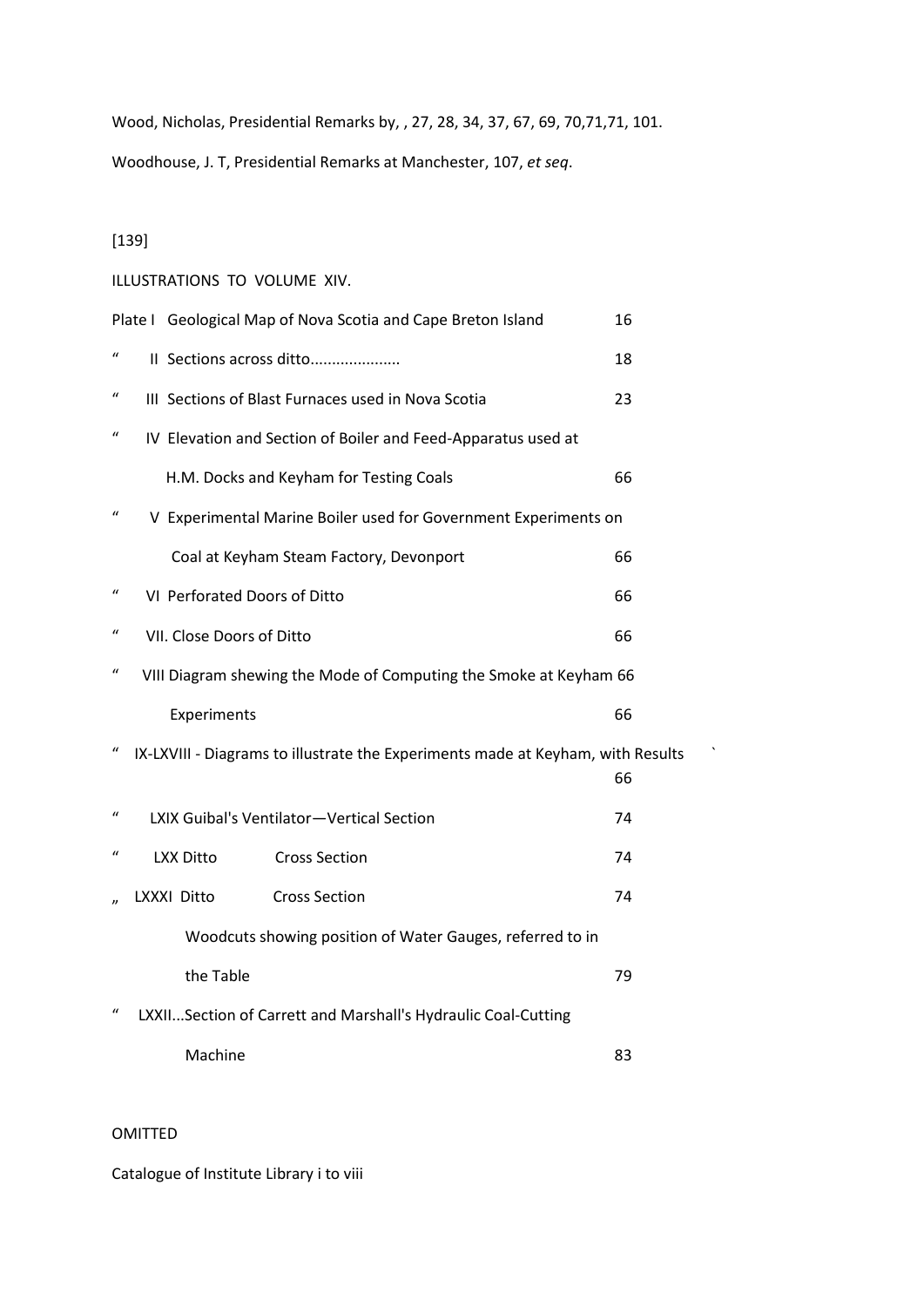Wood, Nicholas, Presidential Remarks by, , 27, 28, 34, 37, 67, 69, 70,71,71, 101.

Woodhouse, J. T, Presidential Remarks at Manchester, 107, *et seq*.

[139]

ILLUSTRATIONS TO VOLUME XIV.

| | |
|---|---|
| Plate I Geological Map of Nova Scotia and Cape Breton Island | 16 |
| " II Sections across ditto.................... | 18 |
| " III Sections of Blast Furnaces used in Nova Scotia | 23 |
| " IV Elevation and Section of Boiler and Feed-Apparatus used at H.M. Docks and Keyham for Testing Coals | 66 |
| " V Experimental Marine Boiler used for Government Experiments on Coal at Keyham Steam Factory, Devonport | 66 |
| " VI Perforated Doors of Ditto | 66 |
| " VII. Close Doors of Ditto | 66 |
| " VIII Diagram shewing the Mode of Computing the Smoke at Keyham 66 Experiments | 66 |
| " IX-LXVIII - Diagrams to illustrate the Experiments made at Keyham, with Results | 66 |
| " LXIX Guibal's Ventilator—Vertical Section | 74 |
| " LXX Ditto Cross Section | 74 |
| " LXXXI Ditto Cross Section | 74 |
| Woodcuts showing position of Water Gauges, referred to in the Table | 79 |
| " LXXII...Section of Carrett and Marshall's Hydraulic Coal-Cutting Machine | 83 |

OMITTED

Catalogue of Institute Library i to viii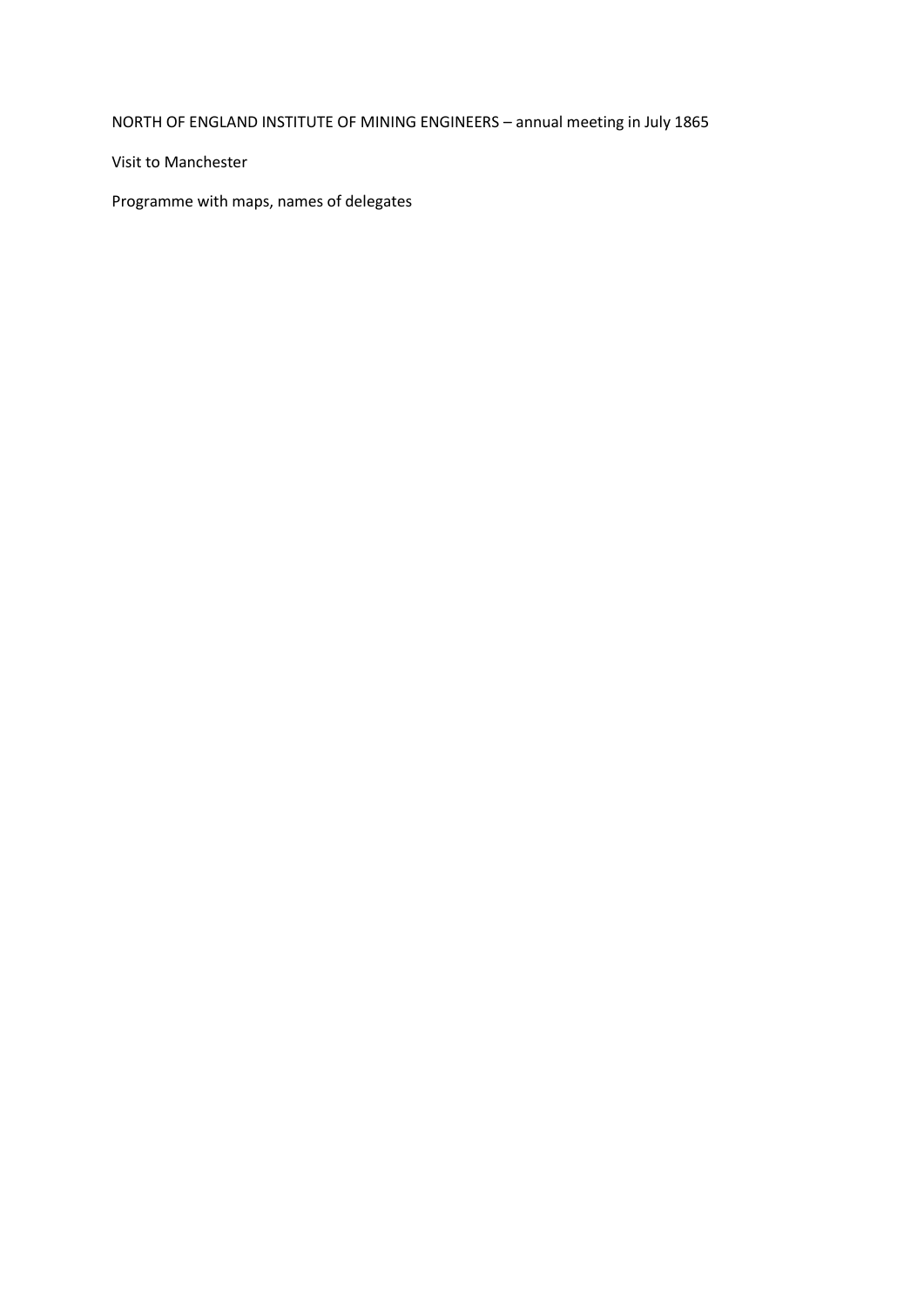NORTH OF ENGLAND INSTITUTE OF MINING ENGINEERS – annual meeting in July 1865

Visit to Manchester

Programme with maps, names of delegates